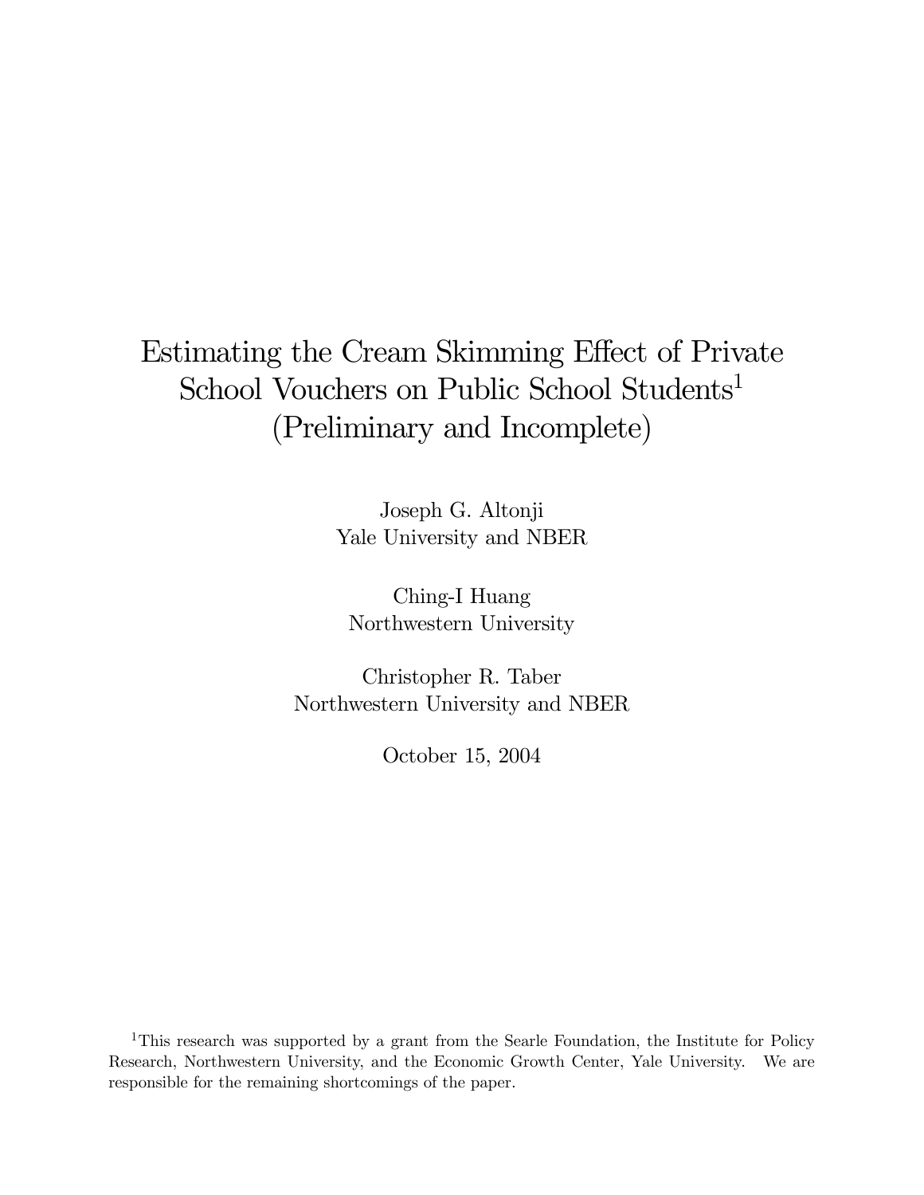# Estimating the Cream Skimming Effect of Private School Vouchers on Public School Students[1] (Preliminary and Incomplete)

Joseph G. Altonji
Yale University and NBER

Ching-I Huang
Northwestern University

Christopher R. Taber
Northwestern University and NBER

October 15, 2004

[1] This research was supported by a grant from the Searle Foundation, the Institute for Policy Research, Northwestern University, and the Economic Growth Center, Yale University. We are responsible for the remaining shortcomings of the paper.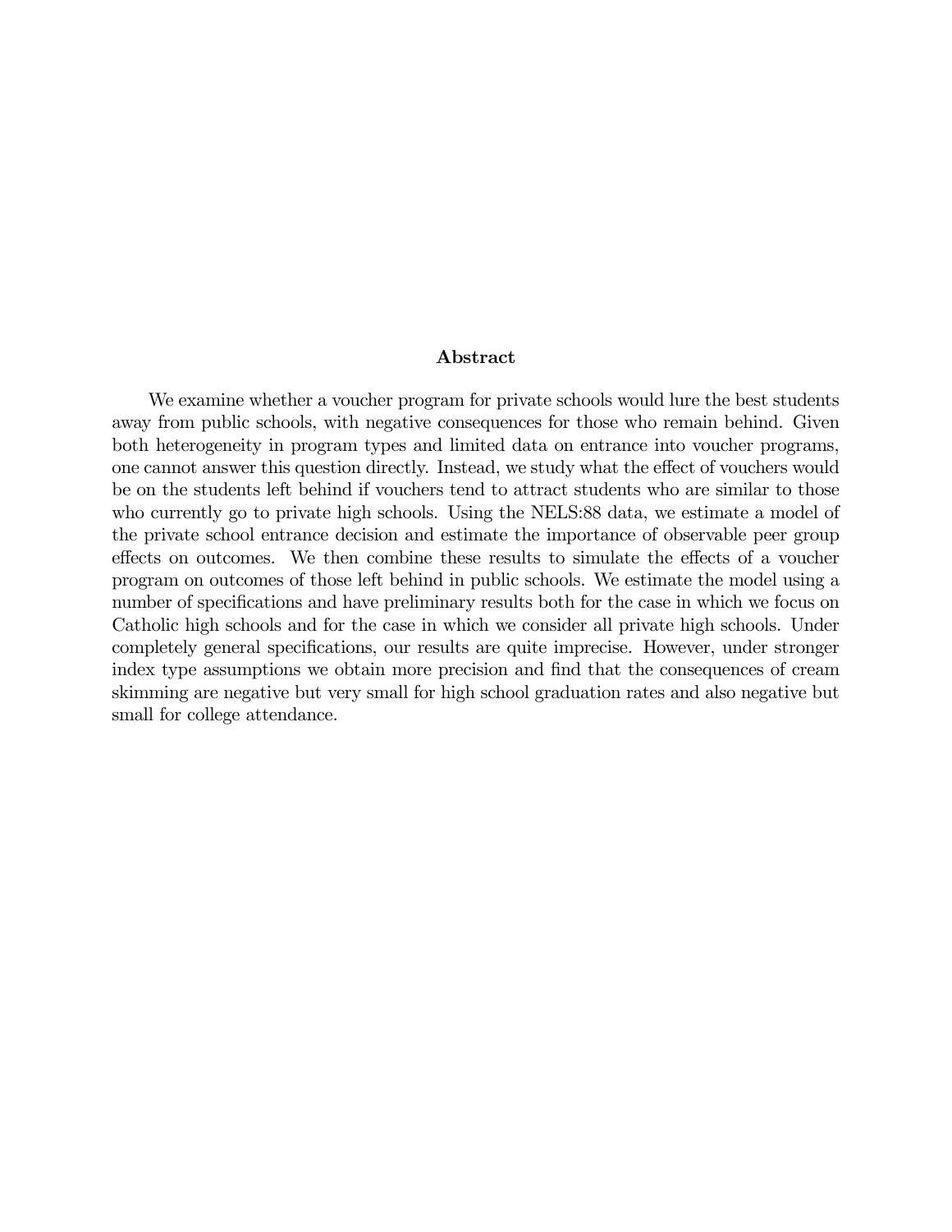## Abstract

We examine whether a voucher program for private schools would lure the best students away from public schools, with negative consequences for those who remain behind. Given both heterogeneity in program types and limited data on entrance into voucher programs, one cannot answer this question directly. Instead, we study what the effect of vouchers would be on the students left behind if vouchers tend to attract students who are similar to those who currently go to private high schools. Using the NELS:88 data, we estimate a model of the private school entrance decision and estimate the importance of observable peer group effects on outcomes. We then combine these results to simulate the effects of a voucher program on outcomes of those left behind in public schools. We estimate the model using a number of specifications and have preliminary results both for the case in which we focus on Catholic high schools and for the case in which we consider all private high schools. Under completely general specifications, our results are quite imprecise. However, under stronger index type assumptions we obtain more precision and find that the consequences of cream skimming are negative but very small for high school graduation rates and also negative but small for college attendance.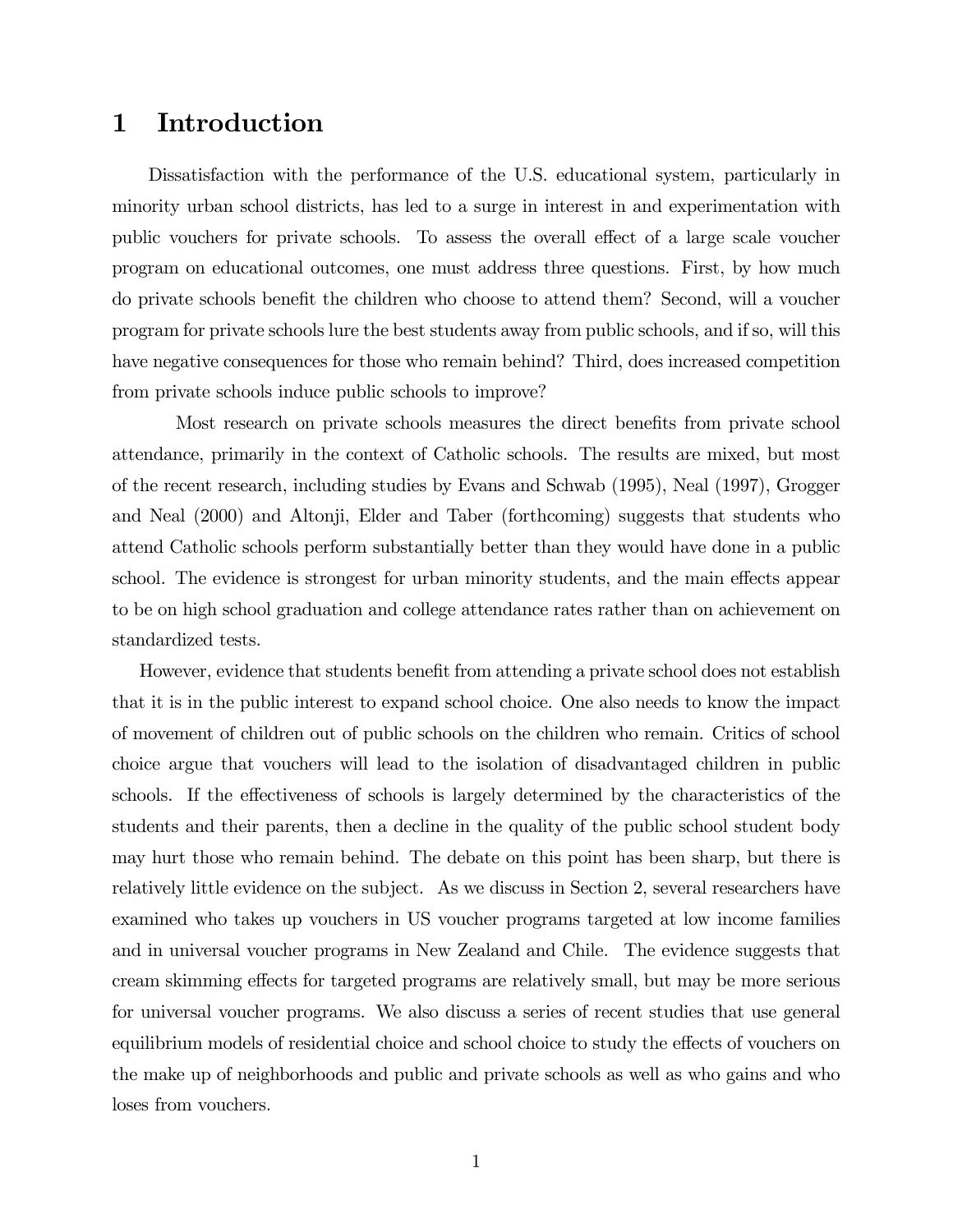# 1 Introduction

Dissatisfaction with the performance of the U.S. educational system, particularly in minority urban school districts, has led to a surge in interest in and experimentation with public vouchers for private schools. To assess the overall effect of a large scale voucher program on educational outcomes, one must address three questions. First, by how much do private schools benefit the children who choose to attend them? Second, will a voucher program for private schools lure the best students away from public schools, and if so, will this have negative consequences for those who remain behind? Third, does increased competition from private schools induce public schools to improve?

Most research on private schools measures the direct benefits from private school attendance, primarily in the context of Catholic schools. The results are mixed, but most of the recent research, including studies by Evans and Schwab (1995), Neal (1997), Grogger and Neal (2000) and Altonji, Elder and Taber (forthcoming) suggests that students who attend Catholic schools perform substantially better than they would have done in a public school. The evidence is strongest for urban minority students, and the main effects appear to be on high school graduation and college attendance rates rather than on achievement on standardized tests.

However, evidence that students benefit from attending a private school does not establish that it is in the public interest to expand school choice. One also needs to know the impact of movement of children out of public schools on the children who remain. Critics of school choice argue that vouchers will lead to the isolation of disadvantaged children in public schools. If the effectiveness of schools is largely determined by the characteristics of the students and their parents, then a decline in the quality of the public school student body may hurt those who remain behind. The debate on this point has been sharp, but there is relatively little evidence on the subject. As we discuss in Section 2, several researchers have examined who takes up vouchers in US voucher programs targeted at low income families and in universal voucher programs in New Zealand and Chile. The evidence suggests that cream skimming effects for targeted programs are relatively small, but may be more serious for universal voucher programs. We also discuss a series of recent studies that use general equilibrium models of residential choice and school choice to study the effects of vouchers on the make up of neighborhoods and public and private schools as well as who gains and who loses from vouchers.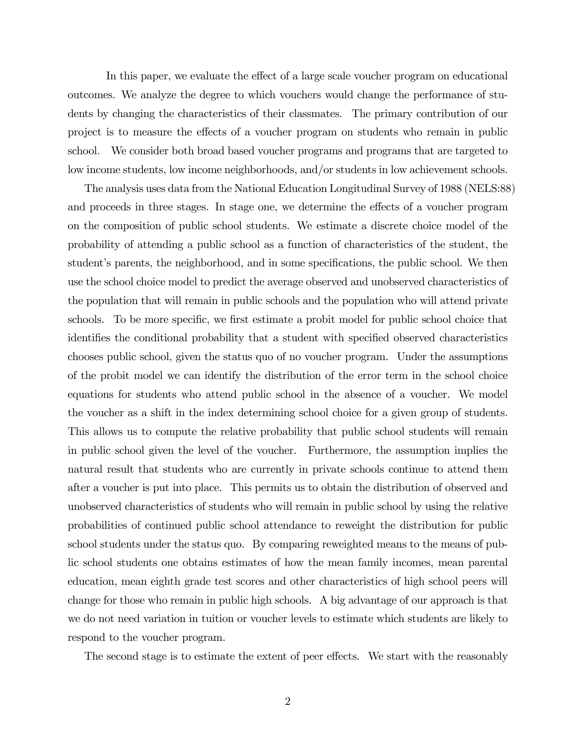In this paper, we evaluate the effect of a large scale voucher program on educational outcomes. We analyze the degree to which vouchers would change the performance of students by changing the characteristics of their classmates. The primary contribution of our project is to measure the effects of a voucher program on students who remain in public school. We consider both broad based voucher programs and programs that are targeted to low income students, low income neighborhoods, and/or students in low achievement schools.

The analysis uses data from the National Education Longitudinal Survey of 1988 (NELS:88) and proceeds in three stages. In stage one, we determine the effects of a voucher program on the composition of public school students. We estimate a discrete choice model of the probability of attending a public school as a function of characteristics of the student, the student's parents, the neighborhood, and in some specifications, the public school. We then use the school choice model to predict the average observed and unobserved characteristics of the population that will remain in public schools and the population who will attend private schools. To be more specific, we first estimate a probit model for public school choice that identifies the conditional probability that a student with specified observed characteristics chooses public school, given the status quo of no voucher program. Under the assumptions of the probit model we can identify the distribution of the error term in the school choice equations for students who attend public school in the absence of a voucher. We model the voucher as a shift in the index determining school choice for a given group of students. This allows us to compute the relative probability that public school students will remain in public school given the level of the voucher. Furthermore, the assumption implies the natural result that students who are currently in private schools continue to attend them after a voucher is put into place. This permits us to obtain the distribution of observed and unobserved characteristics of students who will remain in public school by using the relative probabilities of continued public school attendance to reweight the distribution for public school students under the status quo. By comparing reweighted means to the means of public school students one obtains estimates of how the mean family incomes, mean parental education, mean eighth grade test scores and other characteristics of high school peers will change for those who remain in public high schools. A big advantage of our approach is that we do not need variation in tuition or voucher levels to estimate which students are likely to respond to the voucher program.

The second stage is to estimate the extent of peer effects. We start with the reasonably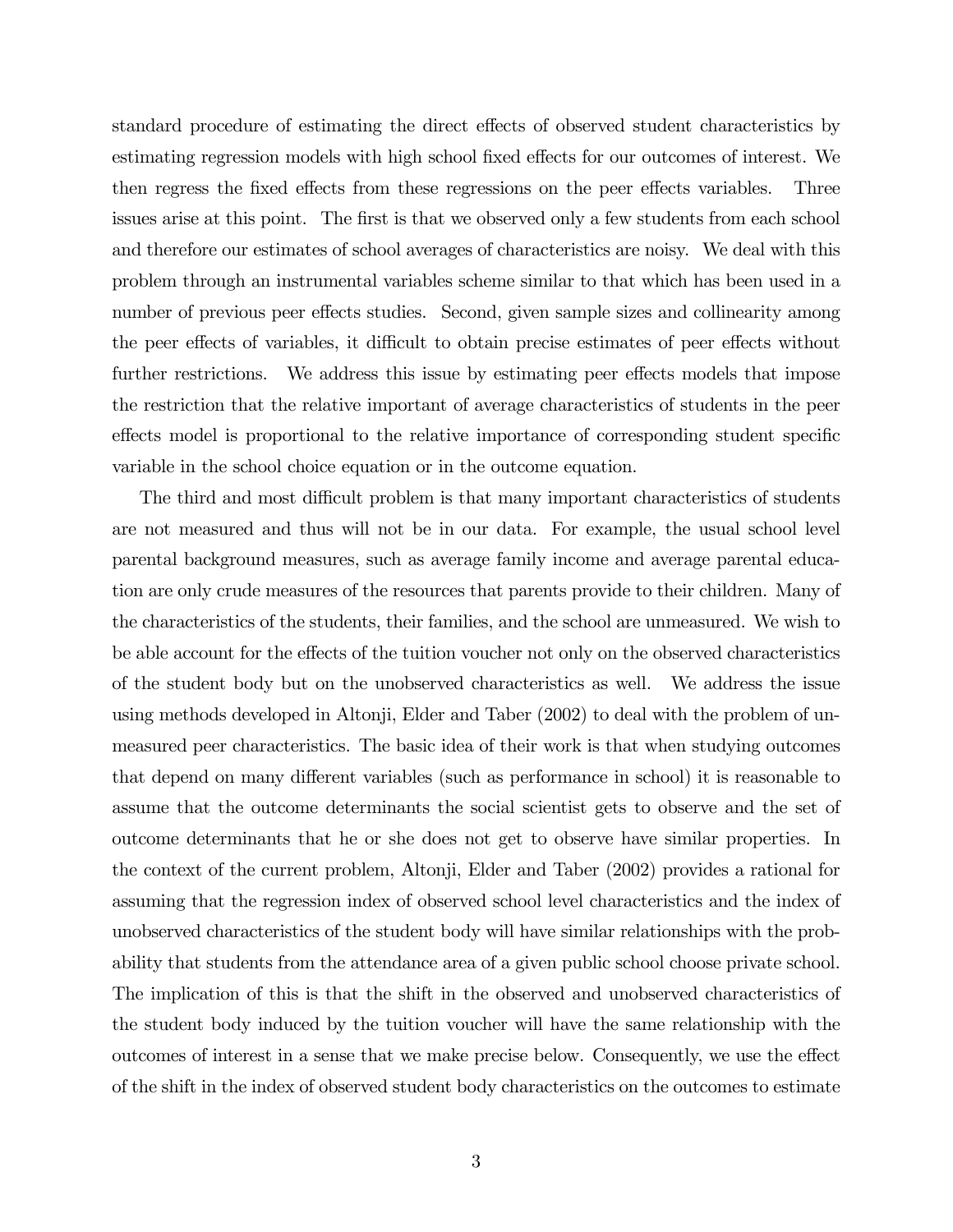standard procedure of estimating the direct effects of observed student characteristics by estimating regression models with high school fixed effects for our outcomes of interest. We then regress the fixed effects from these regressions on the peer effects variables. Three issues arise at this point. The first is that we observed only a few students from each school and therefore our estimates of school averages of characteristics are noisy. We deal with this problem through an instrumental variables scheme similar to that which has been used in a number of previous peer effects studies. Second, given sample sizes and collinearity among the peer effects of variables, it difficult to obtain precise estimates of peer effects without further restrictions. We address this issue by estimating peer effects models that impose the restriction that the relative important of average characteristics of students in the peer effects model is proportional to the relative importance of corresponding student specific variable in the school choice equation or in the outcome equation.

The third and most difficult problem is that many important characteristics of students are not measured and thus will not be in our data. For example, the usual school level parental background measures, such as average family income and average parental education are only crude measures of the resources that parents provide to their children. Many of the characteristics of the students, their families, and the school are unmeasured. We wish to be able account for the effects of the tuition voucher not only on the observed characteristics of the student body but on the unobserved characteristics as well. We address the issue using methods developed in Altonji, Elder and Taber (2002) to deal with the problem of unmeasured peer characteristics. The basic idea of their work is that when studying outcomes that depend on many different variables (such as performance in school) it is reasonable to assume that the outcome determinants the social scientist gets to observe and the set of outcome determinants that he or she does not get to observe have similar properties. In the context of the current problem, Altonji, Elder and Taber (2002) provides a rational for assuming that the regression index of observed school level characteristics and the index of unobserved characteristics of the student body will have similar relationships with the probability that students from the attendance area of a given public school choose private school. The implication of this is that the shift in the observed and unobserved characteristics of the student body induced by the tuition voucher will have the same relationship with the outcomes of interest in a sense that we make precise below. Consequently, we use the effect of the shift in the index of observed student body characteristics on the outcomes to estimate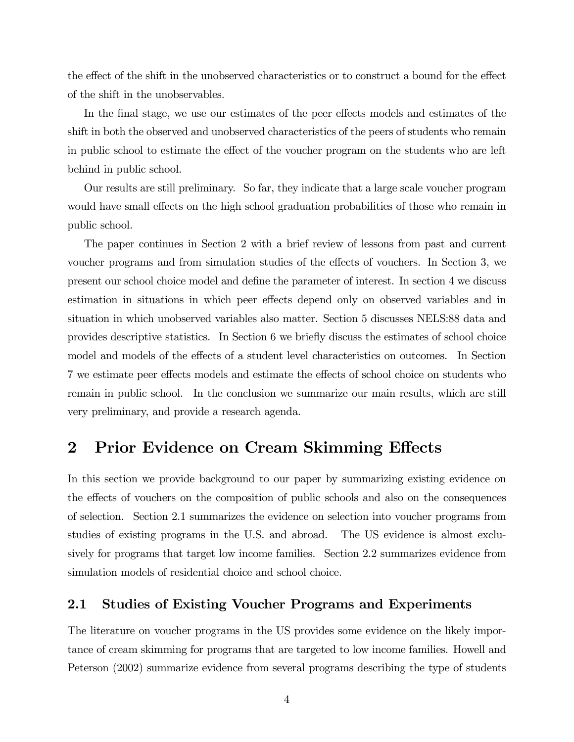the effect of the shift in the unobserved characteristics or to construct a bound for the effect of the shift in the unobservables.

In the final stage, we use our estimates of the peer effects models and estimates of the shift in both the observed and unobserved characteristics of the peers of students who remain in public school to estimate the effect of the voucher program on the students who are left behind in public school.

Our results are still preliminary. So far, they indicate that a large scale voucher program would have small effects on the high school graduation probabilities of those who remain in public school.

The paper continues in Section 2 with a brief review of lessons from past and current voucher programs and from simulation studies of the effects of vouchers. In Section 3, we present our school choice model and define the parameter of interest. In section 4 we discuss estimation in situations in which peer effects depend only on observed variables and in situation in which unobserved variables also matter. Section 5 discusses NELS:88 data and provides descriptive statistics. In Section 6 we briefly discuss the estimates of school choice model and models of the effects of a student level characteristics on outcomes. In Section 7 we estimate peer effects models and estimate the effects of school choice on students who remain in public school. In the conclusion we summarize our main results, which are still very preliminary, and provide a research agenda.

## 2 Prior Evidence on Cream Skimming Effects

In this section we provide background to our paper by summarizing existing evidence on the effects of vouchers on the composition of public schools and also on the consequences of selection. Section 2.1 summarizes the evidence on selection into voucher programs from studies of existing programs in the U.S. and abroad. The US evidence is almost exclusively for programs that target low income families. Section 2.2 summarizes evidence from simulation models of residential choice and school choice.

### 2.1 Studies of Existing Voucher Programs and Experiments

The literature on voucher programs in the US provides some evidence on the likely importance of cream skimming for programs that are targeted to low income families. Howell and Peterson (2002) summarize evidence from several programs describing the type of students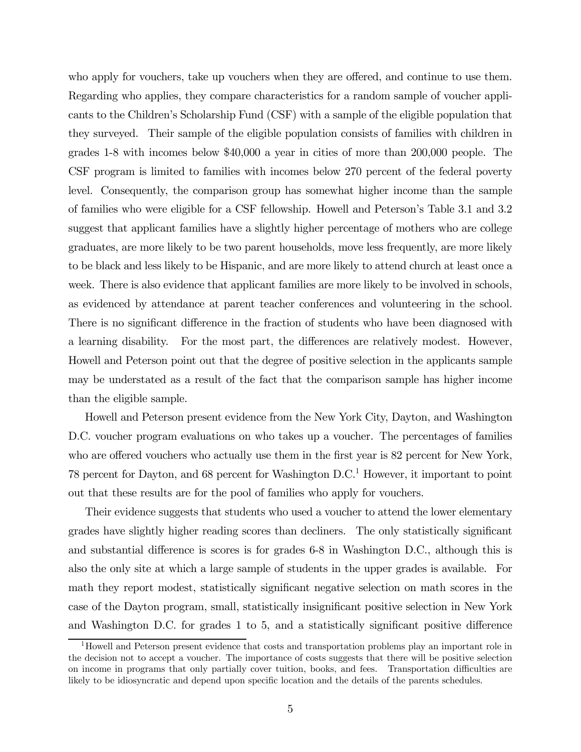who apply for vouchers, take up vouchers when they are offered, and continue to use them. Regarding who applies, they compare characteristics for a random sample of voucher applicants to the Children's Scholarship Fund (CSF) with a sample of the eligible population that they surveyed. Their sample of the eligible population consists of families with children in grades 1-8 with incomes below $40,000 a year in cities of more than 200,000 people. The CSF program is limited to families with incomes below 270 percent of the federal poverty level. Consequently, the comparison group has somewhat higher income than the sample of families who were eligible for a CSF fellowship. Howell and Peterson's Table 3.1 and 3.2 suggest that applicant families have a slightly higher percentage of mothers who are college graduates, are more likely to be two parent households, move less frequently, are more likely to be black and less likely to be Hispanic, and are more likely to attend church at least once a week. There is also evidence that applicant families are more likely to be involved in schools, as evidenced by attendance at parent teacher conferences and volunteering in the school. There is no significant difference in the fraction of students who have been diagnosed with a learning disability. For the most part, the differences are relatively modest. However, Howell and Peterson point out that the degree of positive selection in the applicants sample may be understated as a result of the fact that the comparison sample has higher income than the eligible sample.

Howell and Peterson present evidence from the New York City, Dayton, and Washington D.C. voucher program evaluations on who takes up a voucher. The percentages of families who are offered vouchers who actually use them in the first year is 82 percent for New York, 78 percent for Dayton, and 68 percent for Washington D.C.[1] However, it important to point out that these results are for the pool of families who apply for vouchers.

Their evidence suggests that students who used a voucher to attend the lower elementary grades have slightly higher reading scores than decliners. The only statistically significant and substantial difference is scores is for grades 6-8 in Washington D.C., although this is also the only site at which a large sample of students in the upper grades is available. For math they report modest, statistically significant negative selection on math scores in the case of the Dayton program, small, statistically insignificant positive selection in New York and Washington D.C. for grades 1 to 5, and a statistically significant positive difference

[1] Howell and Peterson present evidence that costs and transportation problems play an important role in the decision not to accept a voucher. The importance of costs suggests that there will be positive selection on income in programs that only partially cover tuition, books, and fees. Transportation difficulties are likely to be idiosyncratic and depend upon specific location and the details of the parents schedules.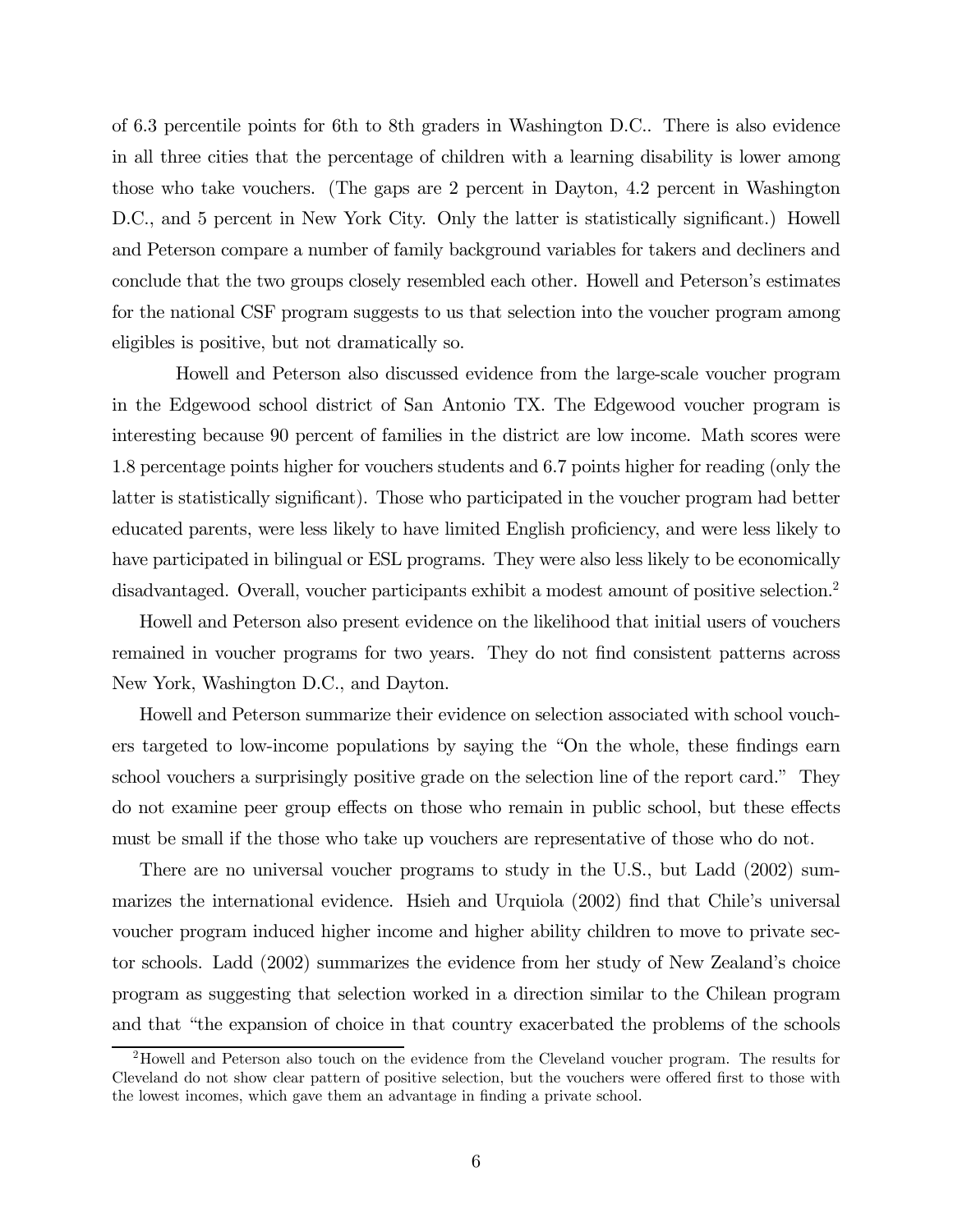of 6.3 percentile points for 6th to 8th graders in Washington D.C.. There is also evidence in all three cities that the percentage of children with a learning disability is lower among those who take vouchers. (The gaps are 2 percent in Dayton, 4.2 percent in Washington D.C., and 5 percent in New York City. Only the latter is statistically significant.) Howell and Peterson compare a number of family background variables for takers and decliners and conclude that the two groups closely resembled each other. Howell and Peterson's estimates for the national CSF program suggests to us that selection into the voucher program among eligibles is positive, but not dramatically so.

Howell and Peterson also discussed evidence from the large-scale voucher program in the Edgewood school district of San Antonio TX. The Edgewood voucher program is interesting because 90 percent of families in the district are low income. Math scores were 1.8 percentage points higher for vouchers students and 6.7 points higher for reading (only the latter is statistically significant). Those who participated in the voucher program had better educated parents, were less likely to have limited English proficiency, and were less likely to have participated in bilingual or ESL programs. They were also less likely to be economically disadvantaged. Overall, voucher participants exhibit a modest amount of positive selection.[2]

Howell and Peterson also present evidence on the likelihood that initial users of vouchers remained in voucher programs for two years. They do not find consistent patterns across New York, Washington D.C., and Dayton.

Howell and Peterson summarize their evidence on selection associated with school vouchers targeted to low-income populations by saying the "On the whole, these findings earn school vouchers a surprisingly positive grade on the selection line of the report card." They do not examine peer group effects on those who remain in public school, but these effects must be small if the those who take up vouchers are representative of those who do not.

There are no universal voucher programs to study in the U.S., but Ladd (2002) summarizes the international evidence. Hsieh and Urquiola (2002) find that Chile's universal voucher program induced higher income and higher ability children to move to private sector schools. Ladd (2002) summarizes the evidence from her study of New Zealand's choice program as suggesting that selection worked in a direction similar to the Chilean program and that "the expansion of choice in that country exacerbated the problems of the schools

[2] Howell and Peterson also touch on the evidence from the Cleveland voucher program. The results for Cleveland do not show clear pattern of positive selection, but the vouchers were offered first to those with the lowest incomes, which gave them an advantage in finding a private school.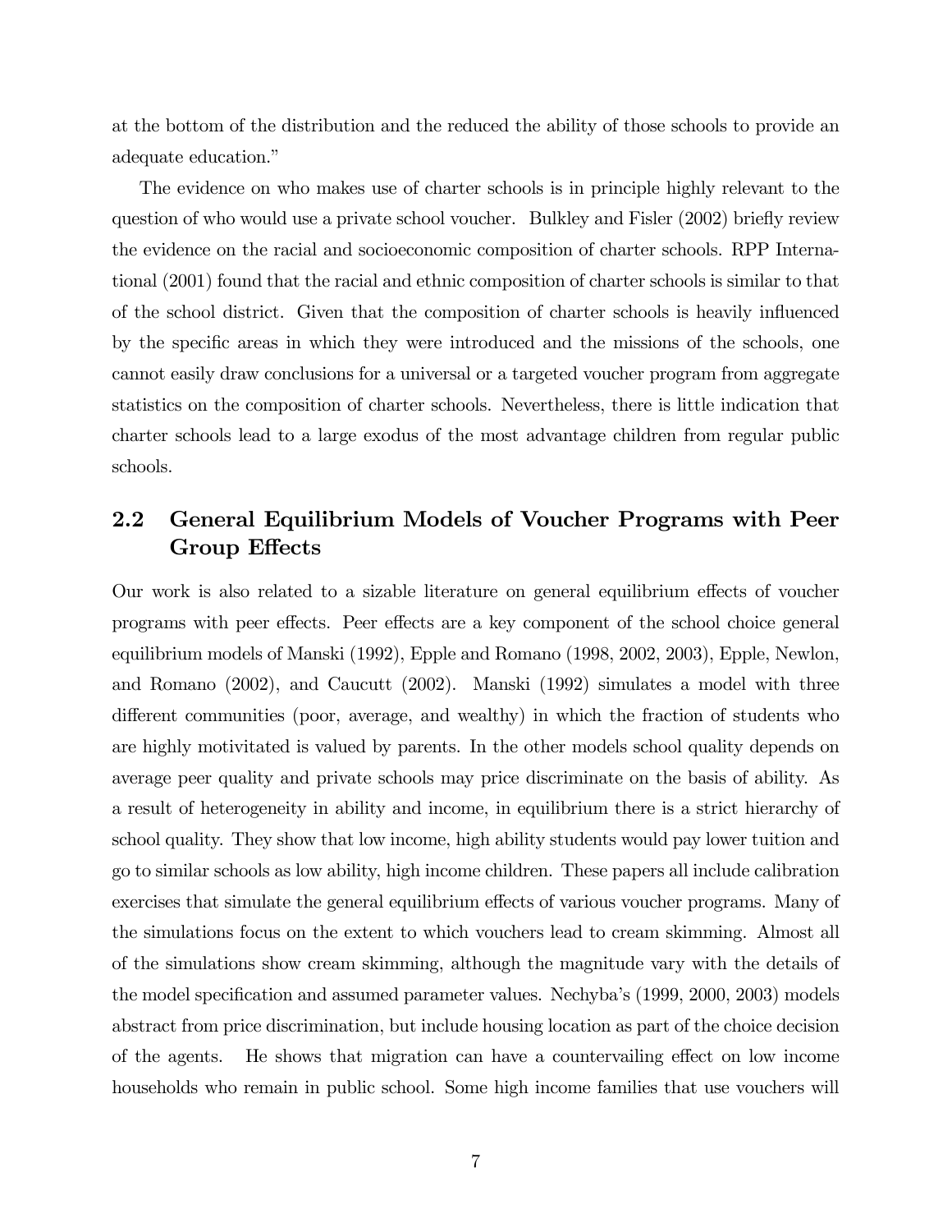at the bottom of the distribution and the reduced the ability of those schools to provide an adequate education."

The evidence on who makes use of charter schools is in principle highly relevant to the question of who would use a private school voucher. Bulkley and Fisler (2002) briefly review the evidence on the racial and socioeconomic composition of charter schools. RPP International (2001) found that the racial and ethnic composition of charter schools is similar to that of the school district. Given that the composition of charter schools is heavily influenced by the specific areas in which they were introduced and the missions of the schools, one cannot easily draw conclusions for a universal or a targeted voucher program from aggregate statistics on the composition of charter schools. Nevertheless, there is little indication that charter schools lead to a large exodus of the most advantage children from regular public schools.

## 2.2 General Equilibrium Models of Voucher Programs with Peer Group Effects

Our work is also related to a sizable literature on general equilibrium effects of voucher programs with peer effects. Peer effects are a key component of the school choice general equilibrium models of Manski (1992), Epple and Romano (1998, 2002, 2003), Epple, Newlon, and Romano (2002), and Caucutt (2002). Manski (1992) simulates a model with three different communities (poor, average, and wealthy) in which the fraction of students who are highly motivitated is valued by parents. In the other models school quality depends on average peer quality and private schools may price discriminate on the basis of ability. As a result of heterogeneity in ability and income, in equilibrium there is a strict hierarchy of school quality. They show that low income, high ability students would pay lower tuition and go to similar schools as low ability, high income children. These papers all include calibration exercises that simulate the general equilibrium effects of various voucher programs. Many of the simulations focus on the extent to which vouchers lead to cream skimming. Almost all of the simulations show cream skimming, although the magnitude vary with the details of the model specification and assumed parameter values. Nechyba's (1999, 2000, 2003) models abstract from price discrimination, but include housing location as part of the choice decision of the agents. He shows that migration can have a countervailing effect on low income households who remain in public school. Some high income families that use vouchers will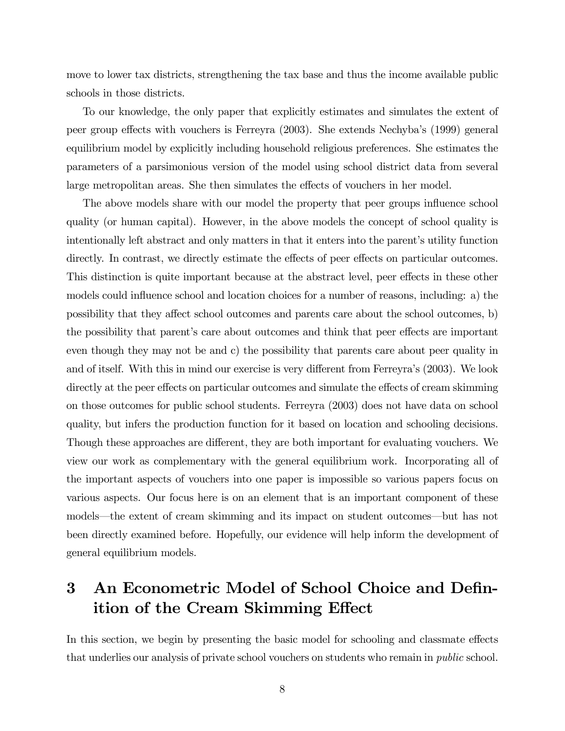move to lower tax districts, strengthening the tax base and thus the income available public schools in those districts.

To our knowledge, the only paper that explicitly estimates and simulates the extent of peer group effects with vouchers is Ferreyra (2003). She extends Nechyba's (1999) general equilibrium model by explicitly including household religious preferences. She estimates the parameters of a parsimonious version of the model using school district data from several large metropolitan areas. She then simulates the effects of vouchers in her model.

The above models share with our model the property that peer groups influence school quality (or human capital). However, in the above models the concept of school quality is intentionally left abstract and only matters in that it enters into the parent's utility function directly. In contrast, we directly estimate the effects of peer effects on particular outcomes. This distinction is quite important because at the abstract level, peer effects in these other models could influence school and location choices for a number of reasons, including: a) the possibility that they affect school outcomes and parents care about the school outcomes, b) the possibility that parent's care about outcomes and think that peer effects are important even though they may not be and c) the possibility that parents care about peer quality in and of itself. With this in mind our exercise is very different from Ferreyra's (2003). We look directly at the peer effects on particular outcomes and simulate the effects of cream skimming on those outcomes for public school students. Ferreyra (2003) does not have data on school quality, but infers the production function for it based on location and schooling decisions. Though these approaches are different, they are both important for evaluating vouchers. We view our work as complementary with the general equilibrium work. Incorporating all of the important aspects of vouchers into one paper is impossible so various papers focus on various aspects. Our focus here is on an element that is an important component of these models—the extent of cream skimming and its impact on student outcomes—but has not been directly examined before. Hopefully, our evidence will help inform the development of general equilibrium models.

# 3 An Econometric Model of School Choice and Definition of the Cream Skimming Effect

In this section, we begin by presenting the basic model for schooling and classmate effects that underlies our analysis of private school vouchers on students who remain in *public* school.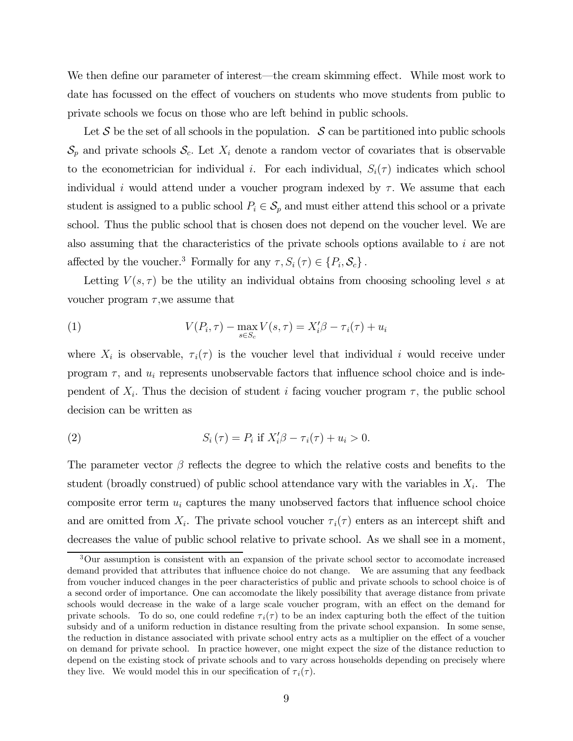We then define our parameter of interest—the cream skimming effect. While most work to date has focussed on the effect of vouchers on students who move students from public to private schools we focus on those who are left behind in public schools.

Let $\mathcal{S}$ be the set of all schools in the population. $\mathcal{S}$ can be partitioned into public schools $\mathcal{S}_p$ and private schools $\mathcal{S}_c$. Let $X_i$ denote a random vector of covariates that is observable to the econometrician for individual $i$. For each individual, $S_i(\tau)$ indicates which school individual $i$ would attend under a voucher program indexed by $\tau$. We assume that each student is assigned to a public school $P_i \in \mathcal{S}_p$ and must either attend this school or a private school. Thus the public school that is chosen does not depend on the voucher level. We are also assuming that the characteristics of the private schools options available to $i$ are not affected by the voucher.[3] Formally for any $\tau, S_i(\tau) \in \{P_i, \mathcal{S}_c\}$.

Letting $V(s, \tau)$ be the utility an individual obtains from choosing schooling level $s$ at voucher program $\tau$,we assume that

$$V(P_i, \tau) - \max_{s \in S_c} V(s, \tau) = X_i'\beta - \tau_i(\tau) + u_i \tag{1}$$

where $X_i$ is observable, $\tau_i(\tau)$ is the voucher level that individual $i$ would receive under program $\tau$, and $u_i$ represents unobservable factors that influence school choice and is independent of $X_i$. Thus the decision of student $i$ facing voucher program $\tau$, the public school decision can be written as

$$S_i(\tau) = P_i \text{ if } X_i'\beta - \tau_i(\tau) + u_i > 0. \tag{2}$$

The parameter vector $\beta$ reflects the degree to which the relative costs and benefits to the student (broadly construed) of public school attendance vary with the variables in $X_i$. The composite error term $u_i$ captures the many unobserved factors that influence school choice and are omitted from $X_i$. The private school voucher $\tau_i(\tau)$ enters as an intercept shift and decreases the value of public school relative to private school. As we shall see in a moment,

[3] Our assumption is consistent with an expansion of the private school sector to accomodate increased demand provided that attributes that influence choice do not change. We are assuming that any feedback from voucher induced changes in the peer characteristics of public and private schools to school choice is of a second order of importance. One can accomodate the likely possibility that average distance from private schools would decrease in the wake of a large scale voucher program, with an effect on the demand for private schools. To do so, one could redefine $\tau_i(\tau)$ to be an index capturing both the effect of the tuition subsidy and of a uniform reduction in distance resulting from the private school expansion. In some sense, the reduction in distance associated with private school entry acts as a multiplier on the effect of a voucher on demand for private school. In practice however, one might expect the size of the distance reduction to depend on the existing stock of private schools and to vary across households depending on precisely where they live. We would model this in our specification of $\tau_i(\tau)$.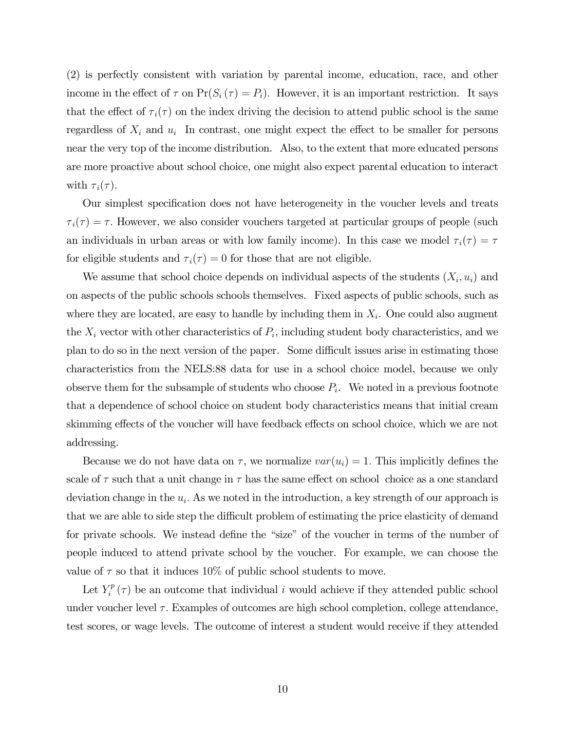(2) is perfectly consistent with variation by parental income, education, race, and other income in the effect of $\tau$ on $\Pr(S_i(\tau) = P_i)$. However, it is an important restriction. It says that the effect of $\tau_i(\tau)$ on the index driving the decision to attend public school is the same regardless of $X_i$ and $u_i$ In contrast, one might expect the effect to be smaller for persons near the very top of the income distribution. Also, to the extent that more educated persons are more proactive about school choice, one might also expect parental education to interact with $\tau_i(\tau)$.

Our simplest specification does not have heterogeneity in the voucher levels and treats $\tau_i(\tau) = \tau$. However, we also consider vouchers targeted at particular groups of people (such an individuals in urban areas or with low family income). In this case we model $\tau_i(\tau) = \tau$ for eligible students and $\tau_i(\tau) = 0$ for those that are not eligible.

We assume that school choice depends on individual aspects of the students $(X_i, u_i)$ and on aspects of the public schools schools themselves. Fixed aspects of public schools, such as where they are located, are easy to handle by including them in $X_i$. One could also augment the $X_i$ vector with other characteristics of $P_i$, including student body characteristics, and we plan to do so in the next version of the paper. Some difficult issues arise in estimating those characteristics from the NELS:88 data for use in a school choice model, because we only observe them for the subsample of students who choose $P_i$. We noted in a previous footnote that a dependence of school choice on student body characteristics means that initial cream skimming effects of the voucher will have feedback effects on school choice, which we are not addressing.

Because we do not have data on $\tau$, we normalize $var(u_i) = 1$. This implicitly defines the scale of $\tau$ such that a unit change in $\tau$ has the same effect on school choice as a one standard deviation change in the $u_i$. As we noted in the introduction, a key strength of our approach is that we are able to side step the difficult problem of estimating the price elasticity of demand for private schools. We instead define the "size" of the voucher in terms of the number of people induced to attend private school by the voucher. For example, we can choose the value of $\tau$ so that it induces 10% of public school students to move.

Let $Y_i^p(\tau)$ be an outcome that individual $i$ would achieve if they attended public school under voucher level $\tau$. Examples of outcomes are high school completion, college attendance, test scores, or wage levels. The outcome of interest a student would receive if they attended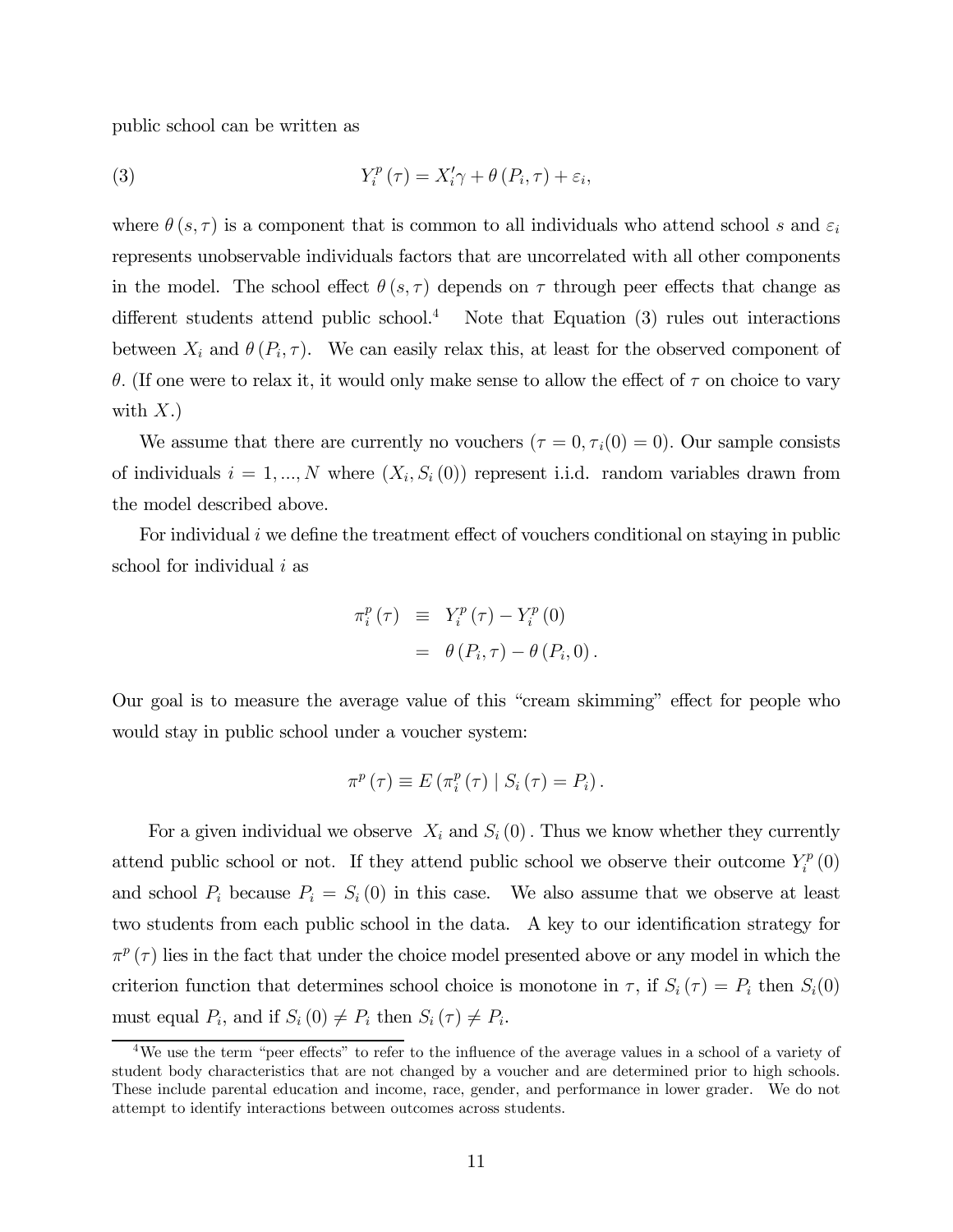public school can be written as

$$Y_i^p(\tau) = X_i'\gamma + \theta(P_i, \tau) + \varepsilon_i, \tag{3}$$

where $\theta(s, \tau)$ is a component that is common to all individuals who attend school $s$ and $\varepsilon_i$ represents unobservable individuals factors that are uncorrelated with all other components in the model. The school effect $\theta(s, \tau)$ depends on $\tau$ through peer effects that change as different students attend public school.[4] Note that Equation (3) rules out interactions between $X_i$ and $\theta(P_i, \tau)$. We can easily relax this, at least for the observed component of $\theta$. (If one were to relax it, it would only make sense to allow the effect of $\tau$ on choice to vary with $X$.)

We assume that there are currently no vouchers ($\tau = 0, \tau_i(0) = 0$). Our sample consists of individuals $i = 1, ..., N$ where $(X_i, S_i(0))$ represent i.i.d. random variables drawn from the model described above.

For individual $i$ we define the treatment effect of vouchers conditional on staying in public school for individual $i$ as

$$\begin{aligned} \pi_i^p(\tau) &\equiv Y_i^p(\tau) - Y_i^p(0) \\ &= \theta(P_i, \tau) - \theta(P_i, 0). \end{aligned}$$

Our goal is to measure the average value of this "cream skimming" effect for people who would stay in public school under a voucher system:

$$\pi^p(\tau) \equiv E(\pi_i^p(\tau) \mid S_i(\tau) = P_i).$$

For a given individual we observe $X_i$ and $S_i(0)$. Thus we know whether they currently attend public school or not. If they attend public school we observe their outcome $Y_i^p(0)$ and school $P_i$ because $P_i = S_i(0)$ in this case. We also assume that we observe at least two students from each public school in the data. A key to our identification strategy for $\pi^p(\tau)$ lies in the fact that under the choice model presented above or any model in which the criterion function that determines school choice is monotone in $\tau$, if $S_i(\tau) = P_i$ then $S_i(0)$ must equal $P_i$, and if $S_i(0) \neq P_i$ then $S_i(\tau) \neq P_i$.

[4] We use the term "peer effects" to refer to the influence of the average values in a school of a variety of student body characteristics that are not changed by a voucher and are determined prior to high schools. These include parental education and income, race, gender, and performance in lower grader. We do not attempt to identify interactions between outcomes across students.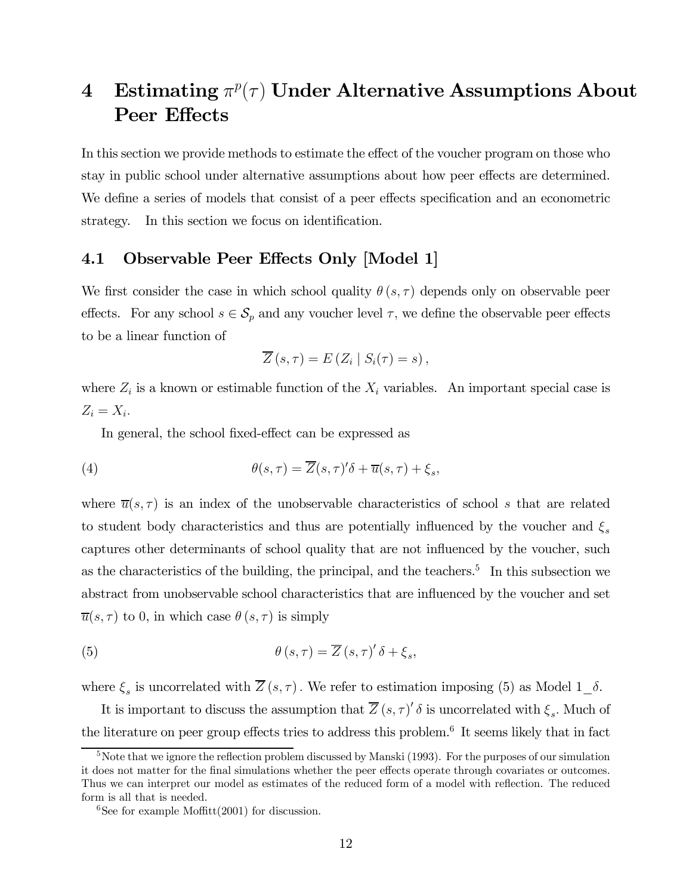# 4 Estimating $\pi^p(\tau)$ Under Alternative Assumptions About Peer Effects

In this section we provide methods to estimate the effect of the voucher program on those who stay in public school under alternative assumptions about how peer effects are determined. We define a series of models that consist of a peer effects specification and an econometric strategy. In this section we focus on identification.

## 4.1 Observable Peer Effects Only [Model 1]

We first consider the case in which school quality $\theta(s, \tau)$ depends only on observable peer effects. For any school $s \in \mathcal{S}_p$ and any voucher level $\tau$, we define the observable peer effects to be a linear function of

$$\overline{Z}(s, \tau) = E(Z_i \mid S_i(\tau) = s),$$

where $Z_i$ is a known or estimable function of the $X_i$ variables. An important special case is $Z_i = X_i$.

In general, the school fixed-effect can be expressed as

$$\theta(s, \tau) = \overline{Z}(s, \tau)'\delta + \overline{u}(s, \tau) + \xi_s, \tag{4}$$

where $\overline{u}(s, \tau)$ is an index of the unobservable characteristics of school $s$ that are related to student body characteristics and thus are potentially influenced by the voucher and $\xi_s$ captures other determinants of school quality that are not influenced by the voucher, such as the characteristics of the building, the principal, and the teachers.[5] In this subsection we abstract from unobservable school characteristics that are influenced by the voucher and set $\overline{u}(s, \tau)$ to 0, in which case $\theta(s, \tau)$ is simply

$$\theta(s, \tau) = \overline{Z}(s, \tau)'\delta + \xi_s, \tag{5}$$

where $\xi_s$ is uncorrelated with $\overline{Z}(s, \tau)$. We refer to estimation imposing (5) as Model 1_$\delta$.

It is important to discuss the assumption that $\overline{Z}(s, \tau)'\delta$ is uncorrelated with $\xi_s$. Much of the literature on peer group effects tries to address this problem.[6] It seems likely that in fact

[5] Note that we ignore the reflection problem discussed by Manski (1993). For the purposes of our simulation it does not matter for the final simulations whether the peer effects operate through covariates or outcomes. Thus we can interpret our model as estimates of the reduced form of a model with reflection. The reduced form is all that is needed.

[6] See for example Moffitt(2001) for discussion.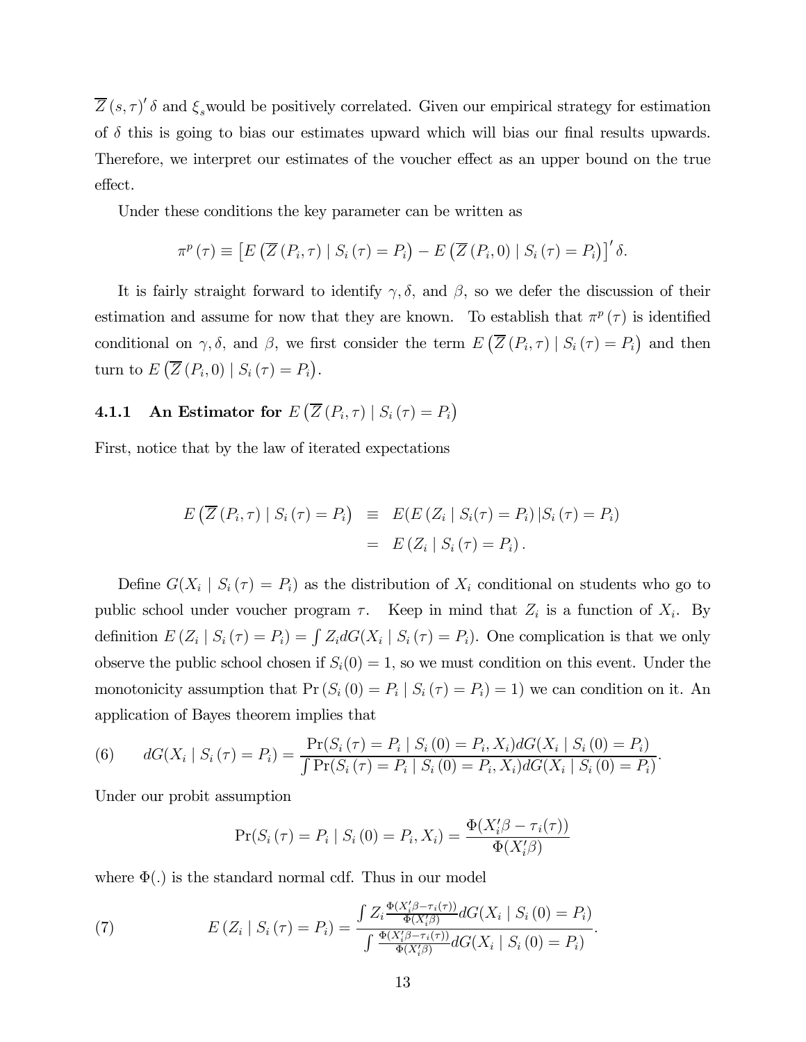$\overline{Z}(s,\tau)'\delta$ and $\xi_s$would be positively correlated. Given our empirical strategy for estimation of $\delta$ this is going to bias our estimates upward which will bias our final results upwards. Therefore, we interpret our estimates of the voucher effect as an upper bound on the true effect.

Under these conditions the key parameter can be written as

$$\pi^p(\tau) \equiv \left[E\left(\overline{Z}(P_i,\tau) \mid S_i(\tau) = P_i\right) - E\left(\overline{Z}(P_i,0) \mid S_i(\tau) = P_i\right)\right]'\delta.$$

It is fairly straight forward to identify $\gamma, \delta,$ and $\beta$, so we defer the discussion of their estimation and assume for now that they are known. To establish that $\pi^p(\tau)$ is identified conditional on $\gamma, \delta,$ and $\beta$, we first consider the term $E\left(\overline{Z}(P_i,\tau) \mid S_i(\tau) = P_i\right)$ and then turn to $E\left(\overline{Z}(P_i,0) \mid S_i(\tau) = P_i\right)$.

### 4.1.1 An Estimator for $E\left(\overline{Z}(P_i,\tau) \mid S_i(\tau) = P_i\right)$

First, notice that by the law of iterated expectations

$$\begin{aligned} E\left(\overline{Z}(P_i,\tau) \mid S_i(\tau) = P_i\right) &\equiv E(E(Z_i \mid S_i(\tau) = P_i) \mid S_i(\tau) = P_i) \\ &= E(Z_i \mid S_i(\tau) = P_i). \end{aligned}$$

Define $G(X_i \mid S_i(\tau) = P_i)$ as the distribution of $X_i$ conditional on students who go to public school under voucher program $\tau$. Keep in mind that $Z_i$ is a function of $X_i$. By definition $E(Z_i \mid S_i(\tau) = P_i) = \int Z_i dG(X_i \mid S_i(\tau) = P_i)$. One complication is that we only observe the public school chosen if $S_i(0) = 1$, so we must condition on this event. Under the monotonicity assumption that $\Pr(S_i(0) = P_i \mid S_i(\tau) = P_i) = 1$) we can condition on it. An application of Bayes theorem implies that

$$dG(X_i \mid S_i(\tau) = P_i) = \frac{\Pr(S_i(\tau) = P_i \mid S_i(0) = P_i, X_i)dG(X_i \mid S_i(0) = P_i)}{\int \Pr(S_i(\tau) = P_i \mid S_i(0) = P_i, X_i)dG(X_i \mid S_i(0) = P_i)}. \tag{6}$$

Under our probit assumption

$$\Pr(S_i(\tau) = P_i \mid S_i(0) = P_i, X_i) = \frac{\Phi(X_i'\beta - \tau_i(\tau))}{\Phi(X_i'\beta)}$$

where $\Phi(.)$ is the standard normal cdf. Thus in our model

$$E(Z_i \mid S_i(\tau) = P_i) = \frac{\int Z_i \frac{\Phi(X_i'\beta - \tau_i(\tau))}{\Phi(X_i'\beta)} dG(X_i \mid S_i(0) = P_i)}{\int \frac{\Phi(X_i'\beta - \tau_i(\tau))}{\Phi(X_i'\beta)} dG(X_i \mid S_i(0) = P_i)}. \tag{7}$$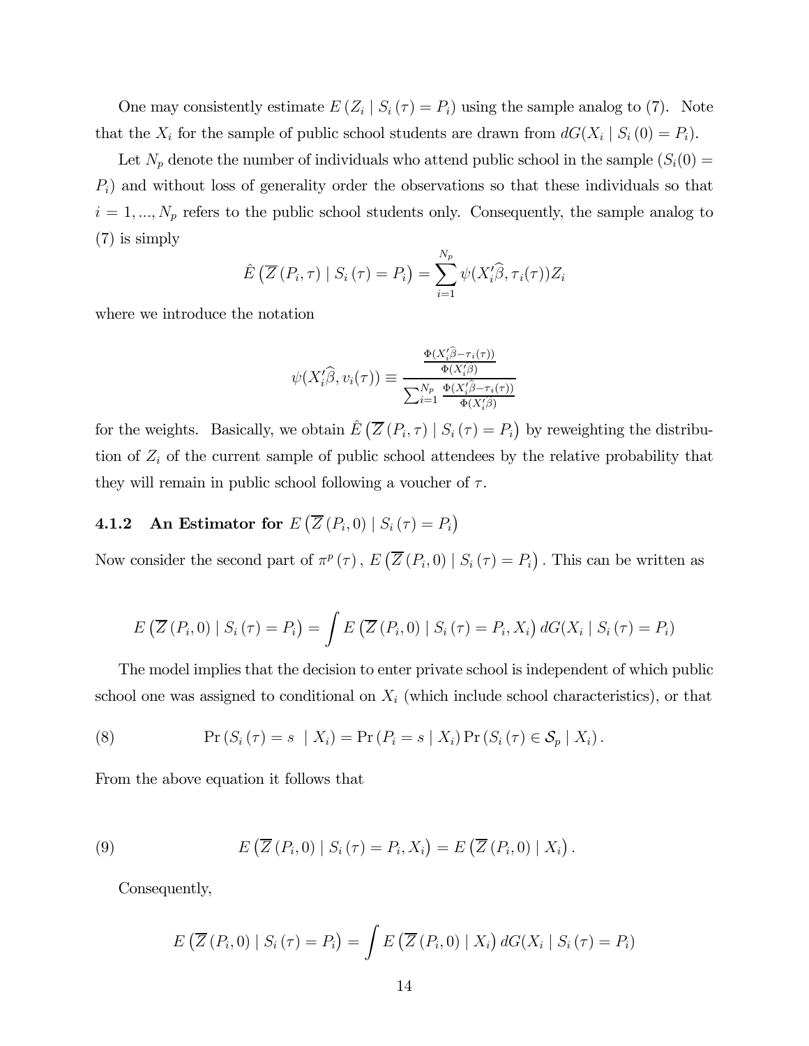One may consistently estimate $E\left(Z_i \mid S_i\left(\tau\right) = P_i\right)$ using the sample analog to (7). Note that the $X_i$ for the sample of public school students are drawn from $dG(X_i \mid S_i\left(0\right) = P_i)$.

Let $N_p$ denote the number of individuals who attend public school in the sample ($S_i(0) = P_i$) and without loss of generality order the observations so that these individuals so that $i = 1, ..., N_p$ refers to the public school students only. Consequently, the sample analog to (7) is simply

$$\hat{E}\left(\overline{Z}\left(P_i, \tau\right) \mid S_i\left(\tau\right) = P_i\right) = \sum_{i=1}^{N_p} \psi(X_i'\widehat{\beta}, \tau_i(\tau))Z_i$$

where we introduce the notation

$$\psi(X_i'\widehat{\beta}, v_i(\tau)) \equiv \frac{\frac{\Phi(X_i'\widehat{\beta}-\tau_i(\tau))}{\Phi(X_i'\widehat{\beta})}}{\sum_{i=1}^{N_p} \frac{\Phi(X_i'\widehat{\beta}-\tau_i(\tau))}{\Phi(X_i'\widehat{\beta})}}$$

for the weights. Basically, we obtain $\hat{E}\left(\overline{Z}\left(P_i, \tau\right) \mid S_i\left(\tau\right) = P_i\right)$ by reweighting the distribution of $Z_i$ of the current sample of public school attendees by the relative probability that they will remain in public school following a voucher of $\tau$.

#### 4.1.2 An Estimator for $E\left(\overline{Z}\left(P_i, 0\right) \mid S_i\left(\tau\right) = P_i\right)$

Now consider the second part of $\pi^p\left(\tau\right)$, $E\left(\overline{Z}\left(P_i, 0\right) \mid S_i\left(\tau\right) = P_i\right)$. This can be written as

$$E\left(\overline{Z}\left(P_i, 0\right) \mid S_i\left(\tau\right) = P_i\right) = \int E\left(\overline{Z}\left(P_i, 0\right) \mid S_i\left(\tau\right) = P_i, X_i\right) dG(X_i \mid S_i\left(\tau\right) = P_i)$$

The model implies that the decision to enter private school is independent of which public school one was assigned to conditional on $X_i$ (which include school characteristics), or that

$$\Pr\left(S_i\left(\tau\right) = s \mid X_i\right) = \Pr\left(P_i = s \mid X_i\right)\Pr\left(S_i\left(\tau\right) \in \mathcal{S}_p \mid X_i\right). \tag{8}$$

From the above equation it follows that

$$E\left(\overline{Z}\left(P_i, 0\right) \mid S_i\left(\tau\right) = P_i, X_i\right) = E\left(\overline{Z}\left(P_i, 0\right) \mid X_i\right). \tag{9}$$

Consequently,

$$E\left(\overline{Z}\left(P_i, 0\right) \mid S_i\left(\tau\right) = P_i\right) = \int E\left(\overline{Z}\left(P_i, 0\right) \mid X_i\right) dG(X_i \mid S_i\left(\tau\right) = P_i)$$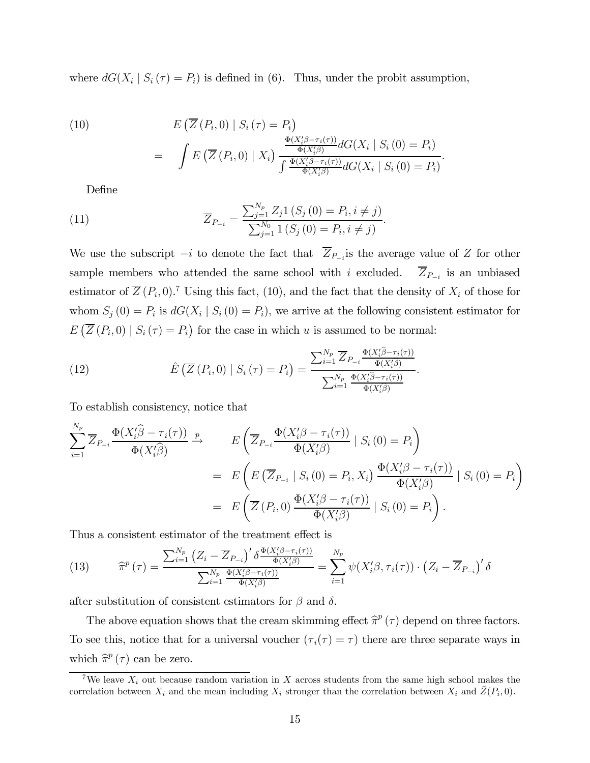where $dG(X_i \mid S_i(\tau) = P_i)$ is defined in (6). Thus, under the probit assumption,

$$
\begin{aligned}
(10) \qquad & E\left(\overline{Z}(P_i, 0) \mid S_i(\tau) = P_i\right) \\
= \quad & \int E\left(\overline{Z}(P_i, 0) \mid X_i\right) \frac{\frac{\Phi(X_i'\beta - \tau_i(\tau))}{\Phi(X_i'\beta)} dG(X_i \mid S_i(0) = P_i)}{\int \frac{\Phi(X_i'\beta - \tau_i(\tau))}{\Phi(X_i'\beta)} dG(X_i \mid S_i(0) = P_i)}.
\end{aligned}
$$

Define

$$
(11) \qquad \overline{Z}_{P_{-i}} = \frac{\sum_{j=1}^{N_p} Z_j 1\left(S_j(0) = P_i, i \neq j\right)}{\sum_{j=1}^{N_0} 1\left(S_j(0) = P_i, i \neq j\right)}.
$$

We use the subscript $-i$ to denote the fact that $\overline{Z}_{P_{-i}}$is the average value of $Z$ for other sample members who attended the same school with $i$ excluded. $\overline{Z}_{P_{-i}}$ is an unbiased estimator of $\overline{Z}(P_i, 0)$.[7] Using this fact, (10), and the fact that the density of $X_i$ of those for whom $S_j(0) = P_i$ is $dG(X_i \mid S_i(0) = P_i)$, we arrive at the following consistent estimator for $E\left(\overline{Z}(P_i, 0) \mid S_i(\tau) = P_i\right)$ for the case in which $u$ is assumed to be normal:

$$
(12) \qquad \hat{E}\left(\overline{Z}(P_i, 0) \mid S_i(\tau) = P_i\right) = \frac{\sum_{i=1}^{N_p} \overline{Z}_{P_{-i}} \frac{\Phi(X_i'\widehat{\beta} - \tau_i(\tau))}{\Phi(X_i'\widehat{\beta})}}{\sum_{i=1}^{N_p} \frac{\Phi(X_i'\widehat{\beta} - \tau_i(\tau))}{\Phi(X_i'\widehat{\beta})}}.
$$

To establish consistency, notice that

$$
\begin{aligned}
\sum_{i=1}^{N_p} \overline{Z}_{P_{-i}} \frac{\Phi(X_i'\widehat{\beta} - \tau_i(\tau))}{\Phi(X_i'\widehat{\beta})} \xrightarrow{p} \quad & E\left(\overline{Z}_{P_{-i}} \frac{\Phi(X_i'\beta - \tau_i(\tau))}{\Phi(X_i'\beta)} \mid S_i(0) = P_i\right) \\
= \quad & E\left(E\left(\overline{Z}_{P_{-i}} \mid S_i(0) = P_i, X_i\right) \frac{\Phi(X_i'\beta - \tau_i(\tau))}{\Phi(X_i'\beta)} \mid S_i(0) = P_i\right) \\
= \quad & E\left(\overline{Z}(P_i, 0) \frac{\Phi(X_i'\beta - \tau_i(\tau))}{\Phi(X_i'\beta)} \mid S_i(0) = P_i\right).
\end{aligned}
$$

Thus a consistent estimator of the treatment effect is

$$
(13) \qquad \widehat{\pi}^p(\tau) = \frac{\sum_{i=1}^{N_p} \left(Z_i - \overline{Z}_{P_{-i}}\right)' \delta \frac{\Phi(X_i'\beta - \tau_i(\tau))}{\Phi(X_i'\beta)}}{\sum_{i=1}^{N_p} \frac{\Phi(X_i'\beta - \tau_i(\tau))}{\Phi(X_i'\beta)}} = \sum_{i=1}^{N_p} \psi(X_i'\beta, \tau_i(\tau)) \cdot \left(Z_i - \overline{Z}_{P_{-i}}\right)' \delta
$$

after substitution of consistent estimators for $\beta$ and $\delta$.

The above equation shows that the cream skimming effect $\widehat{\pi}^p(\tau)$ depend on three factors. To see this, notice that for a universal voucher ($\tau_i(\tau) = \tau$) there are three separate ways in which $\widehat{\pi}^p(\tau)$ can be zero.

[7] We leave $X_i$ out because random variation in $X$ across students from the same high school makes the correlation between $X_i$ and the mean including $X_i$ stronger than the correlation between $X_i$ and $\bar{Z}(P_i, 0)$.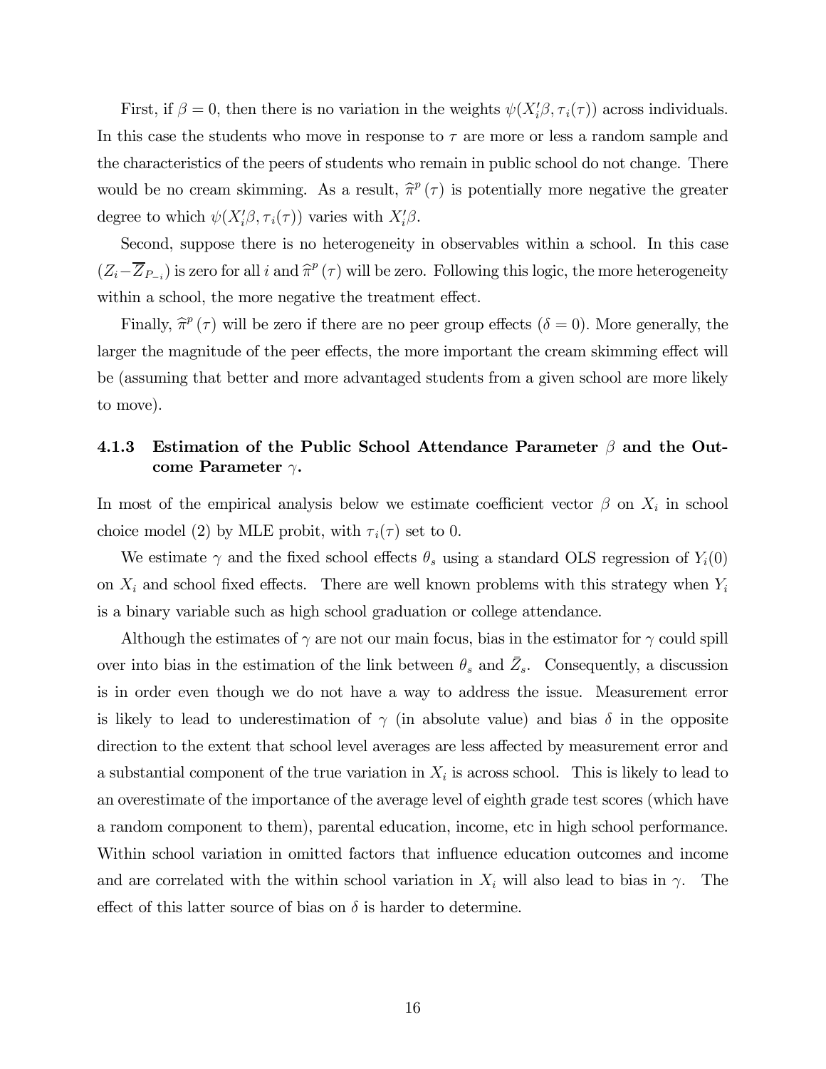First, if $\beta = 0$, then there is no variation in the weights $\psi(X_i'\beta, \tau_i(\tau))$ across individuals. In this case the students who move in response to $\tau$ are more or less a random sample and the characteristics of the peers of students who remain in public school do not change. There would be no cream skimming. As a result, $\widehat{\pi}^p(\tau)$ is potentially more negative the greater degree to which $\psi(X_i'\beta, \tau_i(\tau))$ varies with $X_i'\beta$.

Second, suppose there is no heterogeneity in observables within a school. In this case $(Z_i - \overline{Z}_{P_{-i}})$ is zero for all $i$ and $\widehat{\pi}^p(\tau)$ will be zero. Following this logic, the more heterogeneity within a school, the more negative the treatment effect.

Finally, $\widehat{\pi}^p(\tau)$ will be zero if there are no peer group effects ($\delta = 0$). More generally, the larger the magnitude of the peer effects, the more important the cream skimming effect will be (assuming that better and more advantaged students from a given school are more likely to move).

### 4.1.3 Estimation of the Public School Attendance Parameter $\beta$ and the Outcome Parameter $\gamma$.

In most of the empirical analysis below we estimate coefficient vector $\beta$ on $X_i$ in school choice model (2) by MLE probit, with $\tau_i(\tau)$ set to 0.

We estimate $\gamma$ and the fixed school effects $\theta_s$ using a standard OLS regression of $Y_i(0)$ on $X_i$ and school fixed effects. There are well known problems with this strategy when $Y_i$ is a binary variable such as high school graduation or college attendance.

Although the estimates of $\gamma$ are not our main focus, bias in the estimator for $\gamma$ could spill over into bias in the estimation of the link between $\theta_s$ and $\bar{Z}_s$. Consequently, a discussion is in order even though we do not have a way to address the issue. Measurement error is likely to lead to underestimation of $\gamma$ (in absolute value) and bias $\delta$ in the opposite direction to the extent that school level averages are less affected by measurement error and a substantial component of the true variation in $X_i$ is across school. This is likely to lead to an overestimate of the importance of the average level of eighth grade test scores (which have a random component to them), parental education, income, etc in high school performance. Within school variation in omitted factors that influence education outcomes and income and are correlated with the within school variation in $X_i$ will also lead to bias in $\gamma$. The effect of this latter source of bias on $\delta$ is harder to determine.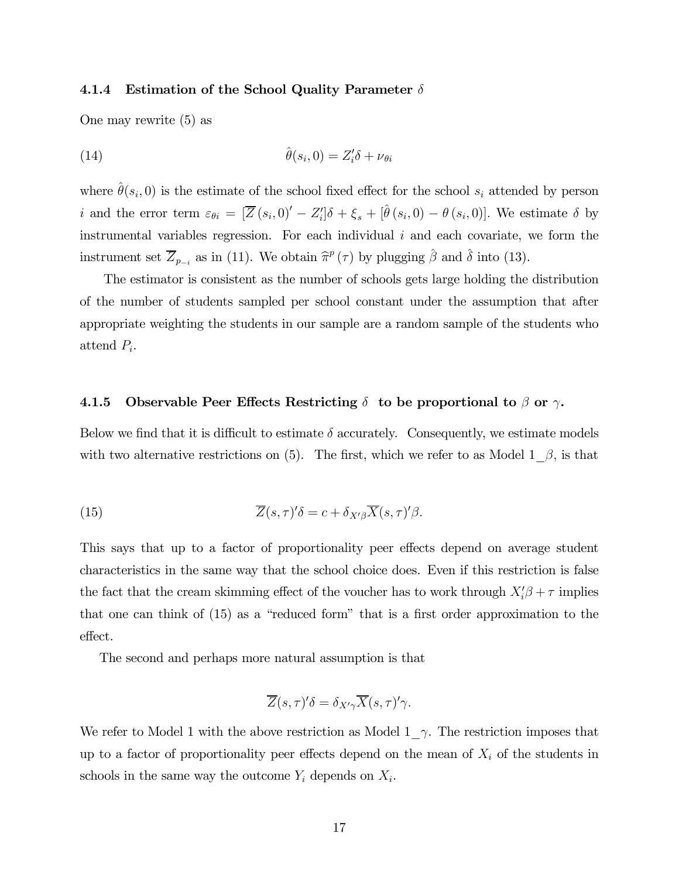#### 4.1.4 Estimation of the School Quality Parameter $\delta$

One may rewrite (5) as

$$\hat{\theta}(s_i, 0) = Z_i'\delta + \nu_{\theta i} \tag{14}$$

where $\hat{\theta}(s_i, 0)$ is the estimate of the school fixed effect for the school $s_i$ attended by person $i$ and the error term $\varepsilon_{\theta i} = [\overline{Z}(s_i, 0)' - Z_i']\delta + \xi_s + [\hat{\theta}(s_i, 0) - \theta(s_i, 0)]$. We estimate $\delta$ by instrumental variables regression. For each individual $i$ and each covariate, we form the instrument set $\overline{Z}_{p_{-i}}$ as in (11). We obtain $\widehat{\pi}^p(\tau)$ by plugging $\hat{\beta}$ and $\hat{\delta}$ into (13).

The estimator is consistent as the number of schools gets large holding the distribution of the number of students sampled per school constant under the assumption that after appropriate weighting the students in our sample are a random sample of the students who attend $P_i$.

#### 4.1.5 Observable Peer Effects Restricting $\delta$ to be proportional to $\beta$ or $\gamma$.

Below we find that it is difficult to estimate $\delta$ accurately. Consequently, we estimate models with two alternative restrictions on (5). The first, which we refer to as Model 1_$\beta$, is that

$$\overline{Z}(s, \tau)'\delta = c + \delta_{X'\beta}\overline{X}(s, \tau)'\beta. \tag{15}$$

This says that up to a factor of proportionality peer effects depend on average student characteristics in the same way that the school choice does. Even if this restriction is false the fact that the cream skimming effect of the voucher has to work through $X_i'\beta + \tau$ implies that one can think of (15) as a "reduced form" that is a first order approximation to the effect.

The second and perhaps more natural assumption is that

$$\overline{Z}(s, \tau)'\delta = \delta_{X'\gamma}\overline{X}(s, \tau)'\gamma.$$

We refer to Model 1 with the above restriction as Model 1_$\gamma$. The restriction imposes that up to a factor of proportionality peer effects depend on the mean of $X_i$ of the students in schools in the same way the outcome $Y_i$ depends on $X_i$.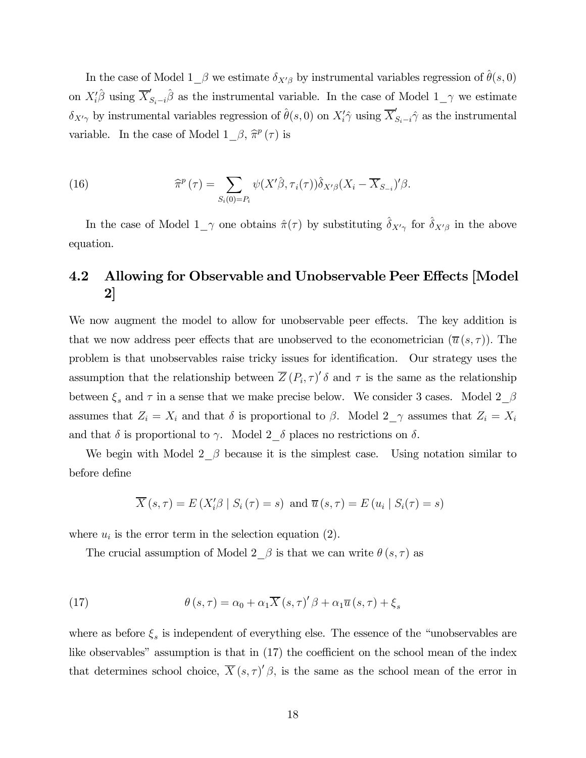In the case of Model 1_$\beta$ we estimate $\delta_{X'\beta}$ by instrumental variables regression of $\hat{\theta}(s,0)$ on $X_i'\hat{\beta}$ using $\overline{X}_{S_i-i}'\hat{\beta}$ as the instrumental variable. In the case of Model 1_$\gamma$ we estimate $\delta_{X'\gamma}$ by instrumental variables regression of $\hat{\theta}(s,0)$ on $X_i'\hat{\gamma}$ using $\overline{X}_{S_i-i}'\hat{\gamma}$ as the instrumental variable. In the case of Model 1_$\beta$, $\widehat{\pi}^p(\tau)$ is

$$\widehat{\pi}^p(\tau) = \sum_{S_i(0)=P_i} \psi(X'\hat{\beta}, \tau_i(\tau))\hat{\delta}_{X'\beta}(X_i - \overline{X}_{S_{-i}})'\beta. \tag{16}$$

In the case of Model 1_$\gamma$ one obtains $\hat{\pi}(\tau)$ by substituting $\hat{\delta}_{X'\gamma}$ for $\hat{\delta}_{X'\beta}$ in the above equation.

## 4.2 Allowing for Observable and Unobservable Peer Effects [Model 2]

We now augment the model to allow for unobservable peer effects. The key addition is that we now address peer effects that are unobserved to the econometrician ($\overline{u}(s,\tau)$). The problem is that unobservables raise tricky issues for identification. Our strategy uses the assumption that the relationship between $\overline{Z}(P_i,\tau)'\delta$ and $\tau$ is the same as the relationship between $\xi_s$ and $\tau$ in a sense that we make precise below. We consider 3 cases. Model 2_$\beta$ assumes that $Z_i = X_i$ and that $\delta$ is proportional to $\beta$. Model 2_$\gamma$ assumes that $Z_i = X_i$ and that $\delta$ is proportional to $\gamma$. Model 2_$\delta$ places no restrictions on $\delta$.

We begin with Model 2_$\beta$ because it is the simplest case. Using notation similar to before define

$$\overline{X}(s,\tau) = E(X_i'\beta \mid S_i(\tau) = s) \text{ and } \overline{u}(s,\tau) = E(u_i \mid S_i(\tau) = s)$$

where $u_i$ is the error term in the selection equation (2).

The crucial assumption of Model 2_$\beta$ is that we can write $\theta(s,\tau)$ as

$$\theta(s,\tau) = \alpha_0 + \alpha_1 \overline{X}(s,\tau)'\beta + \alpha_1 \overline{u}(s,\tau) + \xi_s \tag{17}$$

where as before $\xi_s$ is independent of everything else. The essence of the "unobservables are like observables" assumption is that in (17) the coefficient on the school mean of the index that determines school choice, $\overline{X}(s,\tau)'\beta$, is the same as the school mean of the error in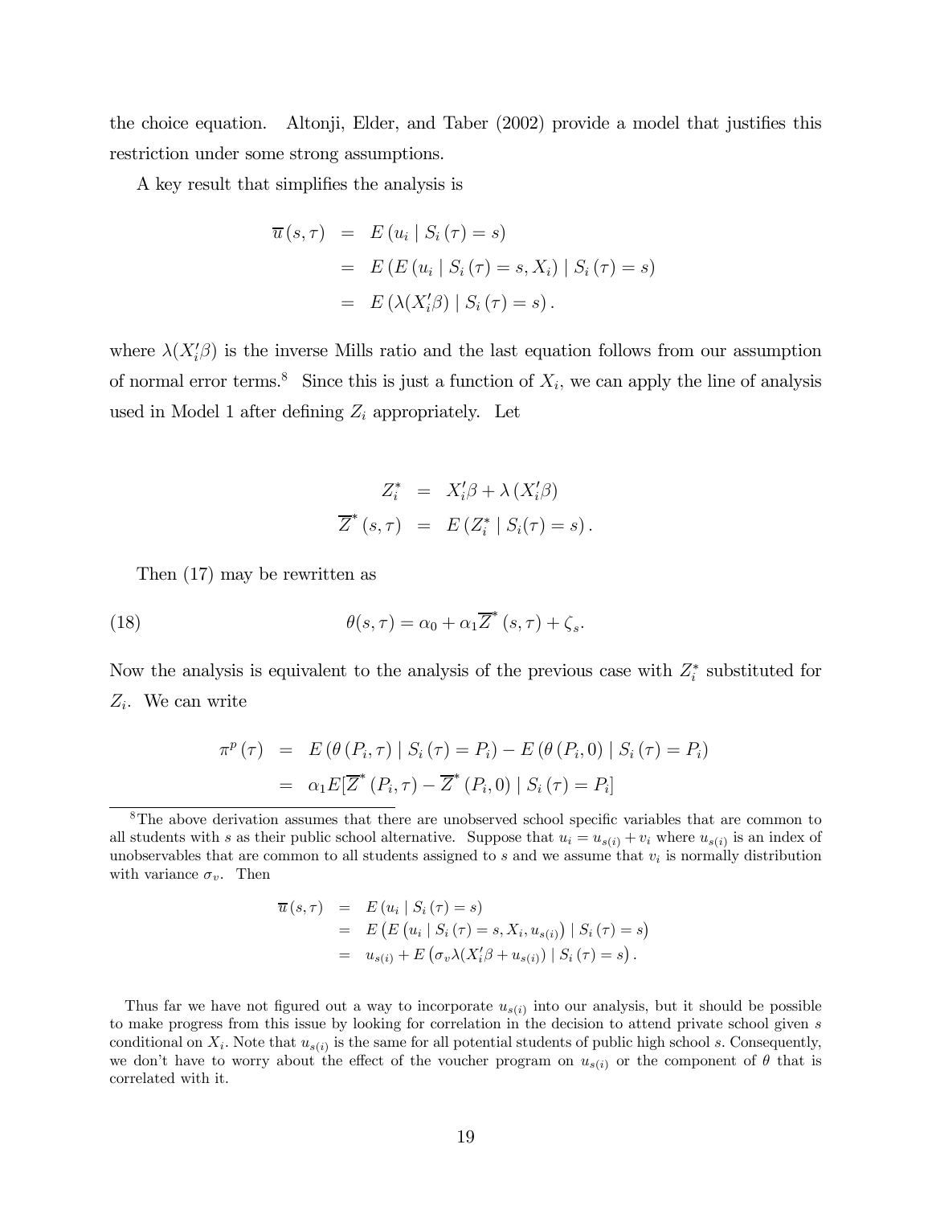the choice equation. Altonji, Elder, and Taber (2002) provide a model that justifies this restriction under some strong assumptions.

A key result that simplifies the analysis is

$$
\begin{aligned}
\overline{u}(s,\tau) &= E\left(u_i \mid S_i(\tau)=s\right) \\
&= E\left(E\left(u_i \mid S_i(\tau)=s, X_i\right) \mid S_i(\tau)=s\right) \\
&= E\left(\lambda(X_i'\beta) \mid S_i(\tau)=s\right).
\end{aligned}
$$

where $\lambda(X_i'\beta)$ is the inverse Mills ratio and the last equation follows from our assumption of normal error terms.[8] Since this is just a function of $X_i$, we can apply the line of analysis used in Model 1 after defining $Z_i$ appropriately. Let

$$
\begin{aligned}
Z_i^* &= X_i'\beta + \lambda\left(X_i'\beta\right) \\
\overline{Z}^*(s,\tau) &= E\left(Z_i^* \mid S_i(\tau)=s\right).
\end{aligned}
$$

Then (17) may be rewritten as

$$
\theta(s,\tau) = \alpha_0 + \alpha_1 \overline{Z}^*(s,\tau) + \zeta_s. \tag{18}
$$

Now the analysis is equivalent to the analysis of the previous case with $Z_i^*$ substituted for $Z_i$. We can write

$$
\begin{aligned}
\pi^p(\tau) &= E\left(\theta\left(P_i,\tau\right) \mid S_i(\tau)=P_i\right) - E\left(\theta\left(P_i,0\right) \mid S_i(\tau)=P_i\right) \\
&= \alpha_1 E[\overline{Z}^*\left(P_i,\tau\right) - \overline{Z}^*\left(P_i,0\right) \mid S_i(\tau)=P_i]
\end{aligned}
$$

[8] The above derivation assumes that there are unobserved school specific variables that are common to all students with $s$ as their public school alternative. Suppose that $u_i = u_{s(i)} + v_i$ where $u_{s(i)}$ is an index of unobservables that are common to all students assigned to $s$ and we assume that $v_i$ is normally distribution with variance $\sigma_v$. Then

$$
\begin{aligned}
\overline{u}(s,\tau) &= E\left(u_i \mid S_i(\tau)=s\right) \\
&= E\left(E\left(u_i \mid S_i(\tau)=s, X_i, u_{s(i)}\right) \mid S_i(\tau)=s\right) \\
&= u_{s(i)} + E\left(\sigma_v \lambda(X_i'\beta + u_{s(i)}) \mid S_i(\tau)=s\right).
\end{aligned}
$$

Thus far we have not figured out a way to incorporate $u_{s(i)}$ into our analysis, but it should be possible to make progress from this issue by looking for correlation in the decision to attend private school given $s$ conditional on $X_i$. Note that $u_{s(i)}$ is the same for all potential students of public high school $s$. Consequently, we don't have to worry about the effect of the voucher program on $u_{s(i)}$ or the component of $\theta$ that is correlated with it.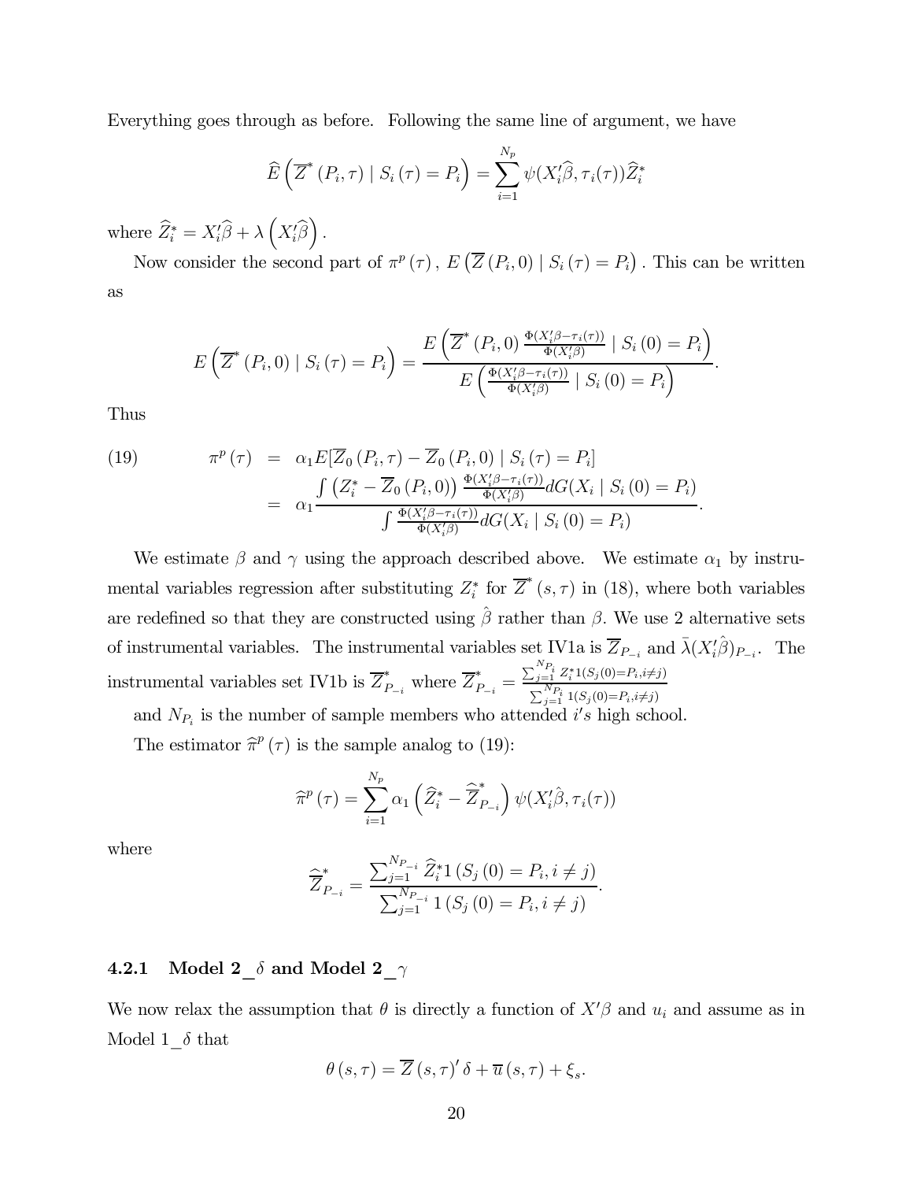Everything goes through as before. Following the same line of argument, we have

$$\widehat{E}\left(\overline{Z}^{*}\left(P_{i},\tau\right)\mid S_{i}\left(\tau\right)=P_{i}\right)=\sum_{i=1}^{N_{p}}\psi(X_{i}^{\prime}\widehat{\beta},\tau_{i}(\tau))\widehat{Z}_{i}^{*}$$

where $\widehat{Z}_{i}^{*}=X_{i}^{\prime}\widehat{\beta}+\lambda\left(X_{i}^{\prime}\widehat{\beta}\right)$.

Now consider the second part of $\pi^{p}\left(\tau\right)$, $E\left(\overline{Z}\left(P_{i},0\right)\mid S_{i}\left(\tau\right)=P_{i}\right)$. This can be written as

$$E\left(\overline{Z}^{*}\left(P_{i},0\right)\mid S_{i}\left(\tau\right)=P_{i}\right)=\frac{E\left(\overline{Z}^{*}\left(P_{i},0\right)\frac{\Phi(X_{i}^{\prime}\beta-\tau_{i}(\tau))}{\Phi(X_{i}^{\prime}\beta)}\mid S_{i}\left(0\right)=P_{i}\right)}{E\left(\frac{\Phi(X_{i}^{\prime}\beta-\tau_{i}(\tau))}{\Phi(X_{i}^{\prime}\beta)}\mid S_{i}\left(0\right)=P_{i}\right)}.$$

Thus

$$\begin{aligned}(19)\qquad \pi^{p}\left(\tau\right) &= \alpha_{1}E[\overline{Z}_{0}\left(P_{i},\tau\right)-\overline{Z}_{0}\left(P_{i},0\right)\mid S_{i}\left(\tau\right)=P_{i}] \\ &= \alpha_{1}\frac{\int\left(Z_{i}^{*}-\overline{Z}_{0}\left(P_{i},0\right)\right)\frac{\Phi(X_{i}^{\prime}\beta-\tau_{i}(\tau))}{\Phi(X_{i}^{\prime}\beta)}dG(X_{i}\mid S_{i}\left(0\right)=P_{i})}{\int\frac{\Phi(X_{i}^{\prime}\beta-\tau_{i}(\tau))}{\Phi(X_{i}^{\prime}\beta)}dG(X_{i}\mid S_{i}\left(0\right)=P_{i})}.\end{aligned}$$

We estimate $\beta$ and $\gamma$ using the approach described above. We estimate $\alpha_{1}$ by instrumental variables regression after substituting $Z_{i}^{*}$ for $\overline{Z}^{*}\left(s,\tau\right)$ in (18), where both variables are redefined so that they are constructed using $\hat{\beta}$ rather than $\beta$. We use 2 alternative sets of instrumental variables. The instrumental variables set IV1a is $\overline{Z}_{P_{-i}}$ and $\bar{\lambda}(X_{i}^{\prime}\hat{\beta})_{P_{-i}}$. The instrumental variables set IV1b is $\overline{Z}_{P_{-i}}^{*}$ where $\overline{Z}_{P_{-i}}^{*}=\frac{\sum_{j=1}^{N_{P_{i}}}Z_{i}^{*}1(S_{j}(0)=P_{i},i\neq j)}{\sum_{j=1}^{N_{P_{i}}}1(S_{j}(0)=P_{i},i\neq j)}$ and $N_{P_{i}}$ is the number of sample members who attended $i's$ high school.

The estimator $\widehat{\pi}^{p}\left(\tau\right)$ is the sample analog to (19):

$$\widehat{\pi}^{p}\left(\tau\right)=\sum_{i=1}^{N_{p}}\alpha_{1}\left(\widehat{Z}_{i}^{*}-\widehat{\overline{Z}}_{P_{-i}}^{*}\right)\psi(X_{i}^{\prime}\hat{\beta},\tau_{i}(\tau))$$

where

$$\widehat{\overline{Z}}_{P_{-i}}^{*}=\frac{\sum_{j=1}^{N_{P_{-i}}}\widehat{Z}_{i}^{*}1\left(S_{j}\left(0\right)=P_{i},i\neq j\right)}{\sum_{j=1}^{N_{P_{-i}}}1\left(S_{j}\left(0\right)=P_{i},i\neq j\right)}.$$

### 4.2.1 Model 2_$\delta$ and Model 2_$\gamma$

We now relax the assumption that $\theta$ is directly a function of $X^{\prime}\beta$ and $u_{i}$ and assume as in Model 1_$\delta$ that

$$\theta\left(s,\tau\right)=\overline{Z}\left(s,\tau\right)^{\prime}\delta+\overline{u}\left(s,\tau\right)+\xi_{s}.$$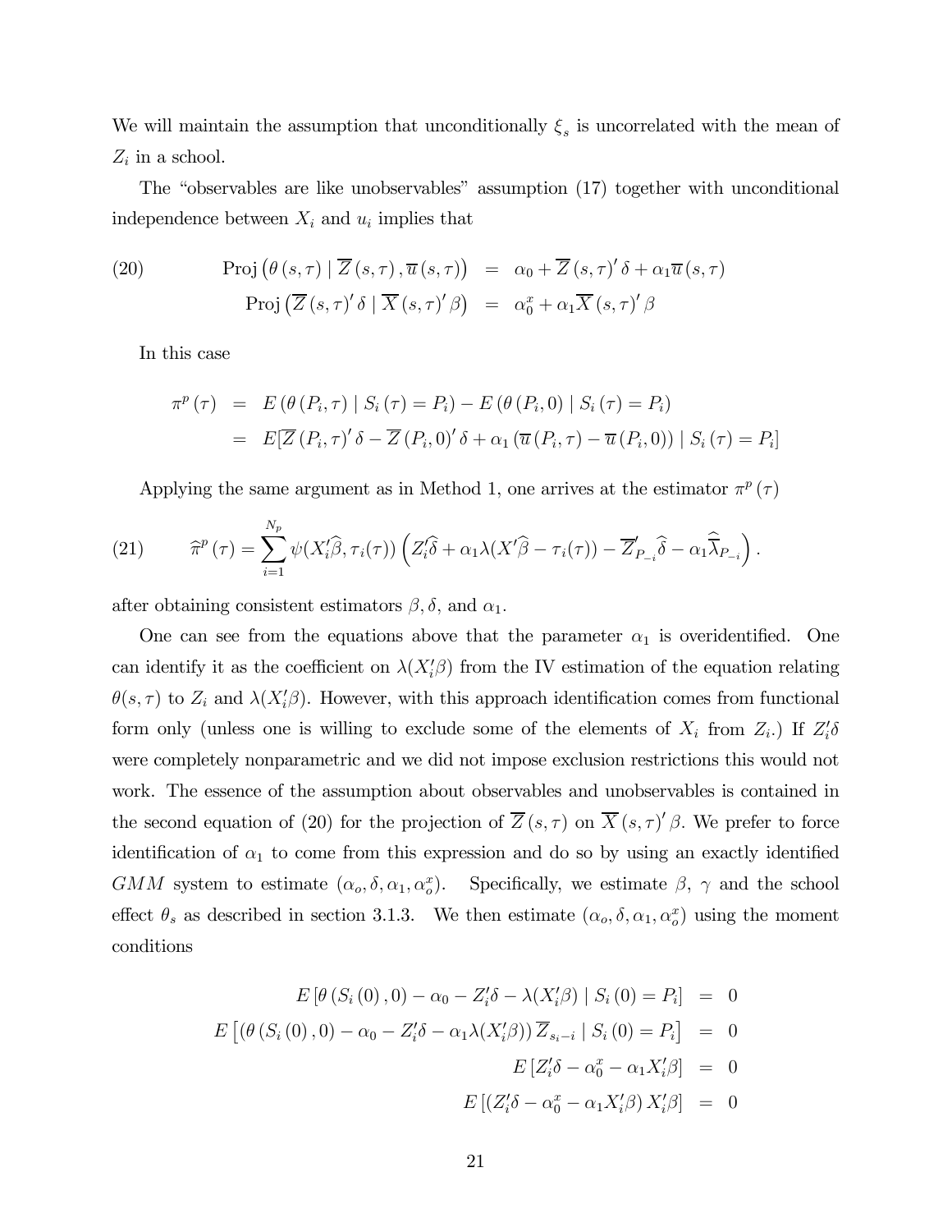We will maintain the assumption that unconditionally $\xi_s$ is uncorrelated with the mean of $Z_i$ in a school.

The "observables are like unobservables" assumption (17) together with unconditional independence between $X_i$ and $u_i$ implies that

$$
\begin{aligned}
\text{(20)} \qquad \text{Proj}\left(\theta\left(s,\tau\right) \mid \overline{Z}\left(s,\tau\right), \overline{u}\left(s,\tau\right)\right) &= \alpha_0 + \overline{Z}\left(s,\tau\right)'\delta + \alpha_1 \overline{u}\left(s,\tau\right) \\
\text{Proj}\left(\overline{Z}\left(s,\tau\right)'\delta \mid \overline{X}\left(s,\tau\right)'\beta\right) &= \alpha_0^x + \alpha_1 \overline{X}\left(s,\tau\right)'\beta
\end{aligned}
$$

In this case

$$
\begin{aligned}
\pi^p\left(\tau\right) &= E\left(\theta\left(P_i,\tau\right) \mid S_i\left(\tau\right) = P_i\right) - E\left(\theta\left(P_i,0\right) \mid S_i\left(\tau\right) = P_i\right) \\
&= E[\overline{Z}\left(P_i,\tau\right)'\delta - \overline{Z}\left(P_i,0\right)'\delta + \alpha_1\left(\overline{u}\left(P_i,\tau\right) - \overline{u}\left(P_i,0\right)\right) \mid S_i\left(\tau\right) = P_i]
\end{aligned}
$$

Applying the same argument as in Method 1, one arrives at the estimator $\pi^p\left(\tau\right)$

$$
\text{(21)} \qquad \widehat{\pi}^p\left(\tau\right) = \sum_{i=1}^{N_p} \psi(X_i'\widehat{\beta}, \tau_i(\tau)) \left(Z_i'\widehat{\delta} + \alpha_1 \lambda(X'\widehat{\beta} - \tau_i(\tau)) - \overline{Z}_{P_{-i}}'\widehat{\delta} - \alpha_1 \widehat{\overline{\lambda}}_{P_{-i}}\right).
$$

after obtaining consistent estimators $\beta, \delta$, and $\alpha_1$.

One can see from the equations above that the parameter $\alpha_1$ is overidentified. One can identify it as the coefficient on $\lambda(X_i'\beta)$ from the IV estimation of the equation relating $\theta(s,\tau)$ to $Z_i$ and $\lambda(X_i'\beta)$. However, with this approach identification comes from functional form only (unless one is willing to exclude some of the elements of $X_i$ from $Z_i$.) If $Z_i'\delta$ were completely nonparametric and we did not impose exclusion restrictions this would not work. The essence of the assumption about observables and unobservables is contained in the second equation of (20) for the projection of $\overline{Z}\left(s,\tau\right)$ on $\overline{X}\left(s,\tau\right)'\beta$. We prefer to force identification of $\alpha_1$ to come from this expression and do so by using an exactly identified $GMM$ system to estimate $(\alpha_o, \delta, \alpha_1, \alpha_o^x)$. Specifically, we estimate $\beta$, $\gamma$ and the school effect $\theta_s$ as described in section 3.1.3. We then estimate $(\alpha_o, \delta, \alpha_1, \alpha_o^x)$ using the moment conditions

$$
\begin{aligned}
E\left[\theta\left(S_i\left(0\right),0\right) - \alpha_0 - Z_i'\delta - \lambda(X_i'\beta) \mid S_i\left(0\right) = P_i\right] &= 0 \\
E\left[\left(\theta\left(S_i\left(0\right),0\right) - \alpha_0 - Z_i'\delta - \alpha_1\lambda(X_i'\beta)\right)\overline{Z}_{s_i - i} \mid S_i\left(0\right) = P_i\right] &= 0 \\
E\left[Z_i'\delta - \alpha_0^x - \alpha_1 X_i'\beta\right] &= 0 \\
E\left[\left(Z_i'\delta - \alpha_0^x - \alpha_1 X_i'\beta\right) X_i'\beta\right] &= 0
\end{aligned}
$$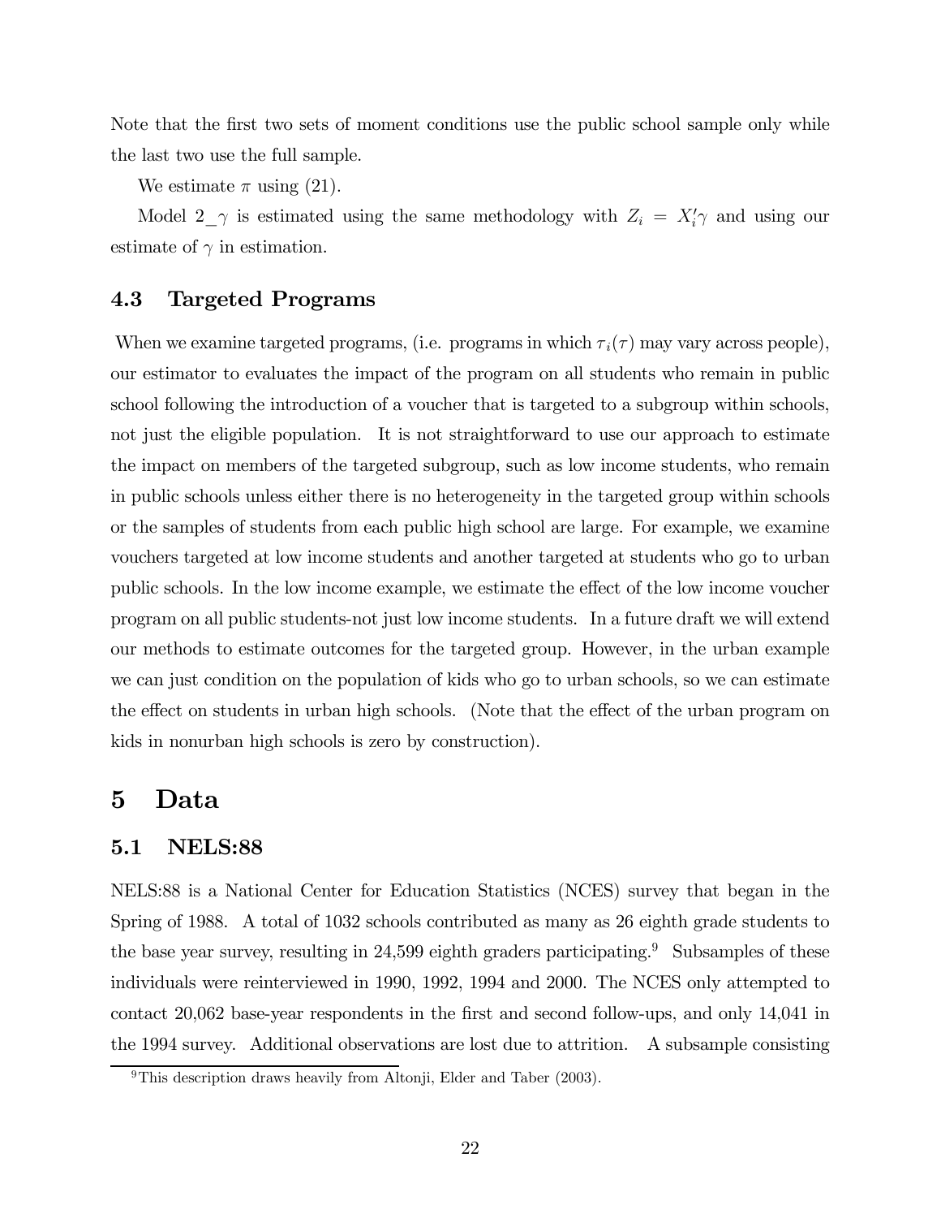Note that the first two sets of moment conditions use the public school sample only while the last two use the full sample.

We estimate $\pi$ using (21).

Model 2_$\gamma$ is estimated using the same methodology with $Z_i = X_i'\gamma$ and using our estimate of $\gamma$ in estimation.

### 4.3 Targeted Programs

When we examine targeted programs, (i.e. programs in which $\tau_i(\tau)$ may vary across people), our estimator to evaluates the impact of the program on all students who remain in public school following the introduction of a voucher that is targeted to a subgroup within schools, not just the eligible population. It is not straightforward to use our approach to estimate the impact on members of the targeted subgroup, such as low income students, who remain in public schools unless either there is no heterogeneity in the targeted group within schools or the samples of students from each public high school are large. For example, we examine vouchers targeted at low income students and another targeted at students who go to urban public schools. In the low income example, we estimate the effect of the low income voucher program on all public students-not just low income students. In a future draft we will extend our methods to estimate outcomes for the targeted group. However, in the urban example we can just condition on the population of kids who go to urban schools, so we can estimate the effect on students in urban high schools. (Note that the effect of the urban program on kids in nonurban high schools is zero by construction).

## 5 Data

### 5.1 NELS:88

NELS:88 is a National Center for Education Statistics (NCES) survey that began in the Spring of 1988. A total of 1032 schools contributed as many as 26 eighth grade students to the base year survey, resulting in 24,599 eighth graders participating.[9] Subsamples of these individuals were reinterviewed in 1990, 1992, 1994 and 2000. The NCES only attempted to contact 20,062 base-year respondents in the first and second follow-ups, and only 14,041 in the 1994 survey. Additional observations are lost due to attrition. A subsample consisting

[9] This description draws heavily from Altonji, Elder and Taber (2003).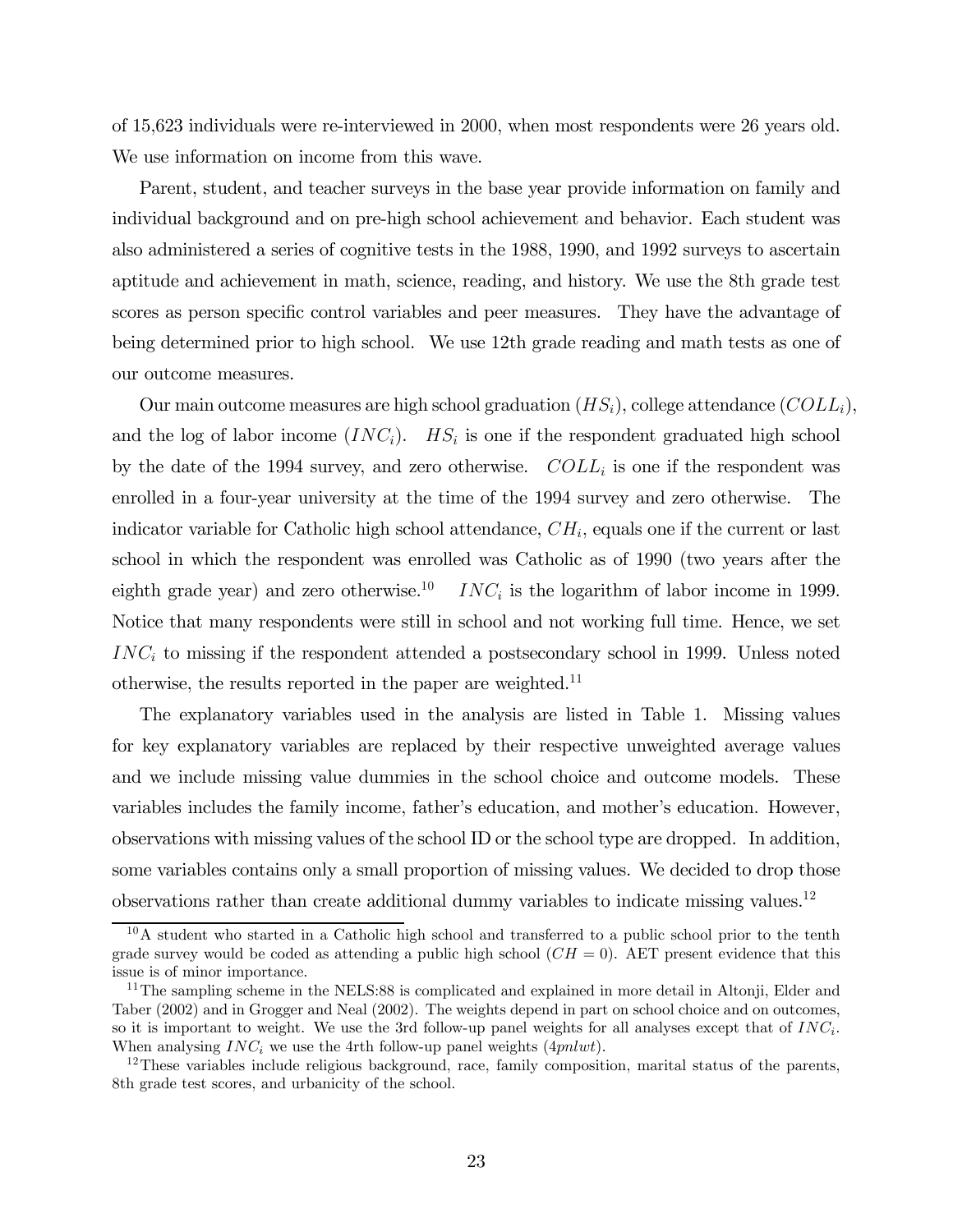of 15,623 individuals were re-interviewed in 2000, when most respondents were 26 years old. We use information on income from this wave.

Parent, student, and teacher surveys in the base year provide information on family and individual background and on pre-high school achievement and behavior. Each student was also administered a series of cognitive tests in the 1988, 1990, and 1992 surveys to ascertain aptitude and achievement in math, science, reading, and history. We use the 8th grade test scores as person specific control variables and peer measures. They have the advantage of being determined prior to high school. We use 12th grade reading and math tests as one of our outcome measures.

Our main outcome measures are high school graduation ($HS_i$), college attendance ($COLL_i$), and the log of labor income ($INC_i$). $HS_i$ is one if the respondent graduated high school by the date of the 1994 survey, and zero otherwise. $COLL_i$ is one if the respondent was enrolled in a four-year university at the time of the 1994 survey and zero otherwise. The indicator variable for Catholic high school attendance, $CH_i$, equals one if the current or last school in which the respondent was enrolled was Catholic as of 1990 (two years after the eighth grade year) and zero otherwise.[10] $INC_i$ is the logarithm of labor income in 1999. Notice that many respondents were still in school and not working full time. Hence, we set $INC_i$ to missing if the respondent attended a postsecondary school in 1999. Unless noted otherwise, the results reported in the paper are weighted.[11]

The explanatory variables used in the analysis are listed in Table 1. Missing values for key explanatory variables are replaced by their respective unweighted average values and we include missing value dummies in the school choice and outcome models. These variables includes the family income, father's education, and mother's education. However, observations with missing values of the school ID or the school type are dropped. In addition, some variables contains only a small proportion of missing values. We decided to drop those observations rather than create additional dummy variables to indicate missing values.[12]

---

[10] A student who started in a Catholic high school and transferred to a public school prior to the tenth grade survey would be coded as attending a public high school ($CH = 0$). AET present evidence that this issue is of minor importance.

[11] The sampling scheme in the NELS:88 is complicated and explained in more detail in Altonji, Elder and Taber (2002) and in Grogger and Neal (2002). The weights depend in part on school choice and on outcomes, so it is important to weight. We use the 3rd follow-up panel weights for all analyses except that of $INC_i$. When analysing $INC_i$ we use the 4rth follow-up panel weights (4*pnlwt*).

[12] These variables include religious background, race, family composition, marital status of the parents, 8th grade test scores, and urbanicity of the school.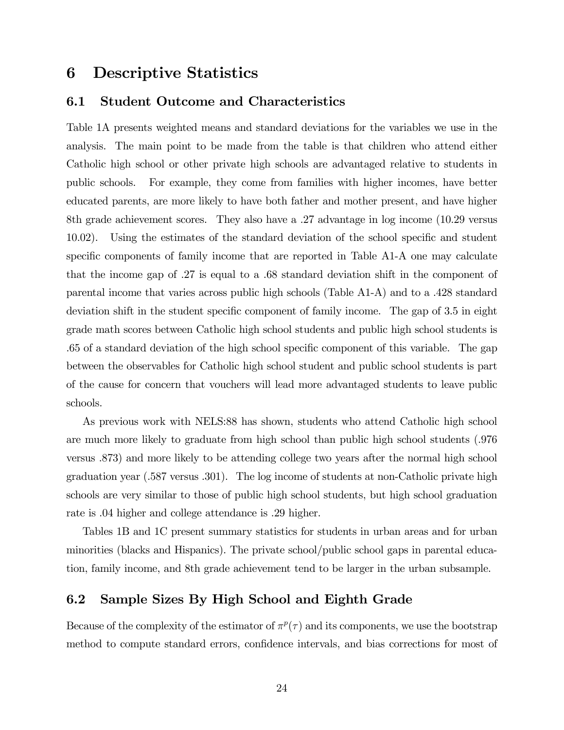# 6 Descriptive Statistics

## 6.1 Student Outcome and Characteristics

Table 1A presents weighted means and standard deviations for the variables we use in the analysis. The main point to be made from the table is that children who attend either Catholic high school or other private high schools are advantaged relative to students in public schools. For example, they come from families with higher incomes, have better educated parents, are more likely to have both father and mother present, and have higher 8th grade achievement scores. They also have a .27 advantage in log income (10.29 versus 10.02). Using the estimates of the standard deviation of the school specific and student specific components of family income that are reported in Table A1-A one may calculate that the income gap of .27 is equal to a .68 standard deviation shift in the component of parental income that varies across public high schools (Table A1-A) and to a .428 standard deviation shift in the student specific component of family income. The gap of 3.5 in eight grade math scores between Catholic high school students and public high school students is .65 of a standard deviation of the high school specific component of this variable. The gap between the observables for Catholic high school student and public school students is part of the cause for concern that vouchers will lead more advantaged students to leave public schools.

As previous work with NELS:88 has shown, students who attend Catholic high school are much more likely to graduate from high school than public high school students (.976 versus .873) and more likely to be attending college two years after the normal high school graduation year (.587 versus .301). The log income of students at non-Catholic private high schools are very similar to those of public high school students, but high school graduation rate is .04 higher and college attendance is .29 higher.

Tables 1B and 1C present summary statistics for students in urban areas and for urban minorities (blacks and Hispanics). The private school/public school gaps in parental education, family income, and 8th grade achievement tend to be larger in the urban subsample.

## 6.2 Sample Sizes By High School and Eighth Grade

Because of the complexity of the estimator of $\pi^p(\tau)$ and its components, we use the bootstrap method to compute standard errors, confidence intervals, and bias corrections for most of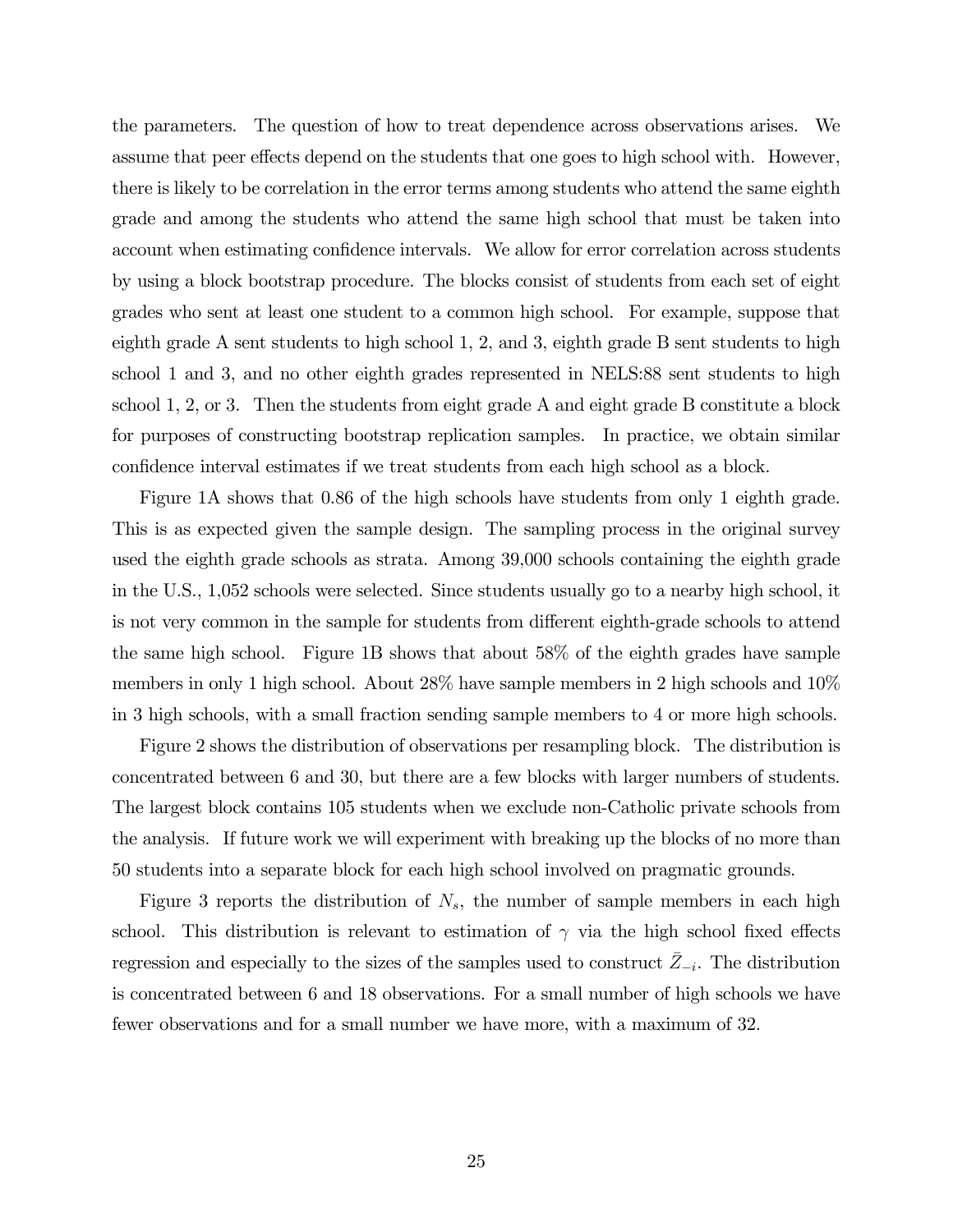the parameters. The question of how to treat dependence across observations arises. We assume that peer effects depend on the students that one goes to high school with. However, there is likely to be correlation in the error terms among students who attend the same eighth grade and among the students who attend the same high school that must be taken into account when estimating confidence intervals. We allow for error correlation across students by using a block bootstrap procedure. The blocks consist of students from each set of eight grades who sent at least one student to a common high school. For example, suppose that eighth grade A sent students to high school 1, 2, and 3, eighth grade B sent students to high school 1 and 3, and no other eighth grades represented in NELS:88 sent students to high school 1, 2, or 3. Then the students from eight grade A and eight grade B constitute a block for purposes of constructing bootstrap replication samples. In practice, we obtain similar confidence interval estimates if we treat students from each high school as a block.

Figure 1A shows that 0.86 of the high schools have students from only 1 eighth grade. This is as expected given the sample design. The sampling process in the original survey used the eighth grade schools as strata. Among 39,000 schools containing the eighth grade in the U.S., 1,052 schools were selected. Since students usually go to a nearby high school, it is not very common in the sample for students from different eighth-grade schools to attend the same high school. Figure 1B shows that about 58% of the eighth grades have sample members in only 1 high school. About 28% have sample members in 2 high schools and 10% in 3 high schools, with a small fraction sending sample members to 4 or more high schools.

Figure 2 shows the distribution of observations per resampling block. The distribution is concentrated between 6 and 30, but there are a few blocks with larger numbers of students. The largest block contains 105 students when we exclude non-Catholic private schools from the analysis. If future work we will experiment with breaking up the blocks of no more than 50 students into a separate block for each high school involved on pragmatic grounds.

Figure 3 reports the distribution of $N_s$, the number of sample members in each high school. This distribution is relevant to estimation of $\gamma$ via the high school fixed effects regression and especially to the sizes of the samples used to construct $\bar{Z}_{-i}$. The distribution is concentrated between 6 and 18 observations. For a small number of high schools we have fewer observations and for a small number we have more, with a maximum of 32.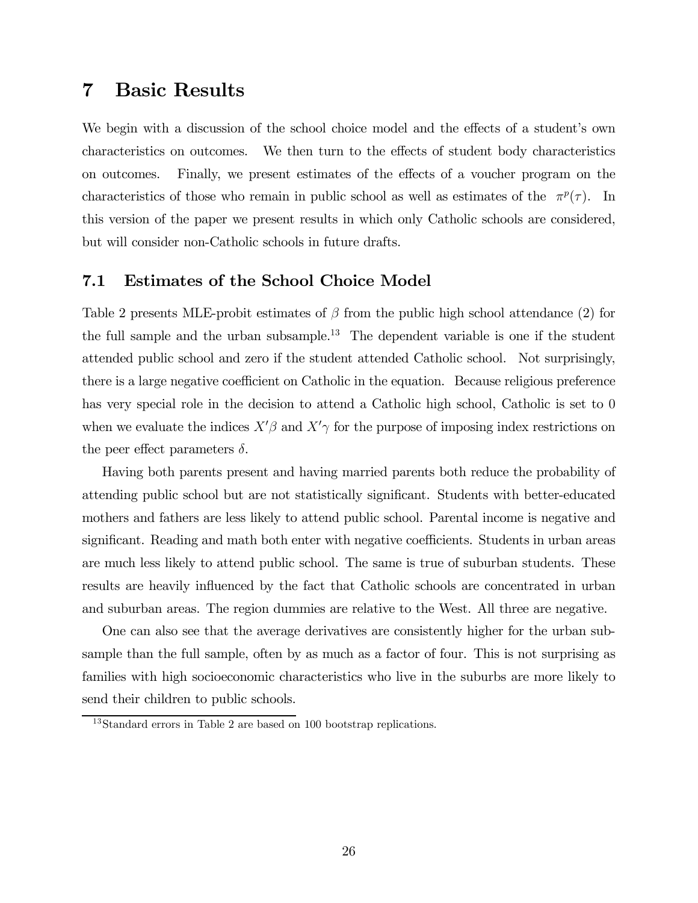# 7 Basic Results

We begin with a discussion of the school choice model and the effects of a student's own characteristics on outcomes. We then turn to the effects of student body characteristics on outcomes. Finally, we present estimates of the effects of a voucher program on the characteristics of those who remain in public school as well as estimates of the $\pi^p(\tau)$. In this version of the paper we present results in which only Catholic schools are considered, but will consider non-Catholic schools in future drafts.

## 7.1 Estimates of the School Choice Model

Table 2 presents MLE-probit estimates of $\beta$ from the public high school attendance (2) for the full sample and the urban subsample.[13] The dependent variable is one if the student attended public school and zero if the student attended Catholic school. Not surprisingly, there is a large negative coefficient on Catholic in the equation. Because religious preference has very special role in the decision to attend a Catholic high school, Catholic is set to 0 when we evaluate the indices $X'\beta$ and $X'\gamma$ for the purpose of imposing index restrictions on the peer effect parameters $\delta$.

Having both parents present and having married parents both reduce the probability of attending public school but are not statistically significant. Students with better-educated mothers and fathers are less likely to attend public school. Parental income is negative and significant. Reading and math both enter with negative coefficients. Students in urban areas are much less likely to attend public school. The same is true of suburban students. These results are heavily influenced by the fact that Catholic schools are concentrated in urban and suburban areas. The region dummies are relative to the West. All three are negative.

One can also see that the average derivatives are consistently higher for the urban subsample than the full sample, often by as much as a factor of four. This is not surprising as families with high socioeconomic characteristics who live in the suburbs are more likely to send their children to public schools.

[13] Standard errors in Table 2 are based on 100 bootstrap replications.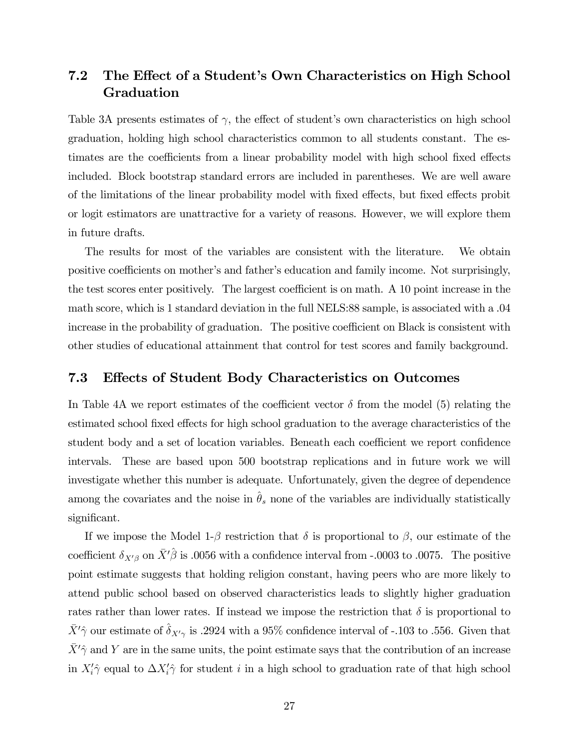## 7.2 The Effect of a Student's Own Characteristics on High School Graduation

Table 3A presents estimates of $\gamma$, the effect of student's own characteristics on high school graduation, holding high school characteristics common to all students constant. The estimates are the coefficients from a linear probability model with high school fixed effects included. Block bootstrap standard errors are included in parentheses. We are well aware of the limitations of the linear probability model with fixed effects, but fixed effects probit or logit estimators are unattractive for a variety of reasons. However, we will explore them in future drafts.

The results for most of the variables are consistent with the literature. We obtain positive coefficients on mother's and father's education and family income. Not surprisingly, the test scores enter positively. The largest coefficient is on math. A 10 point increase in the math score, which is 1 standard deviation in the full NELS:88 sample, is associated with a .04 increase in the probability of graduation. The positive coefficient on Black is consistent with other studies of educational attainment that control for test scores and family background.

## 7.3 Effects of Student Body Characteristics on Outcomes

In Table 4A we report estimates of the coefficient vector $\delta$ from the model (5) relating the estimated school fixed effects for high school graduation to the average characteristics of the student body and a set of location variables. Beneath each coefficient we report confidence intervals. These are based upon 500 bootstrap replications and in future work we will investigate whether this number is adequate. Unfortunately, given the degree of dependence among the covariates and the noise in $\hat{\theta}_s$ none of the variables are individually statistically significant.

If we impose the Model 1-$\beta$ restriction that $\delta$ is proportional to $\beta$, our estimate of the coefficient $\delta_{X'\beta}$ on $\bar{X}'\hat{\beta}$ is .0056 with a confidence interval from -.0003 to .0075. The positive point estimate suggests that holding religion constant, having peers who are more likely to attend public school based on observed characteristics leads to slightly higher graduation rates rather than lower rates. If instead we impose the restriction that $\delta$ is proportional to $\bar{X}'\hat{\gamma}$ our estimate of $\hat{\delta}_{X'\gamma}$ is .2924 with a 95% confidence interval of -.103 to .556. Given that $\bar{X}'\hat{\gamma}$ and $Y$ are in the same units, the point estimate says that the contribution of an increase in $X_i'\hat{\gamma}$ equal to $\Delta X_i'\hat{\gamma}$ for student $i$ in a high school to graduation rate of that high school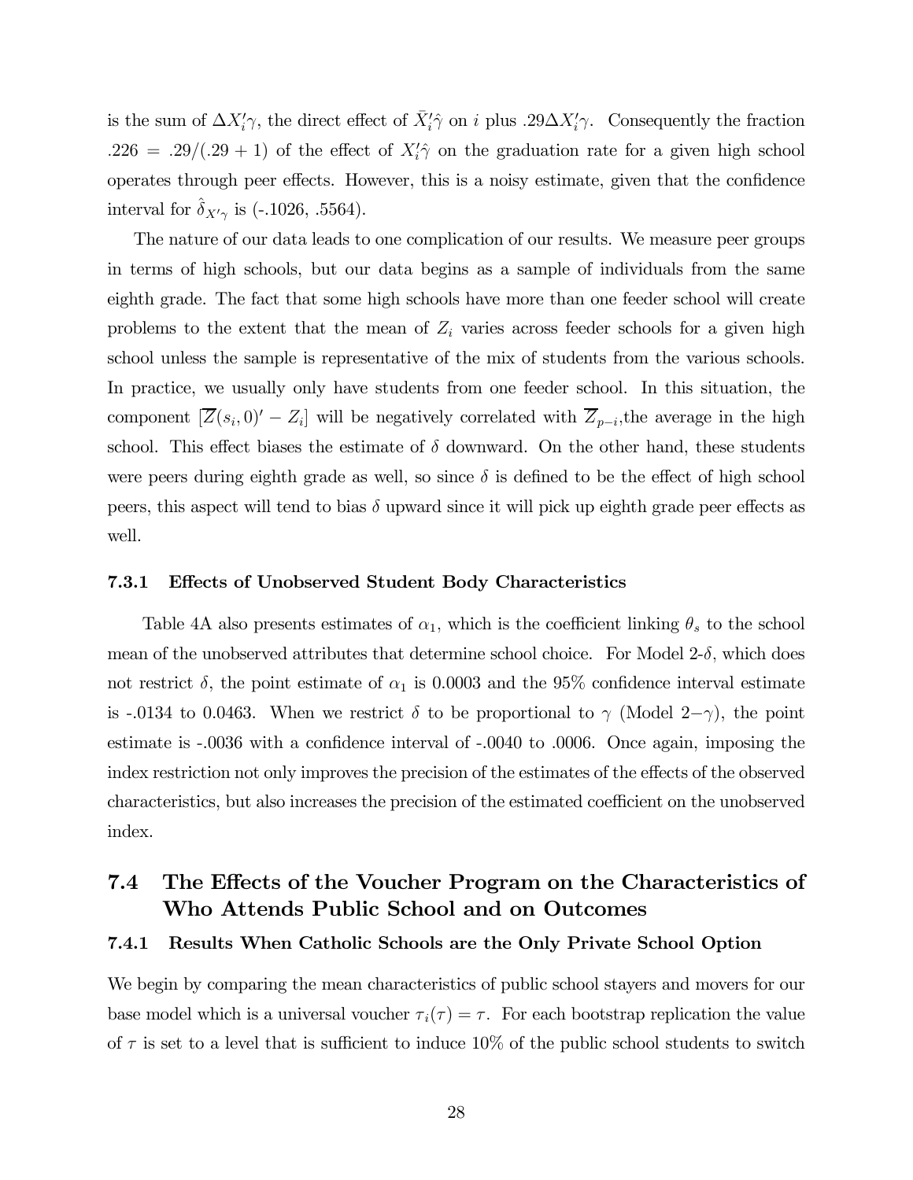is the sum of $\Delta X_i'\gamma$, the direct effect of $\bar{X}_i'\hat{\gamma}$ on $i$ plus $.29\Delta X_i'\gamma$. Consequently the fraction $.226 = .29/(.29+1)$ of the effect of $X_i'\hat{\gamma}$ on the graduation rate for a given high school operates through peer effects. However, this is a noisy estimate, given that the confidence interval for $\hat{\delta}_{X'\gamma}$ is (-.1026, .5564).

The nature of our data leads to one complication of our results. We measure peer groups in terms of high schools, but our data begins as a sample of individuals from the same eighth grade. The fact that some high schools have more than one feeder school will create problems to the extent that the mean of $Z_i$ varies across feeder schools for a given high school unless the sample is representative of the mix of students from the various schools. In practice, we usually only have students from one feeder school. In this situation, the component $[\overline{Z}(s_i, 0)' - Z_i]$ will be negatively correlated with $\overline{Z}_{p-i}$,the average in the high school. This effect biases the estimate of $\delta$ downward. On the other hand, these students were peers during eighth grade as well, so since $\delta$ is defined to be the effect of high school peers, this aspect will tend to bias $\delta$ upward since it will pick up eighth grade peer effects as well.

### 7.3.1 Effects of Unobserved Student Body Characteristics

Table 4A also presents estimates of $\alpha_1$, which is the coefficient linking $\theta_s$ to the school mean of the unobserved attributes that determine school choice. For Model 2-$\delta$, which does not restrict $\delta$, the point estimate of $\alpha_1$ is 0.0003 and the 95% confidence interval estimate is -.0134 to 0.0463. When we restrict $\delta$ to be proportional to $\gamma$ (Model 2$-\gamma$), the point estimate is -.0036 with a confidence interval of -.0040 to .0006. Once again, imposing the index restriction not only improves the precision of the estimates of the effects of the observed characteristics, but also increases the precision of the estimated coefficient on the unobserved index.

## 7.4 The Effects of the Voucher Program on the Characteristics of Who Attends Public School and on Outcomes

### 7.4.1 Results When Catholic Schools are the Only Private School Option

We begin by comparing the mean characteristics of public school stayers and movers for our base model which is a universal voucher $\tau_i(\tau) = \tau$. For each bootstrap replication the value of $\tau$ is set to a level that is sufficient to induce 10% of the public school students to switch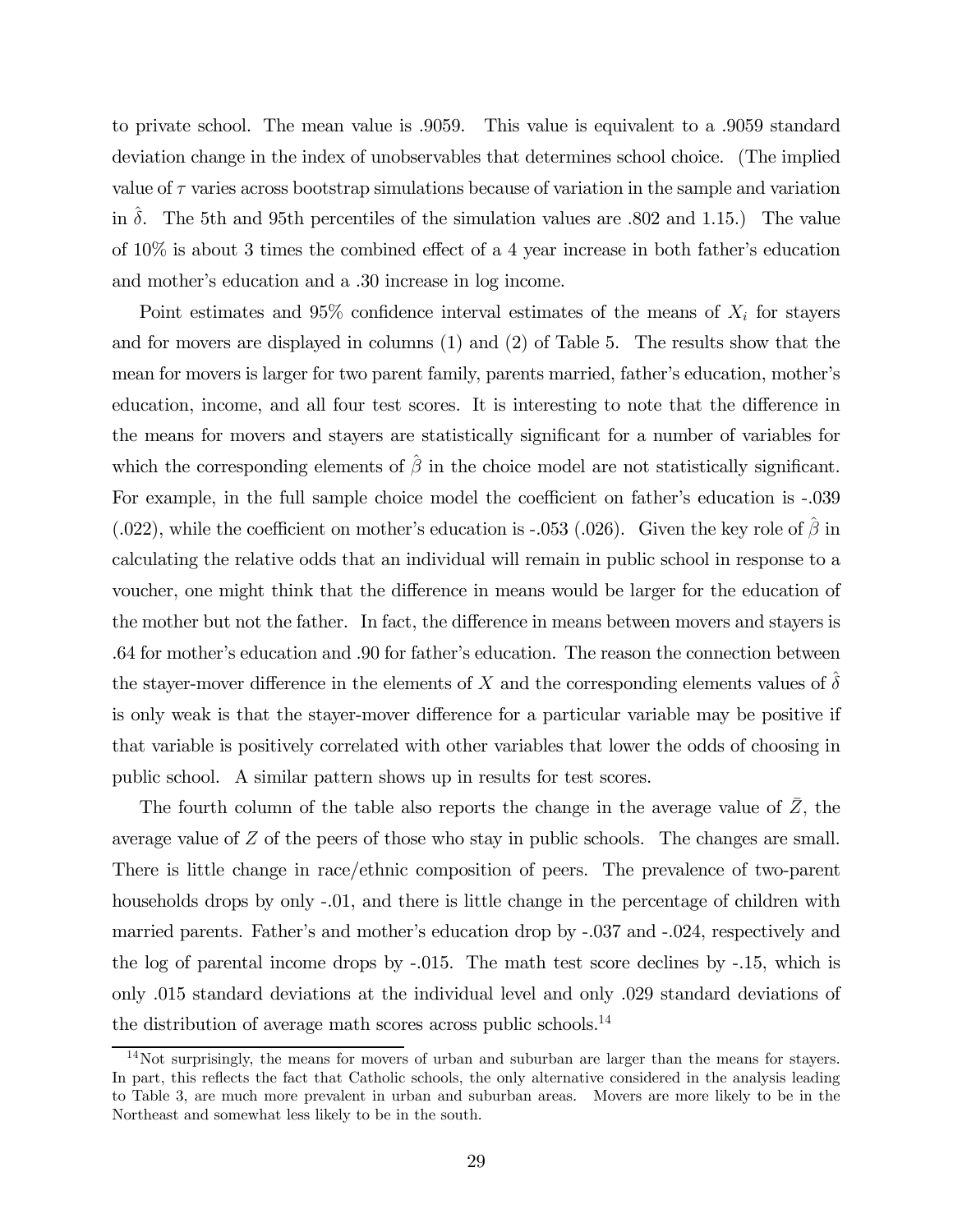to private school. The mean value is .9059. This value is equivalent to a .9059 standard deviation change in the index of unobservables that determines school choice. (The implied value of $\tau$ varies across bootstrap simulations because of variation in the sample and variation in $\hat{\delta}$. The 5th and 95th percentiles of the simulation values are .802 and 1.15.) The value of 10% is about 3 times the combined effect of a 4 year increase in both father's education and mother's education and a .30 increase in log income.

Point estimates and 95% confidence interval estimates of the means of $X_i$ for stayers and for movers are displayed in columns (1) and (2) of Table 5. The results show that the mean for movers is larger for two parent family, parents married, father's education, mother's education, income, and all four test scores. It is interesting to note that the difference in the means for movers and stayers are statistically significant for a number of variables for which the corresponding elements of $\hat{\beta}$ in the choice model are not statistically significant. For example, in the full sample choice model the coefficient on father's education is -.039 (.022), while the coefficient on mother's education is -.053 (.026). Given the key role of $\hat{\beta}$ in calculating the relative odds that an individual will remain in public school in response to a voucher, one might think that the difference in means would be larger for the education of the mother but not the father. In fact, the difference in means between movers and stayers is .64 for mother's education and .90 for father's education. The reason the connection between the stayer-mover difference in the elements of $X$ and the corresponding elements values of $\hat{\delta}$ is only weak is that the stayer-mover difference for a particular variable may be positive if that variable is positively correlated with other variables that lower the odds of choosing in public school. A similar pattern shows up in results for test scores.

The fourth column of the table also reports the change in the average value of $\bar{Z}$, the average value of $Z$ of the peers of those who stay in public schools. The changes are small. There is little change in race/ethnic composition of peers. The prevalence of two-parent households drops by only -.01, and there is little change in the percentage of children with married parents. Father's and mother's education drop by -.037 and -.024, respectively and the log of parental income drops by -.015. The math test score declines by -.15, which is only .015 standard deviations at the individual level and only .029 standard deviations of the distribution of average math scores across public schools.[14]

[14]Not surprisingly, the means for movers of urban and suburban are larger than the means for stayers. In part, this reflects the fact that Catholic schools, the only alternative considered in the analysis leading to Table 3, are much more prevalent in urban and suburban areas. Movers are more likely to be in the Northeast and somewhat less likely to be in the south.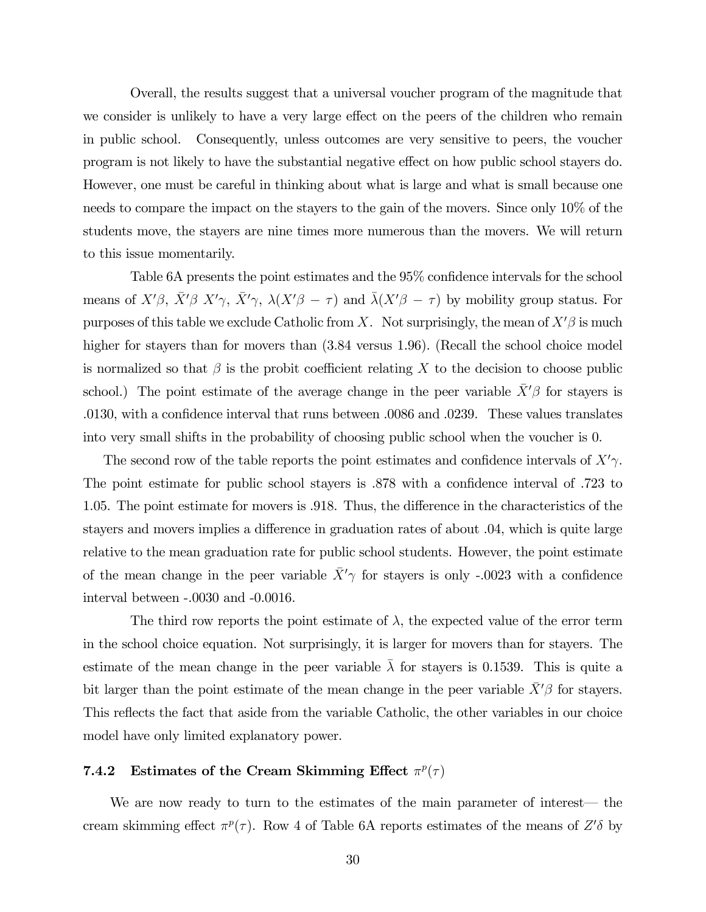Overall, the results suggest that a universal voucher program of the magnitude that we consider is unlikely to have a very large effect on the peers of the children who remain in public school. Consequently, unless outcomes are very sensitive to peers, the voucher program is not likely to have the substantial negative effect on how public school stayers do. However, one must be careful in thinking about what is large and what is small because one needs to compare the impact on the stayers to the gain of the movers. Since only 10% of the students move, the stayers are nine times more numerous than the movers. We will return to this issue momentarily.

Table 6A presents the point estimates and the 95% confidence intervals for the school means of $X'\beta$, $\bar{X}'\beta$ $X'\gamma$, $\bar{X}'\gamma$, $\lambda(X'\beta - \tau)$ and $\bar{\lambda}(X'\beta - \tau)$ by mobility group status. For purposes of this table we exclude Catholic from $X$. Not surprisingly, the mean of $X'\beta$ is much higher for stayers than for movers than (3.84 versus 1.96). (Recall the school choice model is normalized so that $\beta$ is the probit coefficient relating $X$ to the decision to choose public school.) The point estimate of the average change in the peer variable $\bar{X}'\beta$ for stayers is .0130, with a confidence interval that runs between .0086 and .0239. These values translates into very small shifts in the probability of choosing public school when the voucher is 0.

The second row of the table reports the point estimates and confidence intervals of $X'\gamma$. The point estimate for public school stayers is .878 with a confidence interval of .723 to 1.05. The point estimate for movers is .918. Thus, the difference in the characteristics of the stayers and movers implies a difference in graduation rates of about .04, which is quite large relative to the mean graduation rate for public school students. However, the point estimate of the mean change in the peer variable $\bar{X}'\gamma$ for stayers is only -.0023 with a confidence interval between -.0030 and -0.0016.

The third row reports the point estimate of $\lambda$, the expected value of the error term in the school choice equation. Not surprisingly, it is larger for movers than for stayers. The estimate of the mean change in the peer variable $\bar{\lambda}$ for stayers is 0.1539. This is quite a bit larger than the point estimate of the mean change in the peer variable $\bar{X}'\beta$ for stayers. This reflects the fact that aside from the variable Catholic, the other variables in our choice model have only limited explanatory power.

### 7.4.2 Estimates of the Cream Skimming Effect $\pi^p(\tau)$

We are now ready to turn to the estimates of the main parameter of interest— the cream skimming effect $\pi^p(\tau)$. Row 4 of Table 6A reports estimates of the means of $Z'\delta$ by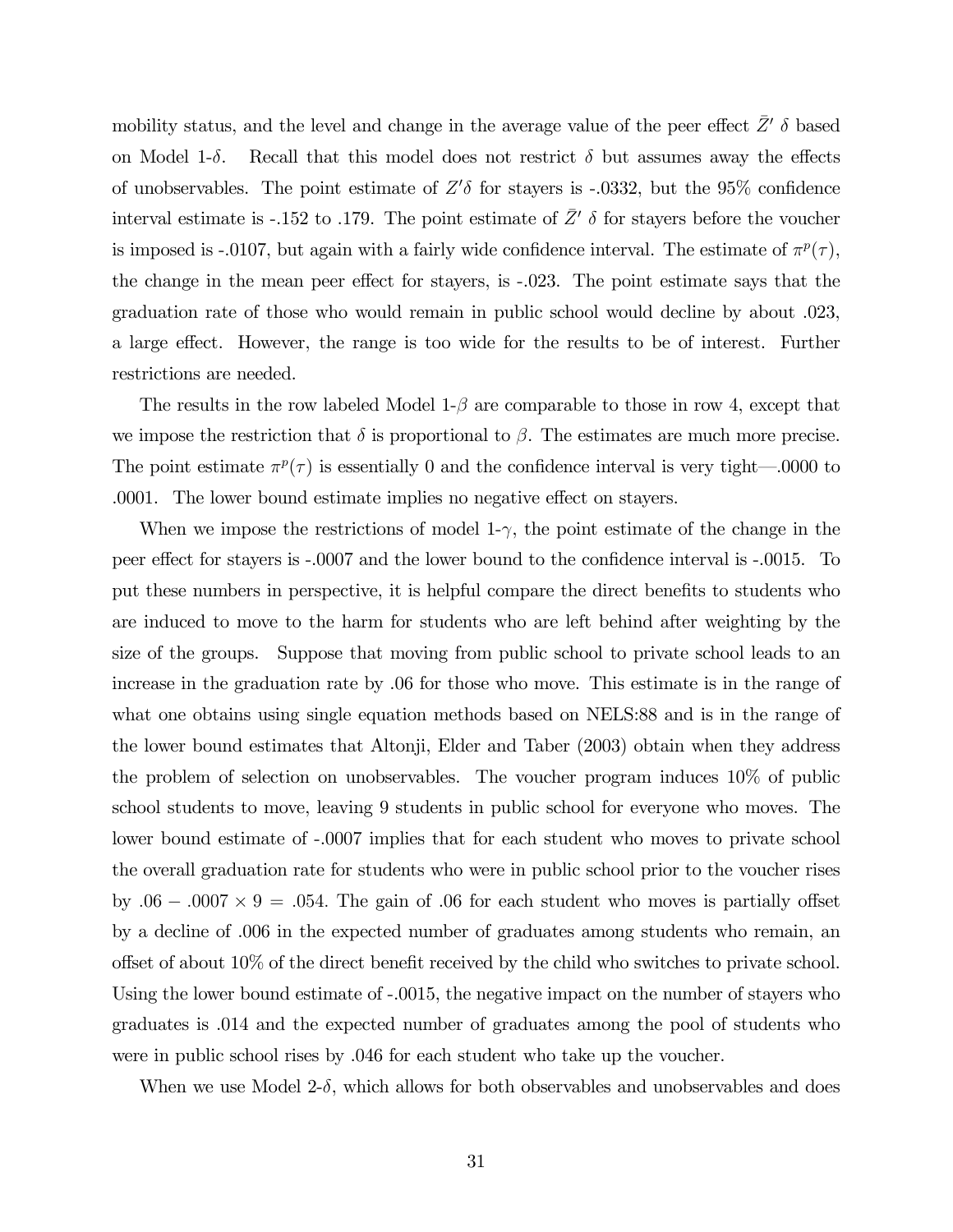mobility status, and the level and change in the average value of the peer effect $\bar{Z}'\ \delta$ based on Model 1-$\delta$. Recall that this model does not restrict $\delta$ but assumes away the effects of unobservables. The point estimate of $Z'\delta$ for stayers is -.0332, but the 95% confidence interval estimate is -.152 to .179. The point estimate of $\bar{Z}'\ \delta$ for stayers before the voucher is imposed is -.0107, but again with a fairly wide confidence interval. The estimate of $\pi^p(\tau)$, the change in the mean peer effect for stayers, is -.023. The point estimate says that the graduation rate of those who would remain in public school would decline by about .023, a large effect. However, the range is too wide for the results to be of interest. Further restrictions are needed.

The results in the row labeled Model 1-$\beta$ are comparable to those in row 4, except that we impose the restriction that $\delta$ is proportional to $\beta$. The estimates are much more precise. The point estimate $\pi^p(\tau)$ is essentially 0 and the confidence interval is very tight—.0000 to .0001. The lower bound estimate implies no negative effect on stayers.

When we impose the restrictions of model 1-$\gamma$, the point estimate of the change in the peer effect for stayers is -.0007 and the lower bound to the confidence interval is -.0015. To put these numbers in perspective, it is helpful compare the direct benefits to students who are induced to move to the harm for students who are left behind after weighting by the size of the groups. Suppose that moving from public school to private school leads to an increase in the graduation rate by .06 for those who move. This estimate is in the range of what one obtains using single equation methods based on NELS:88 and is in the range of the lower bound estimates that Altonji, Elder and Taber (2003) obtain when they address the problem of selection on unobservables. The voucher program induces 10% of public school students to move, leaving 9 students in public school for everyone who moves. The lower bound estimate of -.0007 implies that for each student who moves to private school the overall graduation rate for students who were in public school prior to the voucher rises by $.06 - .0007 \times 9 = .054$. The gain of .06 for each student who moves is partially offset by a decline of .006 in the expected number of graduates among students who remain, an offset of about 10% of the direct benefit received by the child who switches to private school. Using the lower bound estimate of -.0015, the negative impact on the number of stayers who graduates is .014 and the expected number of graduates among the pool of students who were in public school rises by .046 for each student who take up the voucher.

When we use Model 2-$\delta$, which allows for both observables and unobservables and does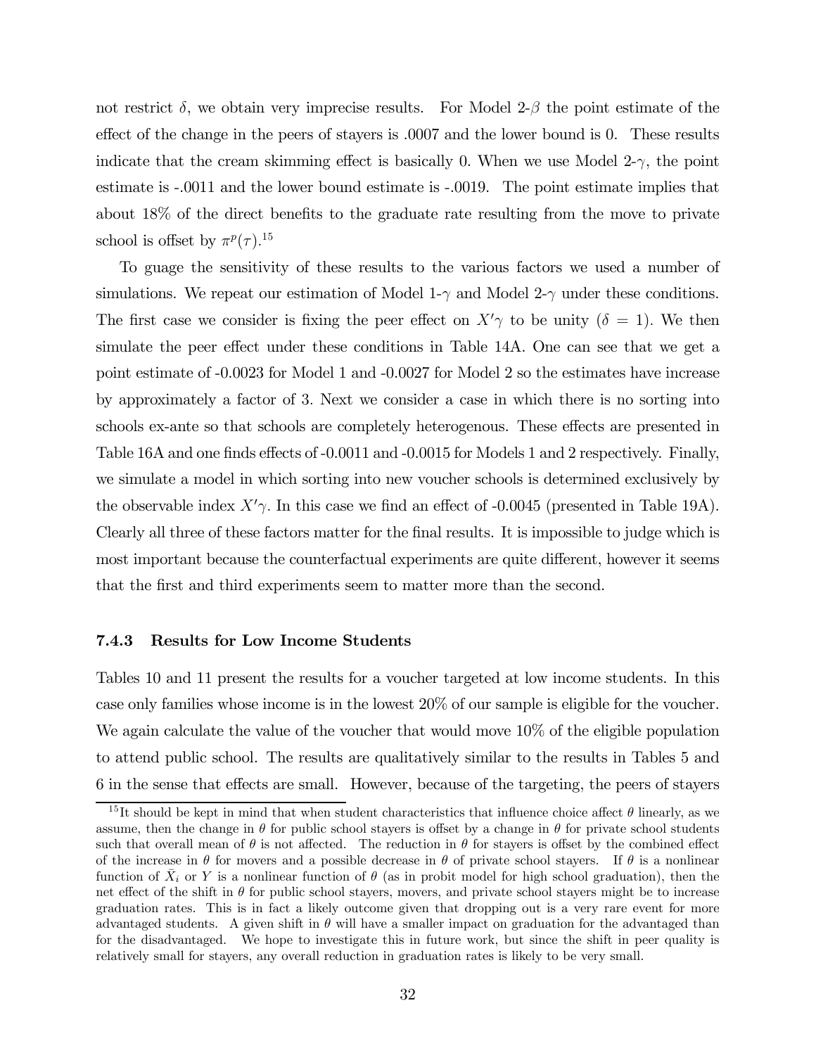not restrict $\delta$, we obtain very imprecise results. For Model 2-$\beta$ the point estimate of the effect of the change in the peers of stayers is .0007 and the lower bound is 0. These results indicate that the cream skimming effect is basically 0. When we use Model 2-$\gamma$, the point estimate is -.0011 and the lower bound estimate is -.0019. The point estimate implies that about 18% of the direct benefits to the graduate rate resulting from the move to private school is offset by $\pi^p(\tau)$.[15]

To guage the sensitivity of these results to the various factors we used a number of simulations. We repeat our estimation of Model 1-$\gamma$ and Model 2-$\gamma$ under these conditions. The first case we consider is fixing the peer effect on $X'\gamma$ to be unity ($\delta = 1$). We then simulate the peer effect under these conditions in Table 14A. One can see that we get a point estimate of -0.0023 for Model 1 and -0.0027 for Model 2 so the estimates have increase by approximately a factor of 3. Next we consider a case in which there is no sorting into schools ex-ante so that schools are completely heterogenous. These effects are presented in Table 16A and one finds effects of -0.0011 and -0.0015 for Models 1 and 2 respectively. Finally, we simulate a model in which sorting into new voucher schools is determined exclusively by the observable index $X'\gamma$. In this case we find an effect of -0.0045 (presented in Table 19A). Clearly all three of these factors matter for the final results. It is impossible to judge which is most important because the counterfactual experiments are quite different, however it seems that the first and third experiments seem to matter more than the second.

### 7.4.3 Results for Low Income Students

Tables 10 and 11 present the results for a voucher targeted at low income students. In this case only families whose income is in the lowest 20% of our sample is eligible for the voucher. We again calculate the value of the voucher that would move 10% of the eligible population to attend public school. The results are qualitatively similar to the results in Tables 5 and 6 in the sense that effects are small. However, because of the targeting, the peers of stayers

[15] It should be kept in mind that when student characteristics that influence choice affect $\theta$ linearly, as we assume, then the change in $\theta$ for public school stayers is offset by a change in $\theta$ for private school students such that overall mean of $\theta$ is not affected. The reduction in $\theta$ for stayers is offset by the combined effect of the increase in $\theta$ for movers and a possible decrease in $\theta$ of private school stayers. If $\theta$ is a nonlinear function of $\bar{X}_i$ or $Y$ is a nonlinear function of $\theta$ (as in probit model for high school graduation), then the net effect of the shift in $\theta$ for public school stayers, movers, and private school stayers might be to increase graduation rates. This is in fact a likely outcome given that dropping out is a very rare event for more advantaged students. A given shift in $\theta$ will have a smaller impact on graduation for the advantaged than for the disadvantaged. We hope to investigate this in future work, but since the shift in peer quality is relatively small for stayers, any overall reduction in graduation rates is likely to be very small.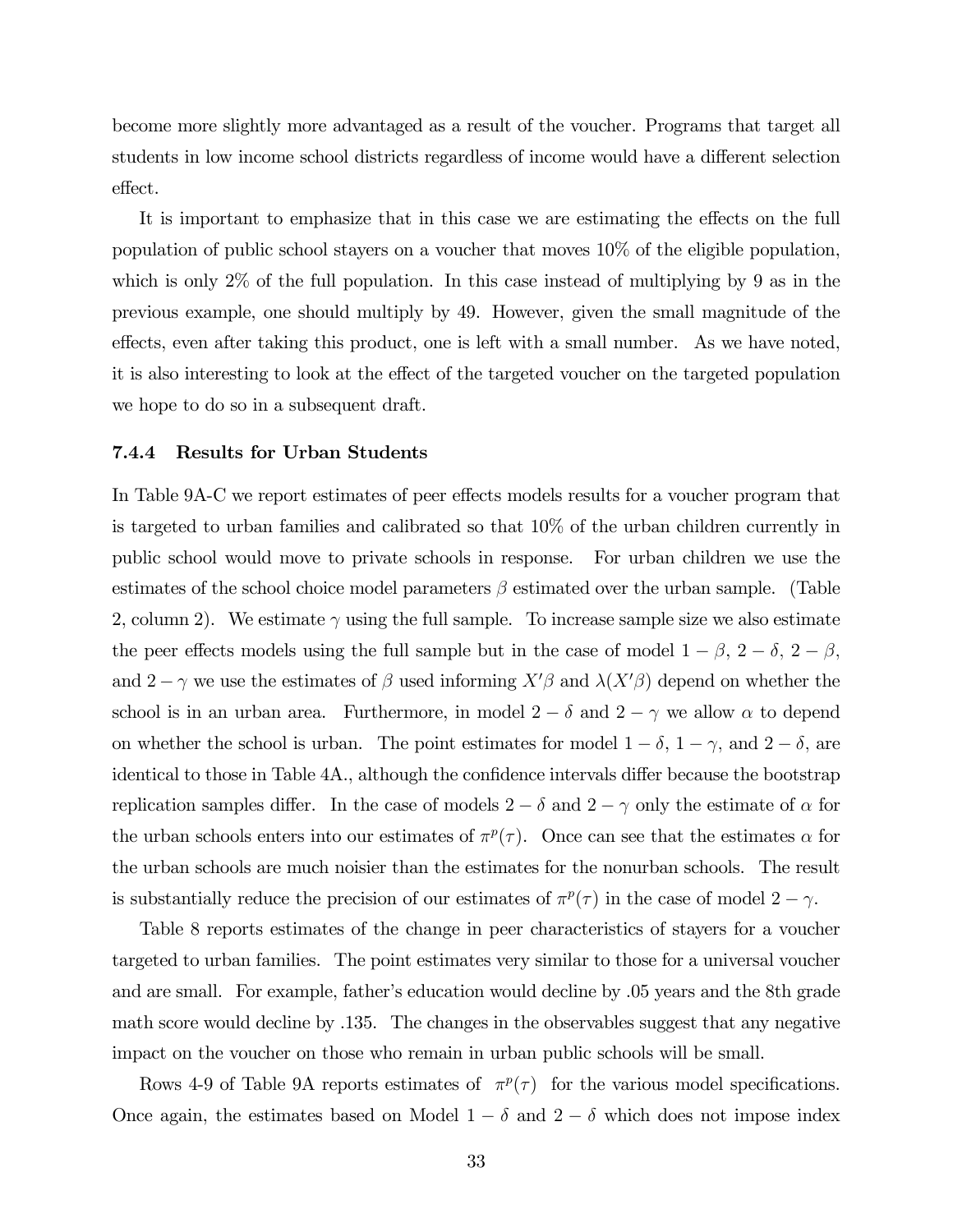become more slightly more advantaged as a result of the voucher. Programs that target all students in low income school districts regardless of income would have a different selection effect.

It is important to emphasize that in this case we are estimating the effects on the full population of public school stayers on a voucher that moves 10% of the eligible population, which is only 2% of the full population. In this case instead of multiplying by 9 as in the previous example, one should multiply by 49. However, given the small magnitude of the effects, even after taking this product, one is left with a small number. As we have noted, it is also interesting to look at the effect of the targeted voucher on the targeted population we hope to do so in a subsequent draft.

#### 7.4.4 Results for Urban Students

In Table 9A-C we report estimates of peer effects models results for a voucher program that is targeted to urban families and calibrated so that 10% of the urban children currently in public school would move to private schools in response. For urban children we use the estimates of the school choice model parameters $\beta$ estimated over the urban sample. (Table 2, column 2). We estimate $\gamma$ using the full sample. To increase sample size we also estimate the peer effects models using the full sample but in the case of model $1-\beta$, $2-\delta$, $2-\beta$, and $2-\gamma$ we use the estimates of $\beta$ used informing $X'\beta$ and $\lambda(X'\beta)$ depend on whether the school is in an urban area. Furthermore, in model $2-\delta$ and $2-\gamma$ we allow $\alpha$ to depend on whether the school is urban. The point estimates for model $1-\delta$, $1-\gamma$, and $2-\delta$, are identical to those in Table 4A., although the confidence intervals differ because the bootstrap replication samples differ. In the case of models $2-\delta$ and $2-\gamma$ only the estimate of $\alpha$ for the urban schools enters into our estimates of $\pi^p(\tau)$. Once can see that the estimates $\alpha$ for the urban schools are much noisier than the estimates for the nonurban schools. The result is substantially reduce the precision of our estimates of $\pi^p(\tau)$ in the case of model $2-\gamma$.

Table 8 reports estimates of the change in peer characteristics of stayers for a voucher targeted to urban families. The point estimates very similar to those for a universal voucher and are small. For example, father's education would decline by .05 years and the 8th grade math score would decline by .135. The changes in the observables suggest that any negative impact on the voucher on those who remain in urban public schools will be small.

Rows 4-9 of Table 9A reports estimates of $\pi^p(\tau)$ for the various model specifications. Once again, the estimates based on Model $1-\delta$ and $2-\delta$ which does not impose index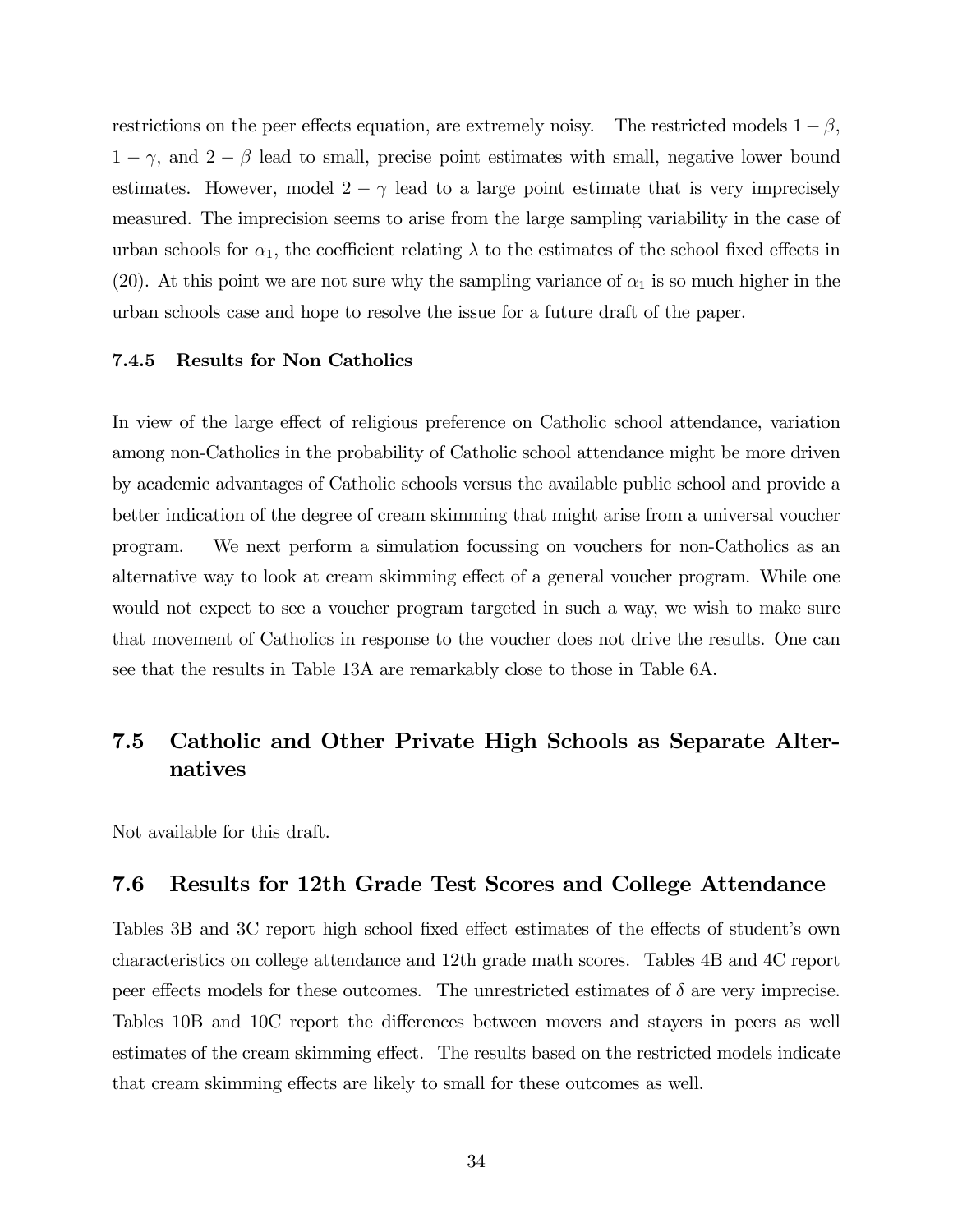restrictions on the peer effects equation, are extremely noisy. The restricted models $1-\beta$, $1-\gamma$, and $2-\beta$ lead to small, precise point estimates with small, negative lower bound estimates. However, model $2-\gamma$ lead to a large point estimate that is very imprecisely measured. The imprecision seems to arise from the large sampling variability in the case of urban schools for $\alpha_1$, the coefficient relating $\lambda$ to the estimates of the school fixed effects in (20). At this point we are not sure why the sampling variance of $\alpha_1$ is so much higher in the urban schools case and hope to resolve the issue for a future draft of the paper.

#### 7.4.5 Results for Non Catholics

In view of the large effect of religious preference on Catholic school attendance, variation among non-Catholics in the probability of Catholic school attendance might be more driven by academic advantages of Catholic schools versus the available public school and provide a better indication of the degree of cream skimming that might arise from a universal voucher program. We next perform a simulation focussing on vouchers for non-Catholics as an alternative way to look at cream skimming effect of a general voucher program. While one would not expect to see a voucher program targeted in such a way, we wish to make sure that movement of Catholics in response to the voucher does not drive the results. One can see that the results in Table 13A are remarkably close to those in Table 6A.

## 7.5 Catholic and Other Private High Schools as Separate Alternatives

Not available for this draft.

## 7.6 Results for 12th Grade Test Scores and College Attendance

Tables 3B and 3C report high school fixed effect estimates of the effects of student's own characteristics on college attendance and 12th grade math scores. Tables 4B and 4C report peer effects models for these outcomes. The unrestricted estimates of $\delta$ are very imprecise. Tables 10B and 10C report the differences between movers and stayers in peers as well estimates of the cream skimming effect. The results based on the restricted models indicate that cream skimming effects are likely to small for these outcomes as well.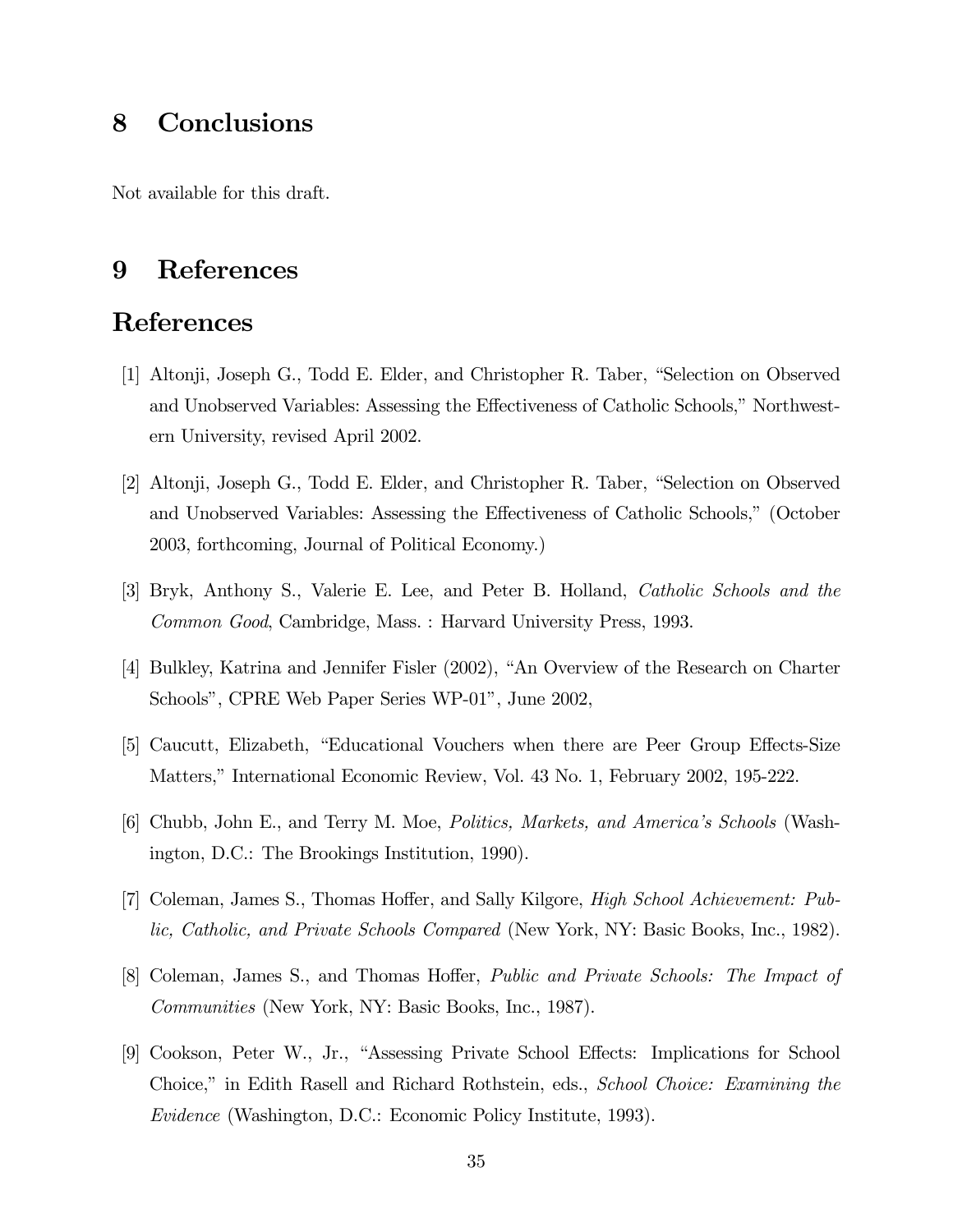## 8 Conclusions

Not available for this draft.

## 9 References

## References

[1] Altonji, Joseph G., Todd E. Elder, and Christopher R. Taber, "Selection on Observed and Unobserved Variables: Assessing the Effectiveness of Catholic Schools," Northwestern University, revised April 2002.

[2] Altonji, Joseph G., Todd E. Elder, and Christopher R. Taber, "Selection on Observed and Unobserved Variables: Assessing the Effectiveness of Catholic Schools," (October 2003, forthcoming, Journal of Political Economy.)

[3] Bryk, Anthony S., Valerie E. Lee, and Peter B. Holland, *Catholic Schools and the Common Good*, Cambridge, Mass. : Harvard University Press, 1993.

[4] Bulkley, Katrina and Jennifer Fisler (2002), "An Overview of the Research on Charter Schools", CPRE Web Paper Series WP-01", June 2002,

[5] Caucutt, Elizabeth, "Educational Vouchers when there are Peer Group Effects-Size Matters," International Economic Review, Vol. 43 No. 1, February 2002, 195-222.

[6] Chubb, John E., and Terry M. Moe, *Politics, Markets, and America's Schools* (Washington, D.C.: The Brookings Institution, 1990).

[7] Coleman, James S., Thomas Hoffer, and Sally Kilgore, *High School Achievement: Public, Catholic, and Private Schools Compared* (New York, NY: Basic Books, Inc., 1982).

[8] Coleman, James S., and Thomas Hoffer, *Public and Private Schools: The Impact of Communities* (New York, NY: Basic Books, Inc., 1987).

[9] Cookson, Peter W., Jr., "Assessing Private School Effects: Implications for School Choice," in Edith Rasell and Richard Rothstein, eds., *School Choice: Examining the Evidence* (Washington, D.C.: Economic Policy Institute, 1993).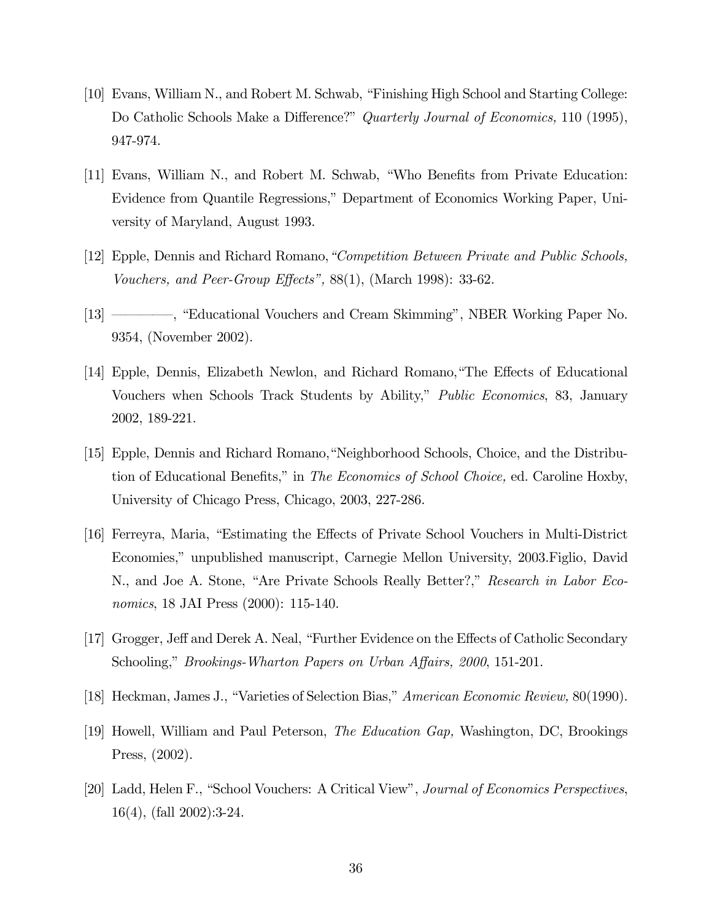[10] Evans, William N., and Robert M. Schwab, "Finishing High School and Starting College: Do Catholic Schools Make a Difference?" *Quarterly Journal of Economics,* 110 (1995), 947-974.

[11] Evans, William N., and Robert M. Schwab, "Who Benefits from Private Education: Evidence from Quantile Regressions," Department of Economics Working Paper, University of Maryland, August 1993.

[12] Epple, Dennis and Richard Romano,*"Competition Between Private and Public Schools, Vouchers, and Peer-Group Effects",* 88(1), (March 1998): 33-62.

[13] ————, "Educational Vouchers and Cream Skimming", NBER Working Paper No. 9354, (November 2002).

[14] Epple, Dennis, Elizabeth Newlon, and Richard Romano,"The Effects of Educational Vouchers when Schools Track Students by Ability," *Public Economics*, 83, January 2002, 189-221.

[15] Epple, Dennis and Richard Romano,"Neighborhood Schools, Choice, and the Distribution of Educational Benefits," in *The Economics of School Choice,* ed. Caroline Hoxby, University of Chicago Press, Chicago, 2003, 227-286.

[16] Ferreyra, Maria, "Estimating the Effects of Private School Vouchers in Multi-District Economies," unpublished manuscript, Carnegie Mellon University, 2003.Figlio, David N., and Joe A. Stone, "Are Private Schools Really Better?," *Research in Labor Economics*, 18 JAI Press (2000): 115-140.

[17] Grogger, Jeff and Derek A. Neal, "Further Evidence on the Effects of Catholic Secondary Schooling," *Brookings-Wharton Papers on Urban Affairs, 2000*, 151-201.

[18] Heckman, James J., "Varieties of Selection Bias," *American Economic Review,* 80(1990).

[19] Howell, William and Paul Peterson, *The Education Gap,* Washington, DC, Brookings Press, (2002).

[20] Ladd, Helen F., "School Vouchers: A Critical View", *Journal of Economics Perspectives*, 16(4), (fall 2002):3-24.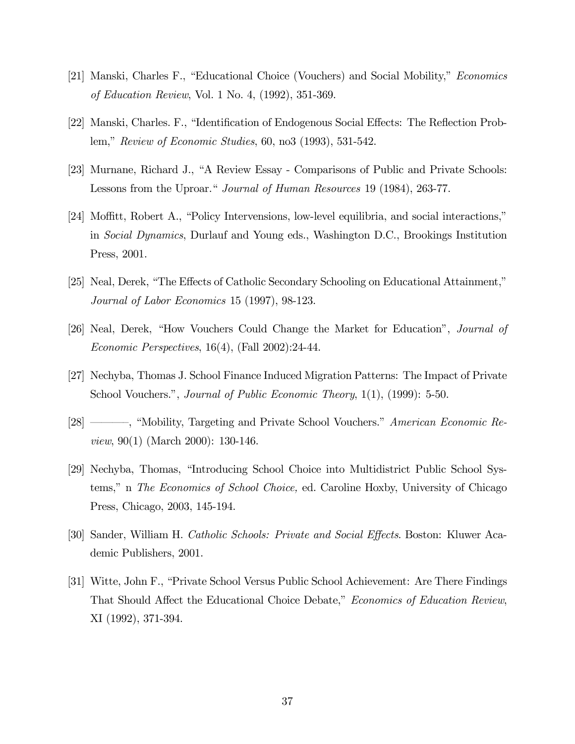[21] Manski, Charles F., "Educational Choice (Vouchers) and Social Mobility," *Economics of Education Review*, Vol. 1 No. 4, (1992), 351-369.

[22] Manski, Charles. F., "Identification of Endogenous Social Effects: The Reflection Problem," *Review of Economic Studies*, 60, no3 (1993), 531-542.

[23] Murnane, Richard J., "A Review Essay - Comparisons of Public and Private Schools: Lessons from the Uproar." *Journal of Human Resources* 19 (1984), 263-77.

[24] Moffitt, Robert A., "Policy Intervensions, low-level equilibria, and social interactions," in *Social Dynamics*, Durlauf and Young eds., Washington D.C., Brookings Institution Press, 2001.

[25] Neal, Derek, "The Effects of Catholic Secondary Schooling on Educational Attainment," *Journal of Labor Economics* 15 (1997), 98-123.

[26] Neal, Derek, "How Vouchers Could Change the Market for Education", *Journal of Economic Perspectives*, 16(4), (Fall 2002):24-44.

[27] Nechyba, Thomas J. School Finance Induced Migration Patterns: The Impact of Private School Vouchers.", *Journal of Public Economic Theory*, 1(1), (1999): 5-50.

[28] ———, "Mobility, Targeting and Private School Vouchers." *American Economic Review*, 90(1) (March 2000): 130-146.

[29] Nechyba, Thomas, "Introducing School Choice into Multidistrict Public School Systems," n *The Economics of School Choice,* ed. Caroline Hoxby, University of Chicago Press, Chicago, 2003, 145-194.

[30] Sander, William H. *Catholic Schools: Private and Social Effects*. Boston: Kluwer Academic Publishers, 2001.

[31] Witte, John F., "Private School Versus Public School Achievement: Are There Findings That Should Affect the Educational Choice Debate," *Economics of Education Review*, XI (1992), 371-394.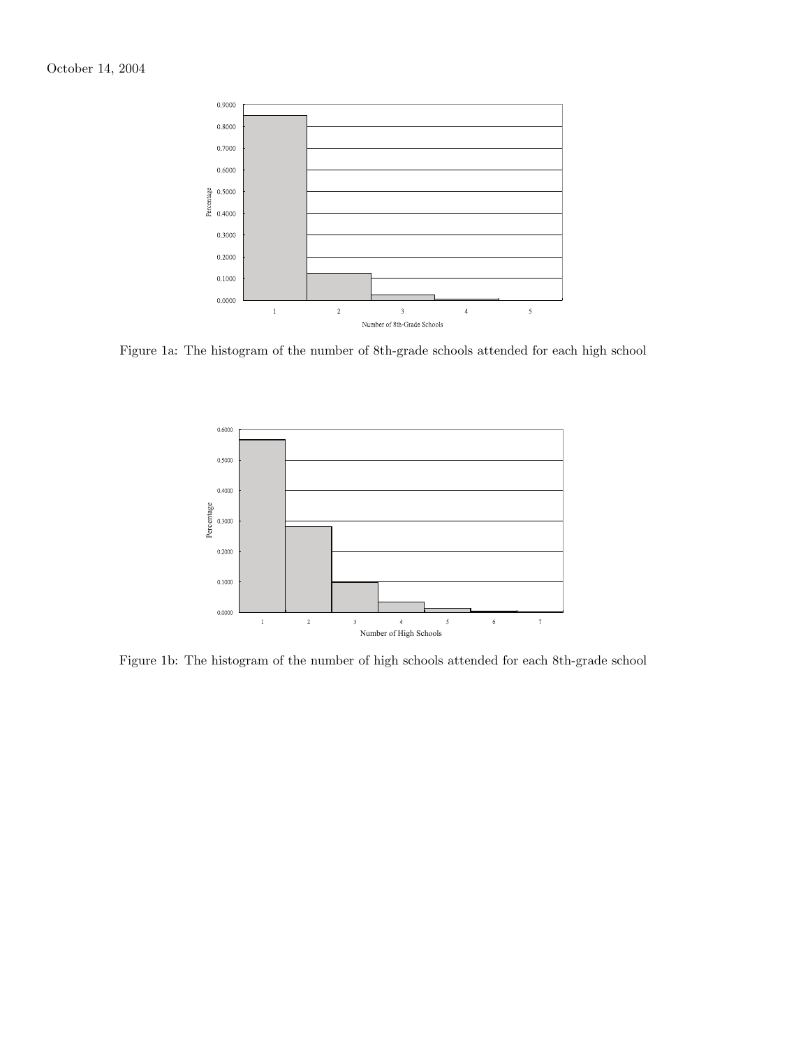October 14, 2004

Figure 1a: The histogram of the number of 8th-grade schools attended for each high school

Figure 1b: The histogram of the number of high schools attended for each 8th-grade school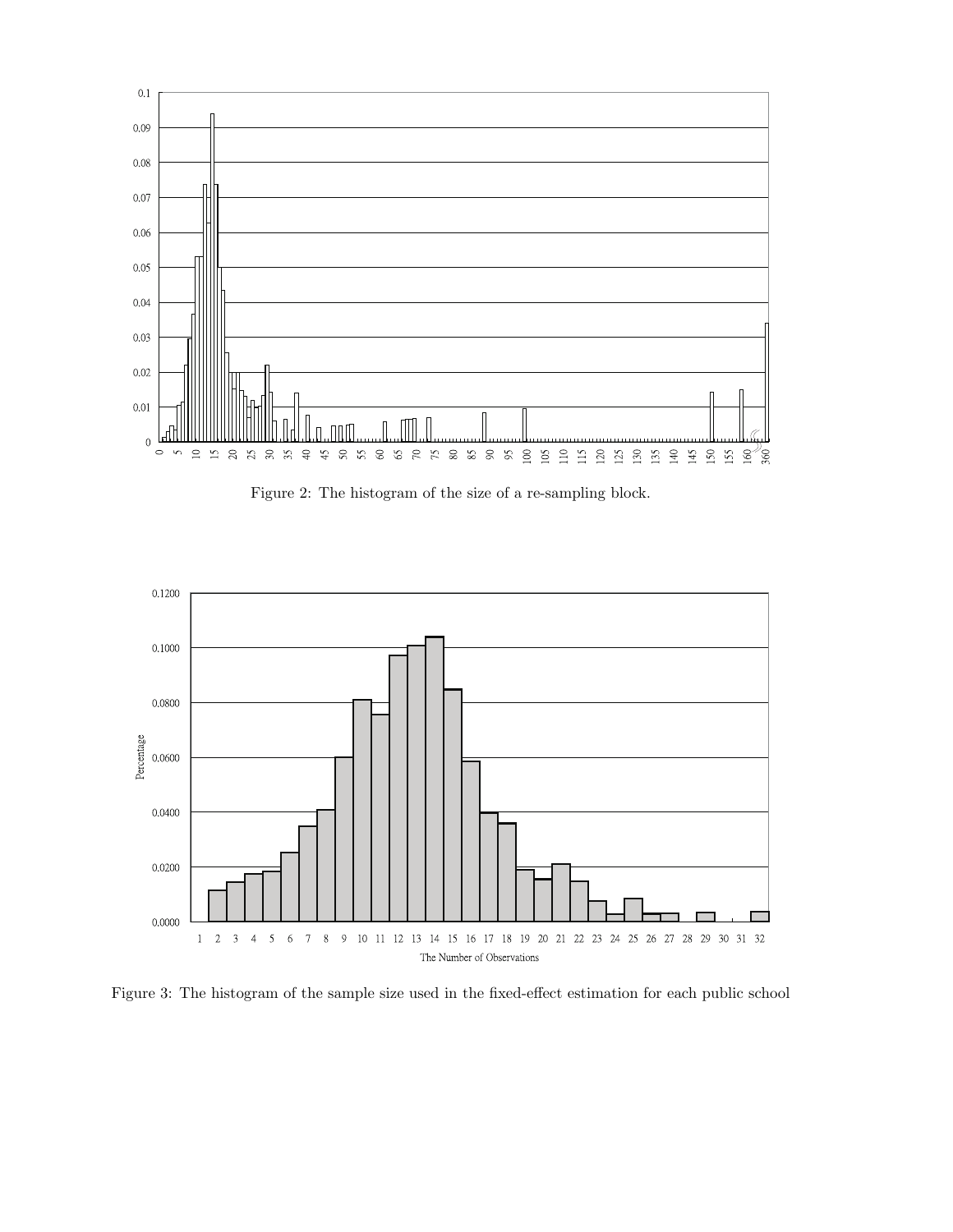Figure 2: The histogram of the size of a re-sampling block.

Figure 3: The histogram of the sample size used in the fixed-effect estimation for each public school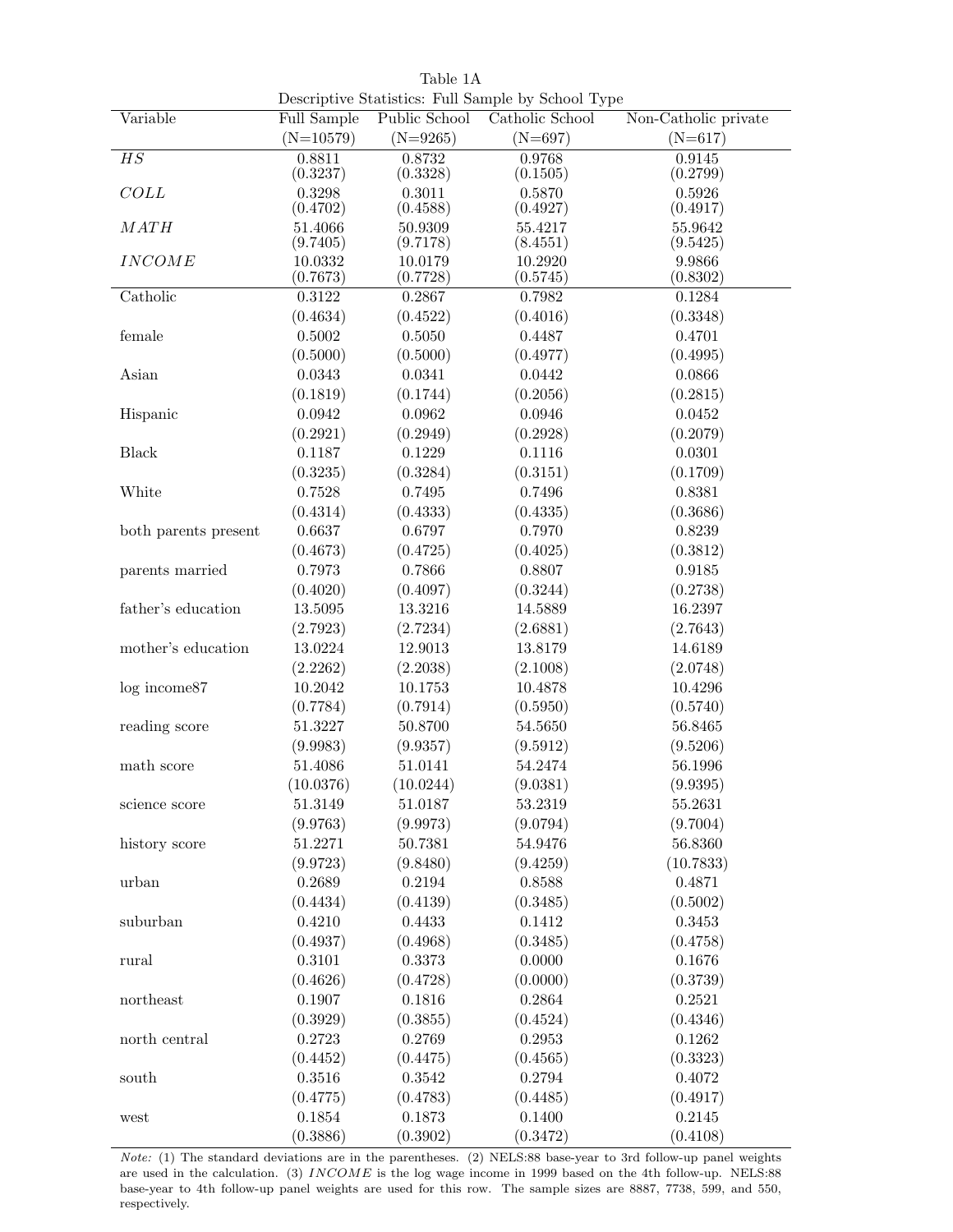Table 1A

Descriptive Statistics: Full Sample by School Type

| Variable | Full Sample (N=10579) | Public School (N=9265) | Catholic School (N=697) | Non-Catholic private (N=617) |
|---|---|---|---|---|
| *HS* | 0.8811 | 0.8732 | 0.9768 | 0.9145 |
| | (0.3237) | (0.3328) | (0.1505) | (0.2799) |
| *COLL* | 0.3298 | 0.3011 | 0.5870 | 0.5926 |
| | (0.4702) | (0.4588) | (0.4927) | (0.4917) |
| *MATH* | 51.4066 | 50.9309 | 55.4217 | 55.9642 |
| | (9.7405) | (9.7178) | (8.4551) | (9.5425) |
| *INCOME* | 10.0332 | 10.0179 | 10.2920 | 9.9866 |
| | (0.7673) | (0.7728) | (0.5745) | (0.8302) |
| Catholic | 0.3122 | 0.2867 | 0.7982 | 0.1284 |
| | (0.4634) | (0.4522) | (0.4016) | (0.3348) |
| female | 0.5002 | 0.5050 | 0.4487 | 0.4701 |
| | (0.5000) | (0.5000) | (0.4977) | (0.4995) |
| Asian | 0.0343 | 0.0341 | 0.0442 | 0.0866 |
| | (0.1819) | (0.1744) | (0.2056) | (0.2815) |
| Hispanic | 0.0942 | 0.0962 | 0.0946 | 0.0452 |
| | (0.2921) | (0.2949) | (0.2928) | (0.2079) |
| Black | 0.1187 | 0.1229 | 0.1116 | 0.0301 |
| | (0.3235) | (0.3284) | (0.3151) | (0.1709) |
| White | 0.7528 | 0.7495 | 0.7496 | 0.8381 |
| | (0.4314) | (0.4333) | (0.4335) | (0.3686) |
| both parents present | 0.6637 | 0.6797 | 0.7970 | 0.8239 |
| | (0.4673) | (0.4725) | (0.4025) | (0.3812) |
| parents married | 0.7973 | 0.7866 | 0.8807 | 0.9185 |
| | (0.4020) | (0.4097) | (0.3244) | (0.2738) |
| father's education | 13.5095 | 13.3216 | 14.5889 | 16.2397 |
| | (2.7923) | (2.7234) | (2.6881) | (2.7643) |
| mother's education | 13.0224 | 12.9013 | 13.8179 | 14.6189 |
| | (2.2262) | (2.2038) | (2.1008) | (2.0748) |
| log income87 | 10.2042 | 10.1753 | 10.4878 | 10.4296 |
| | (0.7784) | (0.7914) | (0.5950) | (0.5740) |
| reading score | 51.3227 | 50.8700 | 54.5650 | 56.8465 |
| | (9.9983) | (9.9357) | (9.5912) | (9.5206) |
| math score | 51.4086 | 51.0141 | 54.2474 | 56.1996 |
| | (10.0376) | (10.0244) | (9.0381) | (9.9395) |
| science score | 51.3149 | 51.0187 | 53.2319 | 55.2631 |
| | (9.9763) | (9.9973) | (9.0794) | (9.7004) |
| history score | 51.2271 | 50.7381 | 54.9476 | 56.8360 |
| | (9.9723) | (9.8480) | (9.4259) | (10.7833) |
| urban | 0.2689 | 0.2194 | 0.8588 | 0.4871 |
| | (0.4434) | (0.4139) | (0.3485) | (0.5002) |
| suburban | 0.4210 | 0.4433 | 0.1412 | 0.3453 |
| | (0.4937) | (0.4968) | (0.3485) | (0.4758) |
| rural | 0.3101 | 0.3373 | 0.0000 | 0.1676 |
| | (0.4626) | (0.4728) | (0.0000) | (0.3739) |
| northeast | 0.1907 | 0.1816 | 0.2864 | 0.2521 |
| | (0.3929) | (0.3855) | (0.4524) | (0.4346) |
| north central | 0.2723 | 0.2769 | 0.2953 | 0.1262 |
| | (0.4452) | (0.4475) | (0.4565) | (0.3323) |
| south | 0.3516 | 0.3542 | 0.2794 | 0.4072 |
| | (0.4775) | (0.4783) | (0.4485) | (0.4917) |
| west | 0.1854 | 0.1873 | 0.1400 | 0.2145 |
| | (0.3886) | (0.3902) | (0.3472) | (0.4108) |

*Note:* (1) The standard deviations are in the parentheses. (2) NELS:88 base-year to 3rd follow-up panel weights are used in the calculation. (3) *INCOME* is the log wage income in 1999 based on the 4th follow-up. NELS:88 base-year to 4th follow-up panel weights are used for this row. The sample sizes are 8887, 7738, 599, and 550, respectively.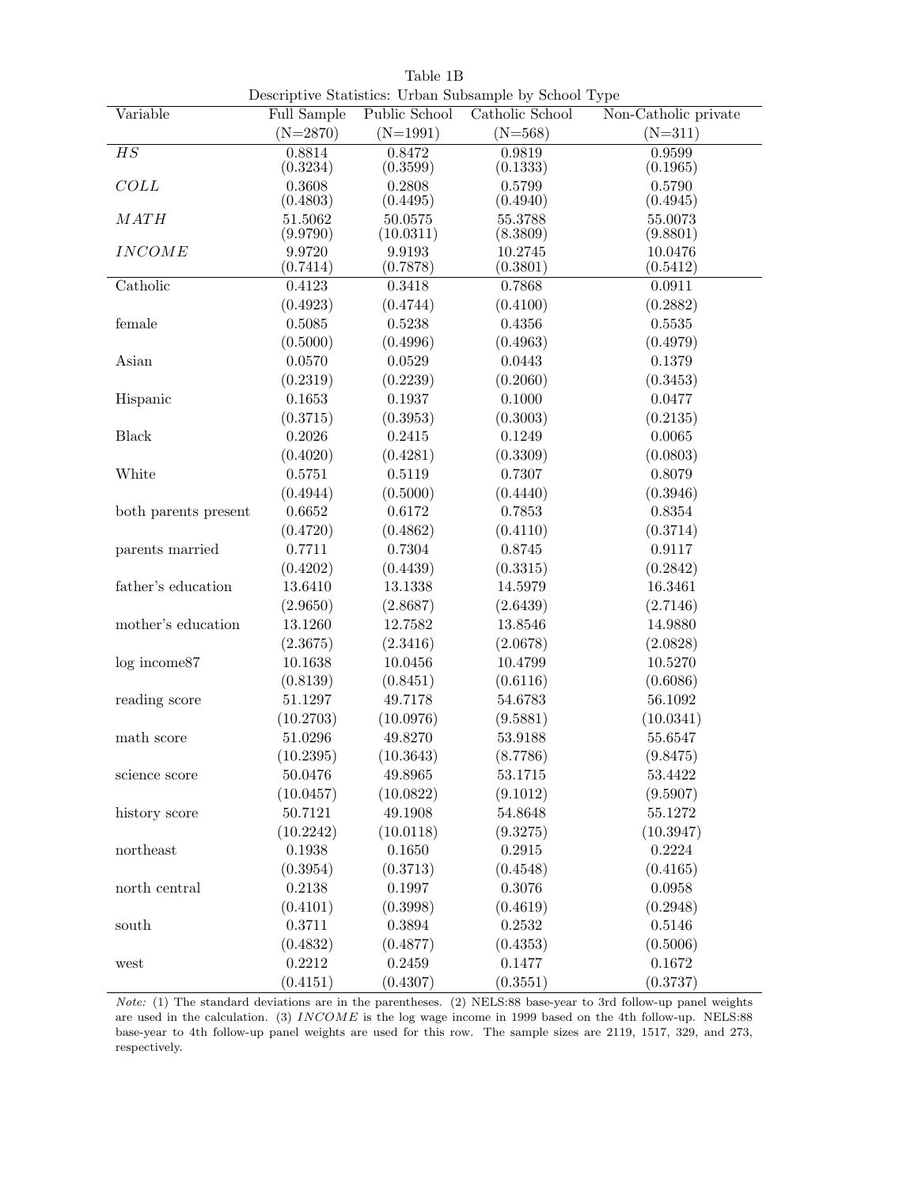Table 1B

Descriptive Statistics: Urban Subsample by School Type

| Variable | Full Sample (N=2870) | Public School (N=1991) | Catholic School (N=568) | Non-Catholic private (N=311) |
|---|---|---|---|---|
| $HS$ | 0.8814 | 0.8472 | 0.9819 | 0.9599 |
| | (0.3234) | (0.3599) | (0.1333) | (0.1965) |
| $COLL$ | 0.3608 | 0.2808 | 0.5799 | 0.5790 |
| | (0.4803) | (0.4495) | (0.4940) | (0.4945) |
| $MATH$ | 51.5062 | 50.0575 | 55.3788 | 55.0073 |
| | (9.9790) | (10.0311) | (8.3809) | (9.8801) |
| $INCOME$ | 9.9720 | 9.9193 | 10.2745 | 10.0476 |
| | (0.7414) | (0.7878) | (0.3801) | (0.5412) |
| Catholic | 0.4123 | 0.3418 | 0.7868 | 0.0911 |
| | (0.4923) | (0.4744) | (0.4100) | (0.2882) |
| female | 0.5085 | 0.5238 | 0.4356 | 0.5535 |
| | (0.5000) | (0.4996) | (0.4963) | (0.4979) |
| Asian | 0.0570 | 0.0529 | 0.0443 | 0.1379 |
| | (0.2319) | (0.2239) | (0.2060) | (0.3453) |
| Hispanic | 0.1653 | 0.1937 | 0.1000 | 0.0477 |
| | (0.3715) | (0.3953) | (0.3003) | (0.2135) |
| Black | 0.2026 | 0.2415 | 0.1249 | 0.0065 |
| | (0.4020) | (0.4281) | (0.3309) | (0.0803) |
| White | 0.5751 | 0.5119 | 0.7307 | 0.8079 |
| | (0.4944) | (0.5000) | (0.4440) | (0.3946) |
| both parents present | 0.6652 | 0.6172 | 0.7853 | 0.8354 |
| | (0.4720) | (0.4862) | (0.4110) | (0.3714) |
| parents married | 0.7711 | 0.7304 | 0.8745 | 0.9117 |
| | (0.4202) | (0.4439) | (0.3315) | (0.2842) |
| father's education | 13.6410 | 13.1338 | 14.5979 | 16.3461 |
| | (2.9650) | (2.8687) | (2.6439) | (2.7146) |
| mother's education | 13.1260 | 12.7582 | 13.8546 | 14.9880 |
| | (2.3675) | (2.3416) | (2.0678) | (2.0828) |
| log income87 | 10.1638 | 10.0456 | 10.4799 | 10.5270 |
| | (0.8139) | (0.8451) | (0.6116) | (0.6086) |
| reading score | 51.1297 | 49.7178 | 54.6783 | 56.1092 |
| | (10.2703) | (10.0976) | (9.5881) | (10.0341) |
| math score | 51.0296 | 49.8270 | 53.9188 | 55.6547 |
| | (10.2395) | (10.3643) | (8.7786) | (9.8475) |
| science score | 50.0476 | 49.8965 | 53.1715 | 53.4422 |
| | (10.0457) | (10.0822) | (9.1012) | (9.5907) |
| history score | 50.7121 | 49.1908 | 54.8648 | 55.1272 |
| | (10.2242) | (10.0118) | (9.3275) | (10.3947) |
| northeast | 0.1938 | 0.1650 | 0.2915 | 0.2224 |
| | (0.3954) | (0.3713) | (0.4548) | (0.4165) |
| north central | 0.2138 | 0.1997 | 0.3076 | 0.0958 |
| | (0.4101) | (0.3998) | (0.4619) | (0.2948) |
| south | 0.3711 | 0.3894 | 0.2532 | 0.5146 |
| | (0.4832) | (0.4877) | (0.4353) | (0.5006) |
| west | 0.2212 | 0.2459 | 0.1477 | 0.1672 |
| | (0.4151) | (0.4307) | (0.3551) | (0.3737) |

*Note:* (1) The standard deviations are in the parentheses. (2) NELS:88 base-year to 3rd follow-up panel weights are used in the calculation. (3) $INCOME$ is the log wage income in 1999 based on the 4th follow-up. NELS:88 base-year to 4th follow-up panel weights are used for this row. The sample sizes are 2119, 1517, 329, and 273, respectively.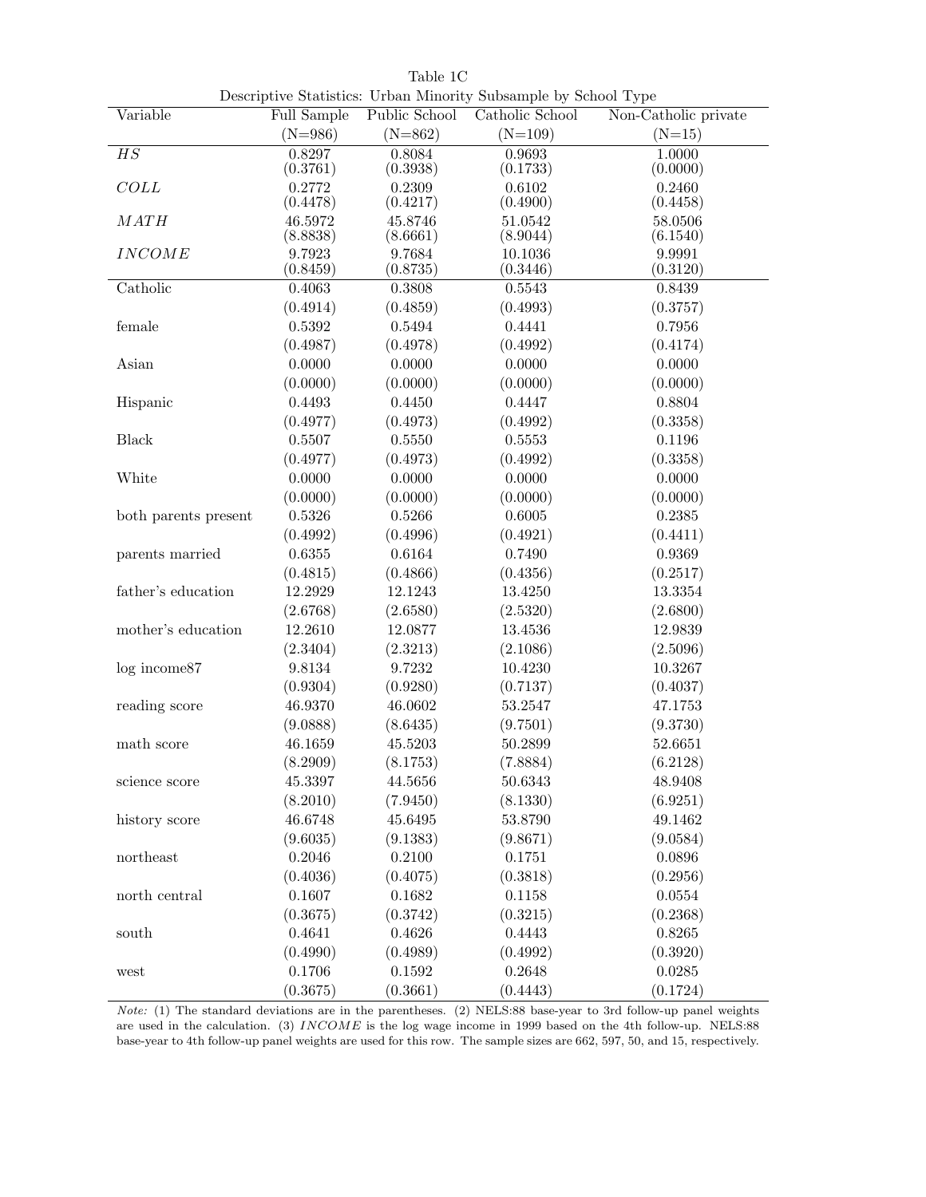Table 1C

Descriptive Statistics: Urban Minority Subsample by School Type

| Variable | Full Sample (N=986) | Public School (N=862) | Catholic School (N=109) | Non-Catholic private (N=15) |
|---|---|---|---|---|
| $HS$ | 0.8297 | 0.8084 | 0.9693 | 1.0000 |
| | (0.3761) | (0.3938) | (0.1733) | (0.0000) |
| $COLL$ | 0.2772 | 0.2309 | 0.6102 | 0.2460 |
| | (0.4478) | (0.4217) | (0.4900) | (0.4458) |
| $MATH$ | 46.5972 | 45.8746 | 51.0542 | 58.0506 |
| | (8.8838) | (8.6661) | (8.9044) | (6.1540) |
| $INCOME$ | 9.7923 | 9.7684 | 10.1036 | 9.9991 |
| | (0.8459) | (0.8735) | (0.3446) | (0.3120) |
| Catholic | 0.4063 | 0.3808 | 0.5543 | 0.8439 |
| | (0.4914) | (0.4859) | (0.4993) | (0.3757) |
| female | 0.5392 | 0.5494 | 0.4441 | 0.7956 |
| | (0.4987) | (0.4978) | (0.4992) | (0.4174) |
| Asian | 0.0000 | 0.0000 | 0.0000 | 0.0000 |
| | (0.0000) | (0.0000) | (0.0000) | (0.0000) |
| Hispanic | 0.4493 | 0.4450 | 0.4447 | 0.8804 |
| | (0.4977) | (0.4973) | (0.4992) | (0.3358) |
| Black | 0.5507 | 0.5550 | 0.5553 | 0.1196 |
| | (0.4977) | (0.4973) | (0.4992) | (0.3358) |
| White | 0.0000 | 0.0000 | 0.0000 | 0.0000 |
| | (0.0000) | (0.0000) | (0.0000) | (0.0000) |
| both parents present | 0.5326 | 0.5266 | 0.6005 | 0.2385 |
| | (0.4992) | (0.4996) | (0.4921) | (0.4411) |
| parents married | 0.6355 | 0.6164 | 0.7490 | 0.9369 |
| | (0.4815) | (0.4866) | (0.4356) | (0.2517) |
| father's education | 12.2929 | 12.1243 | 13.4250 | 13.3354 |
| | (2.6768) | (2.6580) | (2.5320) | (2.6800) |
| mother's education | 12.2610 | 12.0877 | 13.4536 | 12.9839 |
| | (2.3404) | (2.3213) | (2.1086) | (2.5096) |
| log income87 | 9.8134 | 9.7232 | 10.4230 | 10.3267 |
| | (0.9304) | (0.9280) | (0.7137) | (0.4037) |
| reading score | 46.9370 | 46.0602 | 53.2547 | 47.1753 |
| | (9.0888) | (8.6435) | (9.7501) | (9.3730) |
| math score | 46.1659 | 45.5203 | 50.2899 | 52.6651 |
| | (8.2909) | (8.1753) | (7.8884) | (6.2128) |
| science score | 45.3397 | 44.5656 | 50.6343 | 48.9408 |
| | (8.2010) | (7.9450) | (8.1330) | (6.9251) |
| history score | 46.6748 | 45.6495 | 53.8790 | 49.1462 |
| | (9.6035) | (9.1383) | (9.8671) | (9.0584) |
| northeast | 0.2046 | 0.2100 | 0.1751 | 0.0896 |
| | (0.4036) | (0.4075) | (0.3818) | (0.2956) |
| north central | 0.1607 | 0.1682 | 0.1158 | 0.0554 |
| | (0.3675) | (0.3742) | (0.3215) | (0.2368) |
| south | 0.4641 | 0.4626 | 0.4443 | 0.8265 |
| | (0.4990) | (0.4989) | (0.4992) | (0.3920) |
| west | 0.1706 | 0.1592 | 0.2648 | 0.0285 |
| | (0.3675) | (0.3661) | (0.4443) | (0.1724) |

*Note:* (1) The standard deviations are in the parentheses. (2) NELS:88 base-year to 3rd follow-up panel weights are used in the calculation. (3) $INCOME$ is the log wage income in 1999 based on the 4th follow-up. NELS:88 base-year to 4th follow-up panel weights are used for this row. The sample sizes are 662, 597, 50, and 15, respectively.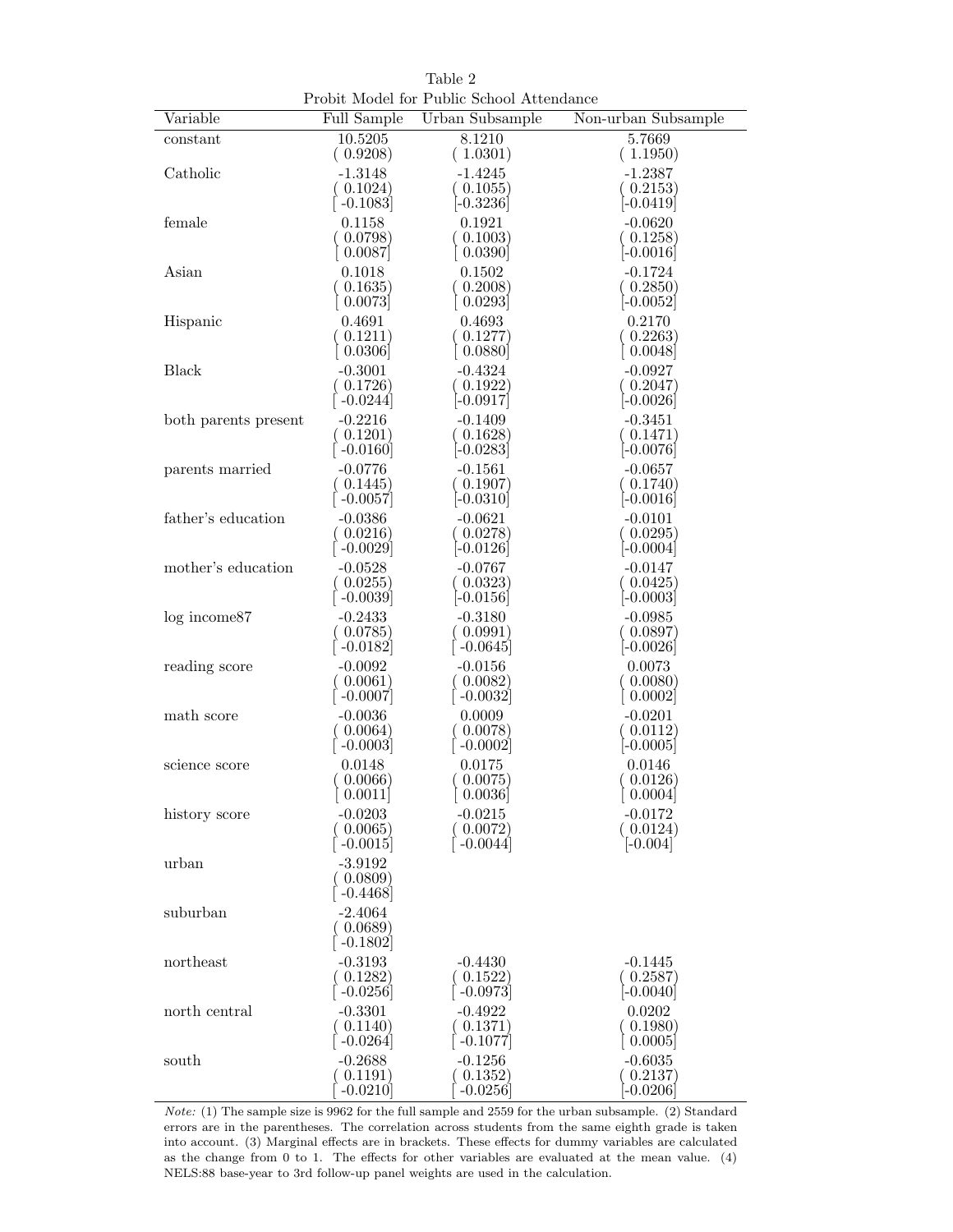Table 2

Probit Model for Public School Attendance

| Variable | Full Sample | Urban Subsample | Non-urban Subsample |
|---|---|---|---|
| constant | 10.5205 | 8.1210 | 5.7669 |
| | ( 0.9208) | ( 1.0301) | ( 1.1950) |
| Catholic | -1.3148 | -1.4245 | -1.2387 |
| | ( 0.1024) | ( 0.1055) | ( 0.2153) |
| | [ -0.1083] | [-0.3236] | [-0.0419] |
| female | 0.1158 | 0.1921 | -0.0620 |
| | ( 0.0798) | ( 0.1003) | ( 0.1258) |
| | [ 0.0087] | [ 0.0390] | [-0.0016] |
| Asian | 0.1018 | 0.1502 | -0.1724 |
| | ( 0.1635) | ( 0.2008) | ( 0.2850) |
| | [ 0.0073] | [ 0.0293] | [-0.0052] |
| Hispanic | 0.4691 | 0.4693 | 0.2170 |
| | ( 0.1211) | ( 0.1277) | ( 0.2263) |
| | [ 0.0306] | [ 0.0880] | [ 0.0048] |
| Black | -0.3001 | -0.4324 | -0.0927 |
| | ( 0.1726) | ( 0.1922) | ( 0.2047) |
| | [ -0.0244] | [-0.0917] | [-0.0026] |
| both parents present | -0.2216 | -0.1409 | -0.3451 |
| | ( 0.1201) | ( 0.1628) | ( 0.1471) |
| | [ -0.0160] | [-0.0283] | [-0.0076] |
| parents married | -0.0776 | -0.1561 | -0.0657 |
| | ( 0.1445) | ( 0.1907) | ( 0.1740) |
| | [ -0.0057] | [-0.0310] | [-0.0016] |
| father's education | -0.0386 | -0.0621 | -0.0101 |
| | ( 0.0216) | ( 0.0278) | ( 0.0295) |
| | [ -0.0029] | [-0.0126] | [-0.0004] |
| mother's education | -0.0528 | -0.0767 | -0.0147 |
| | ( 0.0255) | ( 0.0323) | ( 0.0425) |
| | [ -0.0039] | [-0.0156] | [-0.0003] |
| log income87 | -0.2433 | -0.3180 | -0.0985 |
| | ( 0.0785) | ( 0.0991) | ( 0.0897) |
| | [ -0.0182] | [ -0.0645] | [-0.0026] |
| reading score | -0.0092 | -0.0156 | 0.0073 |
| | ( 0.0061) | ( 0.0082) | ( 0.0080) |
| | [ -0.0007] | [ -0.0032] | [ 0.0002] |
| math score | -0.0036 | 0.0009 | -0.0201 |
| | ( 0.0064) | ( 0.0078) | ( 0.0112) |
| | [ -0.0003] | [ -0.0002] | [-0.0005] |
| science score | 0.0148 | 0.0175 | 0.0146 |
| | ( 0.0066) | ( 0.0075) | ( 0.0126) |
| | [ 0.0011] | [ 0.0036] | [ 0.0004] |
| history score | -0.0203 | -0.0215 | -0.0172 |
| | ( 0.0065) | ( 0.0072) | ( 0.0124) |
| | [ -0.0015] | [ -0.0044] | [-0.004] |
| urban | -3.9192 | | |
| | ( 0.0809) | | |
| | [ -0.4468] | | |
| suburban | -2.4064 | | |
| | ( 0.0689) | | |
| | [ -0.1802] | | |
| northeast | -0.3193 | -0.4430 | -0.1445 |
| | ( 0.1282) | ( 0.1522) | ( 0.2587) |
| | [ -0.0256] | [ -0.0973] | [-0.0040] |
| north central | -0.3301 | -0.4922 | 0.0202 |
| | ( 0.1140) | ( 0.1371) | ( 0.1980) |
| | [ -0.0264] | [ -0.1077] | [ 0.0005] |
| south | -0.2688 | -0.1256 | -0.6035 |
| | ( 0.1191) | ( 0.1352) | ( 0.2137) |
| | [ -0.0210] | [ -0.0256] | [-0.0206] |

*Note:* (1) The sample size is 9962 for the full sample and 2559 for the urban subsample. (2) Standard errors are in the parentheses. The correlation across students from the same eighth grade is taken into account. (3) Marginal effects are in brackets. These effects for dummy variables are calculated as the change from 0 to 1. The effects for other variables are evaluated at the mean value. (4) NELS:88 base-year to 3rd follow-up panel weights are used in the calculation.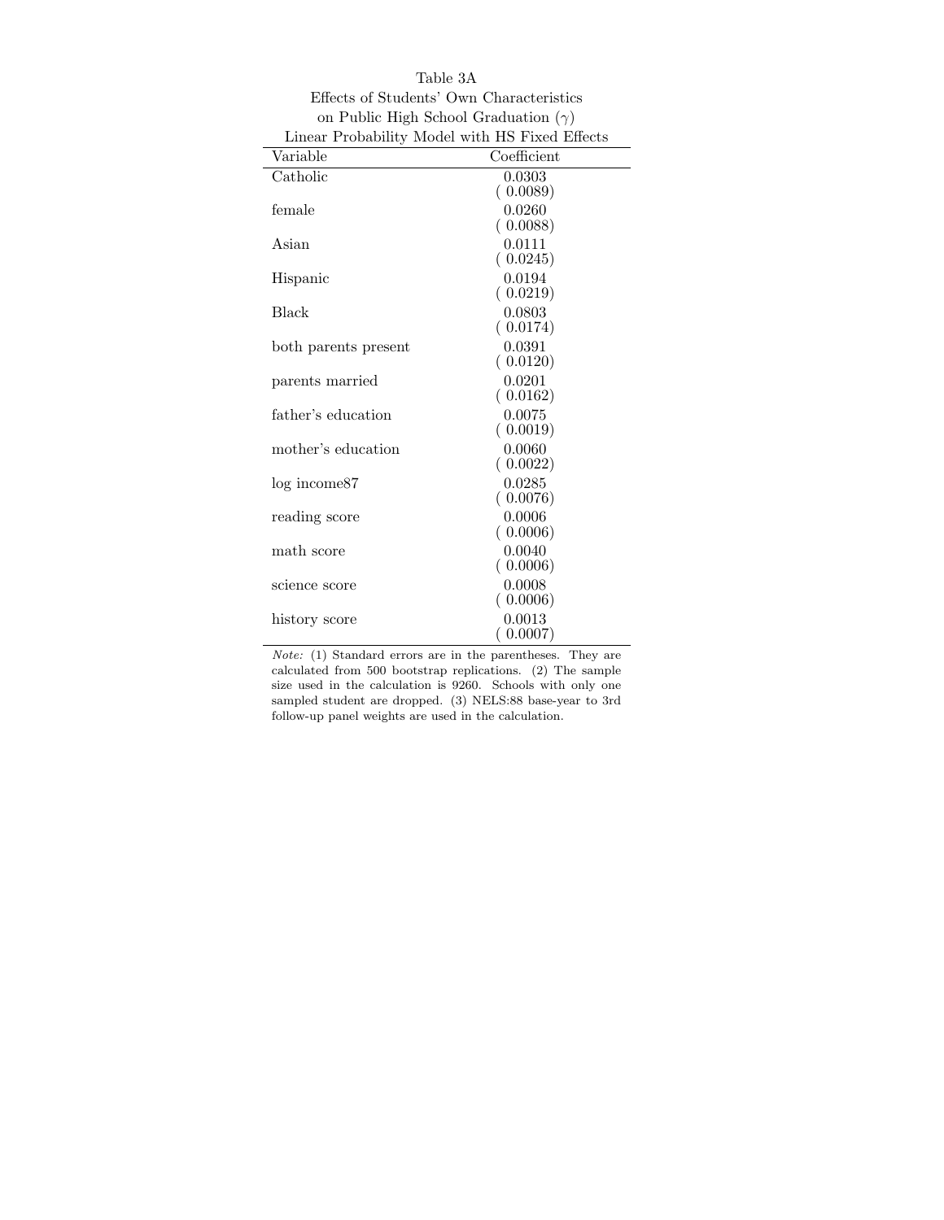Table 3A

Effects of Students' Own Characteristics on Public High School Graduation ($\gamma$)

Linear Probability Model with HS Fixed Effects

| Variable | Coefficient |
|---|---|
| Catholic | 0.0303 |
| | ( 0.0089) |
| female | 0.0260 |
| | ( 0.0088) |
| Asian | 0.0111 |
| | ( 0.0245) |
| Hispanic | 0.0194 |
| | ( 0.0219) |
| Black | 0.0803 |
| | ( 0.0174) |
| both parents present | 0.0391 |
| | ( 0.0120) |
| parents married | 0.0201 |
| | ( 0.0162) |
| father's education | 0.0075 |
| | ( 0.0019) |
| mother's education | 0.0060 |
| | ( 0.0022) |
| log income87 | 0.0285 |
| | ( 0.0076) |
| reading score | 0.0006 |
| | ( 0.0006) |
| math score | 0.0040 |
| | ( 0.0006) |
| science score | 0.0008 |
| | ( 0.0006) |
| history score | 0.0013 |
| | ( 0.0007) |

*Note:* (1) Standard errors are in the parentheses. They are calculated from 500 bootstrap replications. (2) The sample size used in the calculation is 9260. Schools with only one sampled student are dropped. (3) NELS:88 base-year to 3rd follow-up panel weights are used in the calculation.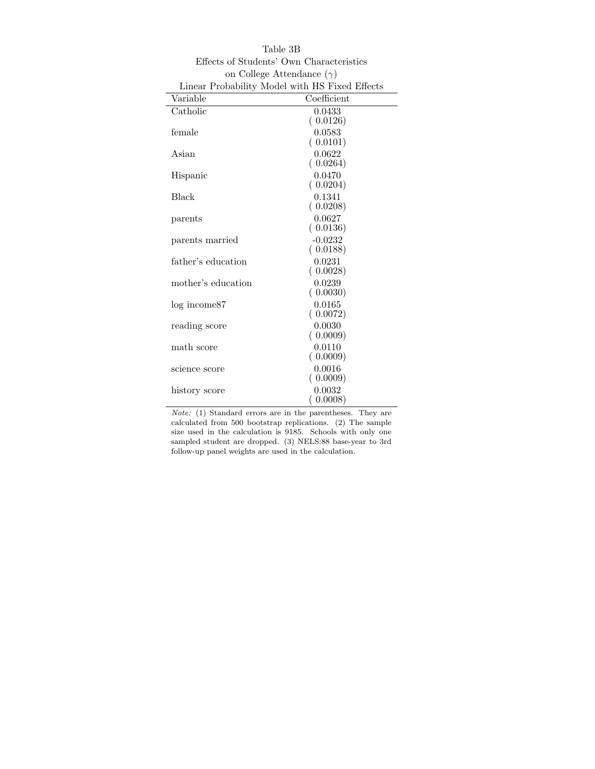Table 3B

Effects of Students' Own Characteristics on College Attendance ($\gamma$)

Linear Probability Model with HS Fixed Effects

| Variable | Coefficient |
|---|---|
| Catholic | 0.0433 |
| | ( 0.0126) |
| female | 0.0583 |
| | ( 0.0101) |
| Asian | 0.0622 |
| | ( 0.0264) |
| Hispanic | 0.0470 |
| | ( 0.0204) |
| Black | 0.1341 |
| | ( 0.0208) |
| parents | 0.0627 |
| | ( 0.0136) |
| parents married | -0.0232 |
| | ( 0.0188) |
| father's education | 0.0231 |
| | ( 0.0028) |
| mother's education | 0.0239 |
| | ( 0.0030) |
| log income87 | 0.0165 |
| | ( 0.0072) |
| reading score | 0.0030 |
| | ( 0.0009) |
| math score | 0.0110 |
| | ( 0.0009) |
| science score | 0.0016 |
| | ( 0.0009) |
| history score | 0.0032 |
| | ( 0.0008) |

*Note:* (1) Standard errors are in the parentheses. They are calculated from 500 bootstrap replications. (2) The sample size used in the calculation is 9185. Schools with only one sampled student are dropped. (3) NELS:88 base-year to 3rd follow-up panel weights are used in the calculation.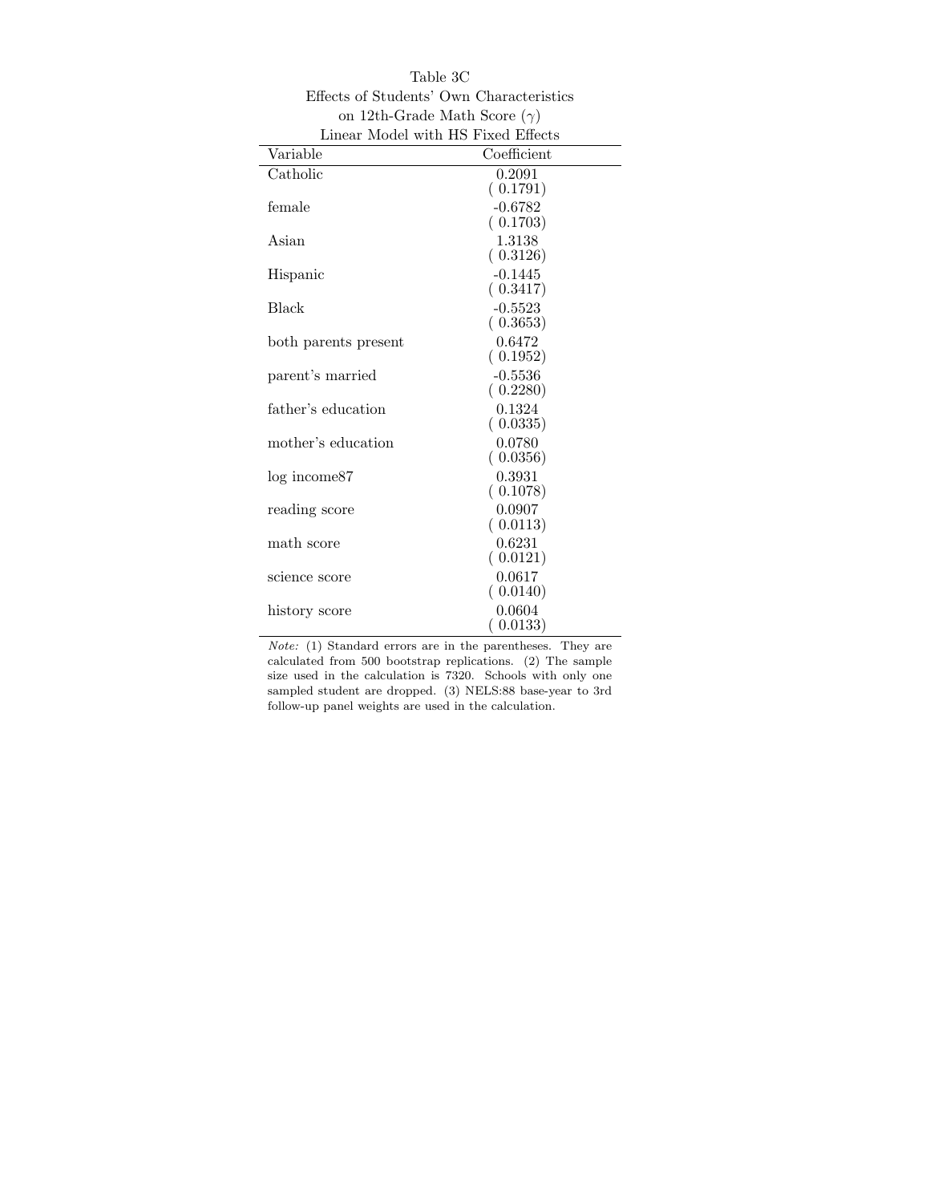Table 3C
Effects of Students' Own Characteristics
on 12th-Grade Math Score ($\gamma$)
Linear Model with HS Fixed Effects

| Variable | Coefficient |
|---|---|
| Catholic | 0.2091 |
| | ( 0.1791) |
| female | -0.6782 |
| | ( 0.1703) |
| Asian | 1.3138 |
| | ( 0.3126) |
| Hispanic | -0.1445 |
| | ( 0.3417) |
| Black | -0.5523 |
| | ( 0.3653) |
| both parents present | 0.6472 |
| | ( 0.1952) |
| parent's married | -0.5536 |
| | ( 0.2280) |
| father's education | 0.1324 |
| | ( 0.0335) |
| mother's education | 0.0780 |
| | ( 0.0356) |
| log income87 | 0.3931 |
| | ( 0.1078) |
| reading score | 0.0907 |
| | ( 0.0113) |
| math score | 0.6231 |
| | ( 0.0121) |
| science score | 0.0617 |
| | ( 0.0140) |
| history score | 0.0604 |
| | ( 0.0133) |

*Note:* (1) Standard errors are in the parentheses. They are calculated from 500 bootstrap replications. (2) The sample size used in the calculation is 7320. Schools with only one sampled student are dropped. (3) NELS:88 base-year to 3rd follow-up panel weights are used in the calculation.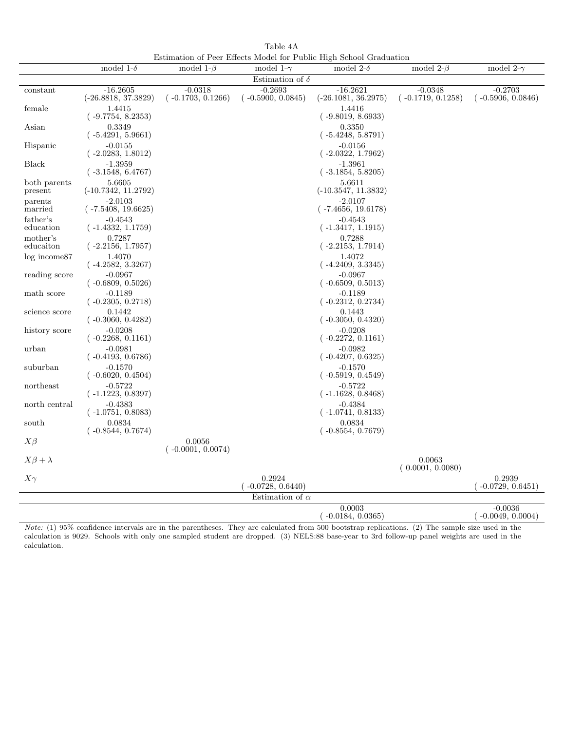Table 4A

Estimation of Peer Effects Model for Public High School Graduation

| | model 1-$\delta$ | model 1-$\beta$ | model 1-$\gamma$ | model 2-$\delta$ | model 2-$\beta$ | model 2-$\gamma$ |
|---|---|---|---|---|---|---|
| **Estimation of $\delta$** | | | | | | |
| constant | -16.2605 (-26.8818, 37.3829) | -0.0318 ( -0.1703, 0.1266) | -0.2693 ( -0.5900, 0.0845) | -16.2621 (-26.1081, 36.2975) | -0.0348 ( -0.1719, 0.1258) | -0.2703 ( -0.5906, 0.0846) |
| female | 1.4415 ( -9.7754, 8.2353) | | | 1.4416 ( -9.8019, 8.6933) | | |
| Asian | 0.3349 ( -5.4291, 5.9661) | | | 0.3350 ( -5.4248, 5.8791) | | |
| Hispanic | -0.0155 ( -2.0283, 1.8012) | | | -0.0156 ( -2.0322, 1.7962) | | |
| Black | -1.3959 ( -3.1548, 6.4767) | | | -1.3961 ( -3.1854, 5.8205) | | |
| both parents present | 5.6605 (-10.7342, 11.2792) | | | 5.6611 (-10.3547, 11.3832) | | |
| parents married | -2.0103 ( -7.5408, 19.6625) | | | -2.0107 ( -7.4656, 19.6178) | | |
| father's education | -0.4543 ( -1.4332, 1.1759) | | | -0.4543 ( -1.3417, 1.1915) | | |
| mother's educaiton | 0.7287 ( -2.2156, 1.7957) | | | 0.7288 ( -2.2153, 1.7914) | | |
| log income87 | 1.4070 ( -4.2582, 3.3267) | | | 1.4072 ( -4.2409, 3.3345) | | |
| reading score | -0.0967 ( -0.6809, 0.5026) | | | -0.0967 ( -0.6509, 0.5013) | | |
| math score | -0.1189 ( -0.2305, 0.2718) | | | -0.1189 ( -0.2312, 0.2734) | | |
| science score | 0.1442 ( -0.3060, 0.4282) | | | 0.1443 ( -0.3050, 0.4320) | | |
| history score | -0.0208 ( -0.2268, 0.1161) | | | -0.0208 ( -0.2272, 0.1161) | | |
| urban | -0.0981 ( -0.4193, 0.6786) | | | -0.0982 ( -0.4207, 0.6325) | | |
| suburban | -0.1570 ( -0.6020, 0.4504) | | | -0.1570 ( -0.5919, 0.4549) | | |
| northeast | -0.5722 ( -1.1223, 0.8397) | | | -0.5722 ( -1.1628, 0.8468) | | |
| north central | -0.4383 ( -1.0751, 0.8083) | | | -0.4384 ( -1.0741, 0.8133) | | |
| south | 0.0834 ( -0.8544, 0.7674) | | | 0.0834 ( -0.8554, 0.7679) | | |
| $X\beta$ | | 0.0056 ( -0.0001, 0.0074) | | | | |
| $X\beta + \lambda$ | | | | | 0.0063 ( 0.0001, 0.0080) | |
| $X\gamma$ | | | 0.2924 ( -0.0728, 0.6440) | | | 0.2939 ( -0.0729, 0.6451) |
| **Estimation of $\alpha$** | | | | | | |
| | | | | 0.0003 ( -0.0184, 0.0365) | | -0.0036 ( -0.0049, 0.0004) |

*Note:* (1) 95% confidence intervals are in the parentheses. They are calculated from 500 bootstrap replications. (2) The sample size used in the calculation is 9029. Schools with only one sampled student are dropped. (3) NELS:88 base-year to 3rd follow-up panel weights are used in the calculation.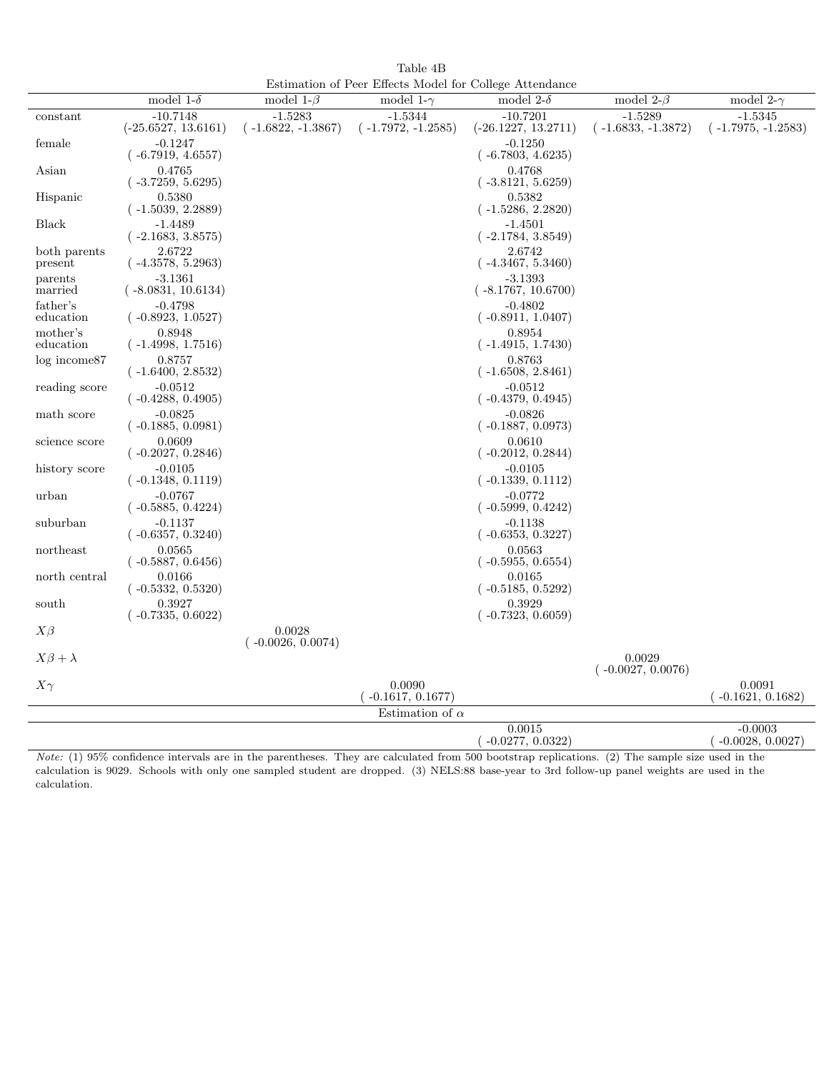Table 4B

Estimation of Peer Effects Model for College Attendance

| | model 1-$\delta$ | model 1-$\beta$ | model 1-$\gamma$ | model 2-$\delta$ | model 2-$\beta$ | model 2-$\gamma$ |
|---|---|---|---|---|---|---|
| constant | -10.7148<br>(-25.6527, 13.6161) | -1.5283<br>( -1.6822, -1.3867) | -1.5344<br>( -1.7972, -1.2585) | -10.7201<br>(-26.1227, 13.2711) | -1.5289<br>( -1.6833, -1.3872) | -1.5345<br>( -1.7975, -1.2583) |
| female | -0.1247<br>( -6.7919, 4.6557) | | | -0.1250<br>( -6.7803, 4.6235) | | |
| Asian | 0.4765<br>( -3.7259, 5.6295) | | | 0.4768<br>( -3.8121, 5.6259) | | |
| Hispanic | 0.5380<br>( -1.5039, 2.2889) | | | 0.5382<br>( -1.5286, 2.2820) | | |
| Black | -1.4489<br>( -2.1683, 3.8575) | | | -1.4501<br>( -2.1784, 3.8549) | | |
| both parents present | 2.6722<br>( -4.3578, 5.2963) | | | 2.6742<br>( -4.3467, 5.3460) | | |
| parents married | -3.1361<br>( -8.0831, 10.6134) | | | -3.1393<br>( -8.1767, 10.6700) | | |
| father's education | -0.4798<br>( -0.8923, 1.0527) | | | -0.4802<br>( -0.8911, 1.0407) | | |
| mother's education | 0.8948<br>( -1.4998, 1.7516) | | | 0.8954<br>( -1.4915, 1.7430) | | |
| log income87 | 0.8757<br>( -1.6400, 2.8532) | | | 0.8763<br>( -1.6508, 2.8461) | | |
| reading score | -0.0512<br>( -0.4288, 0.4905) | | | -0.0512<br>( -0.4379, 0.4945) | | |
| math score | -0.0825<br>( -0.1885, 0.0981) | | | -0.0826<br>( -0.1887, 0.0973) | | |
| science score | 0.0609<br>( -0.2027, 0.2846) | | | 0.0610<br>( -0.2012, 0.2844) | | |
| history score | -0.0105<br>( -0.1348, 0.1119) | | | -0.0105<br>( -0.1339, 0.1112) | | |
| urban | -0.0767<br>( -0.5885, 0.4224) | | | -0.0772<br>( -0.5999, 0.4242) | | |
| suburban | -0.1137<br>( -0.6357, 0.3240) | | | -0.1138<br>( -0.6353, 0.3227) | | |
| northeast | 0.0565<br>( -0.5887, 0.6456) | | | 0.0563<br>( -0.5955, 0.6554) | | |
| north central | 0.0166<br>( -0.5332, 0.5320) | | | 0.0165<br>( -0.5185, 0.5292) | | |
| south | 0.3927<br>( -0.7335, 0.6022) | | | 0.3929<br>( -0.7323, 0.6059) | | |
| $X\beta$ | | 0.0028<br>( -0.0026, 0.0074) | | | | |
| $X\beta+\lambda$ | | | | | 0.0029<br>( -0.0027, 0.0076) | |
| $X\gamma$ | | | 0.0090<br>( -0.1617, 0.1677) | | | 0.0091<br>( -0.1621, 0.1682) |
| **Estimation of $\alpha$** | | | | | | |
| | | | | 0.0015<br>( -0.0277, 0.0322) | | -0.0003<br>( -0.0028, 0.0027) |

*Note:* (1) 95% confidence intervals are in the parentheses. They are calculated from 500 bootstrap replications. (2) The sample size used in the calculation is 9029. Schools with only one sampled student are dropped. (3) NELS:88 base-year to 3rd follow-up panel weights are used in the calculation.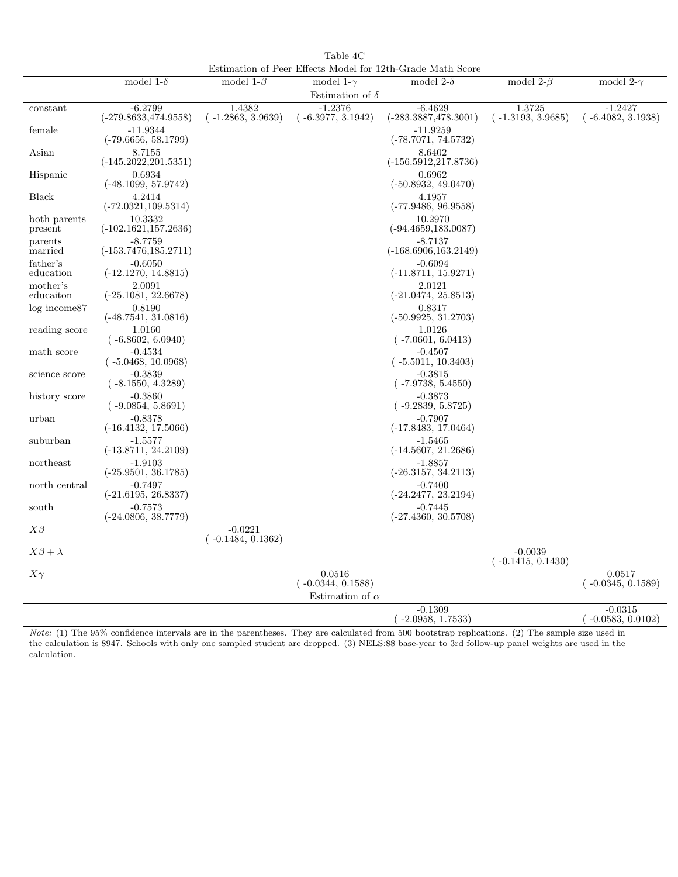Table 4C

Estimation of Peer Effects Model for 12th-Grade Math Score

| | model 1-$\delta$ | model 1-$\beta$ | model 1-$\gamma$ | model 2-$\delta$ | model 2-$\beta$ | model 2-$\gamma$ |
|---|---|---|---|---|---|---|
| | | | Estimation of $\delta$ | | | |
| constant | -6.2799 (-279.8633,474.9558) | 1.4382 ( -1.2863, 3.9639) | -1.2376 ( -6.3977, 3.1942) | -6.4629 (-283.3887,478.3001) | 1.3725 ( -1.3193, 3.9685) | -1.2427 ( -6.4082, 3.1938) |
| female | -11.9344 (-79.6656, 58.1799) | | | -11.9259 (-78.7071, 74.5732) | | |
| Asian | 8.7155 (-145.2022,201.5351) | | | 8.6402 (-156.5912,217.8736) | | |
| Hispanic | 0.6934 (-48.1099, 57.9742) | | | 0.6962 (-50.8932, 49.0470) | | |
| Black | 4.2414 (-72.0321,109.5314) | | | 4.1957 (-77.9486, 96.9558) | | |
| both parents present | 10.3332 (-102.1621,157.2636) | | | 10.2970 (-94.4659,183.0087) | | |
| parents married | -8.7759 (-153.7476,185.2711) | | | -8.7137 (-168.6906,163.2149) | | |
| father's education | -0.6050 (-12.1270, 14.8815) | | | -0.6094 (-11.8711, 15.9271) | | |
| mother's educaiton | 2.0091 (-25.1081, 22.6678) | | | 2.0121 (-21.0474, 25.8513) | | |
| log income87 | 0.8190 (-48.7541, 31.0816) | | | 0.8317 (-50.9925, 31.2703) | | |
| reading score | 1.0160 ( -6.8602, 6.0940) | | | 1.0126 ( -7.0601, 6.0413) | | |
| math score | -0.4534 ( -5.0468, 10.0968) | | | -0.4507 ( -5.5011, 10.3403) | | |
| science score | -0.3839 ( -8.1550, 4.3289) | | | -0.3815 ( -7.9738, 5.4550) | | |
| history score | -0.3860 ( -9.0854, 5.8691) | | | -0.3873 ( -9.2839, 5.8725) | | |
| urban | -0.8378 (-16.4132, 17.5066) | | | -0.7907 (-17.8483, 17.0464) | | |
| suburban | -1.5577 (-13.8711, 24.2109) | | | -1.5465 (-14.5607, 21.2686) | | |
| northeast | -1.9103 (-25.9501, 36.1785) | | | -1.8857 (-26.3157, 34.2113) | | |
| north central | -0.7497 (-21.6195, 26.8337) | | | -0.7400 (-24.2477, 23.2194) | | |
| south | -0.7573 (-24.0806, 38.7779) | | | -0.7445 (-27.4360, 30.5708) | | |
| $X\beta$ | | -0.0221 ( -0.1484, 0.1362) | | | | |
| $X\beta + \lambda$ | | | | | -0.0039 ( -0.1415, 0.1430) | |
| $X\gamma$ | | | 0.0516 ( -0.0344, 0.1588) | | | 0.0517 ( -0.0345, 0.1589) |
| | | | Estimation of $\alpha$ | | | |
| | | | | -0.1309 ( -2.0958, 1.7533) | | -0.0315 ( -0.0583, 0.0102) |

*Note:* (1) The 95% confidence intervals are in the parentheses. They are calculated from 500 bootstrap replications. (2) The sample size used in the calculation is 8947. Schools with only one sampled student are dropped. (3) NELS:88 base-year to 3rd follow-up panel weights are used in the calculation.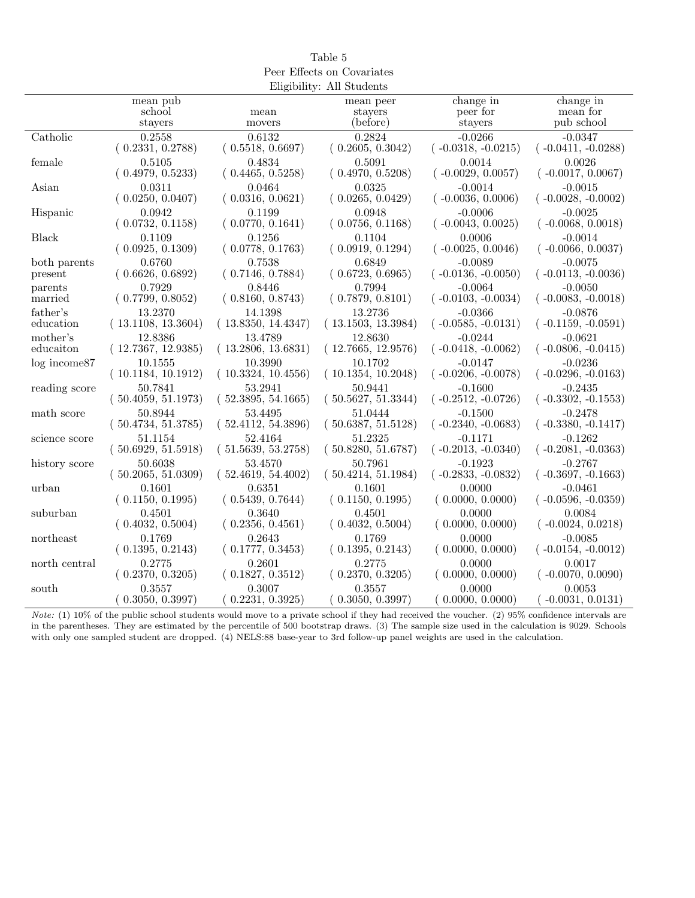Table 5
Peer Effects on Covariates
Eligibility: All Students

| | mean pub school stayers | mean movers | mean peer stayers (before) | change in peer for stayers | change in mean for pub school |
|---|---|---|---|---|---|
| Catholic | 0.2558<br>( 0.2331, 0.2788) | 0.6132<br>( 0.5518, 0.6697) | 0.2824<br>( 0.2605, 0.3042) | -0.0266<br>( -0.0318, -0.0215) | -0.0347<br>( -0.0411, -0.0288) |
| female | 0.5105<br>( 0.4979, 0.5233) | 0.4834<br>( 0.4465, 0.5258) | 0.5091<br>( 0.4970, 0.5208) | 0.0014<br>( -0.0029, 0.0057) | 0.0026<br>( -0.0017, 0.0067) |
| Asian | 0.0311<br>( 0.0250, 0.0407) | 0.0464<br>( 0.0316, 0.0621) | 0.0325<br>( 0.0265, 0.0429) | -0.0014<br>( -0.0036, 0.0006) | -0.0015<br>( -0.0028, -0.0002) |
| Hispanic | 0.0942<br>( 0.0732, 0.1158) | 0.1199<br>( 0.0770, 0.1641) | 0.0948<br>( 0.0756, 0.1168) | -0.0006<br>( -0.0043, 0.0025) | -0.0025<br>( -0.0068, 0.0018) |
| Black | 0.1109<br>( 0.0925, 0.1309) | 0.1256<br>( 0.0778, 0.1763) | 0.1104<br>( 0.0919, 0.1294) | 0.0006<br>( -0.0025, 0.0046) | -0.0014<br>( -0.0066, 0.0037) |
| both parents present | 0.6760<br>( 0.6626, 0.6892) | 0.7538<br>( 0.7146, 0.7884) | 0.6849<br>( 0.6723, 0.6965) | -0.0089<br>( -0.0136, -0.0050) | -0.0075<br>( -0.0113, -0.0036) |
| parents married | 0.7929<br>( 0.7799, 0.8052) | 0.8446<br>( 0.8160, 0.8743) | 0.7994<br>( 0.7879, 0.8101) | -0.0064<br>( -0.0103, -0.0034) | -0.0050<br>( -0.0083, -0.0018) |
| father's education | 13.2370<br>( 13.1108, 13.3604) | 14.1398<br>( 13.8350, 14.4347) | 13.2736<br>( 13.1503, 13.3984) | -0.0366<br>( -0.0585, -0.0131) | -0.0876<br>( -0.1159, -0.0591) |
| mother's educaiton | 12.8386<br>( 12.7367, 12.9385) | 13.4789<br>( 13.2806, 13.6831) | 12.8630<br>( 12.7665, 12.9576) | -0.0244<br>( -0.0418, -0.0062) | -0.0621<br>( -0.0806, -0.0415) |
| log income87 | 10.1555<br>( 10.1184, 10.1912) | 10.3990<br>( 10.3324, 10.4556) | 10.1702<br>( 10.1354, 10.2048) | -0.0147<br>( -0.0206, -0.0078) | -0.0236<br>( -0.0296, -0.0163) |
| reading score | 50.7841<br>( 50.4059, 51.1973) | 53.2941<br>( 52.3895, 54.1665) | 50.9441<br>( 50.5627, 51.3344) | -0.1600<br>( -0.2512, -0.0726) | -0.2435<br>( -0.3302, -0.1553) |
| math score | 50.8944<br>( 50.4734, 51.3785) | 53.4495<br>( 52.4112, 54.3896) | 51.0444<br>( 50.6387, 51.5128) | -0.1500<br>( -0.2340, -0.0683) | -0.2478<br>( -0.3380, -0.1417) |
| science score | 51.1154<br>( 50.6929, 51.5918) | 52.4164<br>( 51.5639, 53.2758) | 51.2325<br>( 50.8280, 51.6787) | -0.1171<br>( -0.2013, -0.0340) | -0.1262<br>( -0.2081, -0.0363) |
| history score | 50.6038<br>( 50.2065, 51.0309) | 53.4570<br>( 52.4619, 54.4002) | 50.7961<br>( 50.4214, 51.1984) | -0.1923<br>( -0.2833, -0.0832) | -0.2767<br>( -0.3697, -0.1663) |
| urban | 0.1601<br>( 0.1150, 0.1995) | 0.6351<br>( 0.5439, 0.7644) | 0.1601<br>( 0.1150, 0.1995) | 0.0000<br>( 0.0000, 0.0000) | -0.0461<br>( -0.0596, -0.0359) |
| suburban | 0.4501<br>( 0.4032, 0.5004) | 0.3640<br>( 0.2356, 0.4561) | 0.4501<br>( 0.4032, 0.5004) | 0.0000<br>( 0.0000, 0.0000) | 0.0084<br>( -0.0024, 0.0218) |
| northeast | 0.1769<br>( 0.1395, 0.2143) | 0.2643<br>( 0.1777, 0.3453) | 0.1769<br>( 0.1395, 0.2143) | 0.0000<br>( 0.0000, 0.0000) | -0.0085<br>( -0.0154, -0.0012) |
| north central | 0.2775<br>( 0.2370, 0.3205) | 0.2601<br>( 0.1827, 0.3512) | 0.2775<br>( 0.2370, 0.3205) | 0.0000<br>( 0.0000, 0.0000) | 0.0017<br>( -0.0070, 0.0090) |
| south | 0.3557<br>( 0.3050, 0.3997) | 0.3007<br>( 0.2231, 0.3925) | 0.3557<br>( 0.3050, 0.3997) | 0.0000<br>( 0.0000, 0.0000) | 0.0053<br>( -0.0031, 0.0131) |

*Note:* (1) 10% of the public school students would move to a private school if they had received the voucher. (2) 95% confidence intervals are in the parentheses. They are estimated by the percentile of 500 bootstrap draws. (3) The sample size used in the calculation is 9029. Schools with only one sampled student are dropped. (4) NELS:88 base-year to 3rd follow-up panel weights are used in the calculation.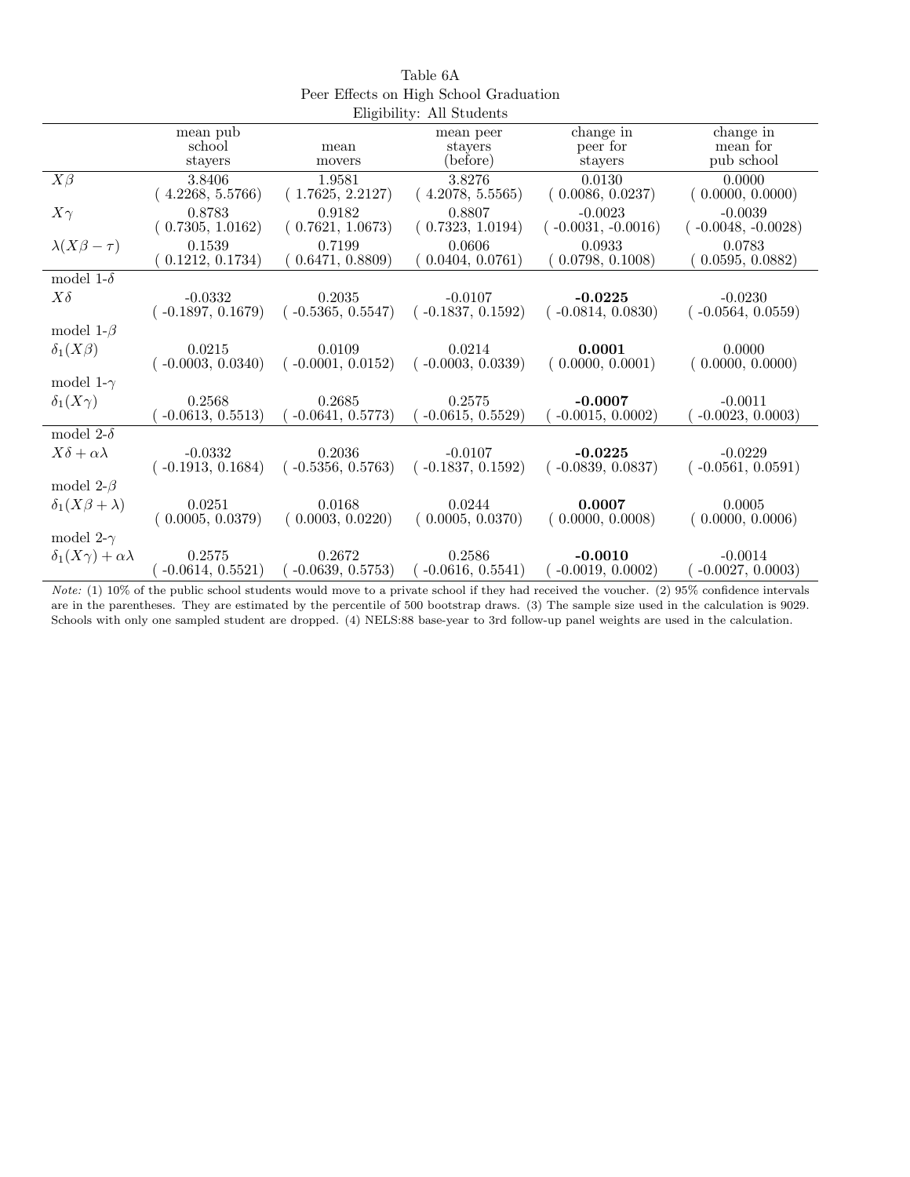Table 6A

Peer Effects on High School Graduation

Eligibility: All Students

| | mean pub school stayers | mean movers | mean peer stayers (before) | change in peer for stayers | change in mean for pub school |
|---|---|---|---|---|---|
| $X\beta$ | 3.8406 | 1.9581 | 3.8276 | 0.0130 | 0.0000 |
| | ( 4.2268, 5.5766) | ( 1.7625, 2.2127) | ( 4.2078, 5.5565) | ( 0.0086, 0.0237) | ( 0.0000, 0.0000) |
| $X\gamma$ | 0.8783 | 0.9182 | 0.8807 | -0.0023 | -0.0039 |
| | ( 0.7305, 1.0162) | ( 0.7621, 1.0673) | ( 0.7323, 1.0194) | ( -0.0031, -0.0016) | ( -0.0048, -0.0028) |
| $\lambda(X\beta - \tau)$ | 0.1539 | 0.7199 | 0.0606 | 0.0933 | 0.0783 |
| | ( 0.1212, 0.1734) | ( 0.6471, 0.8809) | ( 0.0404, 0.0761) | ( 0.0798, 0.1008) | ( 0.0595, 0.0882) |
| model 1-$\delta$ | | | | | |
| $X\delta$ | -0.0332 | 0.2035 | -0.0107 | **-0.0225** | -0.0230 |
| | ( -0.1897, 0.1679) | ( -0.5365, 0.5547) | ( -0.1837, 0.1592) | ( -0.0814, 0.0830) | ( -0.0564, 0.0559) |
| model 1-$\beta$ | | | | | |
| $\delta_1(X\beta)$ | 0.0215 | 0.0109 | 0.0214 | **0.0001** | 0.0000 |
| | ( -0.0003, 0.0340) | ( -0.0001, 0.0152) | ( -0.0003, 0.0339) | ( 0.0000, 0.0001) | ( 0.0000, 0.0000) |
| model 1-$\gamma$ | | | | | |
| $\delta_1(X\gamma)$ | 0.2568 | 0.2685 | 0.2575 | **-0.0007** | -0.0011 |
| | ( -0.0613, 0.5513) | ( -0.0641, 0.5773) | ( -0.0615, 0.5529) | ( -0.0015, 0.0002) | ( -0.0023, 0.0003) |
| model 2-$\delta$ | | | | | |
| $X\delta + \alpha\lambda$ | -0.0332 | 0.2036 | -0.0107 | **-0.0225** | -0.0229 |
| | ( -0.1913, 0.1684) | ( -0.5356, 0.5763) | ( -0.1837, 0.1592) | ( -0.0839, 0.0837) | ( -0.0561, 0.0591) |
| model 2-$\beta$ | | | | | |
| $\delta_1(X\beta + \lambda)$ | 0.0251 | 0.0168 | 0.0244 | **0.0007** | 0.0005 |
| | ( 0.0005, 0.0379) | ( 0.0003, 0.0220) | ( 0.0005, 0.0370) | ( 0.0000, 0.0008) | ( 0.0000, 0.0006) |
| model 2-$\gamma$ | | | | | |
| $\delta_1(X\gamma) + \alpha\lambda$ | 0.2575 | 0.2672 | 0.2586 | **-0.0010** | -0.0014 |
| | ( -0.0614, 0.5521) | ( -0.0639, 0.5753) | ( -0.0616, 0.5541) | ( -0.0019, 0.0002) | ( -0.0027, 0.0003) |

*Note:* (1) 10% of the public school students would move to a private school if they had received the voucher. (2) 95% confidence intervals are in the parentheses. They are estimated by the percentile of 500 bootstrap draws. (3) The sample size used in the calculation is 9029. Schools with only one sampled student are dropped. (4) NELS:88 base-year to 3rd follow-up panel weights are used in the calculation.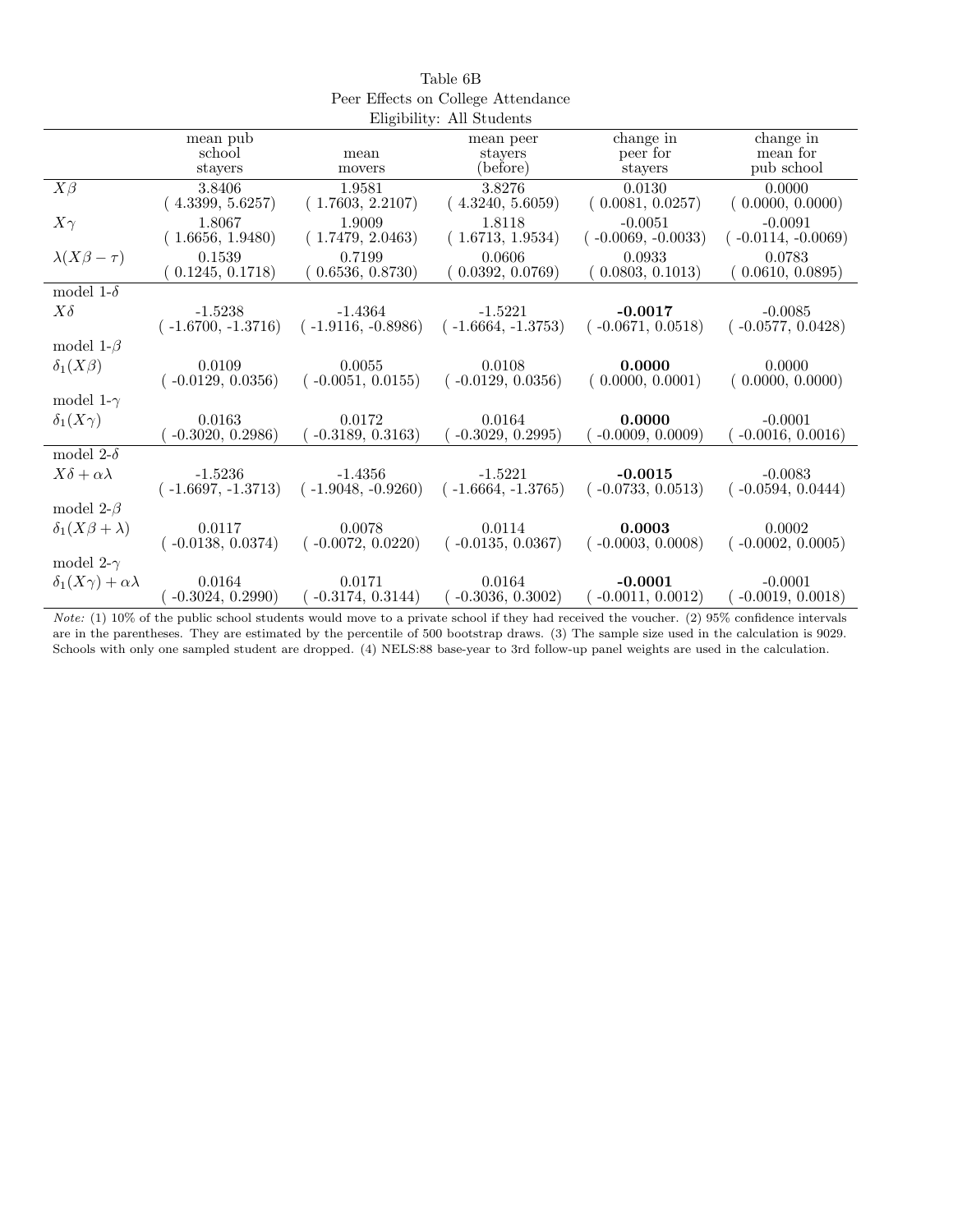Table 6B

Peer Effects on College Attendance

Eligibility: All Students

| | mean pub school stayers | mean movers | mean peer stayers (before) | change in peer for stayers | change in mean for pub school |
|---|---|---|---|---|---|
| $X\beta$ | 3.8406 | 1.9581 | 3.8276 | 0.0130 | 0.0000 |
| | ( 4.3399, 5.6257) | ( 1.7603, 2.2107) | ( 4.3240, 5.6059) | ( 0.0081, 0.0257) | ( 0.0000, 0.0000) |
| $X\gamma$ | 1.8067 | 1.9009 | 1.8118 | -0.0051 | -0.0091 |
| | ( 1.6656, 1.9480) | ( 1.7479, 2.0463) | ( 1.6713, 1.9534) | ( -0.0069, -0.0033) | ( -0.0114, -0.0069) |
| $\lambda(X\beta - \tau)$ | 0.1539 | 0.7199 | 0.0606 | 0.0933 | 0.0783 |
| | ( 0.1245, 0.1718) | ( 0.6536, 0.8730) | ( 0.0392, 0.0769) | ( 0.0803, 0.1013) | ( 0.0610, 0.0895) |
| model 1-$\delta$ | | | | | |
| $X\delta$ | -1.5238 | -1.4364 | -1.5221 | **-0.0017** | -0.0085 |
| | ( -1.6700, -1.3716) | ( -1.9116, -0.8986) | ( -1.6664, -1.3753) | ( -0.0671, 0.0518) | ( -0.0577, 0.0428) |
| model 1-$\beta$ | | | | | |
| $\delta_1(X\beta)$ | 0.0109 | 0.0055 | 0.0108 | **0.0000** | 0.0000 |
| | ( -0.0129, 0.0356) | ( -0.0051, 0.0155) | ( -0.0129, 0.0356) | ( 0.0000, 0.0001) | ( 0.0000, 0.0000) |
| model 1-$\gamma$ | | | | | |
| $\delta_1(X\gamma)$ | 0.0163 | 0.0172 | 0.0164 | **0.0000** | -0.0001 |
| | ( -0.3020, 0.2986) | ( -0.3189, 0.3163) | ( -0.3029, 0.2995) | ( -0.0009, 0.0009) | ( -0.0016, 0.0016) |
| model 2-$\delta$ | | | | | |
| $X\delta + \alpha\lambda$ | -1.5236 | -1.4356 | -1.5221 | **-0.0015** | -0.0083 |
| | ( -1.6697, -1.3713) | ( -1.9048, -0.9260) | ( -1.6664, -1.3765) | ( -0.0733, 0.0513) | ( -0.0594, 0.0444) |
| model 2-$\beta$ | | | | | |
| $\delta_1(X\beta + \lambda)$ | 0.0117 | 0.0078 | 0.0114 | **0.0003** | 0.0002 |
| | ( -0.0138, 0.0374) | ( -0.0072, 0.0220) | ( -0.0135, 0.0367) | ( -0.0003, 0.0008) | ( -0.0002, 0.0005) |
| model 2-$\gamma$ | | | | | |
| $\delta_1(X\gamma) + \alpha\lambda$ | 0.0164 | 0.0171 | 0.0164 | **-0.0001** | -0.0001 |
| | ( -0.3024, 0.2990) | ( -0.3174, 0.3144) | ( -0.3036, 0.3002) | ( -0.0011, 0.0012) | ( -0.0019, 0.0018) |

*Note:* (1) 10% of the public school students would move to a private school if they had received the voucher. (2) 95% confidence intervals are in the parentheses. They are estimated by the percentile of 500 bootstrap draws. (3) The sample size used in the calculation is 9029. Schools with only one sampled student are dropped. (4) NELS:88 base-year to 3rd follow-up panel weights are used in the calculation.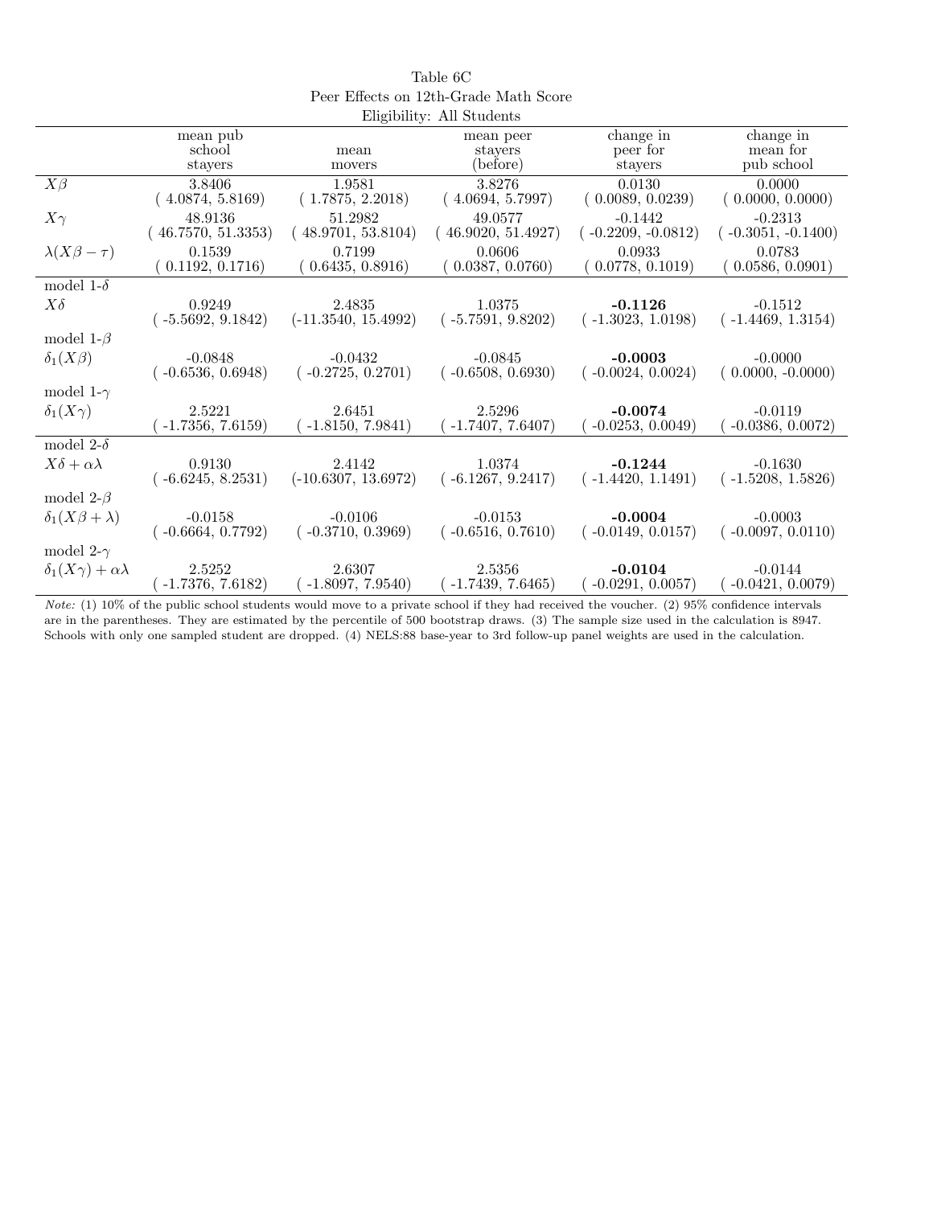Table 6C
Peer Effects on 12th-Grade Math Score
Eligibility: All Students

| | mean pub school stayers | mean movers | mean peer stayers (before) | change in peer for stayers | change in mean for pub school |
|---|---|---|---|---|---|
| $X\beta$ | 3.8406 | 1.9581 | 3.8276 | 0.0130 | 0.0000 |
| | ( 4.0874, 5.8169) | ( 1.7875, 2.2018) | ( 4.0694, 5.7997) | ( 0.0089, 0.0239) | ( 0.0000, 0.0000) |
| $X\gamma$ | 48.9136 | 51.2982 | 49.0577 | -0.1442 | -0.2313 |
| | ( 46.7570, 51.3353) | ( 48.9701, 53.8104) | ( 46.9020, 51.4927) | ( -0.2209, -0.0812) | ( -0.3051, -0.1400) |
| $\lambda(X\beta - \tau)$ | 0.1539 | 0.7199 | 0.0606 | 0.0933 | 0.0783 |
| | ( 0.1192, 0.1716) | ( 0.6435, 0.8916) | ( 0.0387, 0.0760) | ( 0.0778, 0.1019) | ( 0.0586, 0.0901) |
| model 1-$\delta$ | | | | | |
| $X\delta$ | 0.9249 | 2.4835 | 1.0375 | **-0.1126** | -0.1512 |
| | ( -5.5692, 9.1842) | (-11.3540, 15.4992) | ( -5.7591, 9.8202) | ( -1.3023, 1.0198) | ( -1.4469, 1.3154) |
| model 1-$\beta$ | | | | | |
| $\delta_1(X\beta)$ | -0.0848 | -0.0432 | -0.0845 | **-0.0003** | -0.0000 |
| | ( -0.6536, 0.6948) | ( -0.2725, 0.2701) | ( -0.6508, 0.6930) | ( -0.0024, 0.0024) | ( 0.0000, -0.0000) |
| model 1-$\gamma$ | | | | | |
| $\delta_1(X\gamma)$ | 2.5221 | 2.6451 | 2.5296 | **-0.0074** | -0.0119 |
| | ( -1.7356, 7.6159) | ( -1.8150, 7.9841) | ( -1.7407, 7.6407) | ( -0.0253, 0.0049) | ( -0.0386, 0.0072) |
| model 2-$\delta$ | | | | | |
| $X\delta + \alpha\lambda$ | 0.9130 | 2.4142 | 1.0374 | **-0.1244** | -0.1630 |
| | ( -6.6245, 8.2531) | (-10.6307, 13.6972) | ( -6.1267, 9.2417) | ( -1.4420, 1.1491) | ( -1.5208, 1.5826) |
| model 2-$\beta$ | | | | | |
| $\delta_1(X\beta + \lambda)$ | -0.0158 | -0.0106 | -0.0153 | **-0.0004** | -0.0003 |
| | ( -0.6664, 0.7792) | ( -0.3710, 0.3969) | ( -0.6516, 0.7610) | ( -0.0149, 0.0157) | ( -0.0097, 0.0110) |
| model 2-$\gamma$ | | | | | |
| $\delta_1(X\gamma) + \alpha\lambda$ | 2.5252 | 2.6307 | 2.5356 | **-0.0104** | -0.0144 |
| | ( -1.7376, 7.6182) | ( -1.8097, 7.9540) | ( -1.7439, 7.6465) | ( -0.0291, 0.0057) | ( -0.0421, 0.0079) |

*Note:* (1) 10% of the public school students would move to a private school if they had received the voucher. (2) 95% confidence intervals are in the parentheses. They are estimated by the percentile of 500 bootstrap draws. (3) The sample size used in the calculation is 8947. Schools with only one sampled student are dropped. (4) NELS:88 base-year to 3rd follow-up panel weights are used in the calculation.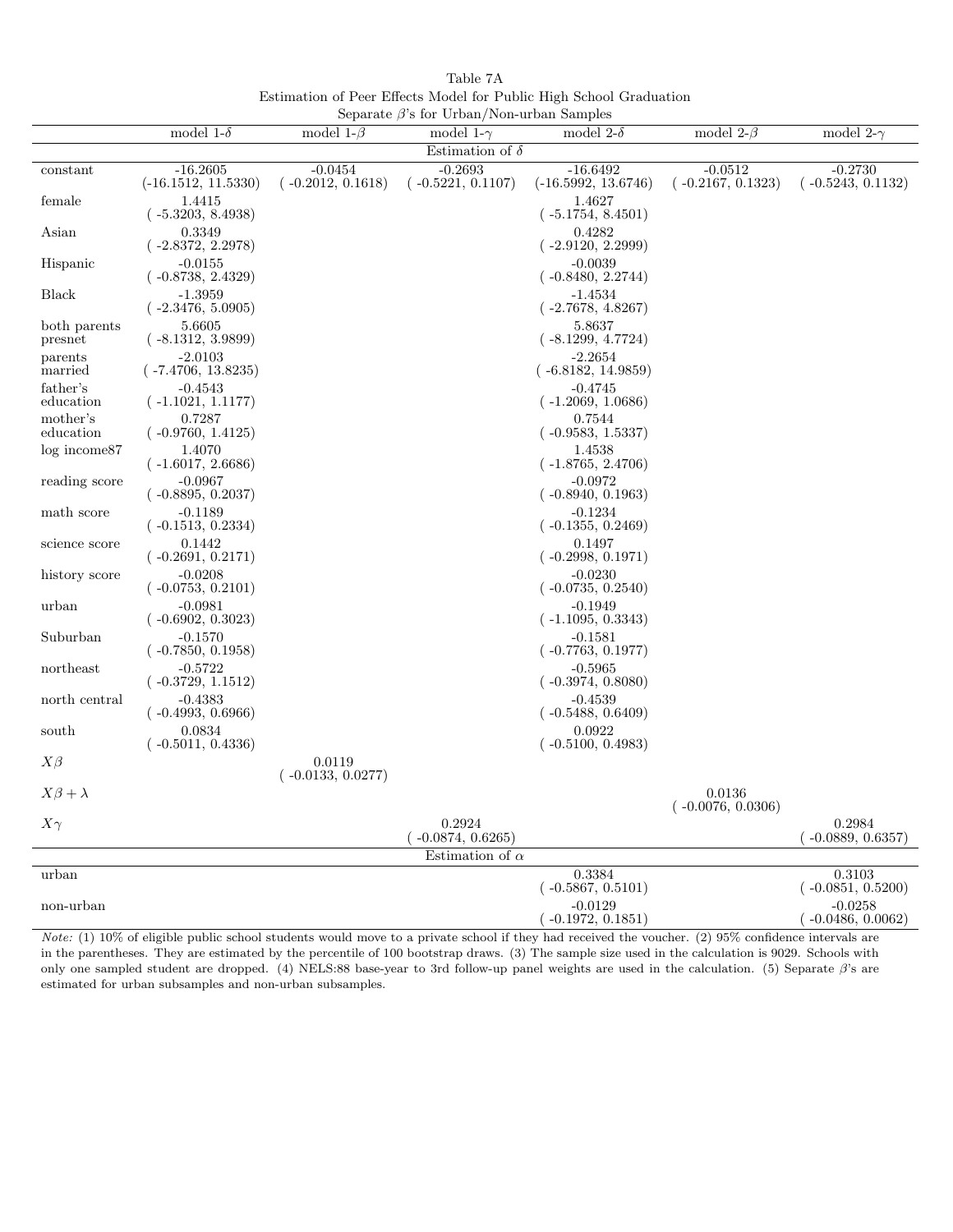Table 7A
Estimation of Peer Effects Model for Public High School Graduation
Separate $\beta$'s for Urban/Non-urban Samples

| | model 1-$\delta$ | model 1-$\beta$ | model 1-$\gamma$ | model 2-$\delta$ | model 2-$\beta$ | model 2-$\gamma$ |
|---|---|---|---|---|---|---|
| | | | Estimation of $\delta$ | | | |
| constant | -16.2605 (-16.1512, 11.5330) | -0.0454 ( -0.2012, 0.1618) | -0.2693 ( -0.5221, 0.1107) | -16.6492 (-16.5992, 13.6746) | -0.0512 ( -0.2167, 0.1323) | -0.2730 ( -0.5243, 0.1132) |
| female | 1.4415 ( -5.3203, 8.4938) | | | 1.4627 ( -5.1754, 8.4501) | | |
| Asian | 0.3349 ( -2.8372, 2.2978) | | | 0.4282 ( -2.9120, 2.2999) | | |
| Hispanic | -0.0155 ( -0.8738, 2.4329) | | | -0.0039 ( -0.8480, 2.2744) | | |
| Black | -1.3959 ( -2.3476, 5.0905) | | | -1.4534 ( -2.7678, 4.8267) | | |
| both parents presnet | 5.6605 ( -8.1312, 3.9899) | | | 5.8637 ( -8.1299, 4.7724) | | |
| parents married | -2.0103 ( -7.4706, 13.8235) | | | -2.2654 ( -6.8182, 14.9859) | | |
| father's education | -0.4543 ( -1.1021, 1.1177) | | | -0.4745 ( -1.2069, 1.0686) | | |
| mother's education | 0.7287 ( -0.9760, 1.4125) | | | 0.7544 ( -0.9583, 1.5337) | | |
| log income87 | 1.4070 ( -1.6017, 2.6686) | | | 1.4538 ( -1.8765, 2.4706) | | |
| reading score | -0.0967 ( -0.8895, 0.2037) | | | -0.0972 ( -0.8940, 0.1963) | | |
| math score | -0.1189 ( -0.1513, 0.2334) | | | -0.1234 ( -0.1355, 0.2469) | | |
| science score | 0.1442 ( -0.2691, 0.2171) | | | 0.1497 ( -0.2998, 0.1971) | | |
| history score | -0.0208 ( -0.0753, 0.2101) | | | -0.0230 ( -0.0735, 0.2540) | | |
| urban | -0.0981 ( -0.6902, 0.3023) | | | -0.1949 ( -1.1095, 0.3343) | | |
| Suburban | -0.1570 ( -0.7850, 0.1958) | | | -0.1581 ( -0.7763, 0.1977) | | |
| northeast | -0.5722 ( -0.3729, 1.1512) | | | -0.5965 ( -0.3974, 0.8080) | | |
| north central | -0.4383 ( -0.4993, 0.6966) | | | -0.4539 ( -0.5488, 0.6409) | | |
| south | 0.0834 ( -0.5011, 0.4336) | | | 0.0922 ( -0.5100, 0.4983) | | |
| $X\beta$ | | 0.0119 ( -0.0133, 0.0277) | | | | |
| $X\beta + \lambda$ | | | | | 0.0136 ( -0.0076, 0.0306) | |
| $X\gamma$ | | | 0.2924 ( -0.0874, 0.6265) | | | 0.2984 ( -0.0889, 0.6357) |
| | | | Estimation of $\alpha$ | | | |
| urban | | | | 0.3384 ( -0.5867, 0.5101) | | 0.3103 ( -0.0851, 0.5200) |
| non-urban | | | | -0.0129 ( -0.1972, 0.1851) | | -0.0258 ( -0.0486, 0.0062) |

*Note:* (1) 10% of eligible public school students would move to a private school if they had received the voucher. (2) 95% confidence intervals are in the parentheses. They are estimated by the percentile of 100 bootstrap draws. (3) The sample size used in the calculation is 9029. Schools with only one sampled student are dropped. (4) NELS:88 base-year to 3rd follow-up panel weights are used in the calculation. (5) Separate $\beta$'s are estimated for urban subsamples and non-urban subsamples.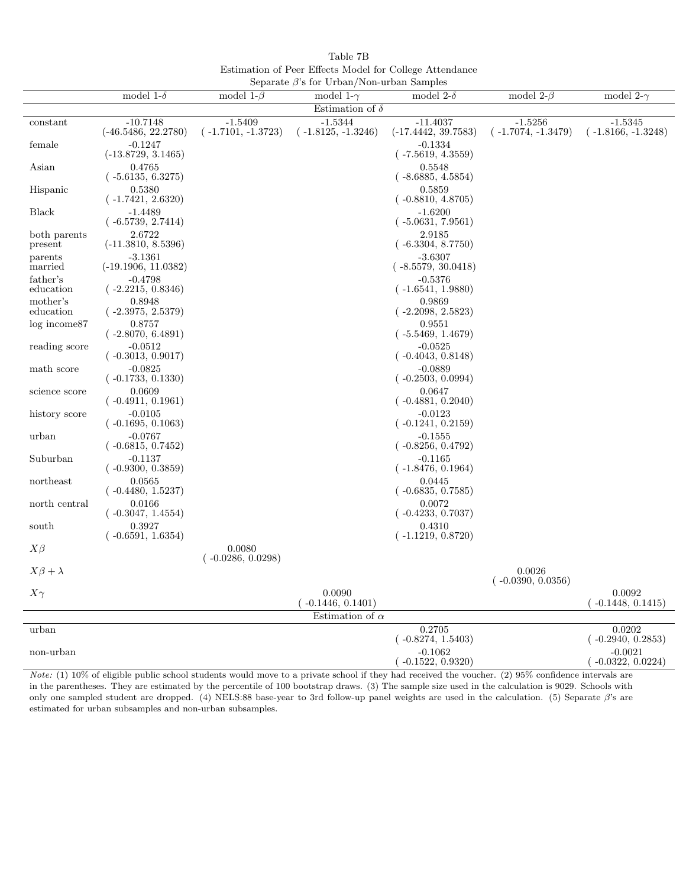Table 7B

Estimation of Peer Effects Model for College Attendance

Separate $\beta$'s for Urban/Non-urban Samples

| | model 1-$\delta$ | model 1-$\beta$ | model 1-$\gamma$ | model 2-$\delta$ | model 2-$\beta$ | model 2-$\gamma$ |
|---|---|---|---|---|---|---|
| **Estimation of $\delta$** | | | | | | |
| constant | -10.7148 (-46.5486, 22.2780) | -1.5409 ( -1.7101, -1.3723) | -1.5344 ( -1.8125, -1.3246) | -11.4037 (-17.4442, 39.7583) | -1.5256 ( -1.7074, -1.3479) | -1.5345 ( -1.8166, -1.3248) |
| female | -0.1247 (-13.8729, 3.1465) | | | -0.1334 ( -7.5619, 4.3559) | | |
| Asian | 0.4765 ( -5.6135, 6.3275) | | | 0.5548 ( -8.6885, 4.5854) | | |
| Hispanic | 0.5380 ( -1.7421, 2.6320) | | | 0.5859 ( -0.8810, 4.8705) | | |
| Black | -1.4489 ( -6.5739, 2.7414) | | | -1.6200 ( -5.0631, 7.9561) | | |
| both parents present | 2.6722 (-11.3810, 8.5396) | | | 2.9185 ( -6.3304, 8.7750) | | |
| parents married | -3.1361 (-19.1906, 11.0382) | | | -3.6307 ( -8.5579, 30.0418) | | |
| father's education | -0.4798 ( -2.2215, 0.8346) | | | -0.5376 ( -1.6541, 1.9880) | | |
| mother's education | 0.8948 ( -2.3975, 2.5379) | | | 0.9869 ( -2.2098, 2.5823) | | |
| log income87 | 0.8757 ( -2.8070, 6.4891) | | | 0.9551 ( -5.5469, 1.4679) | | |
| reading score | -0.0512 ( -0.3013, 0.9017) | | | -0.0525 ( -0.4043, 0.8148) | | |
| math score | -0.0825 ( -0.1733, 0.1330) | | | -0.0889 ( -0.2503, 0.0994) | | |
| science score | 0.0609 ( -0.4911, 0.1961) | | | 0.0647 ( -0.4881, 0.2040) | | |
| history score | -0.0105 ( -0.1695, 0.1063) | | | -0.0123 ( -0.1241, 0.2159) | | |
| urban | -0.0767 ( -0.6815, 0.7452) | | | -0.1555 ( -0.8256, 0.4792) | | |
| Suburban | -0.1137 ( -0.9300, 0.3859) | | | -0.1165 ( -1.8476, 0.1964) | | |
| northeast | 0.0565 ( -0.4480, 1.5237) | | | 0.0445 ( -0.6835, 0.7585) | | |
| north central | 0.0166 ( -0.3047, 1.4554) | | | 0.0072 ( -0.4233, 0.7037) | | |
| south | 0.3927 ( -0.6591, 1.6354) | | | 0.4310 ( -1.1219, 0.8720) | | |
| $X\beta$ | | 0.0080 ( -0.0286, 0.0298) | | | | |
| $X\beta + \lambda$ | | | | | 0.0026 ( -0.0390, 0.0356) | |
| $X\gamma$ | | | 0.0090 ( -0.1446, 0.1401) | | | 0.0092 ( -0.1448, 0.1415) |
| **Estimation of $\alpha$** | | | | | | |
| urban | | | | 0.2705 ( -0.8274, 1.5403) | | 0.0202 ( -0.2940, 0.2853) |
| non-urban | | | | -0.1062 ( -0.1522, 0.9320) | | -0.0021 ( -0.0322, 0.0224) |

*Note:* (1) 10% of eligible public school students would move to a private school if they had received the voucher. (2) 95% confidence intervals are in the parentheses. They are estimated by the percentile of 100 bootstrap draws. (3) The sample size used in the calculation is 9029. Schools with only one sampled student are dropped. (4) NELS:88 base-year to 3rd follow-up panel weights are used in the calculation. (5) Separate $\beta$'s are estimated for urban subsamples and non-urban subsamples.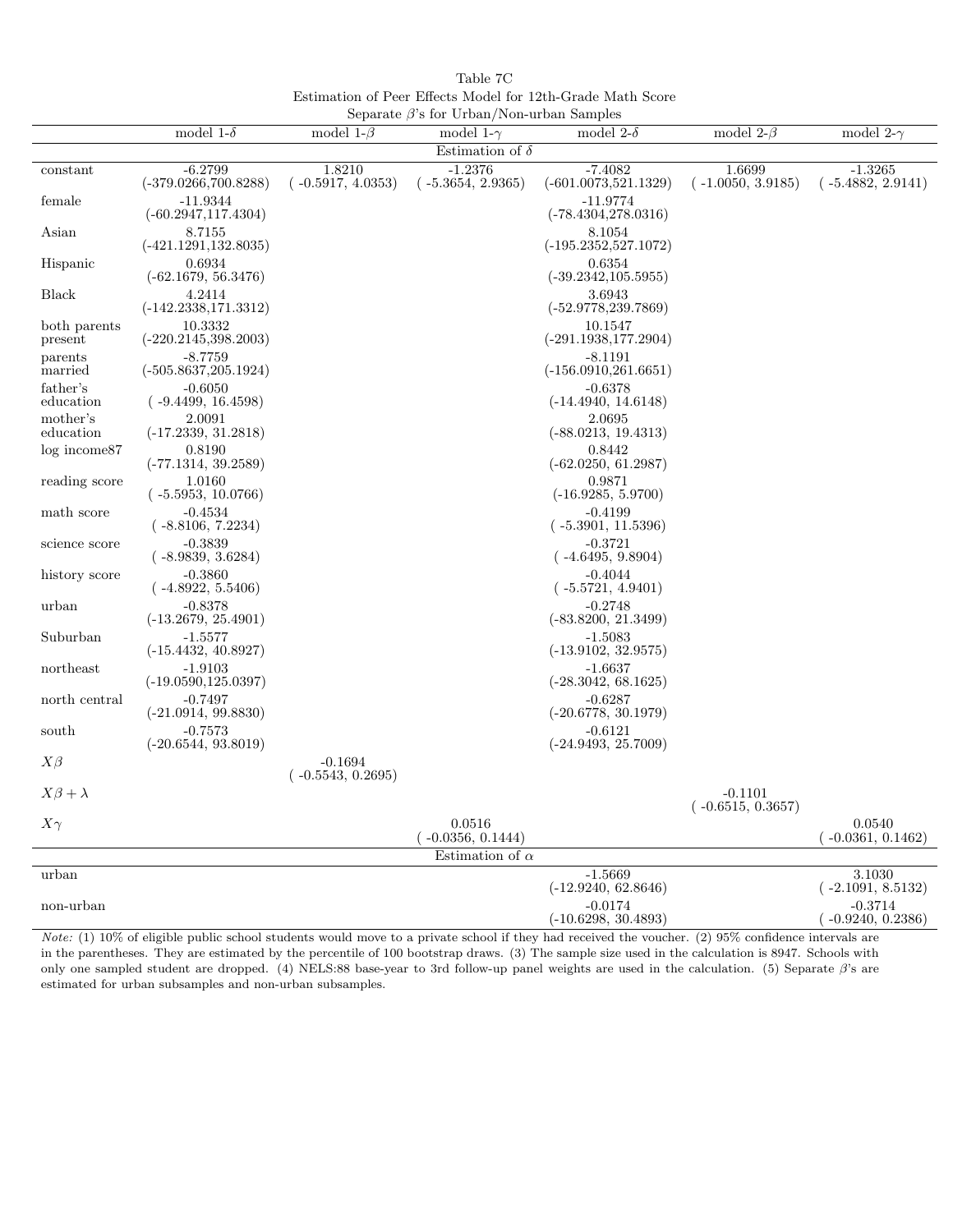Table 7C
Estimation of Peer Effects Model for 12th-Grade Math Score
Separate $\beta$'s for Urban/Non-urban Samples

| | model 1-$\delta$ | model 1-$\beta$ | model 1-$\gamma$ | model 2-$\delta$ | model 2-$\beta$ | model 2-$\gamma$ |
|---|---|---|---|---|---|---|
| | | | Estimation of $\delta$ | | | |
| constant | -6.2799 (-379.0266,700.8288) | 1.8210 ( -0.5917, 4.0353) | -1.2376 ( -5.3654, 2.9365) | -7.4082 (-601.0073,521.1329) | 1.6699 ( -1.0050, 3.9185) | -1.3265 ( -5.4882, 2.9141) |
| female | -11.9344 (-60.2947,117.4304) | | | -11.9774 (-78.4304,278.0316) | | |
| Asian | 8.7155 (-421.1291,132.8035) | | | 8.1054 (-195.2352,527.1072) | | |
| Hispanic | 0.6934 (-62.1679, 56.3476) | | | 0.6354 (-39.2342,105.5955) | | |
| Black | 4.2414 (-142.2338,171.3312) | | | 3.6943 (-52.9778,239.7869) | | |
| both parents present | 10.3332 (-220.2145,398.2003) | | | 10.1547 (-291.1938,177.2904) | | |
| parents married | -8.7759 (-505.8637,205.1924) | | | -8.1191 (-156.0910,261.6651) | | |
| father's education | -0.6050 ( -9.4499, 16.4598) | | | -0.6378 (-14.4940, 14.6148) | | |
| mother's education | 2.0091 (-17.2339, 31.2818) | | | 2.0695 (-88.0213, 19.4313) | | |
| log income87 | 0.8190 (-77.1314, 39.2589) | | | 0.8442 (-62.0250, 61.2987) | | |
| reading score | 1.0160 ( -5.5953, 10.0766) | | | 0.9871 (-16.9285, 5.9700) | | |
| math score | -0.4534 ( -8.8106, 7.2234) | | | -0.4199 ( -5.3901, 11.5396) | | |
| science score | -0.3839 ( -8.9839, 3.6284) | | | -0.3721 ( -4.6495, 9.8904) | | |
| history score | -0.3860 ( -4.8922, 5.5406) | | | -0.4044 ( -5.5721, 4.9401) | | |
| urban | -0.8378 (-13.2679, 25.4901) | | | -0.2748 (-83.8200, 21.3499) | | |
| Suburban | -1.5577 (-15.4432, 40.8927) | | | -1.5083 (-13.9102, 32.9575) | | |
| northeast | -1.9103 (-19.0590,125.0397) | | | -1.6637 (-28.3042, 68.1625) | | |
| north central | -0.7497 (-21.0914, 99.8830) | | | -0.6287 (-20.6778, 30.1979) | | |
| south | -0.7573 (-20.6544, 93.8019) | | | -0.6121 (-24.9493, 25.7009) | | |
| $X\beta$ | | -0.1694 ( -0.5543, 0.2695) | | | | |
| $X\beta + \lambda$ | | | | | -0.1101 ( -0.6515, 0.3657) | |
| $X\gamma$ | | | 0.0516 ( -0.0356, 0.1444) | | | 0.0540 ( -0.0361, 0.1462) |
| | | | Estimation of $\alpha$ | | | |
| urban | | | | -1.5669 (-12.9240, 62.8646) | | 3.1030 ( -2.1091, 8.5132) |
| non-urban | | | | -0.0174 (-10.6298, 30.4893) | | -0.3714 ( -0.9240, 0.2386) |

*Note:* (1) 10% of eligible public school students would move to a private school if they had received the voucher. (2) 95% confidence intervals are in the parentheses. They are estimated by the percentile of 100 bootstrap draws. (3) The sample size used in the calculation is 8947. Schools with only one sampled student are dropped. (4) NELS:88 base-year to 3rd follow-up panel weights are used in the calculation. (5) Separate $\beta$'s are estimated for urban subsamples and non-urban subsamples.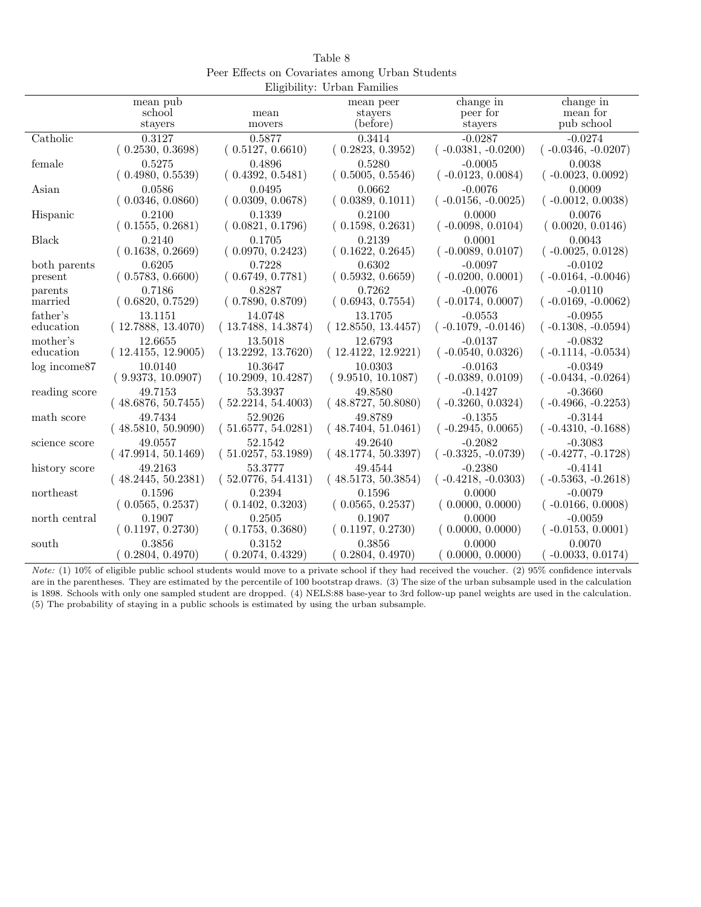Table 8
Peer Effects on Covariates among Urban Students
Eligibility: Urban Families

| | mean pub school stayers | mean movers | mean peer stayers (before) | change in peer for stayers | change in mean for pub school |
|---|---|---|---|---|---|
| Catholic | 0.3127<br>( 0.2530, 0.3698) | 0.5877<br>( 0.5127, 0.6610) | 0.3414<br>( 0.2823, 0.3952) | -0.0287<br>( -0.0381, -0.0200) | -0.0274<br>( -0.0346, -0.0207) |
| female | 0.5275<br>( 0.4980, 0.5539) | 0.4896<br>( 0.4392, 0.5481) | 0.5280<br>( 0.5005, 0.5546) | -0.0005<br>( -0.0123, 0.0084) | 0.0038<br>( -0.0023, 0.0092) |
| Asian | 0.0586<br>( 0.0346, 0.0860) | 0.0495<br>( 0.0309, 0.0678) | 0.0662<br>( 0.0389, 0.1011) | -0.0076<br>( -0.0156, -0.0025) | 0.0009<br>( -0.0012, 0.0038) |
| Hispanic | 0.2100<br>( 0.1555, 0.2681) | 0.1339<br>( 0.0821, 0.1796) | 0.2100<br>( 0.1598, 0.2631) | 0.0000<br>( -0.0098, 0.0104) | 0.0076<br>( 0.0020, 0.0146) |
| Black | 0.2140<br>( 0.1638, 0.2669) | 0.1705<br>( 0.0970, 0.2423) | 0.2139<br>( 0.1622, 0.2645) | 0.0001<br>( -0.0089, 0.0107) | 0.0043<br>( -0.0025, 0.0128) |
| both parents present | 0.6205<br>( 0.5783, 0.6600) | 0.7228<br>( 0.6749, 0.7781) | 0.6302<br>( 0.5932, 0.6659) | -0.0097<br>( -0.0200, 0.0001) | -0.0102<br>( -0.0164, -0.0046) |
| parents married | 0.7186<br>( 0.6820, 0.7529) | 0.8287<br>( 0.7890, 0.8709) | 0.7262<br>( 0.6943, 0.7554) | -0.0076<br>( -0.0174, 0.0007) | -0.0110<br>( -0.0169, -0.0062) |
| father's education | 13.1151<br>( 12.7888, 13.4070) | 14.0748<br>( 13.7488, 14.3874) | 13.1705<br>( 12.8550, 13.4457) | -0.0553<br>( -0.1079, -0.0146) | -0.0955<br>( -0.1308, -0.0594) |
| mother's education | 12.6655<br>( 12.4155, 12.9005) | 13.5018<br>( 13.2292, 13.7620) | 12.6793<br>( 12.4122, 12.9221) | -0.0137<br>( -0.0540, 0.0326) | -0.0832<br>( -0.1114, -0.0534) |
| log income87 | 10.0140<br>( 9.9373, 10.0907) | 10.3647<br>( 10.2909, 10.4287) | 10.0303<br>( 9.9510, 10.1087) | -0.0163<br>( -0.0389, 0.0109) | -0.0349<br>( -0.0434, -0.0264) |
| reading score | 49.7153<br>( 48.6876, 50.7455) | 53.3937<br>( 52.2214, 54.4003) | 49.8580<br>( 48.8727, 50.8080) | -0.1427<br>( -0.3260, 0.0324) | -0.3660<br>( -0.4966, -0.2253) |
| math score | 49.7434<br>( 48.5810, 50.9090) | 52.9026<br>( 51.6577, 54.0281) | 49.8789<br>( 48.7404, 51.0461) | -0.1355<br>( -0.2945, 0.0065) | -0.3144<br>( -0.4310, -0.1688) |
| science score | 49.0557<br>( 47.9914, 50.1469) | 52.1542<br>( 51.0257, 53.1989) | 49.2640<br>( 48.1774, 50.3397) | -0.2082<br>( -0.3325, -0.0739) | -0.3083<br>( -0.4277, -0.1728) |
| history score | 49.2163<br>( 48.2445, 50.2381) | 53.3777<br>( 52.0776, 54.4131) | 49.4544<br>( 48.5173, 50.3854) | -0.2380<br>( -0.4218, -0.0303) | -0.4141<br>( -0.5363, -0.2618) |
| northeast | 0.1596<br>( 0.0565, 0.2537) | 0.2394<br>( 0.1402, 0.3203) | 0.1596<br>( 0.0565, 0.2537) | 0.0000<br>( 0.0000, 0.0000) | -0.0079<br>( -0.0166, 0.0008) |
| north central | 0.1907<br>( 0.1197, 0.2730) | 0.2505<br>( 0.1753, 0.3680) | 0.1907<br>( 0.1197, 0.2730) | 0.0000<br>( 0.0000, 0.0000) | -0.0059<br>( -0.0153, 0.0001) |
| south | 0.3856<br>( 0.2804, 0.4970) | 0.3152<br>( 0.2074, 0.4329) | 0.3856<br>( 0.2804, 0.4970) | 0.0000<br>( 0.0000, 0.0000) | 0.0070<br>( -0.0033, 0.0174) |

*Note:* (1) 10% of eligible public school students would move to a private school if they had received the voucher. (2) 95% confidence intervals are in the parentheses. They are estimated by the percentile of 100 bootstrap draws. (3) The size of the urban subsample used in the calculation is 1898. Schools with only one sampled student are dropped. (4) NELS:88 base-year to 3rd follow-up panel weights are used in the calculation. (5) The probability of staying in a public schools is estimated by using the urban subsample.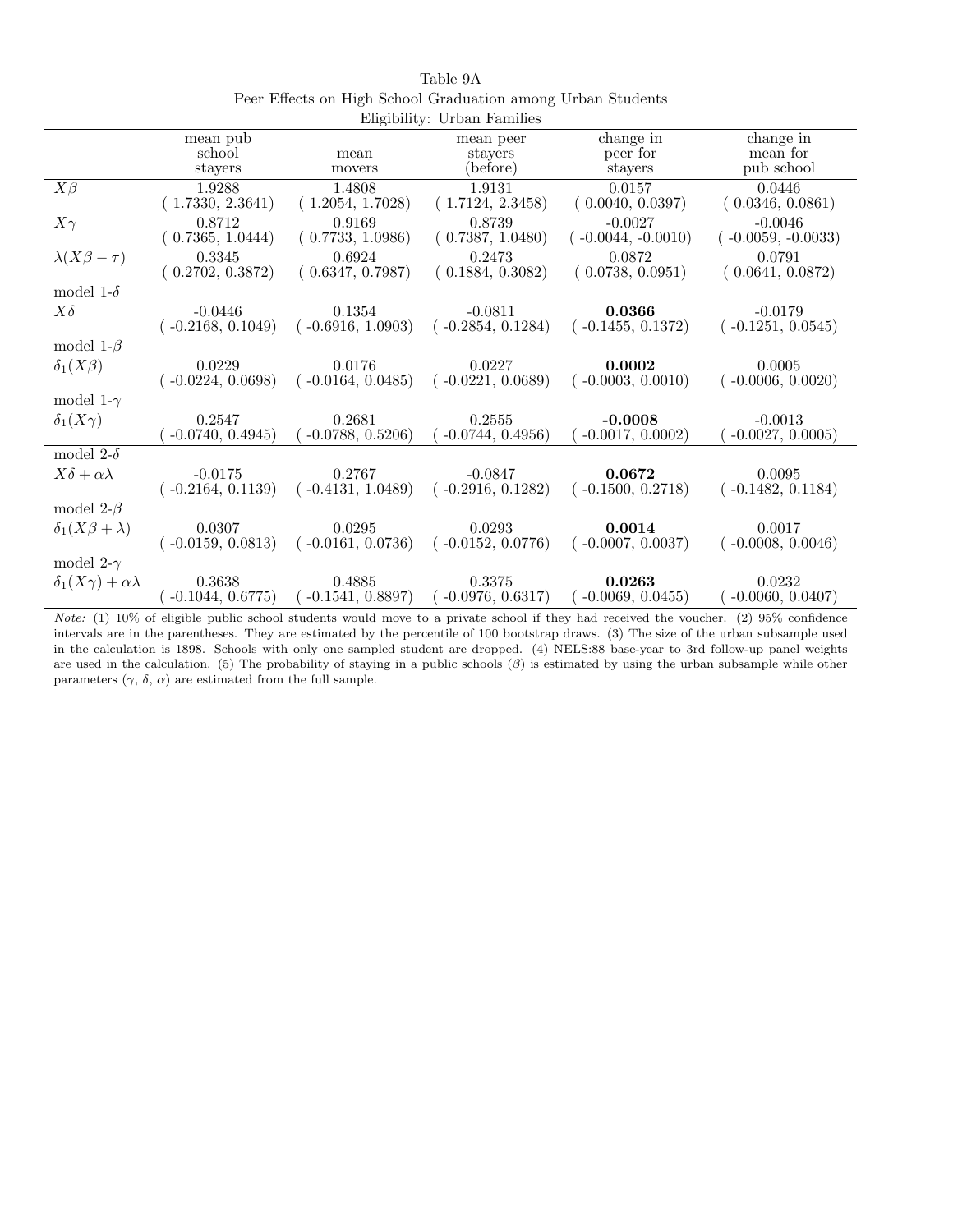Table 9A

Peer Effects on High School Graduation among Urban Students

Eligibility: Urban Families

| | mean pub school stayers | mean movers | mean peer stayers (before) | change in peer for stayers | change in mean for pub school |
|---|---|---|---|---|---|
| $X\beta$ | 1.9288 | 1.4808 | 1.9131 | 0.0157 | 0.0446 |
| | ( 1.7330, 2.3641) | ( 1.2054, 1.7028) | ( 1.7124, 2.3458) | ( 0.0040, 0.0397) | ( 0.0346, 0.0861) |
| $X\gamma$ | 0.8712 | 0.9169 | 0.8739 | -0.0027 | -0.0046 |
| | ( 0.7365, 1.0444) | ( 0.7733, 1.0986) | ( 0.7387, 1.0480) | ( -0.0044, -0.0010) | ( -0.0059, -0.0033) |
| $\lambda(X\beta - \tau)$ | 0.3345 | 0.6924 | 0.2473 | 0.0872 | 0.0791 |
| | ( 0.2702, 0.3872) | ( 0.6347, 0.7987) | ( 0.1884, 0.3082) | ( 0.0738, 0.0951) | ( 0.0641, 0.0872) |
| model 1-$\delta$ | | | | | |
| $X\delta$ | -0.0446 | 0.1354 | -0.0811 | **0.0366** | -0.0179 |
| | ( -0.2168, 0.1049) | ( -0.6916, 1.0903) | ( -0.2854, 0.1284) | ( -0.1455, 0.1372) | ( -0.1251, 0.0545) |
| model 1-$\beta$ | | | | | |
| $\delta_1(X\beta)$ | 0.0229 | 0.0176 | 0.0227 | **0.0002** | 0.0005 |
| | ( -0.0224, 0.0698) | ( -0.0164, 0.0485) | ( -0.0221, 0.0689) | ( -0.0003, 0.0010) | ( -0.0006, 0.0020) |
| model 1-$\gamma$ | | | | | |
| $\delta_1(X\gamma)$ | 0.2547 | 0.2681 | 0.2555 | **-0.0008** | -0.0013 |
| | ( -0.0740, 0.4945) | ( -0.0788, 0.5206) | ( -0.0744, 0.4956) | ( -0.0017, 0.0002) | ( -0.0027, 0.0005) |
| model 2-$\delta$ | | | | | |
| $X\delta + \alpha\lambda$ | -0.0175 | 0.2767 | -0.0847 | **0.0672** | 0.0095 |
| | ( -0.2164, 0.1139) | ( -0.4131, 1.0489) | ( -0.2916, 0.1282) | ( -0.1500, 0.2718) | ( -0.1482, 0.1184) |
| model 2-$\beta$ | | | | | |
| $\delta_1(X\beta + \lambda)$ | 0.0307 | 0.0295 | 0.0293 | **0.0014** | 0.0017 |
| | ( -0.0159, 0.0813) | ( -0.0161, 0.0736) | ( -0.0152, 0.0776) | ( -0.0007, 0.0037) | ( -0.0008, 0.0046) |
| model 2-$\gamma$ | | | | | |
| $\delta_1(X\gamma) + \alpha\lambda$ | 0.3638 | 0.4885 | 0.3375 | **0.0263** | 0.0232 |
| | ( -0.1044, 0.6775) | ( -0.1541, 0.8897) | ( -0.0976, 0.6317) | ( -0.0069, 0.0455) | ( -0.0060, 0.0407) |

*Note:* (1) 10% of eligible public school students would move to a private school if they had received the voucher. (2) 95% confidence intervals are in the parentheses. They are estimated by the percentile of 100 bootstrap draws. (3) The size of the urban subsample used in the calculation is 1898. Schools with only one sampled student are dropped. (4) NELS:88 base-year to 3rd follow-up panel weights are used in the calculation. (5) The probability of staying in a public schools ($\beta$) is estimated by using the urban subsample while other parameters ($\gamma$, $\delta$, $\alpha$) are estimated from the full sample.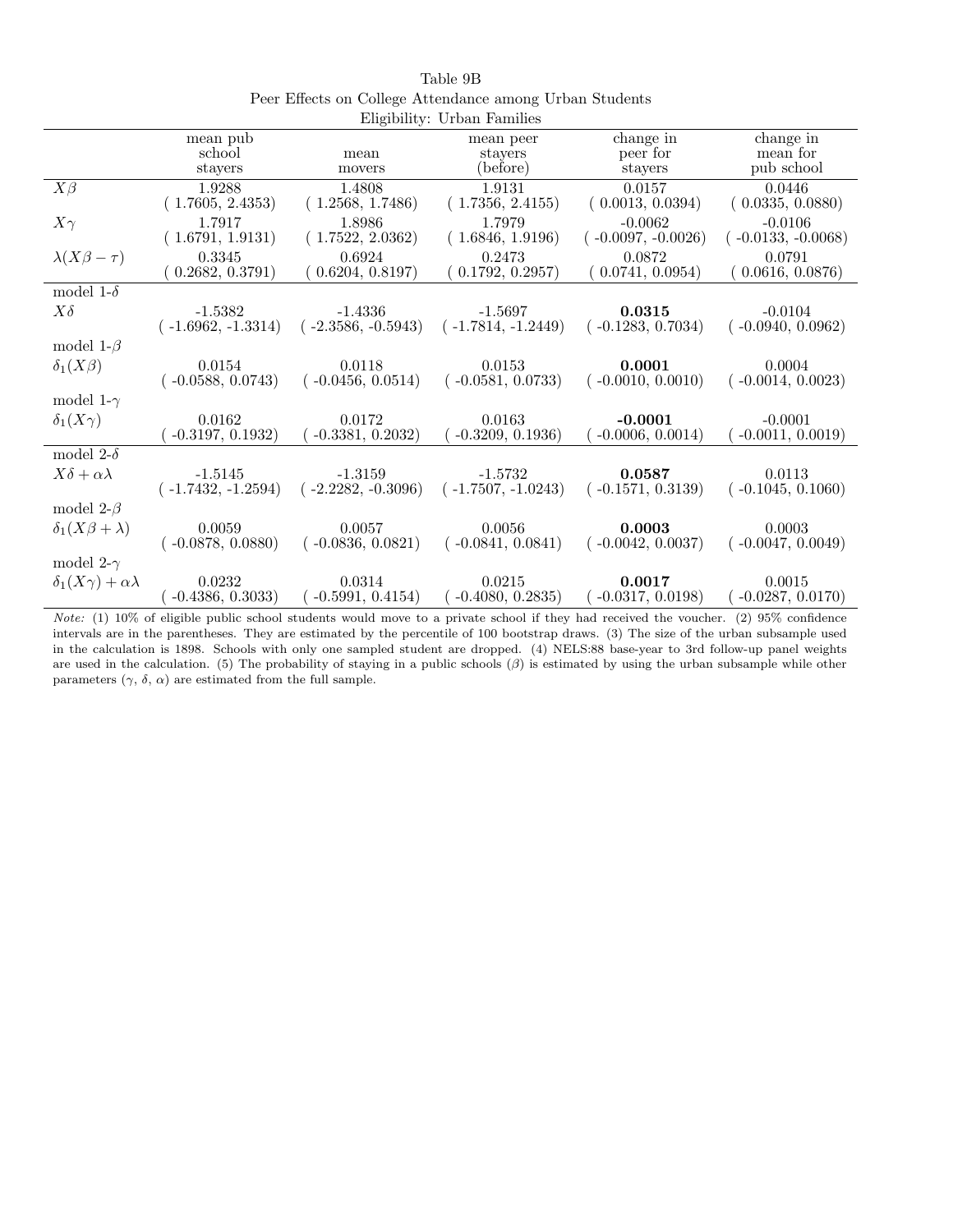Table 9B

Peer Effects on College Attendance among Urban Students

Eligibility: Urban Families

| | mean pub school stayers | mean movers | mean peer stayers (before) | change in peer for stayers | change in mean for pub school |
|---|---|---|---|---|---|
| $X\beta$ | 1.9288 | 1.4808 | 1.9131 | 0.0157 | 0.0446 |
| | ( 1.7605, 2.4353) | ( 1.2568, 1.7486) | ( 1.7356, 2.4155) | ( 0.0013, 0.0394) | ( 0.0335, 0.0880) |
| $X\gamma$ | 1.7917 | 1.8986 | 1.7979 | -0.0062 | -0.0106 |
| | ( 1.6791, 1.9131) | ( 1.7522, 2.0362) | ( 1.6846, 1.9196) | ( -0.0097, -0.0026) | ( -0.0133, -0.0068) |
| $\lambda(X\beta - \tau)$ | 0.3345 | 0.6924 | 0.2473 | 0.0872 | 0.0791 |
| | ( 0.2682, 0.3791) | ( 0.6204, 0.8197) | ( 0.1792, 0.2957) | ( 0.0741, 0.0954) | ( 0.0616, 0.0876) |
| model 1-$\delta$ | | | | | |
| $X\delta$ | -1.5382 | -1.4336 | -1.5697 | **0.0315** | -0.0104 |
| | ( -1.6962, -1.3314) | ( -2.3586, -0.5943) | ( -1.7814, -1.2449) | ( -0.1283, 0.7034) | ( -0.0940, 0.0962) |
| model 1-$\beta$ | | | | | |
| $\delta_1(X\beta)$ | 0.0154 | 0.0118 | 0.0153 | **0.0001** | 0.0004 |
| | ( -0.0588, 0.0743) | ( -0.0456, 0.0514) | ( -0.0581, 0.0733) | ( -0.0010, 0.0010) | ( -0.0014, 0.0023) |
| model 1-$\gamma$ | | | | | |
| $\delta_1(X\gamma)$ | 0.0162 | 0.0172 | 0.0163 | **-0.0001** | -0.0001 |
| | ( -0.3197, 0.1932) | ( -0.3381, 0.2032) | ( -0.3209, 0.1936) | ( -0.0006, 0.0014) | ( -0.0011, 0.0019) |
| model 2-$\delta$ | | | | | |
| $X\delta + \alpha\lambda$ | -1.5145 | -1.3159 | -1.5732 | **0.0587** | 0.0113 |
| | ( -1.7432, -1.2594) | ( -2.2282, -0.3096) | ( -1.7507, -1.0243) | ( -0.1571, 0.3139) | ( -0.1045, 0.1060) |
| model 2-$\beta$ | | | | | |
| $\delta_1(X\beta + \lambda)$ | 0.0059 | 0.0057 | 0.0056 | **0.0003** | 0.0003 |
| | ( -0.0878, 0.0880) | ( -0.0836, 0.0821) | ( -0.0841, 0.0841) | ( -0.0042, 0.0037) | ( -0.0047, 0.0049) |
| model 2-$\gamma$ | | | | | |
| $\delta_1(X\gamma) + \alpha\lambda$ | 0.0232 | 0.0314 | 0.0215 | **0.0017** | 0.0015 |
| | ( -0.4386, 0.3033) | ( -0.5991, 0.4154) | ( -0.4080, 0.2835) | ( -0.0317, 0.0198) | ( -0.0287, 0.0170) |

*Note:* (1) 10% of eligible public school students would move to a private school if they had received the voucher. (2) 95% confidence intervals are in the parentheses. They are estimated by the percentile of 100 bootstrap draws. (3) The size of the urban subsample used in the calculation is 1898. Schools with only one sampled student are dropped. (4) NELS:88 base-year to 3rd follow-up panel weights are used in the calculation. (5) The probability of staying in a public schools ($\beta$) is estimated by using the urban subsample while other parameters ($\gamma$, $\delta$, $\alpha$) are estimated from the full sample.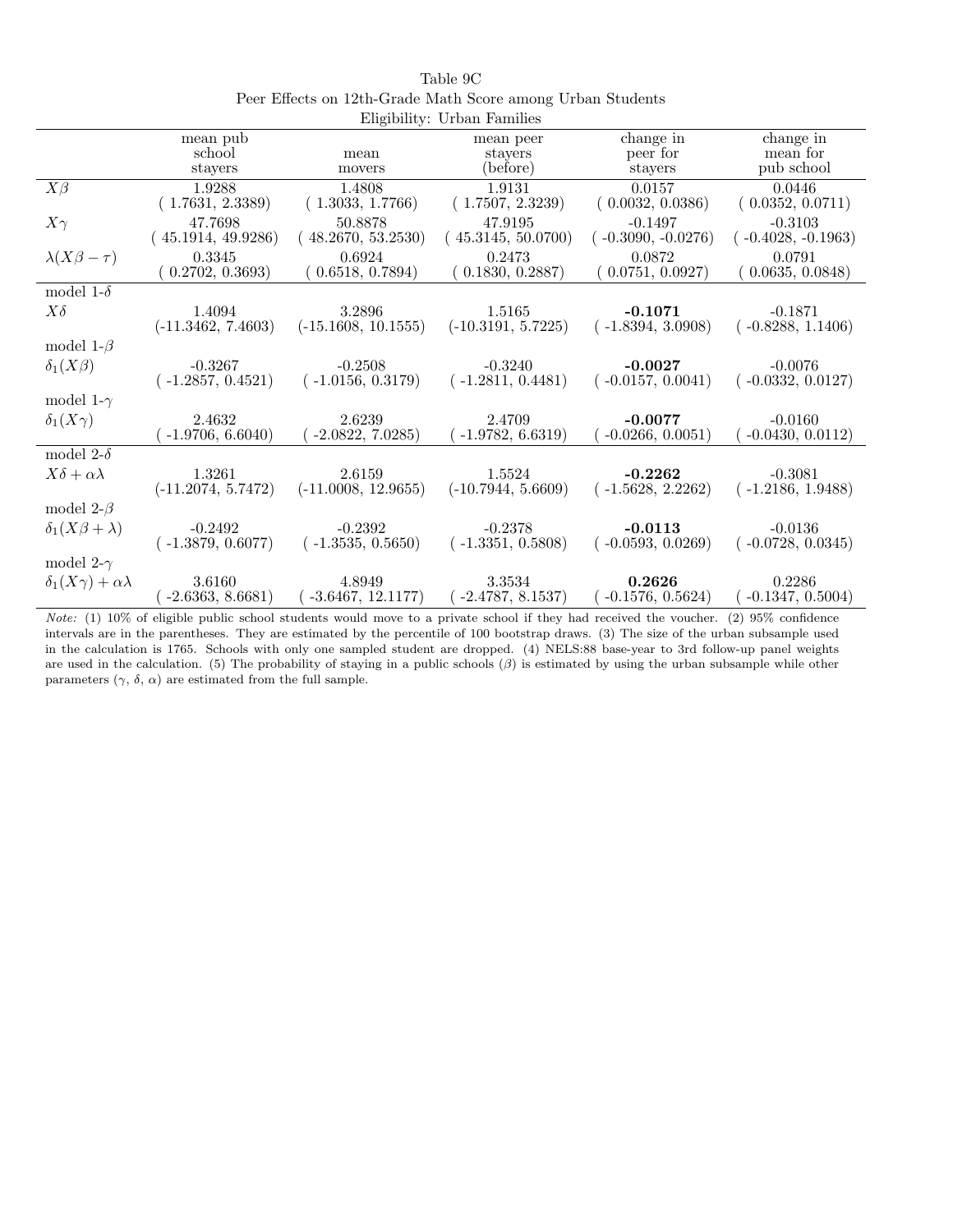Table 9C
Peer Effects on 12th-Grade Math Score among Urban Students
Eligibility: Urban Families

| | mean pub school stayers | mean movers | mean peer stayers (before) | change in peer for stayers | change in mean for pub school |
|---|---|---|---|---|---|
| $X\beta$ | 1.9288 | 1.4808 | 1.9131 | 0.0157 | 0.0446 |
| | ( 1.7631, 2.3389) | ( 1.3033, 1.7766) | ( 1.7507, 2.3239) | ( 0.0032, 0.0386) | ( 0.0352, 0.0711) |
| $X\gamma$ | 47.7698 | 50.8878 | 47.9195 | -0.1497 | -0.3103 |
| | ( 45.1914, 49.9286) | ( 48.2670, 53.2530) | ( 45.3145, 50.0700) | ( -0.3090, -0.0276) | ( -0.4028, -0.1963) |
| $\lambda(X\beta - \tau)$ | 0.3345 | 0.6924 | 0.2473 | 0.0872 | 0.0791 |
| | ( 0.2702, 0.3693) | ( 0.6518, 0.7894) | ( 0.1830, 0.2887) | ( 0.0751, 0.0927) | ( 0.0635, 0.0848) |
| model 1-$\delta$ | | | | | |
| $X\delta$ | 1.4094 | 3.2896 | 1.5165 | **-0.1071** | -0.1871 |
| | (-11.3462, 7.4603) | (-15.1608, 10.1555) | (-10.3191, 5.7225) | ( -1.8394, 3.0908) | ( -0.8288, 1.1406) |
| model 1-$\beta$ | | | | | |
| $\delta_1(X\beta)$ | -0.3267 | -0.2508 | -0.3240 | **-0.0027** | -0.0076 |
| | ( -1.2857, 0.4521) | ( -1.0156, 0.3179) | ( -1.2811, 0.4481) | ( -0.0157, 0.0041) | ( -0.0332, 0.0127) |
| model 1-$\gamma$ | | | | | |
| $\delta_1(X\gamma)$ | 2.4632 | 2.6239 | 2.4709 | **-0.0077** | -0.0160 |
| | ( -1.9706, 6.6040) | ( -2.0822, 7.0285) | ( -1.9782, 6.6319) | ( -0.0266, 0.0051) | ( -0.0430, 0.0112) |
| model 2-$\delta$ | | | | | |
| $X\delta + \alpha\lambda$ | 1.3261 | 2.6159 | 1.5524 | **-0.2262** | -0.3081 |
| | (-11.2074, 5.7472) | (-11.0008, 12.9655) | (-10.7944, 5.6609) | ( -1.5628, 2.2262) | ( -1.2186, 1.9488) |
| model 2-$\beta$ | | | | | |
| $\delta_1(X\beta + \lambda)$ | -0.2492 | -0.2392 | -0.2378 | **-0.0113** | -0.0136 |
| | ( -1.3879, 0.6077) | ( -1.3535, 0.5650) | ( -1.3351, 0.5808) | ( -0.0593, 0.0269) | ( -0.0728, 0.0345) |
| model 2-$\gamma$ | | | | | |
| $\delta_1(X\gamma) + \alpha\lambda$ | 3.6160 | 4.8949 | 3.3534 | **0.2626** | 0.2286 |
| | ( -2.6363, 8.6681) | ( -3.6467, 12.1177) | ( -2.4787, 8.1537) | ( -0.1576, 0.5624) | ( -0.1347, 0.5004) |

*Note:* (1) 10% of eligible public school students would move to a private school if they had received the voucher. (2) 95% confidence intervals are in the parentheses. They are estimated by the percentile of 100 bootstrap draws. (3) The size of the urban subsample used in the calculation is 1765. Schools with only one sampled student are dropped. (4) NELS:88 base-year to 3rd follow-up panel weights are used in the calculation. (5) The probability of staying in a public schools ($\beta$) is estimated by using the urban subsample while other parameters ($\gamma$, $\delta$, $\alpha$) are estimated from the full sample.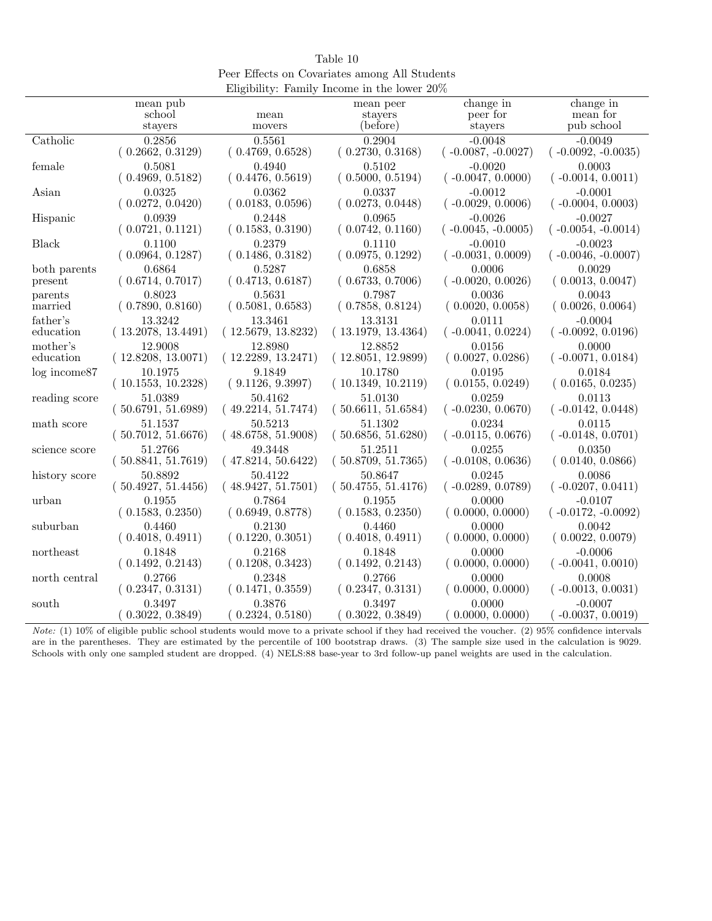Table 10

Peer Effects on Covariates among All Students

Eligibility: Family Income in the lower 20%

| | mean pub school stayers | mean movers | mean peer stayers (before) | change in peer for stayers | change in mean for pub school |
|---|---|---|---|---|---|
| Catholic | 0.2856<br>( 0.2662, 0.3129) | 0.5561<br>( 0.4769, 0.6528) | 0.2904<br>( 0.2730, 0.3168) | -0.0048<br>( -0.0087, -0.0027) | -0.0049<br>( -0.0092, -0.0035) |
| female | 0.5081<br>( 0.4969, 0.5182) | 0.4940<br>( 0.4476, 0.5619) | 0.5102<br>( 0.5000, 0.5194) | -0.0020<br>( -0.0047, 0.0000) | 0.0003<br>( -0.0014, 0.0011) |
| Asian | 0.0325<br>( 0.0272, 0.0420) | 0.0362<br>( 0.0183, 0.0596) | 0.0337<br>( 0.0273, 0.0448) | -0.0012<br>( -0.0029, 0.0006) | -0.0001<br>( -0.0004, 0.0003) |
| Hispanic | 0.0939<br>( 0.0721, 0.1121) | 0.2448<br>( 0.1583, 0.3190) | 0.0965<br>( 0.0742, 0.1160) | -0.0026<br>( -0.0045, -0.0005) | -0.0027<br>( -0.0054, -0.0014) |
| Black | 0.1100<br>( 0.0964, 0.1287) | 0.2379<br>( 0.1486, 0.3182) | 0.1110<br>( 0.0975, 0.1292) | -0.0010<br>( -0.0031, 0.0009) | -0.0023<br>( -0.0046, -0.0007) |
| both parents present | 0.6864<br>( 0.6714, 0.7017) | 0.5287<br>( 0.4713, 0.6187) | 0.6858<br>( 0.6733, 0.7006) | 0.0006<br>( -0.0020, 0.0026) | 0.0029<br>( 0.0013, 0.0047) |
| parents married | 0.8023<br>( 0.7890, 0.8160) | 0.5631<br>( 0.5081, 0.6583) | 0.7987<br>( 0.7858, 0.8124) | 0.0036<br>( 0.0020, 0.0058) | 0.0043<br>( 0.0026, 0.0064) |
| father's education | 13.3242<br>( 13.2078, 13.4491) | 13.3461<br>( 12.5679, 13.8232) | 13.3131<br>( 13.1979, 13.4364) | 0.0111<br>( -0.0041, 0.0224) | -0.0004<br>( -0.0092, 0.0196) |
| mother's education | 12.9008<br>( 12.8208, 13.0071) | 12.8980<br>( 12.2289, 13.2471) | 12.8852<br>( 12.8051, 12.9899) | 0.0156<br>( 0.0027, 0.0286) | 0.0000<br>( -0.0071, 0.0184) |
| log income87 | 10.1975<br>( 10.1553, 10.2328) | 9.1849<br>( 9.1126, 9.3997) | 10.1780<br>( 10.1349, 10.2119) | 0.0195<br>( 0.0155, 0.0249) | 0.0184<br>( 0.0165, 0.0235) |
| reading score | 51.0389<br>( 50.6791, 51.6989) | 50.4162<br>( 49.2214, 51.7474) | 51.0130<br>( 50.6611, 51.6584) | 0.0259<br>( -0.0230, 0.0670) | 0.0113<br>( -0.0142, 0.0448) |
| math score | 51.1537<br>( 50.7012, 51.6676) | 50.5213<br>( 48.6758, 51.9008) | 51.1302<br>( 50.6856, 51.6280) | 0.0234<br>( -0.0115, 0.0676) | 0.0115<br>( -0.0148, 0.0701) |
| science score | 51.2766<br>( 50.8841, 51.7619) | 49.3448<br>( 47.8214, 50.6422) | 51.2511<br>( 50.8709, 51.7365) | 0.0255<br>( -0.0108, 0.0636) | 0.0350<br>( 0.0140, 0.0866) |
| history score | 50.8892<br>( 50.4927, 51.4456) | 50.4122<br>( 48.9427, 51.7501) | 50.8647<br>( 50.4755, 51.4176) | 0.0245<br>( -0.0289, 0.0789) | 0.0086<br>( -0.0207, 0.0411) |
| urban | 0.1955<br>( 0.1583, 0.2350) | 0.7864<br>( 0.6949, 0.8778) | 0.1955<br>( 0.1583, 0.2350) | 0.0000<br>( 0.0000, 0.0000) | -0.0107<br>( -0.0172, -0.0092) |
| suburban | 0.4460<br>( 0.4018, 0.4911) | 0.2130<br>( 0.1220, 0.3051) | 0.4460<br>( 0.4018, 0.4911) | 0.0000<br>( 0.0000, 0.0000) | 0.0042<br>( 0.0022, 0.0079) |
| northeast | 0.1848<br>( 0.1492, 0.2143) | 0.2168<br>( 0.1208, 0.3423) | 0.1848<br>( 0.1492, 0.2143) | 0.0000<br>( 0.0000, 0.0000) | -0.0006<br>( -0.0041, 0.0010) |
| north central | 0.2766<br>( 0.2347, 0.3131) | 0.2348<br>( 0.1471, 0.3559) | 0.2766<br>( 0.2347, 0.3131) | 0.0000<br>( 0.0000, 0.0000) | 0.0008<br>( -0.0013, 0.0031) |
| south | 0.3497<br>( 0.3022, 0.3849) | 0.3876<br>( 0.2324, 0.5180) | 0.3497<br>( 0.3022, 0.3849) | 0.0000<br>( 0.0000, 0.0000) | -0.0007<br>( -0.0037, 0.0019) |

*Note:* (1) 10% of eligible public school students would move to a private school if they had received the voucher. (2) 95% confidence intervals are in the parentheses. They are estimated by the percentile of 100 bootstrap draws. (3) The sample size used in the calculation is 9029. Schools with only one sampled student are dropped. (4) NELS:88 base-year to 3rd follow-up panel weights are used in the calculation.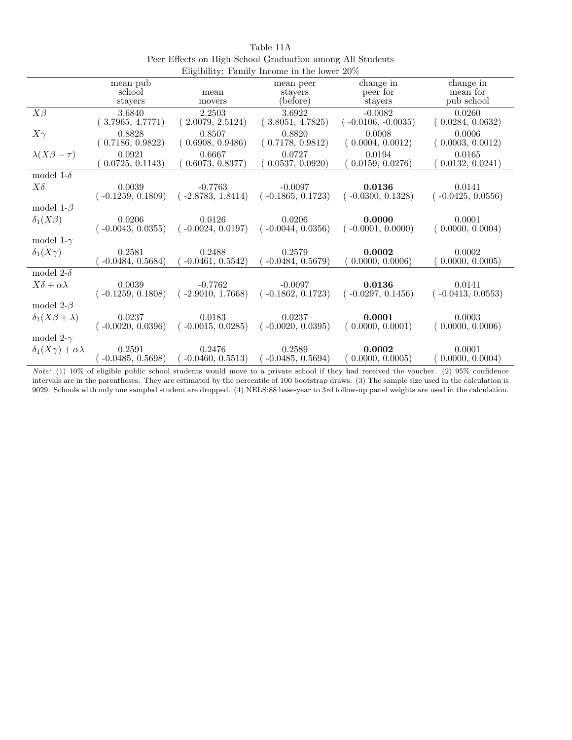Table 11A
Peer Effects on High School Graduation among All Students
Eligibility: Family Income in the lower 20%

| | mean pub school stayers | mean movers | mean peer stayers (before) | change in peer for stayers | change in mean for pub school |
|---|---|---|---|---|---|
| $X\beta$ | 3.6840 | 2.2503 | 3.6922 | -0.0082 | 0.0260 |
| | ( 3.7965, 4.7771) | ( 2.0079, 2.5124) | ( 3.8051, 4.7825) | ( -0.0106, -0.0035) | ( 0.0284, 0.0632) |
| $X\gamma$ | 0.8828 | 0.8507 | 0.8820 | 0.0008 | 0.0006 |
| | ( 0.7186, 0.9822) | ( 0.6908, 0.9486) | ( 0.7178, 0.9812) | ( 0.0004, 0.0012) | ( 0.0003, 0.0012) |
| $\lambda(X\beta-\tau)$ | 0.0921 | 0.6667 | 0.0727 | 0.0194 | 0.0165 |
| | ( 0.0725, 0.1143) | ( 0.6073, 0.8377) | ( 0.0537, 0.0920) | ( 0.0159, 0.0276) | ( 0.0132, 0.0241) |
| model 1-$\delta$ | | | | | |
| $X\delta$ | 0.0039 | -0.7763 | -0.0097 | **0.0136** | 0.0141 |
| | ( -0.1259, 0.1809) | ( -2.8783, 1.8414) | ( -0.1865, 0.1723) | ( -0.0300, 0.1328) | ( -0.0425, 0.0556) |
| model 1-$\beta$ | | | | | |
| $\delta_1(X\beta)$ | 0.0206 | 0.0126 | 0.0206 | **0.0000** | 0.0001 |
| | ( -0.0043, 0.0355) | ( -0.0024, 0.0197) | ( -0.0044, 0.0356) | ( -0.0001, 0.0000) | ( 0.0000, 0.0004) |
| model 1-$\gamma$ | | | | | |
| $\delta_1(X\gamma)$ | 0.2581 | 0.2488 | 0.2579 | **0.0002** | 0.0002 |
| | ( -0.0484, 0.5684) | ( -0.0461, 0.5542) | ( -0.0484, 0.5679) | ( 0.0000, 0.0006) | ( 0.0000, 0.0005) |
| model 2-$\delta$ | | | | | |
| $X\delta+\alpha\lambda$ | 0.0039 | -0.7762 | -0.0097 | **0.0136** | 0.0141 |
| | ( -0.1259, 0.1808) | ( -2.9010, 1.7668) | ( -0.1862, 0.1723) | ( -0.0297, 0.1456) | ( -0.0413, 0.0553) |
| model 2-$\beta$ | | | | | |
| $\delta_1(X\beta+\lambda)$ | 0.0237 | 0.0183 | 0.0237 | **0.0001** | 0.0003 |
| | ( -0.0020, 0.0396) | ( -0.0015, 0.0285) | ( -0.0020, 0.0395) | ( 0.0000, 0.0001) | ( 0.0000, 0.0006) |
| model 2-$\gamma$ | | | | | |
| $\delta_1(X\gamma)+\alpha\lambda$ | 0.2591 | 0.2476 | 0.2589 | **0.0002** | 0.0001 |
| | ( -0.0485, 0.5698) | ( -0.0460, 0.5513) | ( -0.0485, 0.5694) | ( 0.0000, 0.0005) | ( 0.0000, 0.0004) |

*Note:* (1) 10% of eligible public school students would move to a private school if they had received the voucher. (2) 95% confidence intervals are in the parentheses. They are estimated by the percentile of 100 bootstrap draws. (3) The sample size used in the calculation is 9029. Schools with only one sampled student are dropped. (4) NELS:88 base-year to 3rd follow-up panel weights are used in the calculation.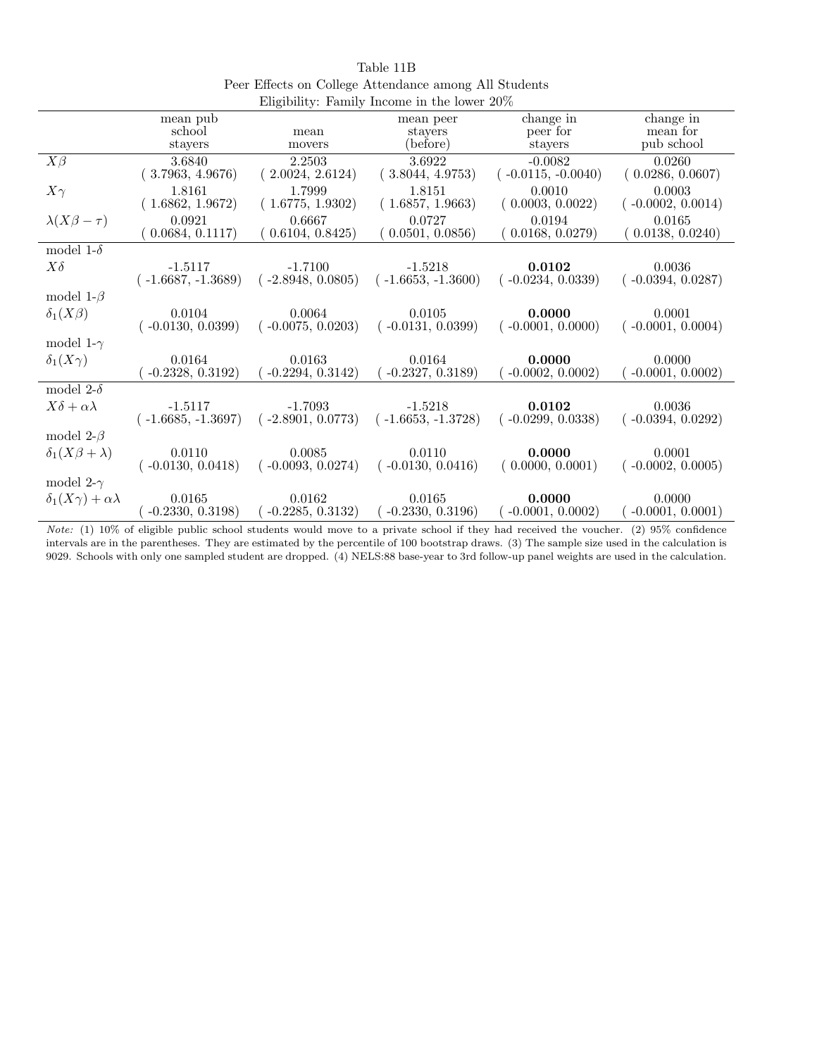Table 11B

Peer Effects on College Attendance among All Students

Eligibility: Family Income in the lower 20%

| | mean pub school stayers | mean movers | mean peer stayers (before) | change in peer for stayers | change in mean for pub school |
|---|---|---|---|---|---|
| $X\beta$ | 3.6840 | 2.2503 | 3.6922 | -0.0082 | 0.0260 |
| | ( 3.7963, 4.9676) | ( 2.0024, 2.6124) | ( 3.8044, 4.9753) | ( -0.0115, -0.0040) | ( 0.0286, 0.0607) |
| $X\gamma$ | 1.8161 | 1.7999 | 1.8151 | 0.0010 | 0.0003 |
| | ( 1.6862, 1.9672) | ( 1.6775, 1.9302) | ( 1.6857, 1.9663) | ( 0.0003, 0.0022) | ( -0.0002, 0.0014) |
| $\lambda(X\beta - \tau)$ | 0.0921 | 0.6667 | 0.0727 | 0.0194 | 0.0165 |
| | ( 0.0684, 0.1117) | ( 0.6104, 0.8425) | ( 0.0501, 0.0856) | ( 0.0168, 0.0279) | ( 0.0138, 0.0240) |
| model 1-$\delta$ | | | | | |
| $X\delta$ | -1.5117 | -1.7100 | -1.5218 | **0.0102** | 0.0036 |
| | ( -1.6687, -1.3689) | ( -2.8948, 0.0805) | ( -1.6653, -1.3600) | ( -0.0234, 0.0339) | ( -0.0394, 0.0287) |
| model 1-$\beta$ | | | | | |
| $\delta_1(X\beta)$ | 0.0104 | 0.0064 | 0.0105 | **0.0000** | 0.0001 |
| | ( -0.0130, 0.0399) | ( -0.0075, 0.0203) | ( -0.0131, 0.0399) | ( -0.0001, 0.0000) | ( -0.0001, 0.0004) |
| model 1-$\gamma$ | | | | | |
| $\delta_1(X\gamma)$ | 0.0164 | 0.0163 | 0.0164 | **0.0000** | 0.0000 |
| | ( -0.2328, 0.3192) | ( -0.2294, 0.3142) | ( -0.2327, 0.3189) | ( -0.0002, 0.0002) | ( -0.0001, 0.0002) |
| model 2-$\delta$ | | | | | |
| $X\delta + \alpha\lambda$ | -1.5117 | -1.7093 | -1.5218 | **0.0102** | 0.0036 |
| | ( -1.6685, -1.3697) | ( -2.8901, 0.0773) | ( -1.6653, -1.3728) | ( -0.0299, 0.0338) | ( -0.0394, 0.0292) |
| model 2-$\beta$ | | | | | |
| $\delta_1(X\beta + \lambda)$ | 0.0110 | 0.0085 | 0.0110 | **0.0000** | 0.0001 |
| | ( -0.0130, 0.0418) | ( -0.0093, 0.0274) | ( -0.0130, 0.0416) | ( 0.0000, 0.0001) | ( -0.0002, 0.0005) |
| model 2-$\gamma$ | | | | | |
| $\delta_1(X\gamma) + \alpha\lambda$ | 0.0165 | 0.0162 | 0.0165 | **0.0000** | 0.0000 |
| | ( -0.2330, 0.3198) | ( -0.2285, 0.3132) | ( -0.2330, 0.3196) | ( -0.0001, 0.0002) | ( -0.0001, 0.0001) |

*Note:* (1) 10% of eligible public school students would move to a private school if they had received the voucher. (2) 95% confidence intervals are in the parentheses. They are estimated by the percentile of 100 bootstrap draws. (3) The sample size used in the calculation is 9029. Schools with only one sampled student are dropped. (4) NELS:88 base-year to 3rd follow-up panel weights are used in the calculation.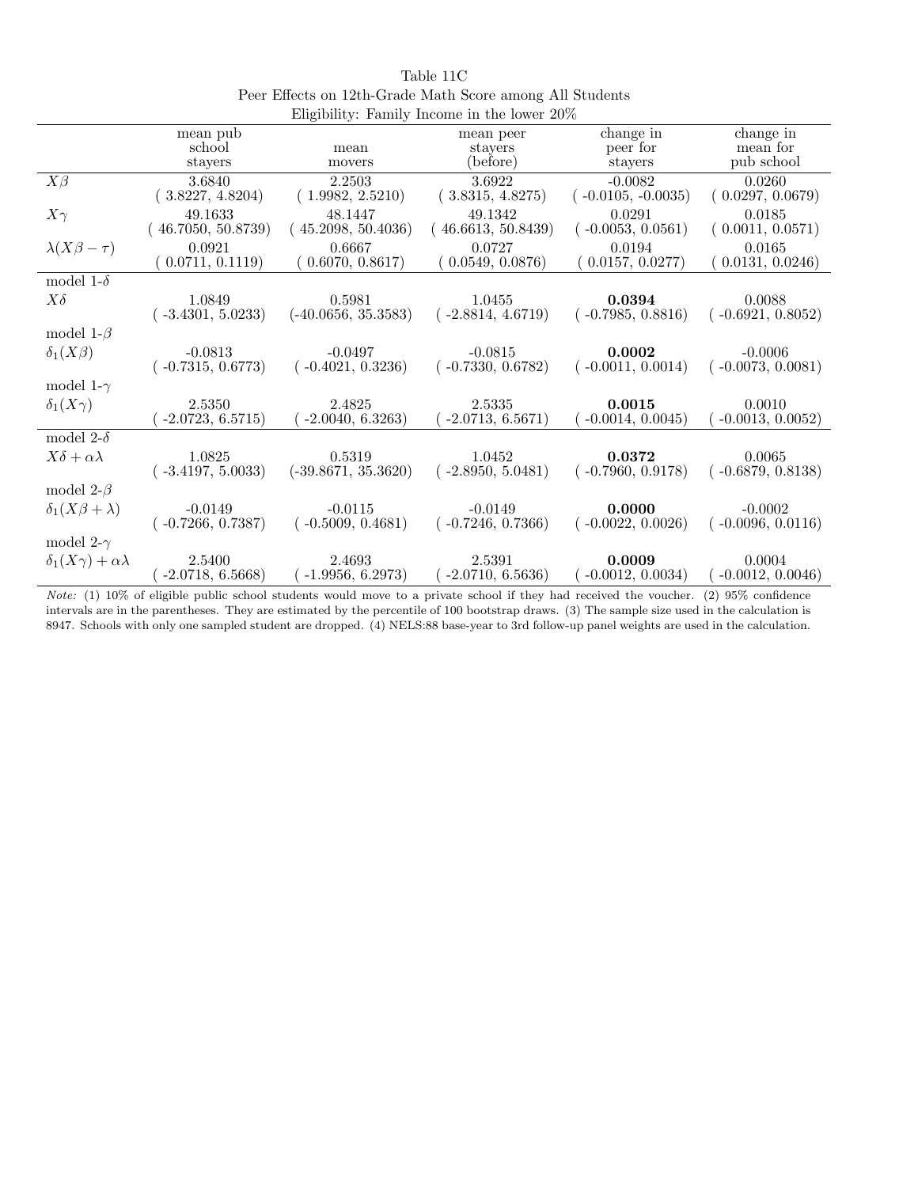Table 11C

Peer Effects on 12th-Grade Math Score among All Students

Eligibility: Family Income in the lower 20%

| | mean pub school stayers | mean movers | mean peer stayers (before) | change in peer for stayers | change in mean for pub school |
|---|---|---|---|---|---|
| $X\beta$ | 3.6840 | 2.2503 | 3.6922 | -0.0082 | 0.0260 |
| | ( 3.8227, 4.8204) | ( 1.9982, 2.5210) | ( 3.8315, 4.8275) | ( -0.0105, -0.0035) | ( 0.0297, 0.0679) |
| $X\gamma$ | 49.1633 | 48.1447 | 49.1342 | 0.0291 | 0.0185 |
| | ( 46.7050, 50.8739) | ( 45.2098, 50.4036) | ( 46.6613, 50.8439) | ( -0.0053, 0.0561) | ( 0.0011, 0.0571) |
| $\lambda(X\beta - \tau)$ | 0.0921 | 0.6667 | 0.0727 | 0.0194 | 0.0165 |
| | ( 0.0711, 0.1119) | ( 0.6070, 0.8617) | ( 0.0549, 0.0876) | ( 0.0157, 0.0277) | ( 0.0131, 0.0246) |
| model 1-$\delta$ | | | | | |
| $X\delta$ | 1.0849 | 0.5981 | 1.0455 | **0.0394** | 0.0088 |
| | ( -3.4301, 5.0233) | (-40.0656, 35.3583) | ( -2.8814, 4.6719) | ( -0.7985, 0.8816) | ( -0.6921, 0.8052) |
| model 1-$\beta$ | | | | | |
| $\delta_1(X\beta)$ | -0.0813 | -0.0497 | -0.0815 | **0.0002** | -0.0006 |
| | ( -0.7315, 0.6773) | ( -0.4021, 0.3236) | ( -0.7330, 0.6782) | ( -0.0011, 0.0014) | ( -0.0073, 0.0081) |
| model 1-$\gamma$ | | | | | |
| $\delta_1(X\gamma)$ | 2.5350 | 2.4825 | 2.5335 | **0.0015** | 0.0010 |
| | ( -2.0723, 6.5715) | ( -2.0040, 6.3263) | ( -2.0713, 6.5671) | ( -0.0014, 0.0045) | ( -0.0013, 0.0052) |
| model 2-$\delta$ | | | | | |
| $X\delta + \alpha\lambda$ | 1.0825 | 0.5319 | 1.0452 | **0.0372** | 0.0065 |
| | ( -3.4197, 5.0033) | (-39.8671, 35.3620) | ( -2.8950, 5.0481) | ( -0.7960, 0.9178) | ( -0.6879, 0.8138) |
| model 2-$\beta$ | | | | | |
| $\delta_1(X\beta + \lambda)$ | -0.0149 | -0.0115 | -0.0149 | **0.0000** | -0.0002 |
| | ( -0.7266, 0.7387) | ( -0.5009, 0.4681) | ( -0.7246, 0.7366) | ( -0.0022, 0.0026) | ( -0.0096, 0.0116) |
| model 2-$\gamma$ | | | | | |
| $\delta_1(X\gamma) + \alpha\lambda$ | 2.5400 | 2.4693 | 2.5391 | **0.0009** | 0.0004 |
| | ( -2.0718, 6.5668) | ( -1.9956, 6.2973) | ( -2.0710, 6.5636) | ( -0.0012, 0.0034) | ( -0.0012, 0.0046) |

*Note:* (1) 10% of eligible public school students would move to a private school if they had received the voucher. (2) 95% confidence intervals are in the parentheses. They are estimated by the percentile of 100 bootstrap draws. (3) The sample size used in the calculation is 8947. Schools with only one sampled student are dropped. (4) NELS:88 base-year to 3rd follow-up panel weights are used in the calculation.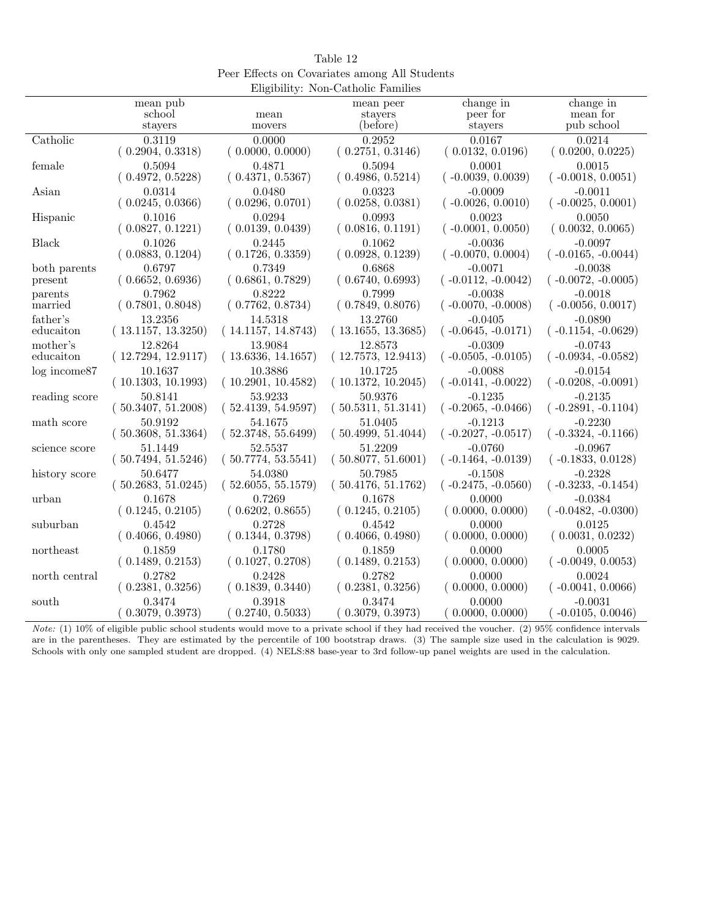Table 12
Peer Effects on Covariates among All Students
Eligibility: Non-Catholic Families

| | mean pub school stayers | mean movers | mean peer stayers (before) | change in peer for stayers | change in mean for pub school |
|---|---|---|---|---|---|
| Catholic | 0.3119 | 0.0000 | 0.2952 | 0.0167 | 0.0214 |
| | ( 0.2904, 0.3318) | ( 0.0000, 0.0000) | ( 0.2751, 0.3146) | ( 0.0132, 0.0196) | ( 0.0200, 0.0225) |
| female | 0.5094 | 0.4871 | 0.5094 | 0.0001 | 0.0015 |
| | ( 0.4972, 0.5228) | ( 0.4371, 0.5367) | ( 0.4986, 0.5214) | ( -0.0039, 0.0039) | ( -0.0018, 0.0051) |
| Asian | 0.0314 | 0.0480 | 0.0323 | -0.0009 | -0.0011 |
| | ( 0.0245, 0.0366) | ( 0.0296, 0.0701) | ( 0.0258, 0.0381) | ( -0.0026, 0.0010) | ( -0.0025, 0.0001) |
| Hispanic | 0.1016 | 0.0294 | 0.0993 | 0.0023 | 0.0050 |
| | ( 0.0827, 0.1221) | ( 0.0139, 0.0439) | ( 0.0816, 0.1191) | ( -0.0001, 0.0050) | ( 0.0032, 0.0065) |
| Black | 0.1026 | 0.2445 | 0.1062 | -0.0036 | -0.0097 |
| | ( 0.0883, 0.1204) | ( 0.1726, 0.3359) | ( 0.0928, 0.1239) | ( -0.0070, 0.0004) | ( -0.0165, -0.0044) |
| both parents present | 0.6797 | 0.7349 | 0.6868 | -0.0071 | -0.0038 |
| | ( 0.6652, 0.6936) | ( 0.6861, 0.7829) | ( 0.6740, 0.6993) | ( -0.0112, -0.0042) | ( -0.0072, -0.0005) |
| parents married | 0.7962 | 0.8222 | 0.7999 | -0.0038 | -0.0018 |
| | ( 0.7801, 0.8048) | ( 0.7762, 0.8734) | ( 0.7849, 0.8076) | ( -0.0070, -0.0008) | ( -0.0056, 0.0017) |
| father's educaiton | 13.2356 | 14.5318 | 13.2760 | -0.0405 | -0.0890 |
| | ( 13.1157, 13.3250) | ( 14.1157, 14.8743) | ( 13.1655, 13.3685) | ( -0.0645, -0.0171) | ( -0.1154, -0.0629) |
| mother's educaiton | 12.8264 | 13.9084 | 12.8573 | -0.0309 | -0.0743 |
| | ( 12.7294, 12.9117) | ( 13.6336, 14.1657) | ( 12.7573, 12.9413) | ( -0.0505, -0.0105) | ( -0.0934, -0.0582) |
| log income87 | 10.1637 | 10.3886 | 10.1725 | -0.0088 | -0.0154 |
| | ( 10.1303, 10.1993) | ( 10.2901, 10.4582) | ( 10.1372, 10.2045) | ( -0.0141, -0.0022) | ( -0.0208, -0.0091) |
| reading score | 50.8141 | 53.9233 | 50.9376 | -0.1235 | -0.2135 |
| | ( 50.3407, 51.2008) | ( 52.4139, 54.9597) | ( 50.5311, 51.3141) | ( -0.2065, -0.0466) | ( -0.2891, -0.1104) |
| math score | 50.9192 | 54.1675 | 51.0405 | -0.1213 | -0.2230 |
| | ( 50.3608, 51.3364) | ( 52.3748, 55.6499) | ( 50.4999, 51.4044) | ( -0.2027, -0.0517) | ( -0.3324, -0.1166) |
| science score | 51.1449 | 52.5537 | 51.2209 | -0.0760 | -0.0967 |
| | ( 50.7494, 51.5246) | ( 50.7774, 53.5541) | ( 50.8077, 51.6001) | ( -0.1464, -0.0139) | ( -0.1833, 0.0128) |
| history score | 50.6477 | 54.0380 | 50.7985 | -0.1508 | -0.2328 |
| | ( 50.2683, 51.0245) | ( 52.6055, 55.1579) | ( 50.4176, 51.1762) | ( -0.2475, -0.0560) | ( -0.3233, -0.1454) |
| urban | 0.1678 | 0.7269 | 0.1678 | 0.0000 | -0.0384 |
| | ( 0.1245, 0.2105) | ( 0.6202, 0.8655) | ( 0.1245, 0.2105) | ( 0.0000, 0.0000) | ( -0.0482, -0.0300) |
| suburban | 0.4542 | 0.2728 | 0.4542 | 0.0000 | 0.0125 |
| | ( 0.4066, 0.4980) | ( 0.1344, 0.3798) | ( 0.4066, 0.4980) | ( 0.0000, 0.0000) | ( 0.0031, 0.0232) |
| northeast | 0.1859 | 0.1780 | 0.1859 | 0.0000 | 0.0005 |
| | ( 0.1489, 0.2153) | ( 0.1027, 0.2708) | ( 0.1489, 0.2153) | ( 0.0000, 0.0000) | ( -0.0049, 0.0053) |
| north central | 0.2782 | 0.2428 | 0.2782 | 0.0000 | 0.0024 |
| | ( 0.2381, 0.3256) | ( 0.1839, 0.3440) | ( 0.2381, 0.3256) | ( 0.0000, 0.0000) | ( -0.0041, 0.0066) |
| south | 0.3474 | 0.3918 | 0.3474 | 0.0000 | -0.0031 |
| | ( 0.3079, 0.3973) | ( 0.2740, 0.5033) | ( 0.3079, 0.3973) | ( 0.0000, 0.0000) | ( -0.0105, 0.0046) |

*Note:* (1) 10% of eligible public school students would move to a private school if they had received the voucher. (2) 95% confidence intervals are in the parentheses. They are estimated by the percentile of 100 bootstrap draws. (3) The sample size used in the calculation is 9029. Schools with only one sampled student are dropped. (4) NELS:88 base-year to 3rd follow-up panel weights are used in the calculation.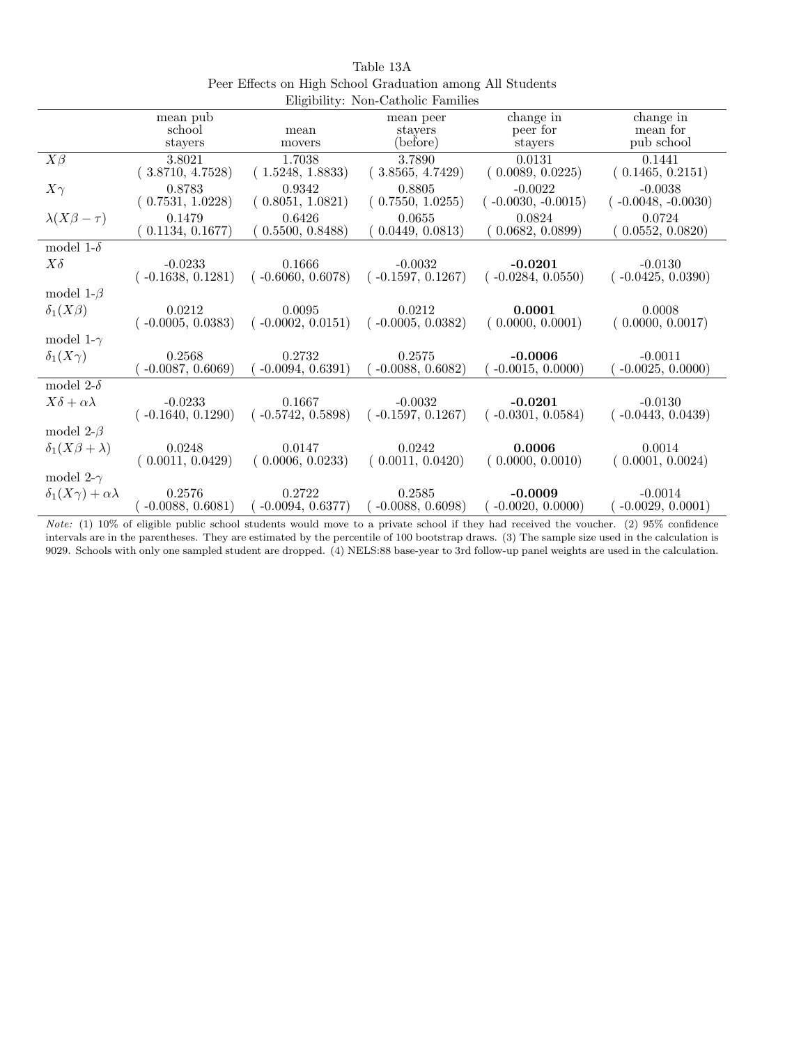Table 13A

Peer Effects on High School Graduation among All Students

Eligibility: Non-Catholic Families

| | mean pub school stayers | mean movers | mean peer stayers (before) | change in peer for stayers | change in mean for pub school |
|---|---|---|---|---|---|
| $X\beta$ | 3.8021 | 1.7038 | 3.7890 | 0.0131 | 0.1441 |
| | ( 3.8710, 4.7528) | ( 1.5248, 1.8833) | ( 3.8565, 4.7429) | ( 0.0089, 0.0225) | ( 0.1465, 0.2151) |
| $X\gamma$ | 0.8783 | 0.9342 | 0.8805 | -0.0022 | -0.0038 |
| | ( 0.7531, 1.0228) | ( 0.8051, 1.0821) | ( 0.7550, 1.0255) | ( -0.0030, -0.0015) | ( -0.0048, -0.0030) |
| $\lambda(X\beta - \tau)$ | 0.1479 | 0.6426 | 0.0655 | 0.0824 | 0.0724 |
| | ( 0.1134, 0.1677) | ( 0.5500, 0.8488) | ( 0.0449, 0.0813) | ( 0.0682, 0.0899) | ( 0.0552, 0.0820) |
| model 1-$\delta$ | | | | | |
| $X\delta$ | -0.0233 | 0.1666 | -0.0032 | **-0.0201** | -0.0130 |
| | ( -0.1638, 0.1281) | ( -0.6060, 0.6078) | ( -0.1597, 0.1267) | ( -0.0284, 0.0550) | ( -0.0425, 0.0390) |
| model 1-$\beta$ | | | | | |
| $\delta_1(X\beta)$ | 0.0212 | 0.0095 | 0.0212 | **0.0001** | 0.0008 |
| | ( -0.0005, 0.0383) | ( -0.0002, 0.0151) | ( -0.0005, 0.0382) | ( 0.0000, 0.0001) | ( 0.0000, 0.0017) |
| model 1-$\gamma$ | | | | | |
| $\delta_1(X\gamma)$ | 0.2568 | 0.2732 | 0.2575 | **-0.0006** | -0.0011 |
| | ( -0.0087, 0.6069) | ( -0.0094, 0.6391) | ( -0.0088, 0.6082) | ( -0.0015, 0.0000) | ( -0.0025, 0.0000) |
| model 2-$\delta$ | | | | | |
| $X\delta + \alpha\lambda$ | -0.0233 | 0.1667 | -0.0032 | **-0.0201** | -0.0130 |
| | ( -0.1640, 0.1290) | ( -0.5742, 0.5898) | ( -0.1597, 0.1267) | ( -0.0301, 0.0584) | ( -0.0443, 0.0439) |
| model 2-$\beta$ | | | | | |
| $\delta_1(X\beta + \lambda)$ | 0.0248 | 0.0147 | 0.0242 | **0.0006** | 0.0014 |
| | ( 0.0011, 0.0429) | ( 0.0006, 0.0233) | ( 0.0011, 0.0420) | ( 0.0000, 0.0010) | ( 0.0001, 0.0024) |
| model 2-$\gamma$ | | | | | |
| $\delta_1(X\gamma) + \alpha\lambda$ | 0.2576 | 0.2722 | 0.2585 | **-0.0009** | -0.0014 |
| | ( -0.0088, 0.6081) | ( -0.0094, 0.6377) | ( -0.0088, 0.6098) | ( -0.0020, 0.0000) | ( -0.0029, 0.0001) |

*Note:* (1) 10% of eligible public school students would move to a private school if they had received the voucher. (2) 95% confidence intervals are in the parentheses. They are estimated by the percentile of 100 bootstrap draws. (3) The sample size used in the calculation is 9029. Schools with only one sampled student are dropped. (4) NELS:88 base-year to 3rd follow-up panel weights are used in the calculation.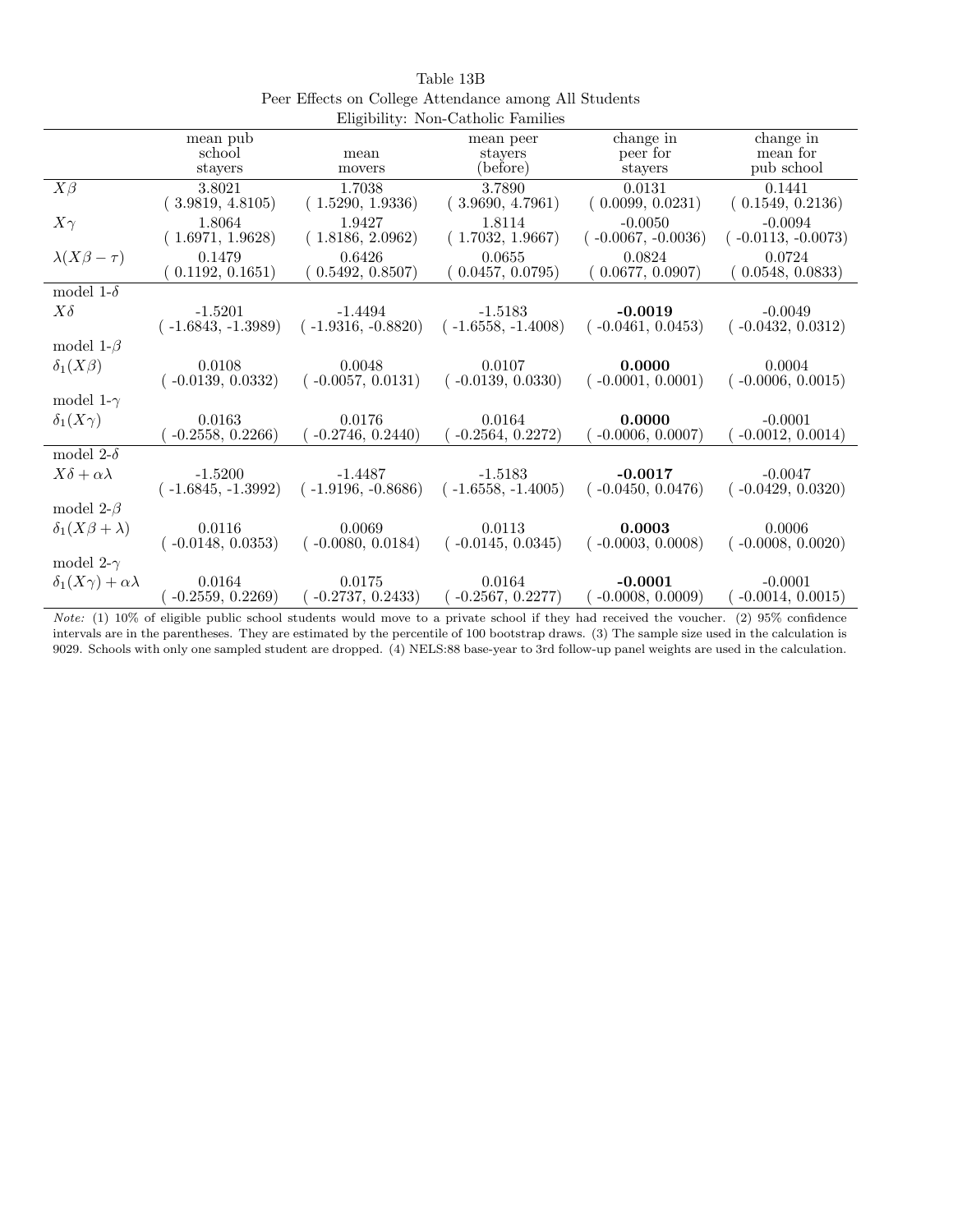Table 13B
Peer Effects on College Attendance among All Students
Eligibility: Non-Catholic Families

| | mean pub school stayers | mean movers | mean peer stayers (before) | change in peer for stayers | change in mean for pub school |
|---|---|---|---|---|---|
| $X\beta$ | 3.8021 | 1.7038 | 3.7890 | 0.0131 | 0.1441 |
| | ( 3.9819, 4.8105) | ( 1.5290, 1.9336) | ( 3.9690, 4.7961) | ( 0.0099, 0.0231) | ( 0.1549, 0.2136) |
| $X\gamma$ | 1.8064 | 1.9427 | 1.8114 | -0.0050 | -0.0094 |
| | ( 1.6971, 1.9628) | ( 1.8186, 2.0962) | ( 1.7032, 1.9667) | ( -0.0067, -0.0036) | ( -0.0113, -0.0073) |
| $\lambda(X\beta-\tau)$ | 0.1479 | 0.6426 | 0.0655 | 0.0824 | 0.0724 |
| | ( 0.1192, 0.1651) | ( 0.5492, 0.8507) | ( 0.0457, 0.0795) | ( 0.0677, 0.0907) | ( 0.0548, 0.0833) |
| model 1-$\delta$ | | | | | |
| $X\delta$ | -1.5201 | -1.4494 | -1.5183 | **-0.0019** | -0.0049 |
| | ( -1.6843, -1.3989) | ( -1.9316, -0.8820) | ( -1.6558, -1.4008) | ( -0.0461, 0.0453) | ( -0.0432, 0.0312) |
| model 1-$\beta$ | | | | | |
| $\delta_1(X\beta)$ | 0.0108 | 0.0048 | 0.0107 | **0.0000** | 0.0004 |
| | ( -0.0139, 0.0332) | ( -0.0057, 0.0131) | ( -0.0139, 0.0330) | ( -0.0001, 0.0001) | ( -0.0006, 0.0015) |
| model 1-$\gamma$ | | | | | |
| $\delta_1(X\gamma)$ | 0.0163 | 0.0176 | 0.0164 | **0.0000** | -0.0001 |
| | ( -0.2558, 0.2266) | ( -0.2746, 0.2440) | ( -0.2564, 0.2272) | ( -0.0006, 0.0007) | ( -0.0012, 0.0014) |
| model 2-$\delta$ | | | | | |
| $X\delta+\alpha\lambda$ | -1.5200 | -1.4487 | -1.5183 | **-0.0017** | -0.0047 |
| | ( -1.6845, -1.3992) | ( -1.9196, -0.8686) | ( -1.6558, -1.4005) | ( -0.0450, 0.0476) | ( -0.0429, 0.0320) |
| model 2-$\beta$ | | | | | |
| $\delta_1(X\beta+\lambda)$ | 0.0116 | 0.0069 | 0.0113 | **0.0003** | 0.0006 |
| | ( -0.0148, 0.0353) | ( -0.0080, 0.0184) | ( -0.0145, 0.0345) | ( -0.0003, 0.0008) | ( -0.0008, 0.0020) |
| model 2-$\gamma$ | | | | | |
| $\delta_1(X\gamma)+\alpha\lambda$ | 0.0164 | 0.0175 | 0.0164 | **-0.0001** | -0.0001 |
| | ( -0.2559, 0.2269) | ( -0.2737, 0.2433) | ( -0.2567, 0.2277) | ( -0.0008, 0.0009) | ( -0.0014, 0.0015) |

*Note:* (1) 10% of eligible public school students would move to a private school if they had received the voucher. (2) 95% confidence intervals are in the parentheses. They are estimated by the percentile of 100 bootstrap draws. (3) The sample size used in the calculation is 9029. Schools with only one sampled student are dropped. (4) NELS:88 base-year to 3rd follow-up panel weights are used in the calculation.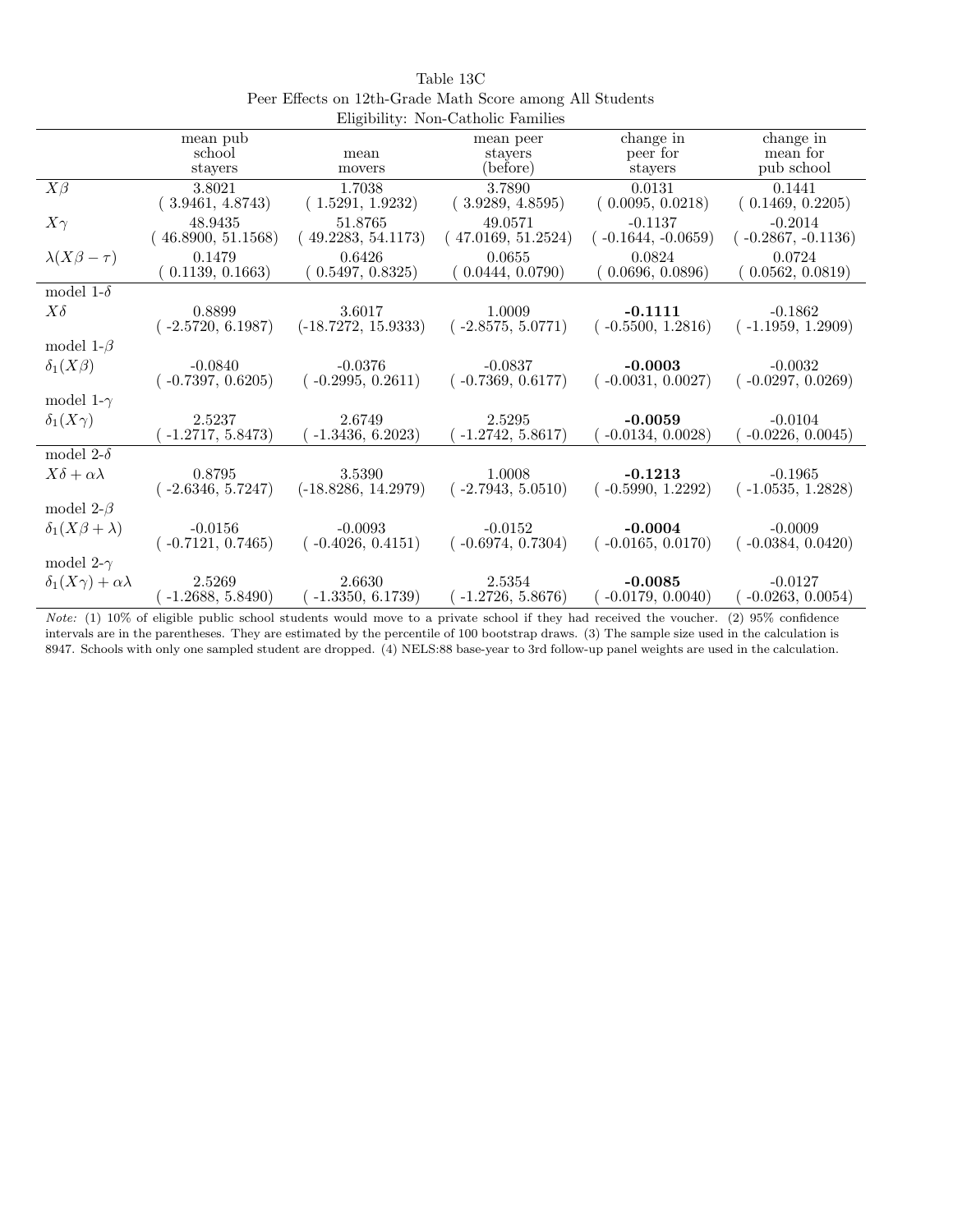Table 13C
Peer Effects on 12th-Grade Math Score among All Students
Eligibility: Non-Catholic Families

| | mean pub school stayers | mean movers | mean peer stayers (before) | change in peer for stayers | change in mean for pub school |
|---|---|---|---|---|---|
| $X\beta$ | 3.8021 | 1.7038 | 3.7890 | 0.0131 | 0.1441 |
| | ( 3.9461, 4.8743) | ( 1.5291, 1.9232) | ( 3.9289, 4.8595) | ( 0.0095, 0.0218) | ( 0.1469, 0.2205) |
| $X\gamma$ | 48.9435 | 51.8765 | 49.0571 | -0.1137 | -0.2014 |
| | ( 46.8900, 51.1568) | ( 49.2283, 54.1173) | ( 47.0169, 51.2524) | ( -0.1644, -0.0659) | ( -0.2867, -0.1136) |
| $\lambda(X\beta - \tau)$ | 0.1479 | 0.6426 | 0.0655 | 0.0824 | 0.0724 |
| | ( 0.1139, 0.1663) | ( 0.5497, 0.8325) | ( 0.0444, 0.0790) | ( 0.0696, 0.0896) | ( 0.0562, 0.0819) |
| model 1-$\delta$ | | | | | |
| $X\delta$ | 0.8899 | 3.6017 | 1.0009 | **-0.1111** | -0.1862 |
| | ( -2.5720, 6.1987) | (-18.7272, 15.9333) | ( -2.8575, 5.0771) | ( -0.5500, 1.2816) | ( -1.1959, 1.2909) |
| model 1-$\beta$ | | | | | |
| $\delta_1(X\beta)$ | -0.0840 | -0.0376 | -0.0837 | **-0.0003** | -0.0032 |
| | ( -0.7397, 0.6205) | ( -0.2995, 0.2611) | ( -0.7369, 0.6177) | ( -0.0031, 0.0027) | ( -0.0297, 0.0269) |
| model 1-$\gamma$ | | | | | |
| $\delta_1(X\gamma)$ | 2.5237 | 2.6749 | 2.5295 | **-0.0059** | -0.0104 |
| | ( -1.2717, 5.8473) | ( -1.3436, 6.2023) | ( -1.2742, 5.8617) | ( -0.0134, 0.0028) | ( -0.0226, 0.0045) |
| model 2-$\delta$ | | | | | |
| $X\delta + \alpha\lambda$ | 0.8795 | 3.5390 | 1.0008 | **-0.1213** | -0.1965 |
| | ( -2.6346, 5.7247) | (-18.8286, 14.2979) | ( -2.7943, 5.0510) | ( -0.5990, 1.2292) | ( -1.0535, 1.2828) |
| model 2-$\beta$ | | | | | |
| $\delta_1(X\beta + \lambda)$ | -0.0156 | -0.0093 | -0.0152 | **-0.0004** | -0.0009 |
| | ( -0.7121, 0.7465) | ( -0.4026, 0.4151) | ( -0.6974, 0.7304) | ( -0.0165, 0.0170) | ( -0.0384, 0.0420) |
| model 2-$\gamma$ | | | | | |
| $\delta_1(X\gamma) + \alpha\lambda$ | 2.5269 | 2.6630 | 2.5354 | **-0.0085** | -0.0127 |
| | ( -1.2688, 5.8490) | ( -1.3350, 6.1739) | ( -1.2726, 5.8676) | ( -0.0179, 0.0040) | ( -0.0263, 0.0054) |

*Note:* (1) 10% of eligible public school students would move to a private school if they had received the voucher. (2) 95% confidence intervals are in the parentheses. They are estimated by the percentile of 100 bootstrap draws. (3) The sample size used in the calculation is 8947. Schools with only one sampled student are dropped. (4) NELS:88 base-year to 3rd follow-up panel weights are used in the calculation.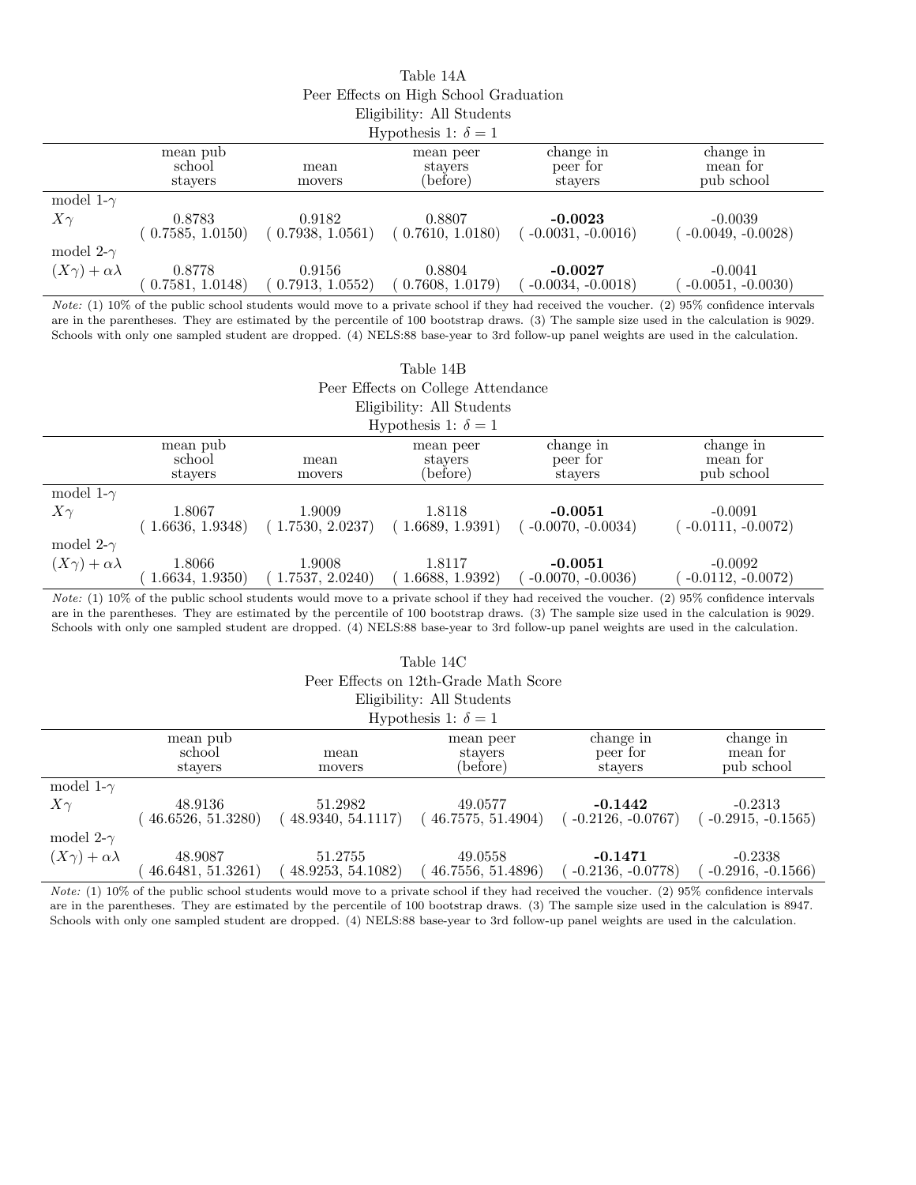Table 14A
Peer Effects on High School Graduation
Eligibility: All Students
Hypothesis 1: $\delta = 1$

| | mean pub school stayers | mean movers | mean peer stayers (before) | change in peer for stayers | change in mean for pub school |
|---|---|---|---|---|---|
| model 1-$\gamma$ | | | | | |
| $X\gamma$ | 0.8783 | 0.9182 | 0.8807 | **-0.0023** | -0.0039 |
| | ( 0.7585, 1.0150) | ( 0.7938, 1.0561) | ( 0.7610, 1.0180) | ( -0.0031, -0.0016) | ( -0.0049, -0.0028) |
| model 2-$\gamma$ | | | | | |
| $(X\gamma) + \alpha\lambda$ | 0.8778 | 0.9156 | 0.8804 | **-0.0027** | -0.0041 |
| | ( 0.7581, 1.0148) | ( 0.7913, 1.0552) | ( 0.7608, 1.0179) | ( -0.0034, -0.0018) | ( -0.0051, -0.0030) |

*Note:* (1) 10% of the public school students would move to a private school if they had received the voucher. (2) 95% confidence intervals are in the parentheses. They are estimated by the percentile of 100 bootstrap draws. (3) The sample size used in the calculation is 9029. Schools with only one sampled student are dropped. (4) NELS:88 base-year to 3rd follow-up panel weights are used in the calculation.

Table 14B
Peer Effects on College Attendance
Eligibility: All Students
Hypothesis 1: $\delta = 1$

| | mean pub school stayers | mean movers | mean peer stayers (before) | change in peer for stayers | change in mean for pub school |
|---|---|---|---|---|---|
| model 1-$\gamma$ | | | | | |
| $X\gamma$ | 1.8067 | 1.9009 | 1.8118 | **-0.0051** | -0.0091 |
| | ( 1.6636, 1.9348) | ( 1.7530, 2.0237) | ( 1.6689, 1.9391) | ( -0.0070, -0.0034) | ( -0.0111, -0.0072) |
| model 2-$\gamma$ | | | | | |
| $(X\gamma) + \alpha\lambda$ | 1.8066 | 1.9008 | 1.8117 | **-0.0051** | -0.0092 |
| | ( 1.6634, 1.9350) | ( 1.7537, 2.0240) | ( 1.6688, 1.9392) | ( -0.0070, -0.0036) | ( -0.0112, -0.0072) |

*Note:* (1) 10% of the public school students would move to a private school if they had received the voucher. (2) 95% confidence intervals are in the parentheses. They are estimated by the percentile of 100 bootstrap draws. (3) The sample size used in the calculation is 9029. Schools with only one sampled student are dropped. (4) NELS:88 base-year to 3rd follow-up panel weights are used in the calculation.

Table 14C
Peer Effects on 12th-Grade Math Score
Eligibility: All Students
Hypothesis 1: $\delta = 1$

| | mean pub school stayers | mean movers | mean peer stayers (before) | change in peer for stayers | change in mean for pub school |
|---|---|---|---|---|---|
| model 1-$\gamma$ | | | | | |
| $X\gamma$ | 48.9136 | 51.2982 | 49.0577 | **-0.1442** | -0.2313 |
| | ( 46.6526, 51.3280) | ( 48.9340, 54.1117) | ( 46.7575, 51.4904) | ( -0.2126, -0.0767) | ( -0.2915, -0.1565) |
| model 2-$\gamma$ | | | | | |
| $(X\gamma) + \alpha\lambda$ | 48.9087 | 51.2755 | 49.0558 | **-0.1471** | -0.2338 |
| | ( 46.6481, 51.3261) | ( 48.9253, 54.1082) | ( 46.7556, 51.4896) | ( -0.2136, -0.0778) | ( -0.2916, -0.1566) |

*Note:* (1) 10% of the public school students would move to a private school if they had received the voucher. (2) 95% confidence intervals are in the parentheses. They are estimated by the percentile of 100 bootstrap draws. (3) The sample size used in the calculation is 8947. Schools with only one sampled student are dropped. (4) NELS:88 base-year to 3rd follow-up panel weights are used in the calculation.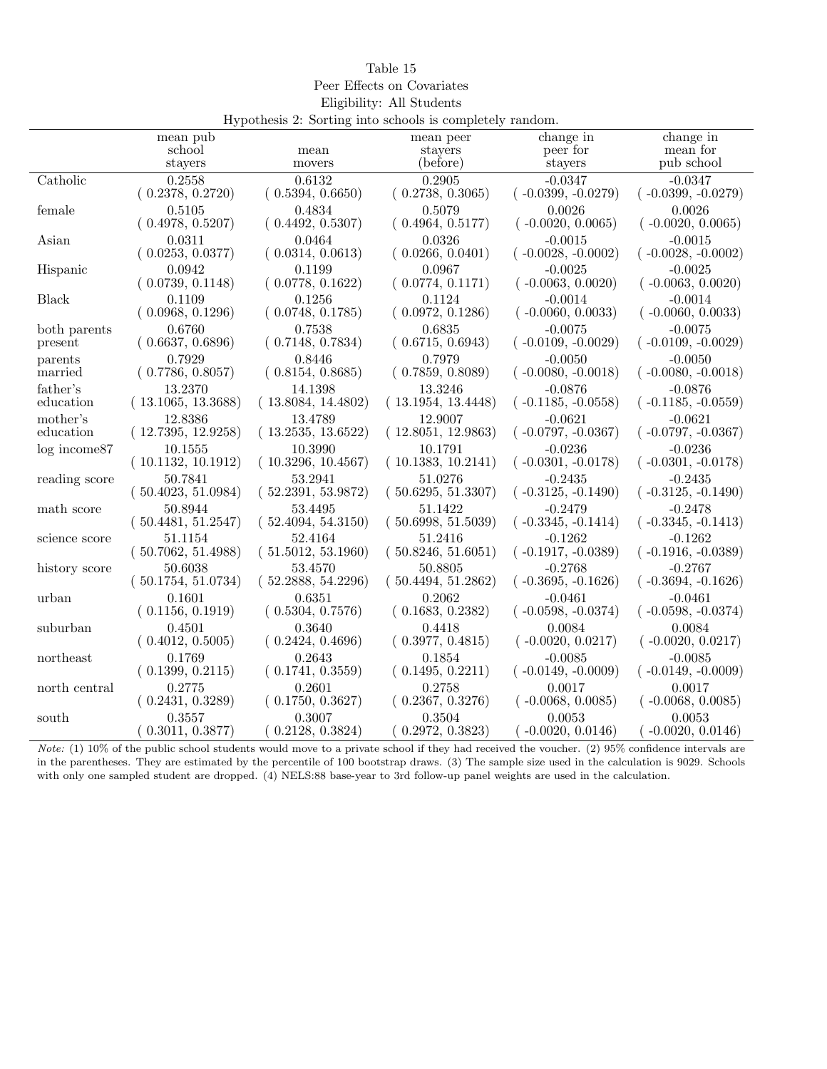Table 15

Peer Effects on Covariates

Eligibility: All Students

Hypothesis 2: Sorting into schools is completely random.

| | mean pub school stayers | mean movers | mean peer stayers (before) | change in peer for stayers | change in mean for pub school |
|---|---|---|---|---|---|
| Catholic | 0.2558 | 0.6132 | 0.2905 | -0.0347 | -0.0347 |
| | ( 0.2378, 0.2720) | ( 0.5394, 0.6650) | ( 0.2738, 0.3065) | ( -0.0399, -0.0279) | ( -0.0399, -0.0279) |
| female | 0.5105 | 0.4834 | 0.5079 | 0.0026 | 0.0026 |
| | ( 0.4978, 0.5207) | ( 0.4492, 0.5307) | ( 0.4964, 0.5177) | ( -0.0020, 0.0065) | ( -0.0020, 0.0065) |
| Asian | 0.0311 | 0.0464 | 0.0326 | -0.0015 | -0.0015 |
| | ( 0.0253, 0.0377) | ( 0.0314, 0.0613) | ( 0.0266, 0.0401) | ( -0.0028, -0.0002) | ( -0.0028, -0.0002) |
| Hispanic | 0.0942 | 0.1199 | 0.0967 | -0.0025 | -0.0025 |
| | ( 0.0739, 0.1148) | ( 0.0778, 0.1622) | ( 0.0774, 0.1171) | ( -0.0063, 0.0020) | ( -0.0063, 0.0020) |
| Black | 0.1109 | 0.1256 | 0.1124 | -0.0014 | -0.0014 |
| | ( 0.0968, 0.1296) | ( 0.0748, 0.1785) | ( 0.0972, 0.1286) | ( -0.0060, 0.0033) | ( -0.0060, 0.0033) |
| both parents present | 0.6760 | 0.7538 | 0.6835 | -0.0075 | -0.0075 |
| | ( 0.6637, 0.6896) | ( 0.7148, 0.7834) | ( 0.6715, 0.6943) | ( -0.0109, -0.0029) | ( -0.0109, -0.0029) |
| parents married | 0.7929 | 0.8446 | 0.7979 | -0.0050 | -0.0050 |
| | ( 0.7786, 0.8057) | ( 0.8154, 0.8685) | ( 0.7859, 0.8089) | ( -0.0080, -0.0018) | ( -0.0080, -0.0018) |
| father's education | 13.2370 | 14.1398 | 13.3246 | -0.0876 | -0.0876 |
| | ( 13.1065, 13.3688) | ( 13.8084, 14.4802) | ( 13.1954, 13.4448) | ( -0.1185, -0.0558) | ( -0.1185, -0.0559) |
| mother's education | 12.8386 | 13.4789 | 12.9007 | -0.0621 | -0.0621 |
| | ( 12.7395, 12.9258) | ( 13.2535, 13.6522) | ( 12.8051, 12.9863) | ( -0.0797, -0.0367) | ( -0.0797, -0.0367) |
| log income87 | 10.1555 | 10.3990 | 10.1791 | -0.0236 | -0.0236 |
| | ( 10.1132, 10.1912) | ( 10.3296, 10.4567) | ( 10.1383, 10.2141) | ( -0.0301, -0.0178) | ( -0.0301, -0.0178) |
| reading score | 50.7841 | 53.2941 | 51.0276 | -0.2435 | -0.2435 |
| | ( 50.4023, 51.0984) | ( 52.2391, 53.9872) | ( 50.6295, 51.3307) | ( -0.3125, -0.1490) | ( -0.3125, -0.1490) |
| math score | 50.8944 | 53.4495 | 51.1422 | -0.2479 | -0.2478 |
| | ( 50.4481, 51.2547) | ( 52.4094, 54.3150) | ( 50.6998, 51.5039) | ( -0.3345, -0.1414) | ( -0.3345, -0.1413) |
| science score | 51.1154 | 52.4164 | 51.2416 | -0.1262 | -0.1262 |
| | ( 50.7062, 51.4988) | ( 51.5012, 53.1960) | ( 50.8246, 51.6051) | ( -0.1917, -0.0389) | ( -0.1916, -0.0389) |
| history score | 50.6038 | 53.4570 | 50.8805 | -0.2768 | -0.2767 |
| | ( 50.1754, 51.0734) | ( 52.2888, 54.2296) | ( 50.4494, 51.2862) | ( -0.3695, -0.1626) | ( -0.3694, -0.1626) |
| urban | 0.1601 | 0.6351 | 0.2062 | -0.0461 | -0.0461 |
| | ( 0.1156, 0.1919) | ( 0.5304, 0.7576) | ( 0.1683, 0.2382) | ( -0.0598, -0.0374) | ( -0.0598, -0.0374) |
| suburban | 0.4501 | 0.3640 | 0.4418 | 0.0084 | 0.0084 |
| | ( 0.4012, 0.5005) | ( 0.2424, 0.4696) | ( 0.3977, 0.4815) | ( -0.0020, 0.0217) | ( -0.0020, 0.0217) |
| northeast | 0.1769 | 0.2643 | 0.1854 | -0.0085 | -0.0085 |
| | ( 0.1399, 0.2115) | ( 0.1741, 0.3559) | ( 0.1495, 0.2211) | ( -0.0149, -0.0009) | ( -0.0149, -0.0009) |
| north central | 0.2775 | 0.2601 | 0.2758 | 0.0017 | 0.0017 |
| | ( 0.2431, 0.3289) | ( 0.1750, 0.3627) | ( 0.2367, 0.3276) | ( -0.0068, 0.0085) | ( -0.0068, 0.0085) |
| south | 0.3557 | 0.3007 | 0.3504 | 0.0053 | 0.0053 |
| | ( 0.3011, 0.3877) | ( 0.2128, 0.3824) | ( 0.2972, 0.3823) | ( -0.0020, 0.0146) | ( -0.0020, 0.0146) |

*Note:* (1) 10% of the public school students would move to a private school if they had received the voucher. (2) 95% confidence intervals are in the parentheses. They are estimated by the percentile of 100 bootstrap draws. (3) The sample size used in the calculation is 9029. Schools with only one sampled student are dropped. (4) NELS:88 base-year to 3rd follow-up panel weights are used in the calculation.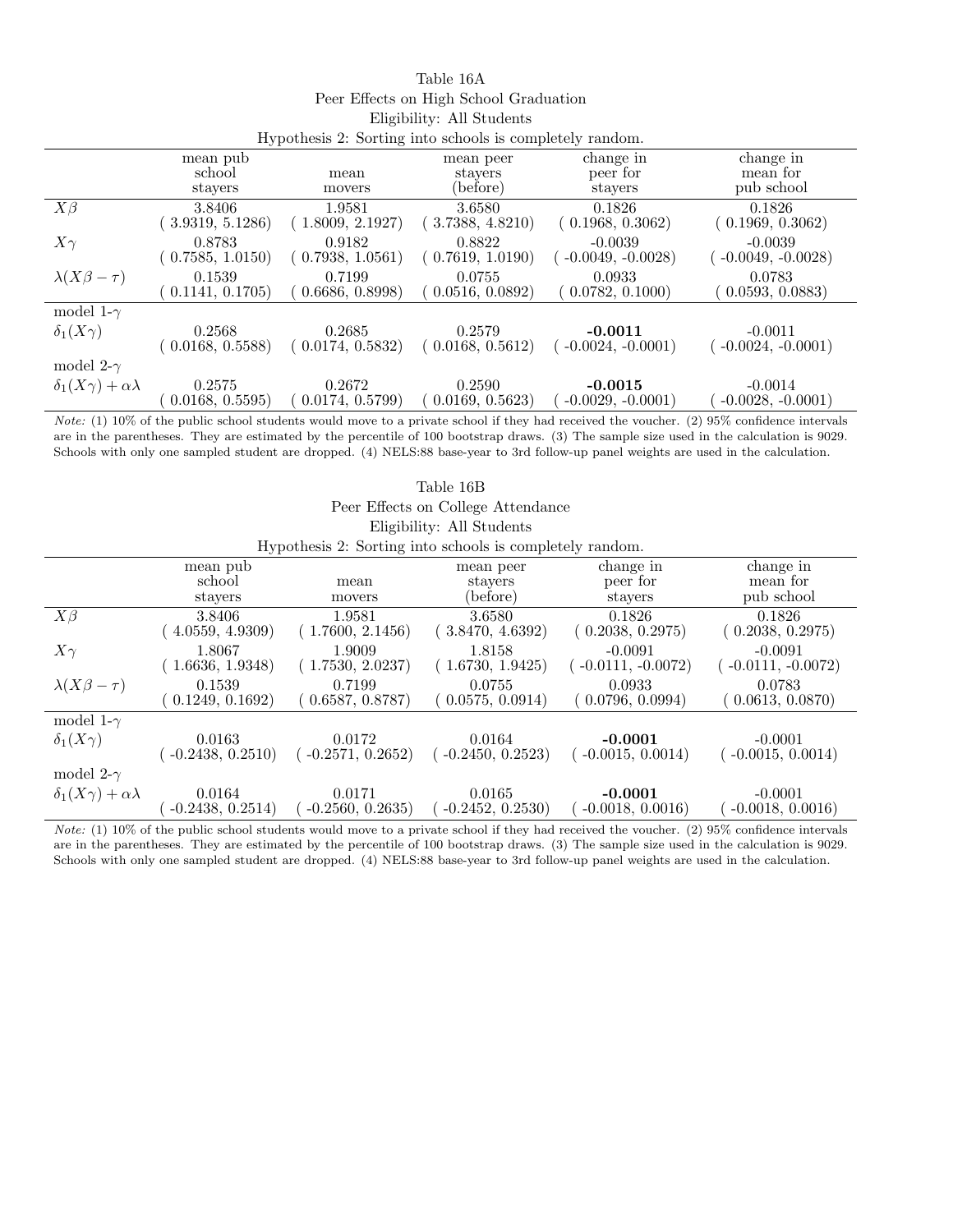Table 16A

Peer Effects on High School Graduation

Eligibility: All Students

Hypothesis 2: Sorting into schools is completely random.

| | mean pub school stayers | mean movers | mean peer stayers (before) | change in peer for stayers | change in mean for pub school |
|---|---|---|---|---|---|
| $X\beta$ | 3.8406 | 1.9581 | 3.6580 | 0.1826 | 0.1826 |
| | ( 3.9319, 5.1286) | ( 1.8009, 2.1927) | ( 3.7388, 4.8210) | ( 0.1968, 0.3062) | ( 0.1969, 0.3062) |
| $X\gamma$ | 0.8783 | 0.9182 | 0.8822 | -0.0039 | -0.0039 |
| | ( 0.7585, 1.0150) | ( 0.7938, 1.0561) | ( 0.7619, 1.0190) | ( -0.0049, -0.0028) | ( -0.0049, -0.0028) |
| $\lambda(X\beta-\tau)$ | 0.1539 | 0.7199 | 0.0755 | 0.0933 | 0.0783 |
| | ( 0.1141, 0.1705) | ( 0.6686, 0.8998) | ( 0.0516, 0.0892) | ( 0.0782, 0.1000) | ( 0.0593, 0.0883) |
| model 1-$\gamma$ | | | | | |
| $\delta_1(X\gamma)$ | 0.2568 | 0.2685 | 0.2579 | **-0.0011** | -0.0011 |
| | ( 0.0168, 0.5588) | ( 0.0174, 0.5832) | ( 0.0168, 0.5612) | ( -0.0024, -0.0001) | ( -0.0024, -0.0001) |
| model 2-$\gamma$ | | | | | |
| $\delta_1(X\gamma)+\alpha\lambda$ | 0.2575 | 0.2672 | 0.2590 | **-0.0015** | -0.0014 |
| | ( 0.0168, 0.5595) | ( 0.0174, 0.5799) | ( 0.0169, 0.5623) | ( -0.0029, -0.0001) | ( -0.0028, -0.0001) |

*Note:* (1) 10% of the public school students would move to a private school if they had received the voucher. (2) 95% confidence intervals are in the parentheses. They are estimated by the percentile of 100 bootstrap draws. (3) The sample size used in the calculation is 9029. Schools with only one sampled student are dropped. (4) NELS:88 base-year to 3rd follow-up panel weights are used in the calculation.

Table 16B

Peer Effects on College Attendance

Eligibility: All Students

Hypothesis 2: Sorting into schools is completely random.

| | mean pub school stayers | mean movers | mean peer stayers (before) | change in peer for stayers | change in mean for pub school |
|---|---|---|---|---|---|
| $X\beta$ | 3.8406 | 1.9581 | 3.6580 | 0.1826 | 0.1826 |
| | ( 4.0559, 4.9309) | ( 1.7600, 2.1456) | ( 3.8470, 4.6392) | ( 0.2038, 0.2975) | ( 0.2038, 0.2975) |
| $X\gamma$ | 1.8067 | 1.9009 | 1.8158 | -0.0091 | -0.0091 |
| | ( 1.6636, 1.9348) | ( 1.7530, 2.0237) | ( 1.6730, 1.9425) | ( -0.0111, -0.0072) | ( -0.0111, -0.0072) |
| $\lambda(X\beta-\tau)$ | 0.1539 | 0.7199 | 0.0755 | 0.0933 | 0.0783 |
| | ( 0.1249, 0.1692) | ( 0.6587, 0.8787) | ( 0.0575, 0.0914) | ( 0.0796, 0.0994) | ( 0.0613, 0.0870) |
| model 1-$\gamma$ | | | | | |
| $\delta_1(X\gamma)$ | 0.0163 | 0.0172 | 0.0164 | **-0.0001** | -0.0001 |
| | ( -0.2438, 0.2510) | ( -0.2571, 0.2652) | ( -0.2450, 0.2523) | ( -0.0015, 0.0014) | ( -0.0015, 0.0014) |
| model 2-$\gamma$ | | | | | |
| $\delta_1(X\gamma)+\alpha\lambda$ | 0.0164 | 0.0171 | 0.0165 | **-0.0001** | -0.0001 |
| | ( -0.2438, 0.2514) | ( -0.2560, 0.2635) | ( -0.2452, 0.2530) | ( -0.0018, 0.0016) | ( -0.0018, 0.0016) |

*Note:* (1) 10% of the public school students would move to a private school if they had received the voucher. (2) 95% confidence intervals are in the parentheses. They are estimated by the percentile of 100 bootstrap draws. (3) The sample size used in the calculation is 9029. Schools with only one sampled student are dropped. (4) NELS:88 base-year to 3rd follow-up panel weights are used in the calculation.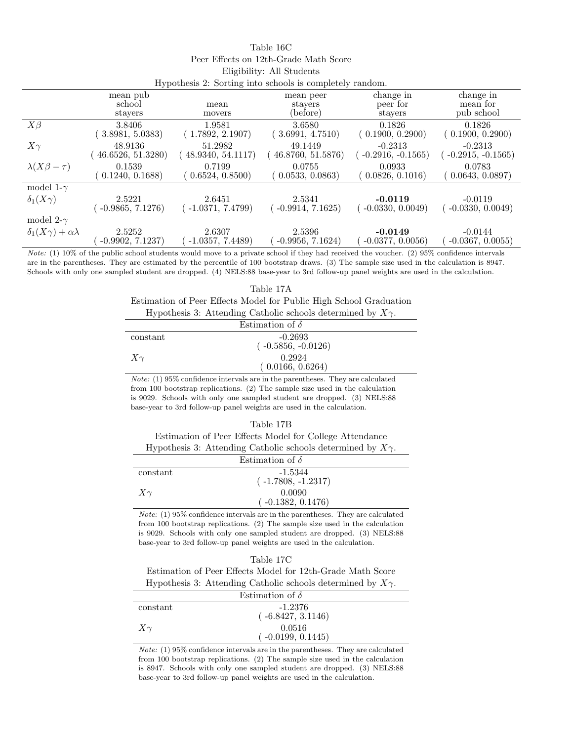Table 16C

Peer Effects on 12th-Grade Math Score

Eligibility: All Students

Hypothesis 2: Sorting into schools is completely random.

| | mean pub school stayers | mean movers | mean peer stayers (before) | change in peer for stayers | change in mean for pub school |
|---|---|---|---|---|---|
| $X\beta$ | 3.8406 | 1.9581 | 3.6580 | 0.1826 | 0.1826 |
| | ( 3.8981, 5.0383) | ( 1.7892, 2.1907) | ( 3.6991, 4.7510) | ( 0.1900, 0.2900) | ( 0.1900, 0.2900) |
| $X\gamma$ | 48.9136 | 51.2982 | 49.1449 | -0.2313 | -0.2313 |
| | ( 46.6526, 51.3280) | ( 48.9340, 54.1117) | ( 46.8760, 51.5876) | ( -0.2916, -0.1565) | ( -0.2915, -0.1565) |
| $\lambda(X\beta - \tau)$ | 0.1539 | 0.7199 | 0.0755 | 0.0933 | 0.0783 |
| | ( 0.1240, 0.1688) | ( 0.6524, 0.8500) | ( 0.0533, 0.0863) | ( 0.0826, 0.1016) | ( 0.0643, 0.0897) |
| model 1-$\gamma$ | | | | | |
| $\delta_1(X\gamma)$ | 2.5221 | 2.6451 | 2.5341 | **-0.0119** | -0.0119 |
| | ( -0.9865, 7.1276) | ( -1.0371, 7.4799) | ( -0.9914, 7.1625) | ( -0.0330, 0.0049) | ( -0.0330, 0.0049) |
| model 2-$\gamma$ | | | | | |
| $\delta_1(X\gamma) + \alpha\lambda$ | 2.5252 | 2.6307 | 2.5396 | **-0.0149** | -0.0144 |
| | ( -0.9902, 7.1237) | ( -1.0357, 7.4489) | ( -0.9956, 7.1624) | ( -0.0377, 0.0056) | ( -0.0367, 0.0055) |

*Note:* (1) 10% of the public school students would move to a private school if they had received the voucher. (2) 95% confidence intervals are in the parentheses. They are estimated by the percentile of 100 bootstrap draws. (3) The sample size used in the calculation is 8947. Schools with only one sampled student are dropped. (4) NELS:88 base-year to 3rd follow-up panel weights are used in the calculation.

Table 17A

Estimation of Peer Effects Model for Public High School Graduation

Hypothesis 3: Attending Catholic schools determined by $X\gamma$.

| | Estimation of $\delta$ |
|---|---|
| constant | -0.2693 |
| | ( -0.5856, -0.0126) |
| $X\gamma$ | 0.2924 |
| | ( 0.0166, 0.6264) |

*Note:* (1) 95% confidence intervals are in the parentheses. They are calculated from 100 bootstrap replications. (2) The sample size used in the calculation is 9029. Schools with only one sampled student are dropped. (3) NELS:88 base-year to 3rd follow-up panel weights are used in the calculation.

Table 17B

Estimation of Peer Effects Model for College Attendance

Hypothesis 3: Attending Catholic schools determined by $X\gamma$.

| | Estimation of $\delta$ |
|---|---|
| constant | -1.5344 |
| | ( -1.7808, -1.2317) |
| $X\gamma$ | 0.0090 |
| | ( -0.1382, 0.1476) |

*Note:* (1) 95% confidence intervals are in the parentheses. They are calculated from 100 bootstrap replications. (2) The sample size used in the calculation is 9029. Schools with only one sampled student are dropped. (3) NELS:88 base-year to 3rd follow-up panel weights are used in the calculation.

Table 17C

Estimation of Peer Effects Model for 12th-Grade Math Score

Hypothesis 3: Attending Catholic schools determined by $X\gamma$.

| | Estimation of $\delta$ |
|---|---|
| constant | -1.2376 |
| | ( -6.8427, 3.1146) |
| $X\gamma$ | 0.0516 |
| | ( -0.0199, 0.1445) |

*Note:* (1) 95% confidence intervals are in the parentheses. They are calculated from 100 bootstrap replications. (2) The sample size used in the calculation is 8947. Schools with only one sampled student are dropped. (3) NELS:88 base-year to 3rd follow-up panel weights are used in the calculation.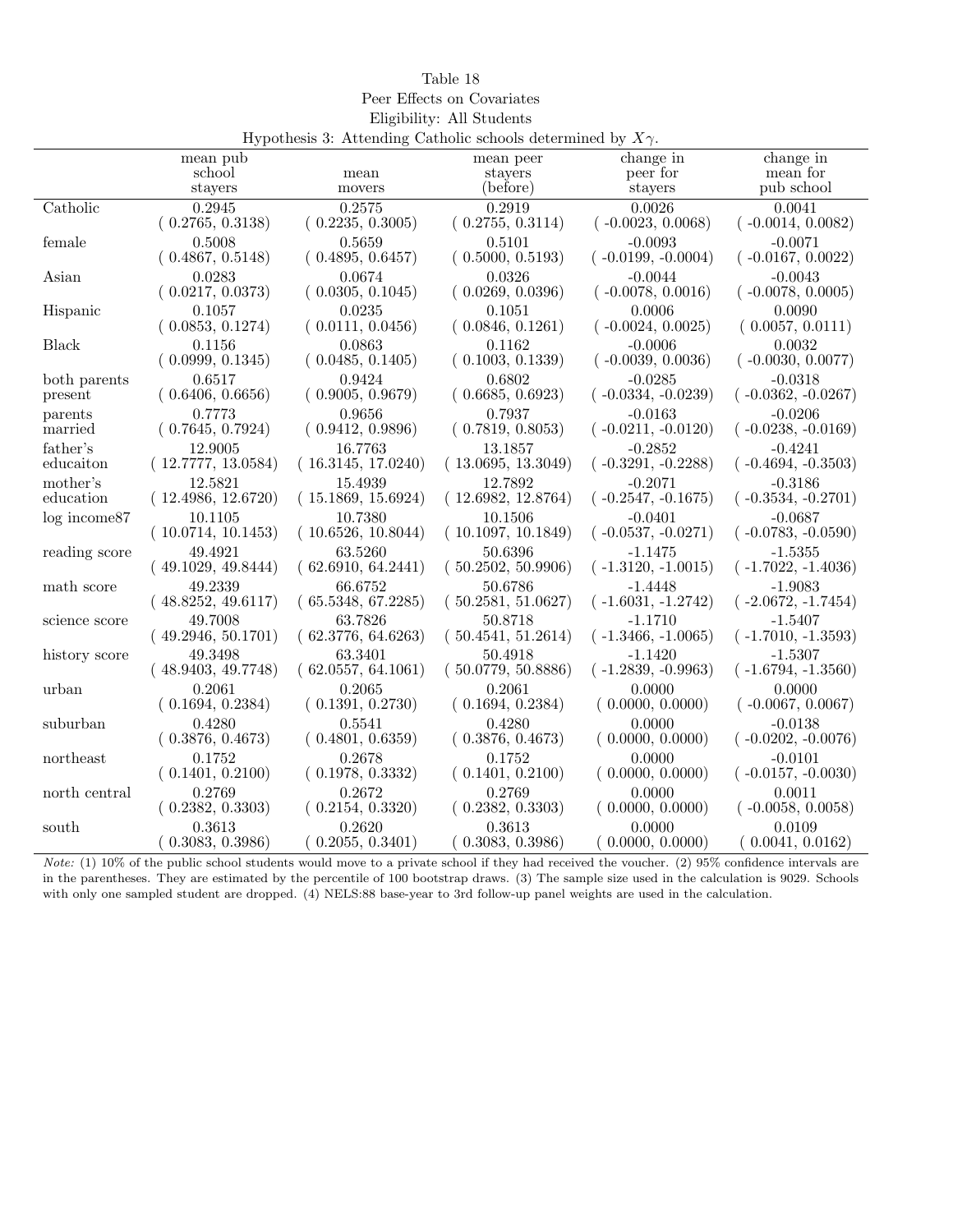Table 18

Peer Effects on Covariates

Eligibility: All Students

Hypothesis 3: Attending Catholic schools determined by $X\gamma$.

| | mean pub school stayers | mean movers | mean peer stayers (before) | change in peer for stayers | change in mean for pub school |
|---|---|---|---|---|---|
| Catholic | 0.2945<br>( 0.2765, 0.3138) | 0.2575<br>( 0.2235, 0.3005) | 0.2919<br>( 0.2755, 0.3114) | 0.0026<br>( -0.0023, 0.0068) | 0.0041<br>( -0.0014, 0.0082) |
| female | 0.5008<br>( 0.4867, 0.5148) | 0.5659<br>( 0.4895, 0.6457) | 0.5101<br>( 0.5000, 0.5193) | -0.0093<br>( -0.0199, -0.0004) | -0.0071<br>( -0.0167, 0.0022) |
| Asian | 0.0283<br>( 0.0217, 0.0373) | 0.0674<br>( 0.0305, 0.1045) | 0.0326<br>( 0.0269, 0.0396) | -0.0044<br>( -0.0078, 0.0016) | -0.0043<br>( -0.0078, 0.0005) |
| Hispanic | 0.1057<br>( 0.0853, 0.1274) | 0.0235<br>( 0.0111, 0.0456) | 0.1051<br>( 0.0846, 0.1261) | 0.0006<br>( -0.0024, 0.0025) | 0.0090<br>( 0.0057, 0.0111) |
| Black | 0.1156<br>( 0.0999, 0.1345) | 0.0863<br>( 0.0485, 0.1405) | 0.1162<br>( 0.1003, 0.1339) | -0.0006<br>( -0.0039, 0.0036) | 0.0032<br>( -0.0030, 0.0077) |
| both parents present | 0.6517<br>( 0.6406, 0.6656) | 0.9424<br>( 0.9005, 0.9679) | 0.6802<br>( 0.6685, 0.6923) | -0.0285<br>( -0.0334, -0.0239) | -0.0318<br>( -0.0362, -0.0267) |
| parents married | 0.7773<br>( 0.7645, 0.7924) | 0.9656<br>( 0.9412, 0.9896) | 0.7937<br>( 0.7819, 0.8053) | -0.0163<br>( -0.0211, -0.0120) | -0.0206<br>( -0.0238, -0.0169) |
| father's educaiton | 12.9005<br>( 12.7777, 13.0584) | 16.7763<br>( 16.3145, 17.0240) | 13.1857<br>( 13.0695, 13.3049) | -0.2852<br>( -0.3291, -0.2288) | -0.4241<br>( -0.4694, -0.3503) |
| mother's education | 12.5821<br>( 12.4986, 12.6720) | 15.4939<br>( 15.1869, 15.6924) | 12.7892<br>( 12.6982, 12.8764) | -0.2071<br>( -0.2547, -0.1675) | -0.3186<br>( -0.3534, -0.2701) |
| log income87 | 10.1105<br>( 10.0714, 10.1453) | 10.7380<br>( 10.6526, 10.8044) | 10.1506<br>( 10.1097, 10.1849) | -0.0401<br>( -0.0537, -0.0271) | -0.0687<br>( -0.0783, -0.0590) |
| reading score | 49.4921<br>( 49.1029, 49.8444) | 63.5260<br>( 62.6910, 64.2441) | 50.6396<br>( 50.2502, 50.9906) | -1.1475<br>( -1.3120, -1.0015) | -1.5355<br>( -1.7022, -1.4036) |
| math score | 49.2339<br>( 48.8252, 49.6117) | 66.6752<br>( 65.5348, 67.2285) | 50.6786<br>( 50.2581, 51.0627) | -1.4448<br>( -1.6031, -1.2742) | -1.9083<br>( -2.0672, -1.7454) |
| science score | 49.7008<br>( 49.2946, 50.1701) | 63.7826<br>( 62.3776, 64.6263) | 50.8718<br>( 50.4541, 51.2614) | -1.1710<br>( -1.3466, -1.0065) | -1.5407<br>( -1.7010, -1.3593) |
| history score | 49.3498<br>( 48.9403, 49.7748) | 63.3401<br>( 62.0557, 64.1061) | 50.4918<br>( 50.0779, 50.8886) | -1.1420<br>( -1.2839, -0.9963) | -1.5307<br>( -1.6794, -1.3560) |
| urban | 0.2061<br>( 0.1694, 0.2384) | 0.2065<br>( 0.1391, 0.2730) | 0.2061<br>( 0.1694, 0.2384) | 0.0000<br>( 0.0000, 0.0000) | 0.0000<br>( -0.0067, 0.0067) |
| suburban | 0.4280<br>( 0.3876, 0.4673) | 0.5541<br>( 0.4801, 0.6359) | 0.4280<br>( 0.3876, 0.4673) | 0.0000<br>( 0.0000, 0.0000) | -0.0138<br>( -0.0202, -0.0076) |
| northeast | 0.1752<br>( 0.1401, 0.2100) | 0.2678<br>( 0.1978, 0.3332) | 0.1752<br>( 0.1401, 0.2100) | 0.0000<br>( 0.0000, 0.0000) | -0.0101<br>( -0.0157, -0.0030) |
| north central | 0.2769<br>( 0.2382, 0.3303) | 0.2672<br>( 0.2154, 0.3320) | 0.2769<br>( 0.2382, 0.3303) | 0.0000<br>( 0.0000, 0.0000) | 0.0011<br>( -0.0058, 0.0058) |
| south | 0.3613<br>( 0.3083, 0.3986) | 0.2620<br>( 0.2055, 0.3401) | 0.3613<br>( 0.3083, 0.3986) | 0.0000<br>( 0.0000, 0.0000) | 0.0109<br>( 0.0041, 0.0162) |

*Note:* (1) 10% of the public school students would move to a private school if they had received the voucher. (2) 95% confidence intervals are in the parentheses. They are estimated by the percentile of 100 bootstrap draws. (3) The sample size used in the calculation is 9029. Schools with only one sampled student are dropped. (4) NELS:88 base-year to 3rd follow-up panel weights are used in the calculation.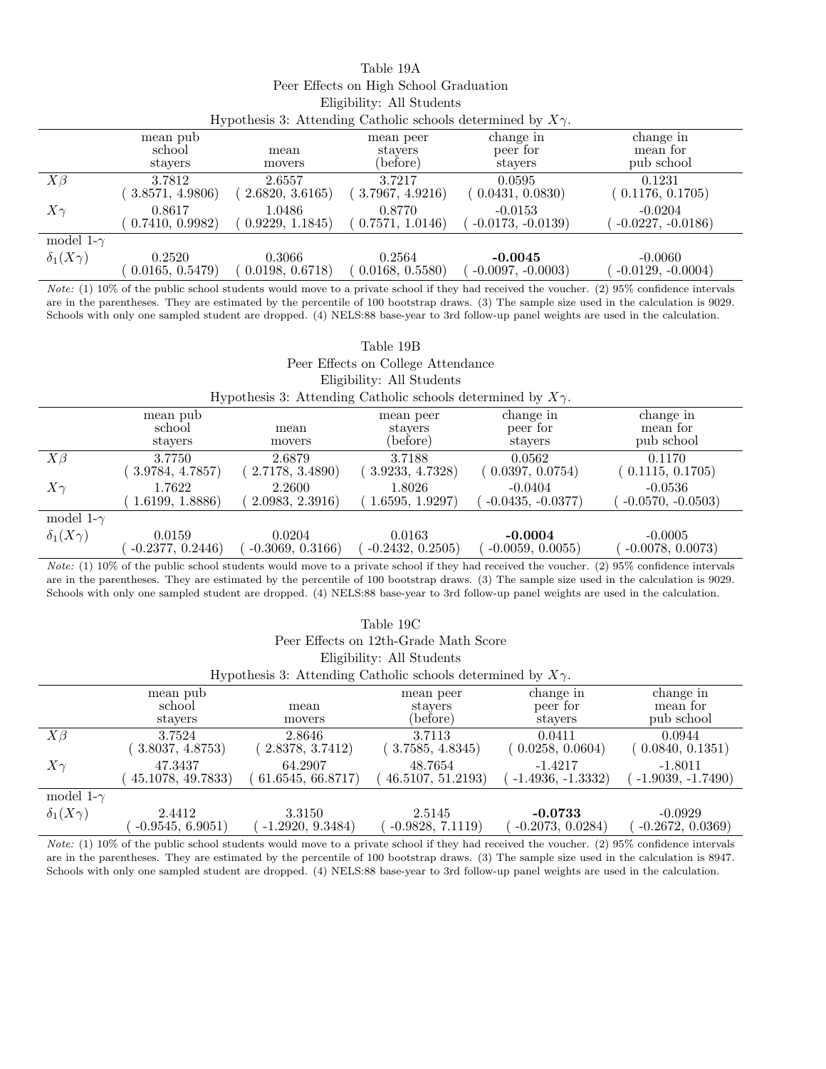Table 19A

Peer Effects on High School Graduation

Eligibility: All Students

Hypothesis 3: Attending Catholic schools determined by $X\gamma$.

| | mean pub school stayers | mean movers | mean peer stayers (before) | change in peer for stayers | change in mean for pub school |
|---|---|---|---|---|---|
| $X\beta$ | 3.7812 | 2.6557 | 3.7217 | 0.0595 | 0.1231 |
| | ( 3.8571, 4.9806) | ( 2.6820, 3.6165) | ( 3.7967, 4.9216) | ( 0.0431, 0.0830) | ( 0.1176, 0.1705) |
| $X\gamma$ | 0.8617 | 1.0486 | 0.8770 | -0.0153 | -0.0204 |
| | ( 0.7410, 0.9982) | ( 0.9229, 1.1845) | ( 0.7571, 1.0146) | ( -0.0173, -0.0139) | ( -0.0227, -0.0186) |
| model 1-$\gamma$ | | | | | |
| $\delta_1(X\gamma)$ | 0.2520 | 0.3066 | 0.2564 | **-0.0045** | -0.0060 |
| | ( 0.0165, 0.5479) | ( 0.0198, 0.6718) | ( 0.0168, 0.5580) | ( -0.0097, -0.0003) | ( -0.0129, -0.0004) |

*Note:* (1) 10% of the public school students would move to a private school if they had received the voucher. (2) 95% confidence intervals are in the parentheses. They are estimated by the percentile of 100 bootstrap draws. (3) The sample size used in the calculation is 9029. Schools with only one sampled student are dropped. (4) NELS:88 base-year to 3rd follow-up panel weights are used in the calculation.

Table 19B

Peer Effects on College Attendance

Eligibility: All Students

Hypothesis 3: Attending Catholic schools determined by $X\gamma$.

| | mean pub school stayers | mean movers | mean peer stayers (before) | change in peer for stayers | change in mean for pub school |
|---|---|---|---|---|---|
| $X\beta$ | 3.7750 | 2.6879 | 3.7188 | 0.0562 | 0.1170 |
| | ( 3.9784, 4.7857) | ( 2.7178, 3.4890) | ( 3.9233, 4.7328) | ( 0.0397, 0.0754) | ( 0.1115, 0.1705) |
| $X\gamma$ | 1.7622 | 2.2600 | 1.8026 | -0.0404 | -0.0536 |
| | ( 1.6199, 1.8886) | ( 2.0983, 2.3916) | ( 1.6595, 1.9297) | ( -0.0435, -0.0377) | ( -0.0570, -0.0503) |
| model 1-$\gamma$ | | | | | |
| $\delta_1(X\gamma)$ | 0.0159 | 0.0204 | 0.0163 | **-0.0004** | -0.0005 |
| | ( -0.2377, 0.2446) | ( -0.3069, 0.3166) | ( -0.2432, 0.2505) | ( -0.0059, 0.0055) | ( -0.0078, 0.0073) |

*Note:* (1) 10% of the public school students would move to a private school if they had received the voucher. (2) 95% confidence intervals are in the parentheses. They are estimated by the percentile of 100 bootstrap draws. (3) The sample size used in the calculation is 9029. Schools with only one sampled student are dropped. (4) NELS:88 base-year to 3rd follow-up panel weights are used in the calculation.

Table 19C

Peer Effects on 12th-Grade Math Score

Eligibility: All Students

Hypothesis 3: Attending Catholic schools determined by $X\gamma$.

| | mean pub school stayers | mean movers | mean peer stayers (before) | change in peer for stayers | change in mean for pub school |
|---|---|---|---|---|---|
| $X\beta$ | 3.7524 | 2.8646 | 3.7113 | 0.0411 | 0.0944 |
| | ( 3.8037, 4.8753) | ( 2.8378, 3.7412) | ( 3.7585, 4.8345) | ( 0.0258, 0.0604) | ( 0.0840, 0.1351) |
| $X\gamma$ | 47.3437 | 64.2907 | 48.7654 | -1.4217 | -1.8011 |
| | ( 45.1078, 49.7833) | ( 61.6545, 66.8717) | ( 46.5107, 51.2193) | ( -1.4936, -1.3332) | ( -1.9039, -1.7490) |
| model 1-$\gamma$ | | | | | |
| $\delta_1(X\gamma)$ | 2.4412 | 3.3150 | 2.5145 | **-0.0733** | -0.0929 |
| | ( -0.9545, 6.9051) | ( -1.2920, 9.3484) | ( -0.9828, 7.1119) | ( -0.2073, 0.0284) | ( -0.2672, 0.0369) |

*Note:* (1) 10% of the public school students would move to a private school if they had received the voucher. (2) 95% confidence intervals are in the parentheses. They are estimated by the percentile of 100 bootstrap draws. (3) The sample size used in the calculation is 8947. Schools with only one sampled student are dropped. (4) NELS:88 base-year to 3rd follow-up panel weights are used in the calculation.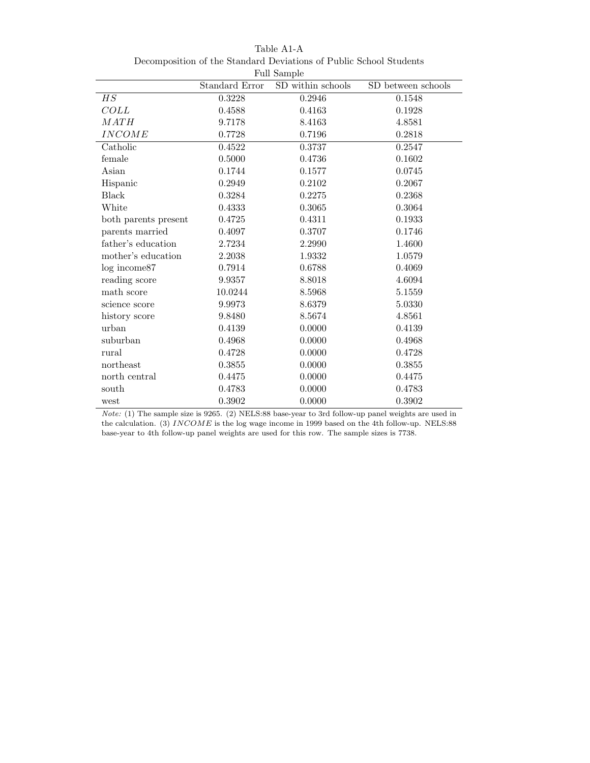Table A1-A

Decomposition of the Standard Deviations of Public School Students

Full Sample

| | Standard Error | SD within schools | SD between schools |
|---|---|---|---|
| $HS$ | 0.3228 | 0.2946 | 0.1548 |
| $COLL$ | 0.4588 | 0.4163 | 0.1928 |
| $MATH$ | 9.7178 | 8.4163 | 4.8581 |
| $INCOME$ | 0.7728 | 0.7196 | 0.2818 |
| Catholic | 0.4522 | 0.3737 | 0.2547 |
| female | 0.5000 | 0.4736 | 0.1602 |
| Asian | 0.1744 | 0.1577 | 0.0745 |
| Hispanic | 0.2949 | 0.2102 | 0.2067 |
| Black | 0.3284 | 0.2275 | 0.2368 |
| White | 0.4333 | 0.3065 | 0.3064 |
| both parents present | 0.4725 | 0.4311 | 0.1933 |
| parents married | 0.4097 | 0.3707 | 0.1746 |
| father's education | 2.7234 | 2.2990 | 1.4600 |
| mother's education | 2.2038 | 1.9332 | 1.0579 |
| log income87 | 0.7914 | 0.6788 | 0.4069 |
| reading score | 9.9357 | 8.8018 | 4.6094 |
| math score | 10.0244 | 8.5968 | 5.1559 |
| science score | 9.9973 | 8.6379 | 5.0330 |
| history score | 9.8480 | 8.5674 | 4.8561 |
| urban | 0.4139 | 0.0000 | 0.4139 |
| suburban | 0.4968 | 0.0000 | 0.4968 |
| rural | 0.4728 | 0.0000 | 0.4728 |
| northeast | 0.3855 | 0.0000 | 0.3855 |
| north central | 0.4475 | 0.0000 | 0.4475 |
| south | 0.4783 | 0.0000 | 0.4783 |
| west | 0.3902 | 0.0000 | 0.3902 |

*Note:* (1) The sample size is 9265. (2) NELS:88 base-year to 3rd follow-up panel weights are used in the calculation. (3) $INCOME$ is the log wage income in 1999 based on the 4th follow-up. NELS:88 base-year to 4th follow-up panel weights are used for this row. The sample sizes is 7738.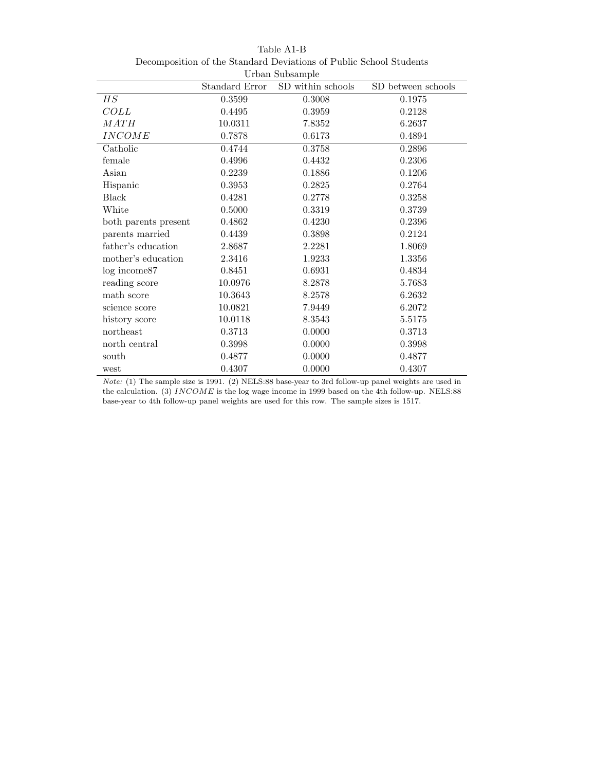Table A1-B

Decomposition of the Standard Deviations of Public School Students

Urban Subsample

| | Standard Error | SD within schools | SD between schools |
|---|---|---|---|
| $HS$ | 0.3599 | 0.3008 | 0.1975 |
| $COLL$ | 0.4495 | 0.3959 | 0.2128 |
| $MATH$ | 10.0311 | 7.8352 | 6.2637 |
| $INCOME$ | 0.7878 | 0.6173 | 0.4894 |
| Catholic | 0.4744 | 0.3758 | 0.2896 |
| female | 0.4996 | 0.4432 | 0.2306 |
| Asian | 0.2239 | 0.1886 | 0.1206 |
| Hispanic | 0.3953 | 0.2825 | 0.2764 |
| Black | 0.4281 | 0.2778 | 0.3258 |
| White | 0.5000 | 0.3319 | 0.3739 |
| both parents present | 0.4862 | 0.4230 | 0.2396 |
| parents married | 0.4439 | 0.3898 | 0.2124 |
| father's education | 2.8687 | 2.2281 | 1.8069 |
| mother's education | 2.3416 | 1.9233 | 1.3356 |
| log income87 | 0.8451 | 0.6931 | 0.4834 |
| reading score | 10.0976 | 8.2878 | 5.7683 |
| math score | 10.3643 | 8.2578 | 6.2632 |
| science score | 10.0821 | 7.9449 | 6.2072 |
| history score | 10.0118 | 8.3543 | 5.5175 |
| northeast | 0.3713 | 0.0000 | 0.3713 |
| north central | 0.3998 | 0.0000 | 0.3998 |
| south | 0.4877 | 0.0000 | 0.4877 |
| west | 0.4307 | 0.0000 | 0.4307 |

*Note:* (1) The sample size is 1991. (2) NELS:88 base-year to 3rd follow-up panel weights are used in the calculation. (3) $INCOME$ is the log wage income in 1999 based on the 4th follow-up. NELS:88 base-year to 4th follow-up panel weights are used for this row. The sample sizes is 1517.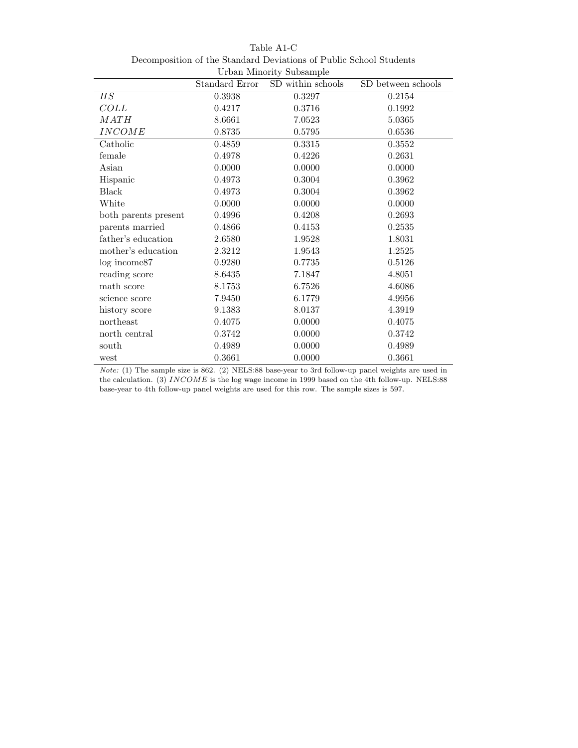Table A1-C
Decomposition of the Standard Deviations of Public School Students
Urban Minority Subsample

| | Standard Error | SD within schools | SD between schools |
|---|---|---|---|
| $HS$ | 0.3938 | 0.3297 | 0.2154 |
| $COLL$ | 0.4217 | 0.3716 | 0.1992 |
| $MATH$ | 8.6661 | 7.0523 | 5.0365 |
| $INCOME$ | 0.8735 | 0.5795 | 0.6536 |
| Catholic | 0.4859 | 0.3315 | 0.3552 |
| female | 0.4978 | 0.4226 | 0.2631 |
| Asian | 0.0000 | 0.0000 | 0.0000 |
| Hispanic | 0.4973 | 0.3004 | 0.3962 |
| Black | 0.4973 | 0.3004 | 0.3962 |
| White | 0.0000 | 0.0000 | 0.0000 |
| both parents present | 0.4996 | 0.4208 | 0.2693 |
| parents married | 0.4866 | 0.4153 | 0.2535 |
| father's education | 2.6580 | 1.9528 | 1.8031 |
| mother's education | 2.3212 | 1.9543 | 1.2525 |
| log income87 | 0.9280 | 0.7735 | 0.5126 |
| reading score | 8.6435 | 7.1847 | 4.8051 |
| math score | 8.1753 | 6.7526 | 4.6086 |
| science score | 7.9450 | 6.1779 | 4.9956 |
| history score | 9.1383 | 8.0137 | 4.3919 |
| northeast | 0.4075 | 0.0000 | 0.4075 |
| north central | 0.3742 | 0.0000 | 0.3742 |
| south | 0.4989 | 0.0000 | 0.4989 |
| west | 0.3661 | 0.0000 | 0.3661 |

*Note:* (1) The sample size is 862. (2) NELS:88 base-year to 3rd follow-up panel weights are used in the calculation. (3) $INCOME$ is the log wage income in 1999 based on the 4th follow-up. NELS:88 base-year to 4th follow-up panel weights are used for this row. The sample sizes is 597.